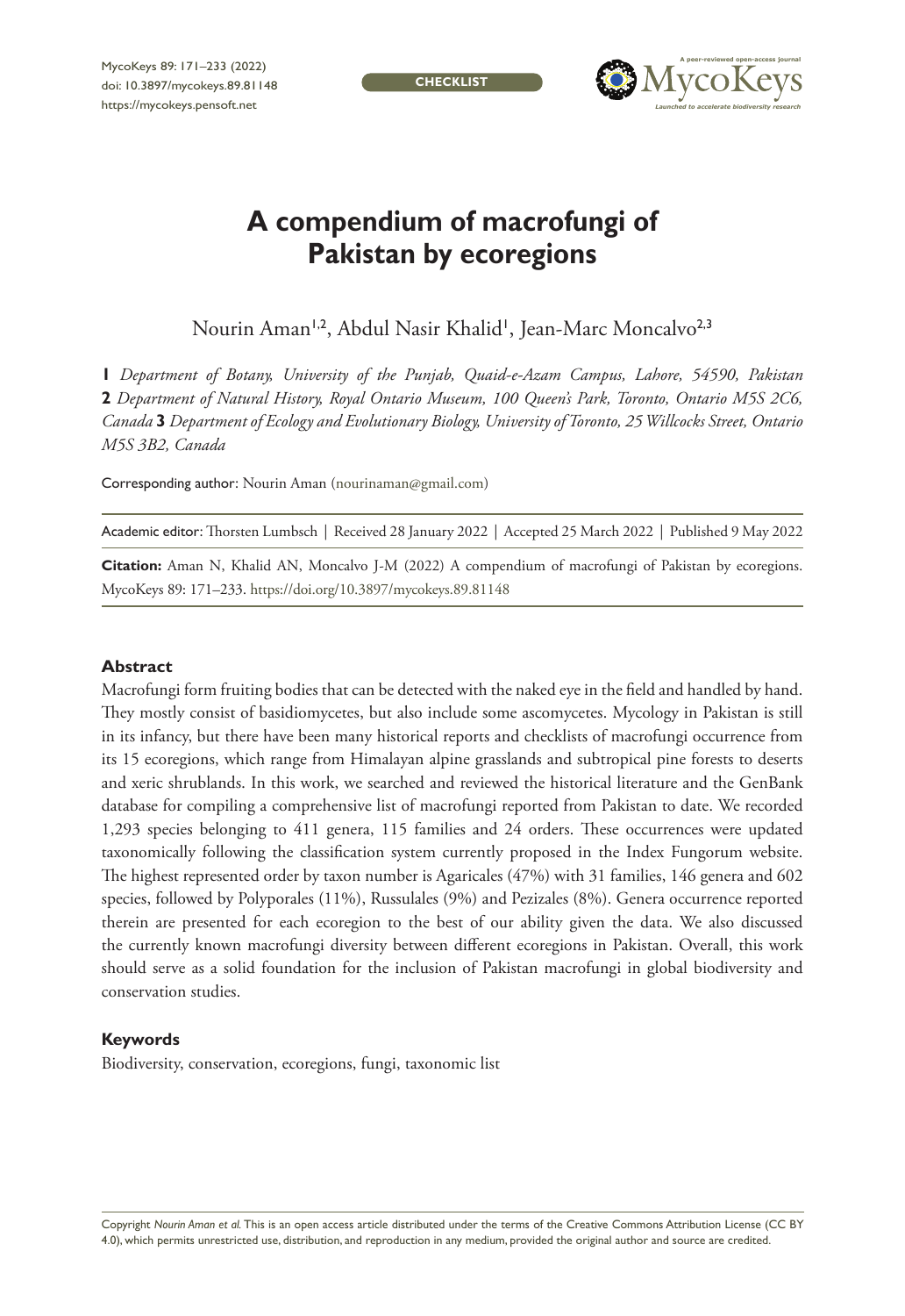CHECKLIST

# A compendium of macrofungi of Pakistan by ecoregions

Nourin Aman[1,2], Abdul Nasir Khalid[1], Jean-Marc Moncalvo[2,3]

**1** *Department of Botany, University of the Punjab, Quaid-e-Azam Campus, Lahore, 54590, Pakistan* **2** *Department of Natural History, Royal Ontario Museum, 100 Queen's Park, Toronto, Ontario M5S 2C6, Canada* **3** *Department of Ecology and Evolutionary Biology, University of Toronto, 25 Willcocks Street, Ontario M5S 3B2, Canada*

Corresponding author: Nourin Aman (nourinaman@gmail.com)

Academic editor: Thorsten Lumbsch | Received 28 January 2022 | Accepted 25 March 2022 | Published 9 May 2022

**Citation:** Aman N, Khalid AN, Moncalvo J-M (2022) A compendium of macrofungi of Pakistan by ecoregions. MycoKeys 89: 171–233. https://doi.org/10.3897/mycokeys.89.81148

## Abstract

Macrofungi form fruiting bodies that can be detected with the naked eye in the field and handled by hand. They mostly consist of basidiomycetes, but also include some ascomycetes. Mycology in Pakistan is still in its infancy, but there have been many historical reports and checklists of macrofungi occurrence from its 15 ecoregions, which range from Himalayan alpine grasslands and subtropical pine forests to deserts and xeric shrublands. In this work, we searched and reviewed the historical literature and the GenBank database for compiling a comprehensive list of macrofungi reported from Pakistan to date. We recorded 1,293 species belonging to 411 genera, 115 families and 24 orders. These occurrences were updated taxonomically following the classification system currently proposed in the Index Fungorum website. The highest represented order by taxon number is Agaricales (47%) with 31 families, 146 genera and 602 species, followed by Polyporales (11%), Russulales (9%) and Pezizales (8%). Genera occurrence reported therein are presented for each ecoregion to the best of our ability given the data. We also discussed the currently known macrofungi diversity between different ecoregions in Pakistan. Overall, this work should serve as a solid foundation for the inclusion of Pakistan macrofungi in global biodiversity and conservation studies.

## Keywords

Biodiversity, conservation, ecoregions, fungi, taxonomic list

Copyright *Nourin Aman et al.* This is an open access article distributed under the terms of the Creative Commons Attribution License (CC BY 4.0), which permits unrestricted use, distribution, and reproduction in any medium, provided the original author and source are credited.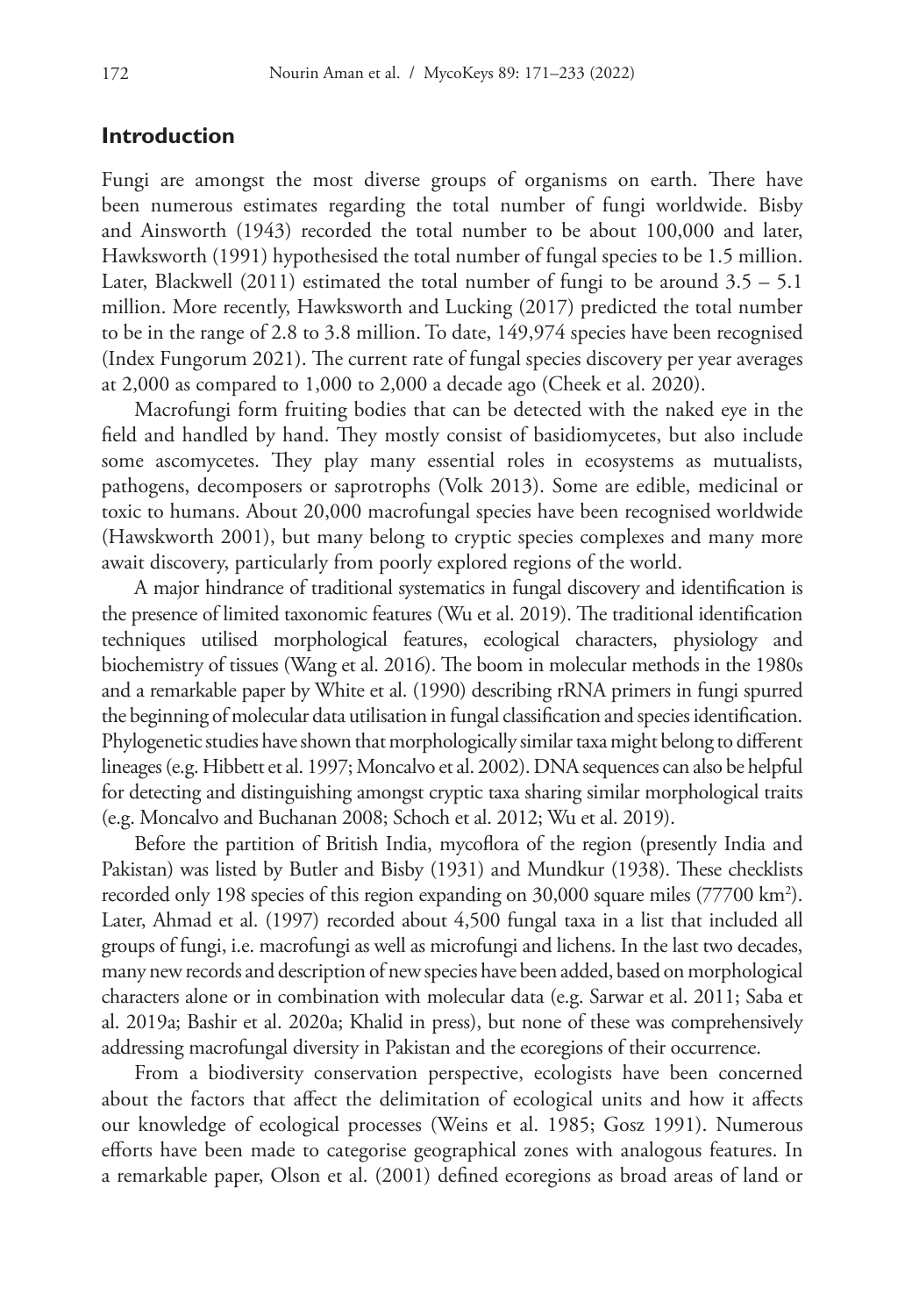## Introduction

Fungi are amongst the most diverse groups of organisms on earth. There have been numerous estimates regarding the total number of fungi worldwide. Bisby and Ainsworth (1943) recorded the total number to be about 100,000 and later, Hawksworth (1991) hypothesised the total number of fungal species to be 1.5 million. Later, Blackwell (2011) estimated the total number of fungi to be around 3.5 – 5.1 million. More recently, Hawksworth and Lucking (2017) predicted the total number to be in the range of 2.8 to 3.8 million. To date, 149,974 species have been recognised (Index Fungorum 2021). The current rate of fungal species discovery per year averages at 2,000 as compared to 1,000 to 2,000 a decade ago (Cheek et al. 2020).

Macrofungi form fruiting bodies that can be detected with the naked eye in the field and handled by hand. They mostly consist of basidiomycetes, but also include some ascomycetes. They play many essential roles in ecosystems as mutualists, pathogens, decomposers or saprotrophs (Volk 2013). Some are edible, medicinal or toxic to humans. About 20,000 macrofungal species have been recognised worldwide (Hawskworth 2001), but many belong to cryptic species complexes and many more await discovery, particularly from poorly explored regions of the world.

A major hindrance of traditional systematics in fungal discovery and identification is the presence of limited taxonomic features (Wu et al. 2019). The traditional identification techniques utilised morphological features, ecological characters, physiology and biochemistry of tissues (Wang et al. 2016). The boom in molecular methods in the 1980s and a remarkable paper by White et al. (1990) describing rRNA primers in fungi spurred the beginning of molecular data utilisation in fungal classification and species identification. Phylogenetic studies have shown that morphologically similar taxa might belong to different lineages (e.g. Hibbett et al. 1997; Moncalvo et al. 2002). DNA sequences can also be helpful for detecting and distinguishing amongst cryptic taxa sharing similar morphological traits (e.g. Moncalvo and Buchanan 2008; Schoch et al. 2012; Wu et al. 2019).

Before the partition of British India, mycoflora of the region (presently India and Pakistan) was listed by Butler and Bisby (1931) and Mundkur (1938). These checklists recorded only 198 species of this region expanding on 30,000 square miles (77700 km$^2$). Later, Ahmad et al. (1997) recorded about 4,500 fungal taxa in a list that included all groups of fungi, i.e. macrofungi as well as microfungi and lichens. In the last two decades, many new records and description of new species have been added, based on morphological characters alone or in combination with molecular data (e.g. Sarwar et al. 2011; Saba et al. 2019a; Bashir et al. 2020a; Khalid in press), but none of these was comprehensively addressing macrofungal diversity in Pakistan and the ecoregions of their occurrence.

From a biodiversity conservation perspective, ecologists have been concerned about the factors that affect the delimitation of ecological units and how it affects our knowledge of ecological processes (Weins et al. 1985; Gosz 1991). Numerous efforts have been made to categorise geographical zones with analogous features. In a remarkable paper, Olson et al. (2001) defined ecoregions as broad areas of land or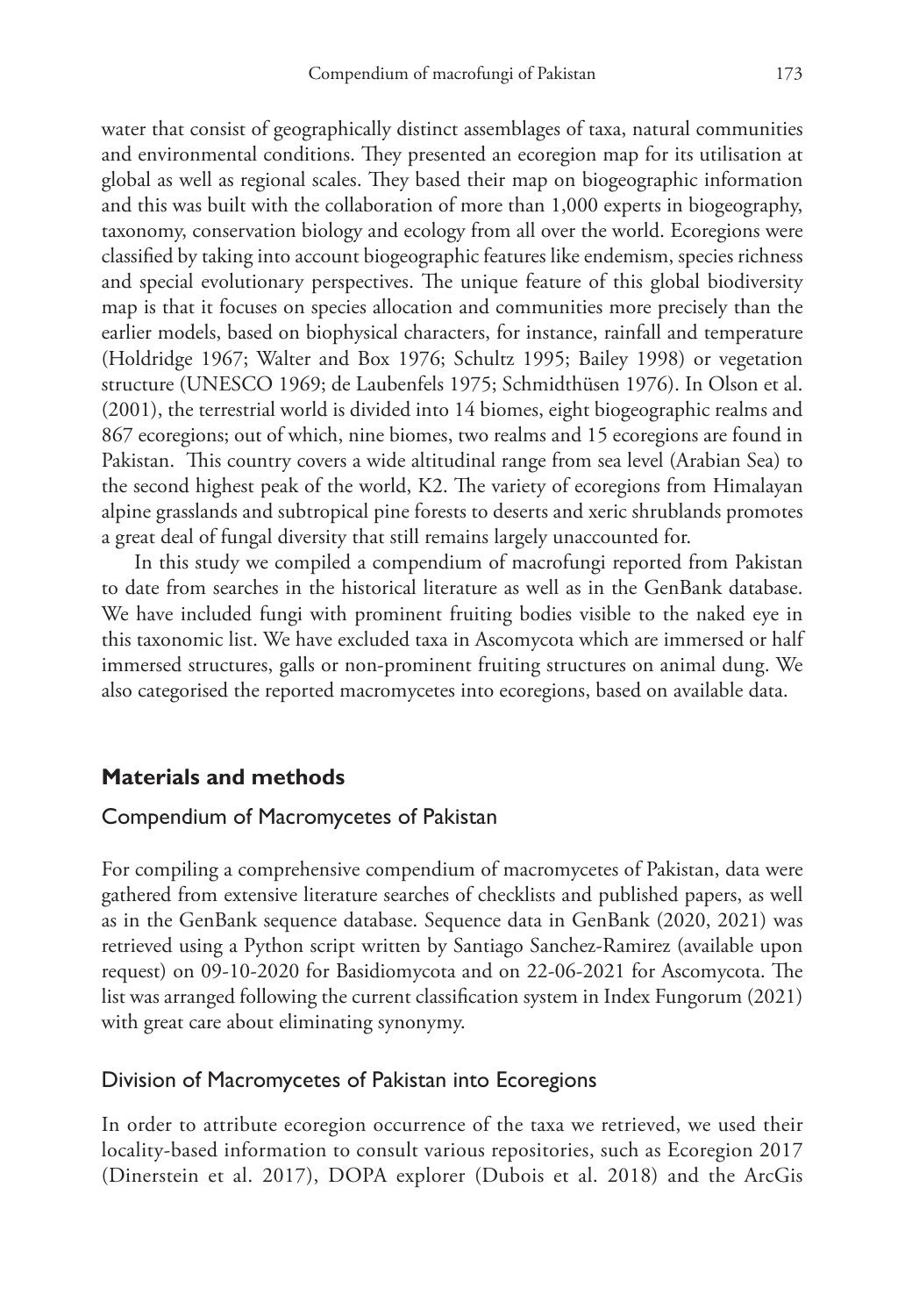water that consist of geographically distinct assemblages of taxa, natural communities and environmental conditions. They presented an ecoregion map for its utilisation at global as well as regional scales. They based their map on biogeographic information and this was built with the collaboration of more than 1,000 experts in biogeography, taxonomy, conservation biology and ecology from all over the world. Ecoregions were classified by taking into account biogeographic features like endemism, species richness and special evolutionary perspectives. The unique feature of this global biodiversity map is that it focuses on species allocation and communities more precisely than the earlier models, based on biophysical characters, for instance, rainfall and temperature (Holdridge 1967; Walter and Box 1976; Schultz 1995; Bailey 1998) or vegetation structure (UNESCO 1969; de Laubenfels 1975; Schmidthüsen 1976). In Olson et al. (2001), the terrestrial world is divided into 14 biomes, eight biogeographic realms and 867 ecoregions; out of which, nine biomes, two realms and 15 ecoregions are found in Pakistan. This country covers a wide altitudinal range from sea level (Arabian Sea) to the second highest peak of the world, K2. The variety of ecoregions from Himalayan alpine grasslands and subtropical pine forests to deserts and xeric shrublands promotes a great deal of fungal diversity that still remains largely unaccounted for.

In this study we compiled a compendium of macrofungi reported from Pakistan to date from searches in the historical literature as well as in the GenBank database. We have included fungi with prominent fruiting bodies visible to the naked eye in this taxonomic list. We have excluded taxa in Ascomycota which are immersed or half immersed structures, galls or non-prominent fruiting structures on animal dung. We also categorised the reported macromycetes into ecoregions, based on available data.

## Materials and methods

### Compendium of Macromycetes of Pakistan

For compiling a comprehensive compendium of macromycetes of Pakistan, data were gathered from extensive literature searches of checklists and published papers, as well as in the GenBank sequence database. Sequence data in GenBank (2020, 2021) was retrieved using a Python script written by Santiago Sanchez-Ramirez (available upon request) on 09-10-2020 for Basidiomycota and on 22-06-2021 for Ascomycota. The list was arranged following the current classification system in Index Fungorum (2021) with great care about eliminating synonymy.

### Division of Macromycetes of Pakistan into Ecoregions

In order to attribute ecoregion occurrence of the taxa we retrieved, we used their locality-based information to consult various repositories, such as Ecoregion 2017 (Dinerstein et al. 2017), DOPA explorer (Dubois et al. 2018) and the ArcGis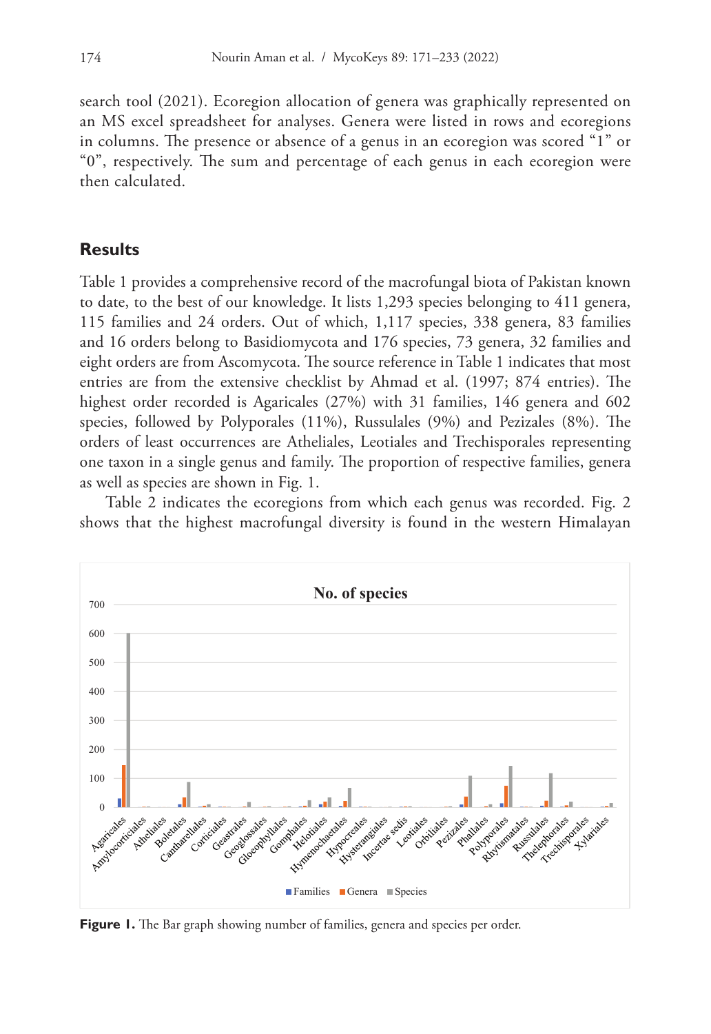search tool (2021). Ecoregion allocation of genera was graphically represented on an MS excel spreadsheet for analyses. Genera were listed in rows and ecoregions in columns. The presence or absence of a genus in an ecoregion was scored "1" or "0", respectively. The sum and percentage of each genus in each ecoregion were then calculated.

## Results

Table 1 provides a comprehensive record of the macrofungal biota of Pakistan known to date, to the best of our knowledge. It lists 1,293 species belonging to 411 genera, 115 families and 24 orders. Out of which, 1,117 species, 338 genera, 83 families and 16 orders belong to Basidiomycota and 176 species, 73 genera, 32 families and eight orders are from Ascomycota. The source reference in Table 1 indicates that most entries are from the extensive checklist by Ahmad et al. (1997; 874 entries). The highest order recorded is Agaricales (27%) with 31 families, 146 genera and 602 species, followed by Polyporales (11%), Russulales (9%) and Pezizales (8%). The orders of least occurrences are Atheliales, Leotiales and Trechisporales representing one taxon in a single genus and family. The proportion of respective families, genera as well as species are shown in Fig. 1.

Table 2 indicates the ecoregions from which each genus was recorded. Fig. 2 shows that the highest macrofungal diversity is found in the western Himalayan

**Figure 1.** The Bar graph showing number of families, genera and species per order.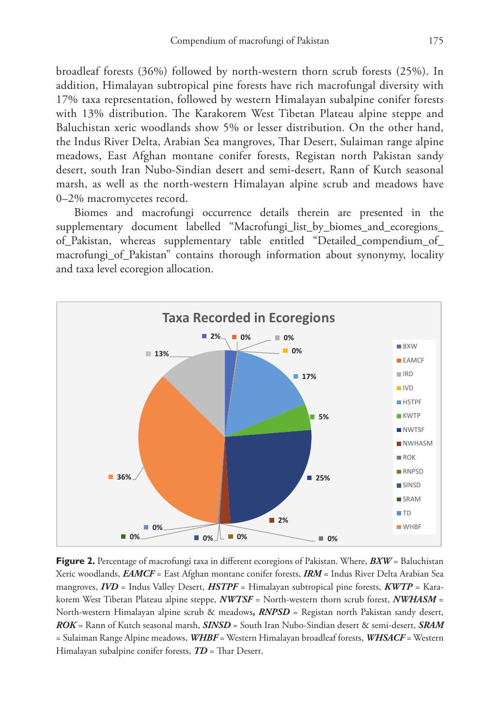broadleaf forests (36%) followed by north-western thorn scrub forests (25%). In addition, Himalayan subtropical pine forests have rich macrofungal diversity with 17% taxa representation, followed by western Himalayan subalpine conifer forests with 13% distribution. The Karakorem West Tibetan Plateau alpine steppe and Baluchistan xeric woodlands show 5% or lesser distribution. On the other hand, the Indus River Delta, Arabian Sea mangroves, Thar Desert, Sulaiman range alpine meadows, East Afghan montane conifer forests, Registan north Pakistan sandy desert, south Iran Nubo-Sindian desert and semi-desert, Rann of Kutch seasonal marsh, as well as the north-western Himalayan alpine scrub and meadows have 0–2% macromycetes record.

Biomes and macrofungi occurrence details therein are presented in the supplementary document labelled "Macrofungi_list_by_biomes_and_ecoregions_of_Pakistan, whereas supplementary table entitled "Detailed_compendium_of_macrofungi_of_Pakistan" contains thorough information about synonymy, locality and taxa level ecoregion allocation.

**Figure 2.** Percentage of macrofungi taxa in different ecoregions of Pakistan. Where, ***BXW*** = Baluchistan Xeric woodlands, ***EAMCF*** = East Afghan montane conifer forests, ***IRM*** = Indus River Delta Arabian Sea mangroves, ***IVD*** = Indus Valley Desert, ***HSTPF*** = Himalayan subtropical pine forests, ***KWTP*** = Karakorem West Tibetan Plateau alpine steppe, ***NWTSF*** = North-western thorn scrub forest, ***NWHASM*** = North-western Himalayan alpine scrub & meadows**,** ***RNPSD*** = Registan north Pakistan sandy desert, ***ROK*** = Rann of Kutch seasonal marsh, ***SINSD*** = South Iran Nubo-Sindian desert & semi-desert, ***SRAM*** = Sulaiman Range Alpine meadows, ***WHBF*** = Western Himalayan broadleaf forests, ***WHSACF*** = Western Himalayan subalpine conifer forests, ***TD*** = Thar Desert.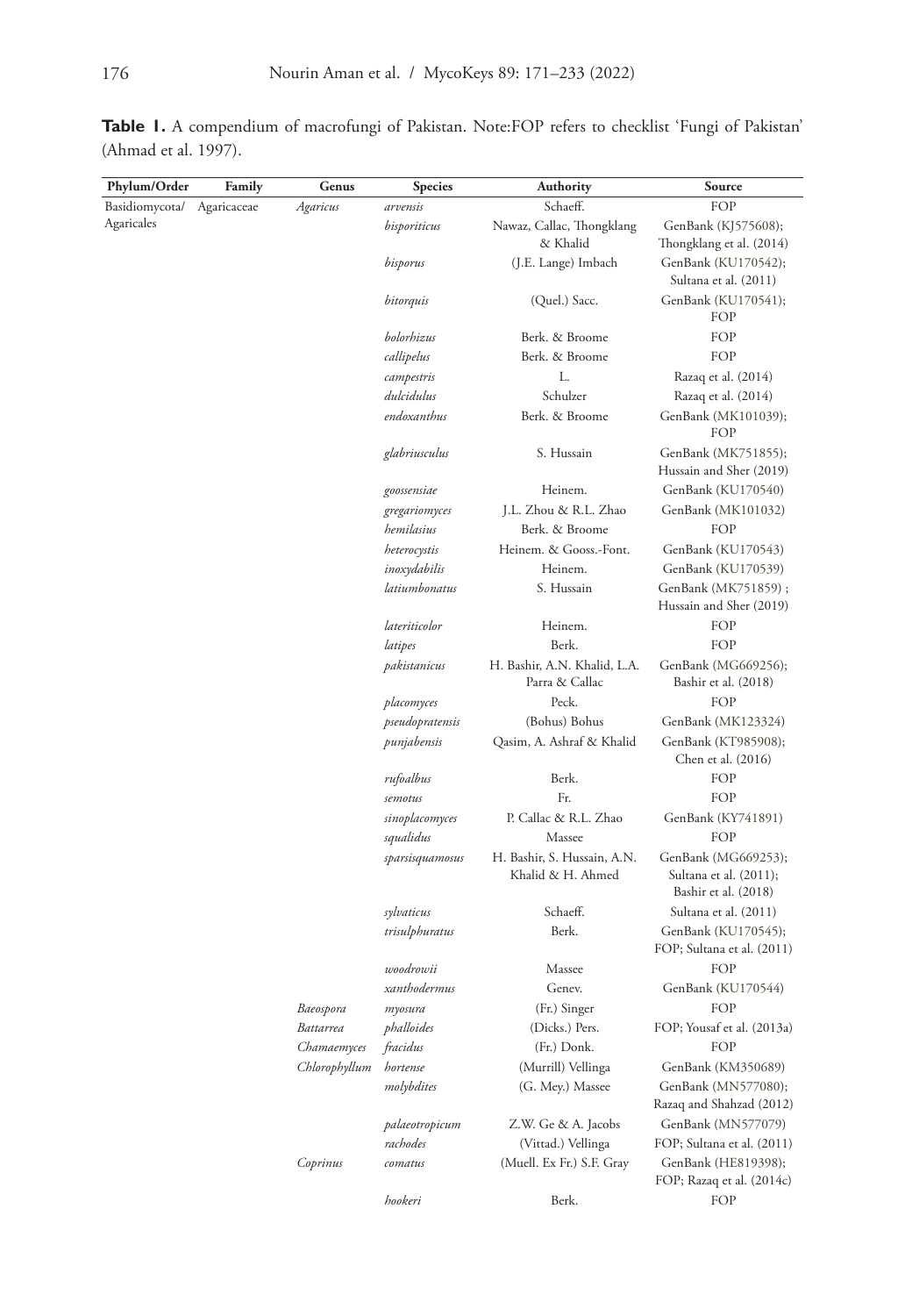**Table 1.** A compendium of macrofungi of Pakistan. Note:FOP refers to checklist 'Fungi of Pakistan' (Ahmad et al. 1997).

| Phylum/Order | Family | Genus | Species | Authority | Source |
|---|---|---|---|---|---|
| Basidiomycota/ Agaricales | Agaricaceae | *Agaricus* | *arvensis* | Schaeff. | FOP |
| | | | *bisporiticus* | Nawaz, Callac, Thongklang & Khalid | GenBank (KJ575608); Thongklang et al. (2014) |
| | | | *bisporus* | (J.E. Lange) Imbach | GenBank (KU170542); Sultana et al. (2011) |
| | | | *bitorquis* | (Quel.) Sacc. | GenBank (KU170541); FOP |
| | | | *bolorhizus* | Berk. & Broome | FOP |
| | | | *callipelus* | Berk. & Broome | FOP |
| | | | *campestris* | L. | Razaq et al. (2014) |
| | | | *dulcidulus* | Schulzer | Razaq et al. (2014) |
| | | | *endoxanthus* | Berk. & Broome | GenBank (MK101039); FOP |
| | | | *glabriusculus* | S. Hussain | GenBank (MK751855); Hussain and Sher (2019) |
| | | | *goossensiae* | Heinem. | GenBank (KU170540) |
| | | | *gregariomyces* | J.L. Zhou & R.L. Zhao | GenBank (MK101032) |
| | | | *hemilasius* | Berk. & Broome | FOP |
| | | | *heterocystis* | Heinem. & Gooss.-Font. | GenBank (KU170543) |
| | | | *inoxydabilis* | Heinem. | GenBank (KU170539) |
| | | | *latiumbonatus* | S. Hussain | GenBank (MK751859) ; Hussain and Sher (2019) |
| | | | *lateriticolor* | Heinem. | FOP |
| | | | *latipes* | Berk. | FOP |
| | | | *pakistanicus* | H. Bashir, A.N. Khalid, L.A. Parra & Callac | GenBank (MG669256); Bashir et al. (2018) |
| | | | *placomyces* | Peck. | FOP |
| | | | *pseudopratensis* | (Bohus) Bohus | GenBank (MK123324) |
| | | | *punjabensis* | Qasim, A. Ashraf & Khalid | GenBank (KT985908); Chen et al. (2016) |
| | | | *rufoalbus* | Berk. | FOP |
| | | | *semotus* | Fr. | FOP |
| | | | *sinoplacomyces* | P. Callac & R.L. Zhao | GenBank (KY741891) |
| | | | *squalidus* | Massee | FOP |
| | | | *sparsisquamosus* | H. Bashir, S. Hussain, A.N. Khalid & H. Ahmed | GenBank (MG669253); Sultana et al. (2011); Bashir et al. (2018) |
| | | | *sylvaticus* | Schaeff. | Sultana et al. (2011) |
| | | | *trisulphuratus* | Berk. | GenBank (KU170545); FOP; Sultana et al. (2011) |
| | | | *woodrowii* | Massee | FOP |
| | | | *xanthodermus* | Genev. | GenBank (KU170544) |
| | | *Baeospora* | *myosura* | (Fr.) Singer | FOP |
| | | *Battarrea* | *phalloides* | (Dicks.) Pers. | FOP; Yousaf et al. (2013a) |
| | | *Chamaemyces* | *fracidus* | (Fr.) Donk. | FOP |
| | | *Chlorophyllum* | *hortense* | (Murrill) Vellinga | GenBank (KM350689) |
| | | | *molybdites* | (G. Mey.) Massee | GenBank (MN577080); Razaq and Shahzad (2012) |
| | | | *palaeotropicum* | Z.W. Ge & A. Jacobs | GenBank (MN577079) |
| | | | *rachodes* | (Vittad.) Vellinga | FOP; Sultana et al. (2011) |
| | | *Coprinus* | *comatus* | (Muell. Ex Fr.) S.F. Gray | GenBank (HE819398); FOP; Razaq et al. (2014c) |
| | | | *hookeri* | Berk. | FOP |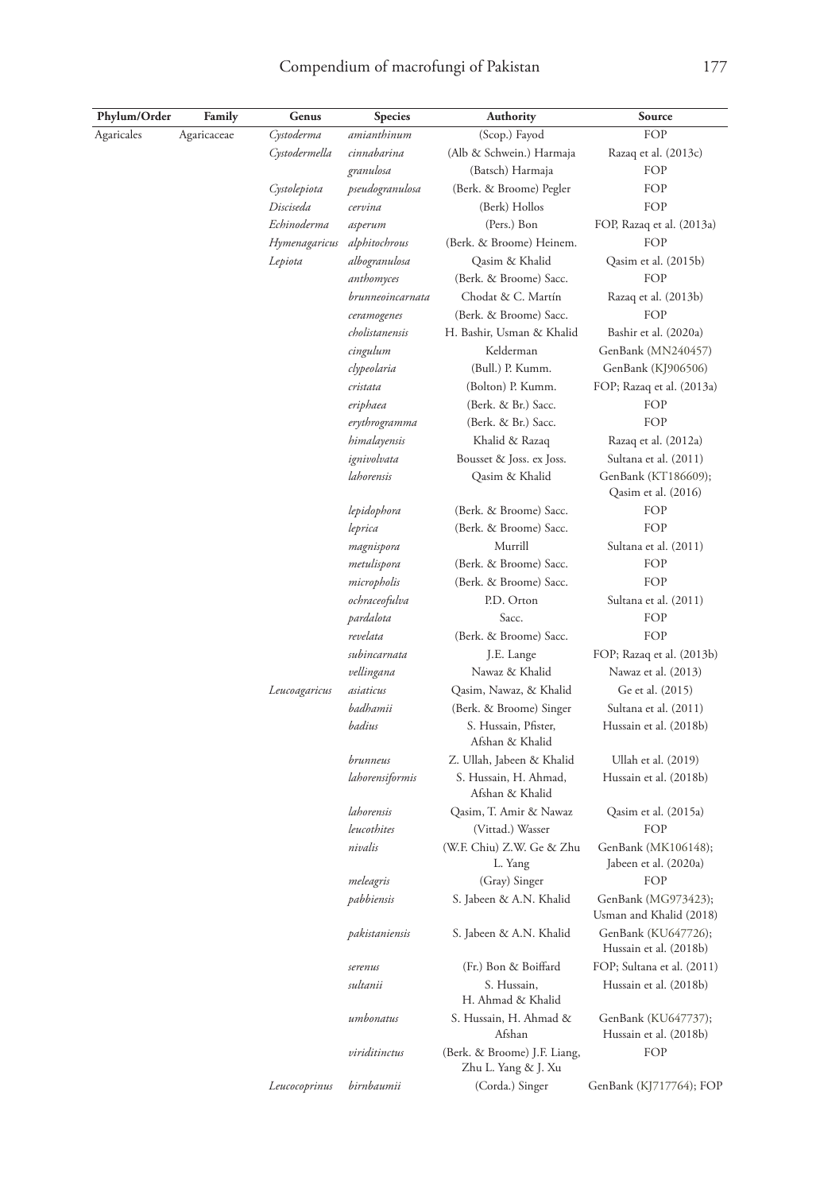| Phylum/Order | Family | Genus | Species | Authority | Source |
|---|---|---|---|---|---|
| Agaricales | Agaricaceae | *Cystoderma* | *amianthinum* | (Scop.) Fayod | FOP |
| | | *Cystodermella* | *cinnabarina* | (Alb & Schwein.) Harmaja | Razaq et al. (2013c) |
| | | | *granulosa* | (Batsch) Harmaja | FOP |
| | | *Cystolepiota* | *pseudogranulosa* | (Berk. & Broome) Pegler | FOP |
| | | *Disciseda* | *cervina* | (Berk) Hollos | FOP |
| | | *Echinoderma* | *asperum* | (Pers.) Bon | FOP, Razaq et al. (2013a) |
| | | *Hymenagaricus* | *alphitochrous* | (Berk. & Broome) Heinem. | FOP |
| | | *Lepiota* | *albogranulosa* | Qasim & Khalid | Qasim et al. (2015b) |
| | | | *anthomyces* | (Berk. & Broome) Sacc. | FOP |
| | | | *brunneoincarnata* | Chodat & C. Martín | Razaq et al. (2013b) |
| | | | *ceramogenes* | (Berk. & Broome) Sacc. | FOP |
| | | | *cholistanensis* | H. Bashir, Usman & Khalid | Bashir et al. (2020a) |
| | | | *cingulum* | Kelderman | GenBank (MN240457) |
| | | | *clypeolaria* | (Bull.) P. Kumm. | GenBank (KJ906506) |
| | | | *cristata* | (Bolton) P. Kumm. | FOP; Razaq et al. (2013a) |
| | | | *eriphaea* | (Berk. & Br.) Sacc. | FOP |
| | | | *erythrogramma* | (Berk. & Br.) Sacc. | FOP |
| | | | *himalayensis* | Khalid & Razaq | Razaq et al. (2012a) |
| | | | *ignivolvata* | Bousset & Joss. ex Joss. | Sultana et al. (2011) |
| | | | *lahorensis* | Qasim & Khalid | GenBank (KT186609); Qasim et al. (2016) |
| | | | *lepidophora* | (Berk. & Broome) Sacc. | FOP |
| | | | *leprica* | (Berk. & Broome) Sacc. | FOP |
| | | | *magnispora* | Murrill | Sultana et al. (2011) |
| | | | *metulispora* | (Berk. & Broome) Sacc. | FOP |
| | | | *micropholis* | (Berk. & Broome) Sacc. | FOP |
| | | | *ochraceofulva* | P.D. Orton | Sultana et al. (2011) |
| | | | *pardalota* | Sacc. | FOP |
| | | | *revelata* | (Berk. & Broome) Sacc. | FOP |
| | | | *subincarnata* | J.E. Lange | FOP; Razaq et al. (2013b) |
| | | | *vellingana* | Nawaz & Khalid | Nawaz et al. (2013) |
| | | *Leucoagaricus* | *asiaticus* | Qasim, Nawaz, & Khalid | Ge et al. (2015) |
| | | | *badhamii* | (Berk. & Broome) Singer | Sultana et al. (2011) |
| | | | *badius* | S. Hussain, Pfister, Afshan & Khalid | Hussain et al. (2018b) |
| | | | *brunneus* | Z. Ullah, Jabeen & Khalid | Ullah et al. (2019) |
| | | | *lahorensiformis* | S. Hussain, H. Ahmad, Afshan & Khalid | Hussain et al. (2018b) |
| | | | *lahorensis* | Qasim, T. Amir & Nawaz | Qasim et al. (2015a) |
| | | | *leucothites* | (Vittad.) Wasser | FOP |
| | | | *nivalis* | (W.F. Chiu) Z.W. Ge & Zhu L. Yang | GenBank (MK106148); Jabeen et al. (2020a) |
| | | | *meleagris* | (Gray) Singer | FOP |
| | | | *pabbiensis* | S. Jabeen & A.N. Khalid | GenBank (MG973423); Usman and Khalid (2018) |
| | | | *pakistaniensis* | S. Jabeen & A.N. Khalid | GenBank (KU647726); Hussain et al. (2018b) |
| | | | *serenus* | (Fr.) Bon & Boiffard | FOP; Sultana et al. (2011) |
| | | | *sultanii* | S. Hussain, H. Ahmad & Khalid | Hussain et al. (2018b) |
| | | | *umbonatus* | S. Hussain, H. Ahmad & Afshan | GenBank (KU647737); Hussain et al. (2018b) |
| | | | *viriditinctus* | (Berk. & Broome) J.F. Liang, Zhu L. Yang & J. Xu | FOP |
| | | *Leucocoprinus* | *birnbaumii* | (Corda.) Singer | GenBank (KJ717764); FOP |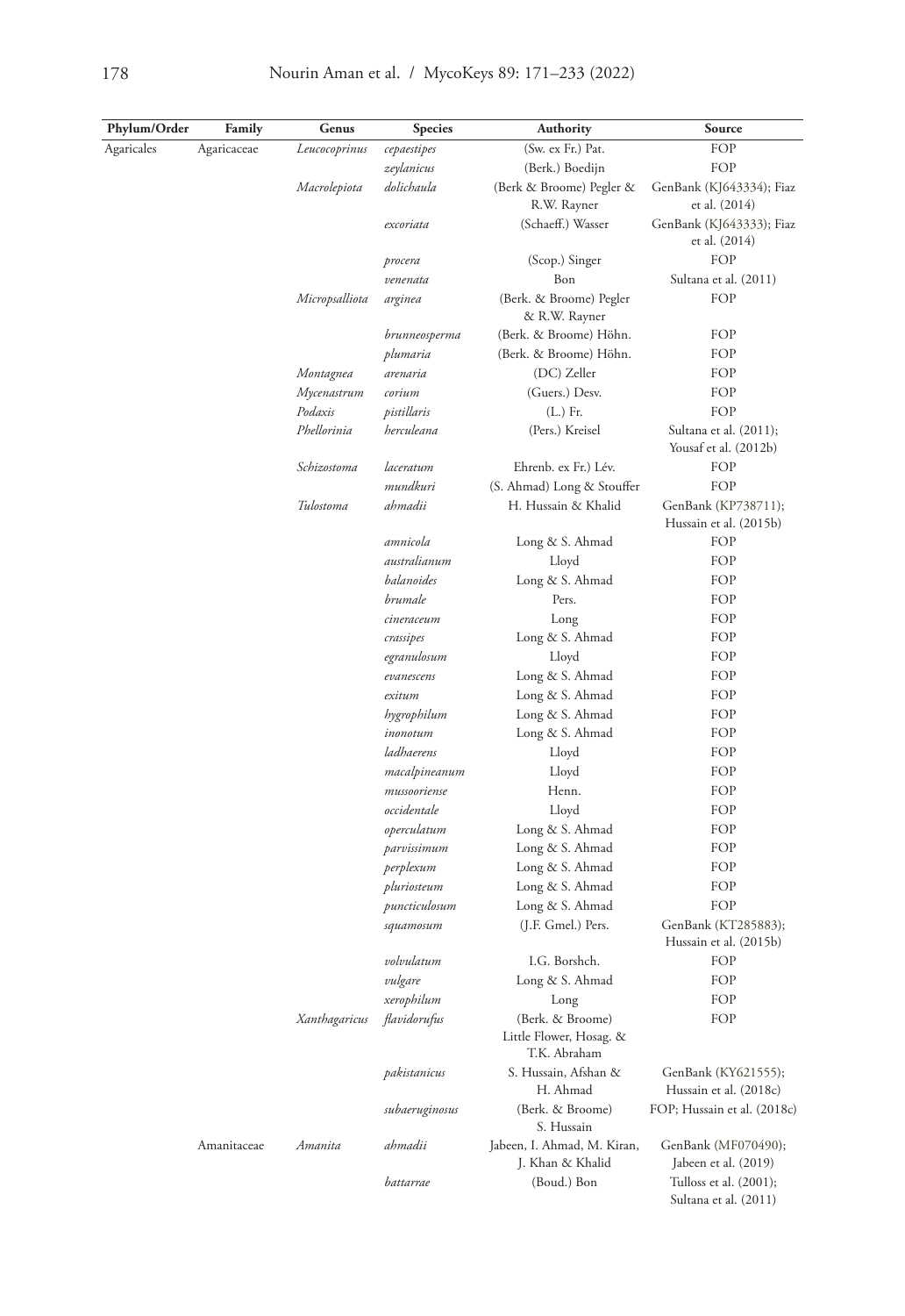| Phylum/Order | Family | Genus | Species | Authority | Source |
|---|---|---|---|---|---|
| Agaricales | Agaricaceae | *Leucocoprinus* | *cepaestipes* | (Sw. ex Fr.) Pat. | FOP |
| | | | *zeylanicus* | (Berk.) Boedijn | FOP |
| | | *Macrolepiota* | *dolichaula* | (Berk & Broome) Pegler & R.W. Rayner | GenBank (KJ643334); Fiaz et al. (2014) |
| | | | *excoriata* | (Schaeff.) Wasser | GenBank (KJ643333); Fiaz et al. (2014) |
| | | | *procera* | (Scop.) Singer | FOP |
| | | | *venenata* | Bon | Sultana et al. (2011) |
| | | *Micropsalliota* | *arginea* | (Berk. & Broome) Pegler & R.W. Rayner | FOP |
| | | | *brunneosperma* | (Berk. & Broome) Höhn. | FOP |
| | | | *plumaria* | (Berk. & Broome) Höhn. | FOP |
| | | *Montagnea* | *arenaria* | (DC) Zeller | FOP |
| | | *Mycenastrum* | *corium* | (Guers.) Desv. | FOP |
| | | *Podaxis* | *pistillaris* | (L.) Fr. | FOP |
| | | *Phellorinia* | *herculeana* | (Pers.) Kreisel | Sultana et al. (2011); Yousaf et al. (2012b) |
| | | *Schizostoma* | *laceratum* | Ehrenb. ex Fr.) Lév. | FOP |
| | | | *mundkuri* | (S. Ahmad) Long & Stouffer | FOP |
| | | *Tulostoma* | *ahmadii* | H. Hussain & Khalid | GenBank (KP738711); Hussain et al. (2015b) |
| | | | *amnicola* | Long & S. Ahmad | FOP |
| | | | *australianum* | Lloyd | FOP |
| | | | *balanoides* | Long & S. Ahmad | FOP |
| | | | *brumale* | Pers. | FOP |
| | | | *cineraceum* | Long | FOP |
| | | | *crassipes* | Long & S. Ahmad | FOP |
| | | | *egranulosum* | Lloyd | FOP |
| | | | *evanescens* | Long & S. Ahmad | FOP |
| | | | *exitum* | Long & S. Ahmad | FOP |
| | | | *hygrophilum* | Long & S. Ahmad | FOP |
| | | | *inonotum* | Long & S. Ahmad | FOP |
| | | | *ladhaerens* | Lloyd | FOP |
| | | | *macalpineanum* | Lloyd | FOP |
| | | | *mussooriense* | Henn. | FOP |
| | | | *occidentale* | Lloyd | FOP |
| | | | *operculatum* | Long & S. Ahmad | FOP |
| | | | *parvissimum* | Long & S. Ahmad | FOP |
| | | | *perplexum* | Long & S. Ahmad | FOP |
| | | | *pluriosteum* | Long & S. Ahmad | FOP |
| | | | *puncticulosum* | Long & S. Ahmad | FOP |
| | | | *squamosum* | (J.F. Gmel.) Pers. | GenBank (KT285883); Hussain et al. (2015b) |
| | | | *volvulatum* | I.G. Borshch. | FOP |
| | | | *vulgare* | Long & S. Ahmad | FOP |
| | | | *xerophilum* | Long | FOP |
| | | *Xanthagaricus* | *flavidorufus* | (Berk. & Broome) Little Flower, Hosag. & T.K. Abraham | FOP |
| | | | *pakistanicus* | S. Hussain, Afshan & H. Ahmad | GenBank (KY621555); Hussain et al. (2018c) |
| | | | *subaeruginosus* | (Berk. & Broome) S. Hussain | FOP; Hussain et al. (2018c) |
| | Amanitaceae | *Amanita* | *ahmadii* | Jabeen, I. Ahmad, M. Kiran, J. Khan & Khalid | GenBank (MF070490); Jabeen et al. (2019) |
| | | | *battarrae* | (Boud.) Bon | Tulloss et al. (2001); Sultana et al. (2011) |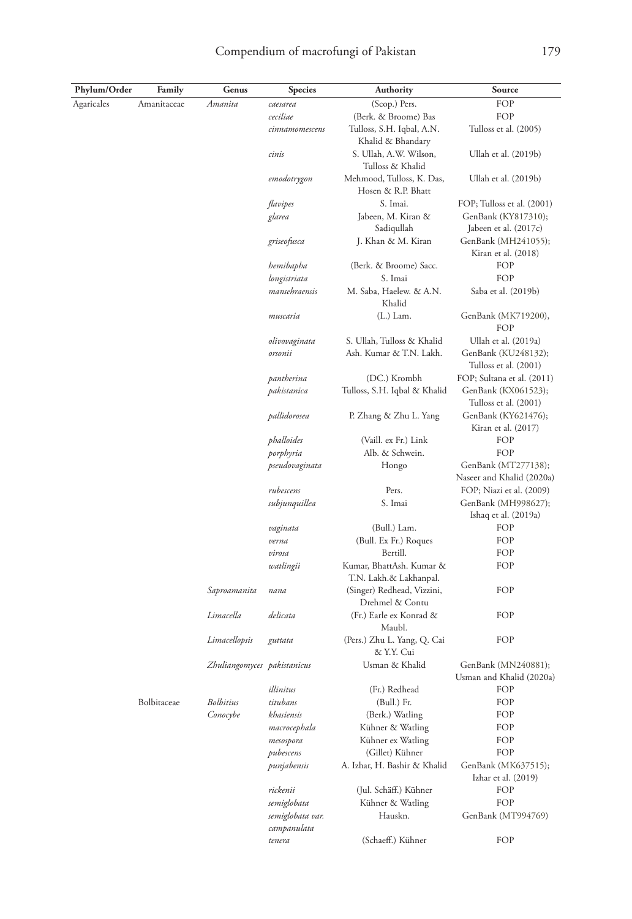| Phylum/Order | Family | Genus | Species | Authority | Source |
|---|---|---|---|---|---|
| Agaricales | Amanitaceae | *Amanita* | *caesarea* | (Scop.) Pers. | FOP |
| | | | *ceciliae* | (Berk. & Broome) Bas | FOP |
| | | | *cinnamomescens* | Tulloss, S.H. Iqbal, A.N. Khalid & Bhandary | Tulloss et al. (2005) |
| | | | *cinis* | S. Ullah, A.W. Wilson, Tulloss & Khalid | Ullah et al. (2019b) |
| | | | *emodotrygon* | Mehmood, Tulloss, K. Das, Hosen & R.P. Bhatt | Ullah et al. (2019b) |
| | | | *flavipes* | S. Imai. | FOP; Tulloss et al. (2001) |
| | | | *glarea* | Jabeen, M. Kiran & Sadiqullah | GenBank (KY817310); Jabeen et al. (2017c) |
| | | | *griseofusca* | J. Khan & M. Kiran | GenBank (MH241055); Kiran et al. (2018) |
| | | | *hemibapha* | (Berk. & Broome) Sacc. | FOP |
| | | | *longistriata* | S. Imai | FOP |
| | | | *mansehraensis* | M. Saba, Haelew. & A.N. Khalid | Saba et al. (2019b) |
| | | | *muscaria* | (L.) Lam. | GenBank (MK719200), FOP |
| | | | *olivovaginata* | S. Ullah, Tulloss & Khalid | Ullah et al. (2019a) |
| | | | *orsonii* | Ash. Kumar & T.N. Lakh. | GenBank (KU248132); Tulloss et al. (2001) |
| | | | *pantherina* | (DC.) Krombh | FOP; Sultana et al. (2011) |
| | | | *pakistanica* | Tulloss, S.H. Iqbal & Khalid | GenBank (KX061523); Tulloss et al. (2001) |
| | | | *pallidorosea* | P. Zhang & Zhu L. Yang | GenBank (KY621476); Kiran et al. (2017) |
| | | | *phalloides* | (Vaill. ex Fr.) Link | FOP |
| | | | *porphyria* | Alb. & Schwein. | FOP |
| | | | *pseudovaginata* | Hongo | GenBank (MT277138); Naseer and Khalid (2020a) |
| | | | *rubescens* | Pers. | FOP; Niazi et al. (2009) |
| | | | *subjunquillea* | S. Imai | GenBank (MH998627); Ishaq et al. (2019a) |
| | | | *vaginata* | (Bull.) Lam. | FOP |
| | | | *verna* | (Bull. Ex Fr.) Roques | FOP |
| | | | *virosa* | Bertill. | FOP |
| | | | *watlingii* | Kumar, BhattAsh. Kumar & T.N. Lakh.& Lakhanpal. | FOP |
| | | *Saproamanita* | *nana* | (Singer) Redhead, Vizzini, Drehmel & Contu | FOP |
| | | *Limacella* | *delicata* | (Fr.) Earle ex Konrad & Maubl. | FOP |
| | | *Limacellopsis* | *guttata* | (Pers.) Zhu L. Yang, Q. Cai & Y.Y. Cui | FOP |
| | | *Zhuliangomyces* | *pakistanicus* | Usman & Khalid | GenBank (MN240881); Usman and Khalid (2020a) |
| | | | *illinitus* | (Fr.) Redhead | FOP |
| | Bolbitaceae | *Bolbitius* | *titubans* | (Bull.) Fr. | FOP |
| | | *Conocybe* | *khasiensis* | (Berk.) Watling | FOP |
| | | | *macrocephala* | Kühner & Watling | FOP |
| | | | *mesospora* | Kühner ex Watling | FOP |
| | | | *pubescens* | (Gillet) Kühner | FOP |
| | | | *punjabensis* | A. Izhar, H. Bashir & Khalid | GenBank (MK637515); Izhar et al. (2019) |
| | | | *rickenii* | (Jul. Schäff.) Kühner | FOP |
| | | | *semiglobata* | Kühner & Watling | FOP |
| | | | *semiglobata var. campanulata* | Hauskn. | GenBank (MT994769) |
| | | | *tenera* | (Schaeff.) Kühner | FOP |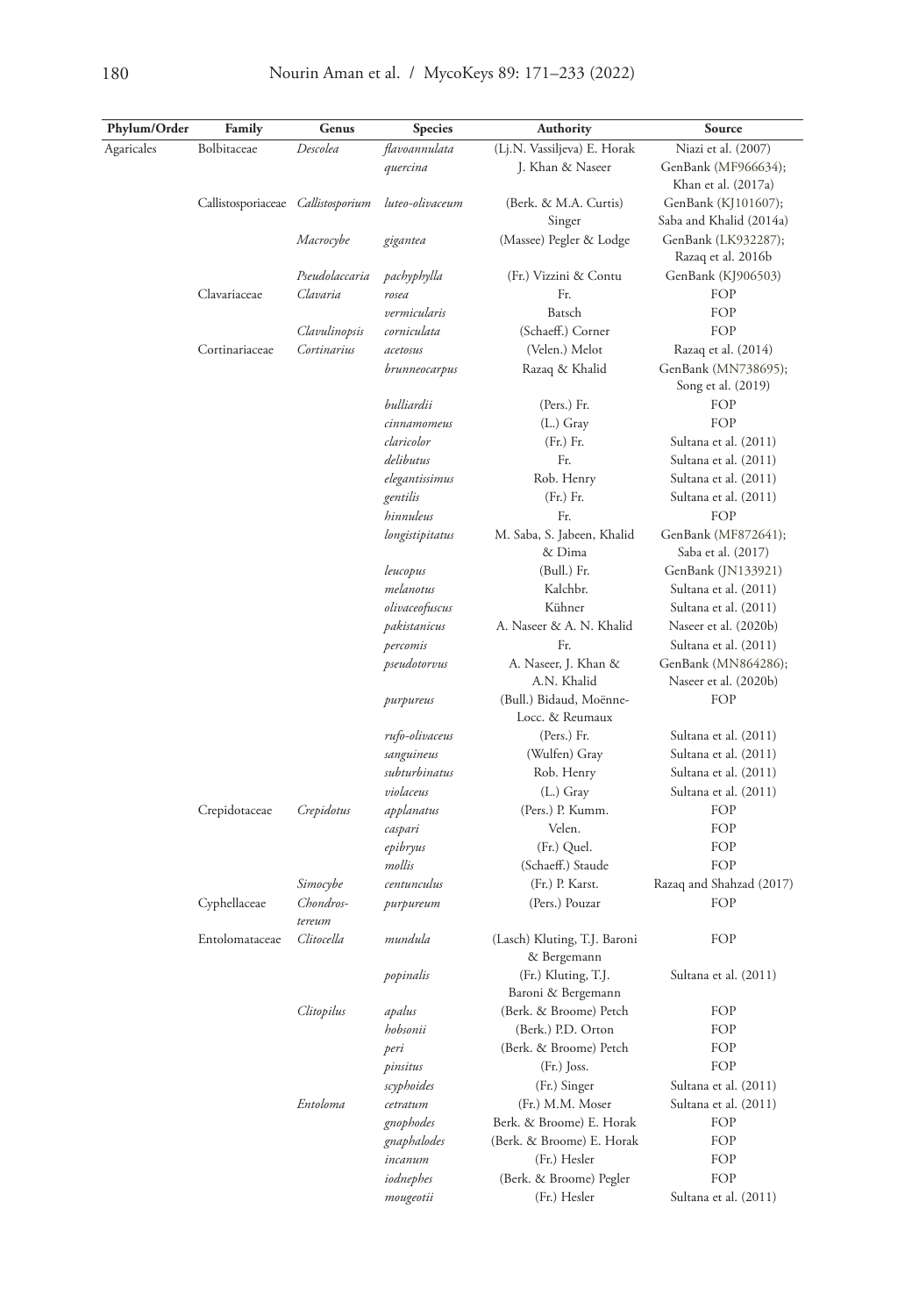| Phylum/Order | Family | Genus | Species | Authority | Source |
|---|---|---|---|---|---|
| Agaricales | Bolbitaceae | *Descolea* | *flavoannulata* | (Lj.N. Vassiljeva) E. Horak | Niazi et al. (2007) |
| | | | *quercina* | J. Khan & Naseer | GenBank (MF966634); Khan et al. (2017a) |
| | Callistosporiaceae | *Callistosporium* | *luteo-olivaceum* | (Berk. & M.A. Curtis) Singer | GenBank (KJ101607); Saba and Khalid (2014a) |
| | | *Macrocybe* | *gigantea* | (Massee) Pegler & Lodge | GenBank (LK932287); Razaq et al. 2016b |
| | | *Pseudolaccaria* | *pachyphylla* | (Fr.) Vizzini & Contu | GenBank (KJ906503) |
| | Clavariaceae | *Clavaria* | *rosea* | Fr. | FOP |
| | | | *vermicularis* | Batsch | FOP |
| | | *Clavulinopsis* | *corniculata* | (Schaeff.) Corner | FOP |
| | Cortinariaceae | *Cortinarius* | *acetosus* | (Velen.) Melot | Razaq et al. (2014) |
| | | | *brunneocarpus* | Razaq & Khalid | GenBank (MN738695); Song et al. (2019) |
| | | | *bulliardii* | (Pers.) Fr. | FOP |
| | | | *cinnamomeus* | (L.) Gray | FOP |
| | | | *claricolor* | (Fr.) Fr. | Sultana et al. (2011) |
| | | | *delibutus* | Fr. | Sultana et al. (2011) |
| | | | *elegantissimus* | Rob. Henry | Sultana et al. (2011) |
| | | | *gentilis* | (Fr.) Fr. | Sultana et al. (2011) |
| | | | *hinnuleus* | Fr. | FOP |
| | | | *longistipitatus* | M. Saba, S. Jabeen, Khalid & Dima | GenBank (MF872641); Saba et al. (2017) |
| | | | *leucopus* | (Bull.) Fr. | GenBank (JN133921) |
| | | | *melanotus* | Kalchbr. | Sultana et al. (2011) |
| | | | *olivaceofuscus* | Kühner | Sultana et al. (2011) |
| | | | *pakistanicus* | A. Naseer & A. N. Khalid | Naseer et al. (2020b) |
| | | | *percomis* | Fr. | Sultana et al. (2011) |
| | | | *pseudotorvus* | A. Naseer, J. Khan & A.N. Khalid | GenBank (MN864286); Naseer et al. (2020b) |
| | | | *purpureus* | (Bull.) Bidaud, Moënne-Locc. & Reumaux | FOP |
| | | | *rufo-olivaceus* | (Pers.) Fr. | Sultana et al. (2011) |
| | | | *sanguineus* | (Wulfen) Gray | Sultana et al. (2011) |
| | | | *subturbinatus* | Rob. Henry | Sultana et al. (2011) |
| | | | *violaceus* | (L.) Gray | Sultana et al. (2011) |
| | Crepidotaceae | *Crepidotus* | *applanatus* | (Pers.) P. Kumm. | FOP |
| | | | *caspari* | Velen. | FOP |
| | | | *epibryus* | (Fr.) Quel. | FOP |
| | | | *mollis* | (Schaeff.) Staude | FOP |
| | | *Simocybe* | *centunculus* | (Fr.) P. Karst. | Razaq and Shahzad (2017) |
| | Cyphellaceae | *Chondrostereum* | *purpureum* | (Pers.) Pouzar | FOP |
| | Entolomataceae | *Clitocella* | *mundula* | (Lasch) Kluting, T.J. Baroni & Bergemann | FOP |
| | | | *popinalis* | (Fr.) Kluting, T.J. Baroni & Bergemann | Sultana et al. (2011) |
| | | *Clitopilus* | *apalus* | (Berk. & Broome) Petch | FOP |
| | | | *hobsonii* | (Berk.) P.D. Orton | FOP |
| | | | *peri* | (Berk. & Broome) Petch | FOP |
| | | | *pinsitus* | (Fr.) Joss. | FOP |
| | | | *scyphoides* | (Fr.) Singer | Sultana et al. (2011) |
| | | *Entoloma* | *cetratum* | (Fr.) M.M. Moser | Sultana et al. (2011) |
| | | | *gnophodes* | Berk. & Broome) E. Horak | FOP |
| | | | *gnaphalodes* | (Berk. & Broome) E. Horak | FOP |
| | | | *incanum* | (Fr.) Hesler | FOP |
| | | | *iodnephes* | (Berk. & Broome) Pegler | FOP |
| | | | *mougeotii* | (Fr.) Hesler | Sultana et al. (2011) |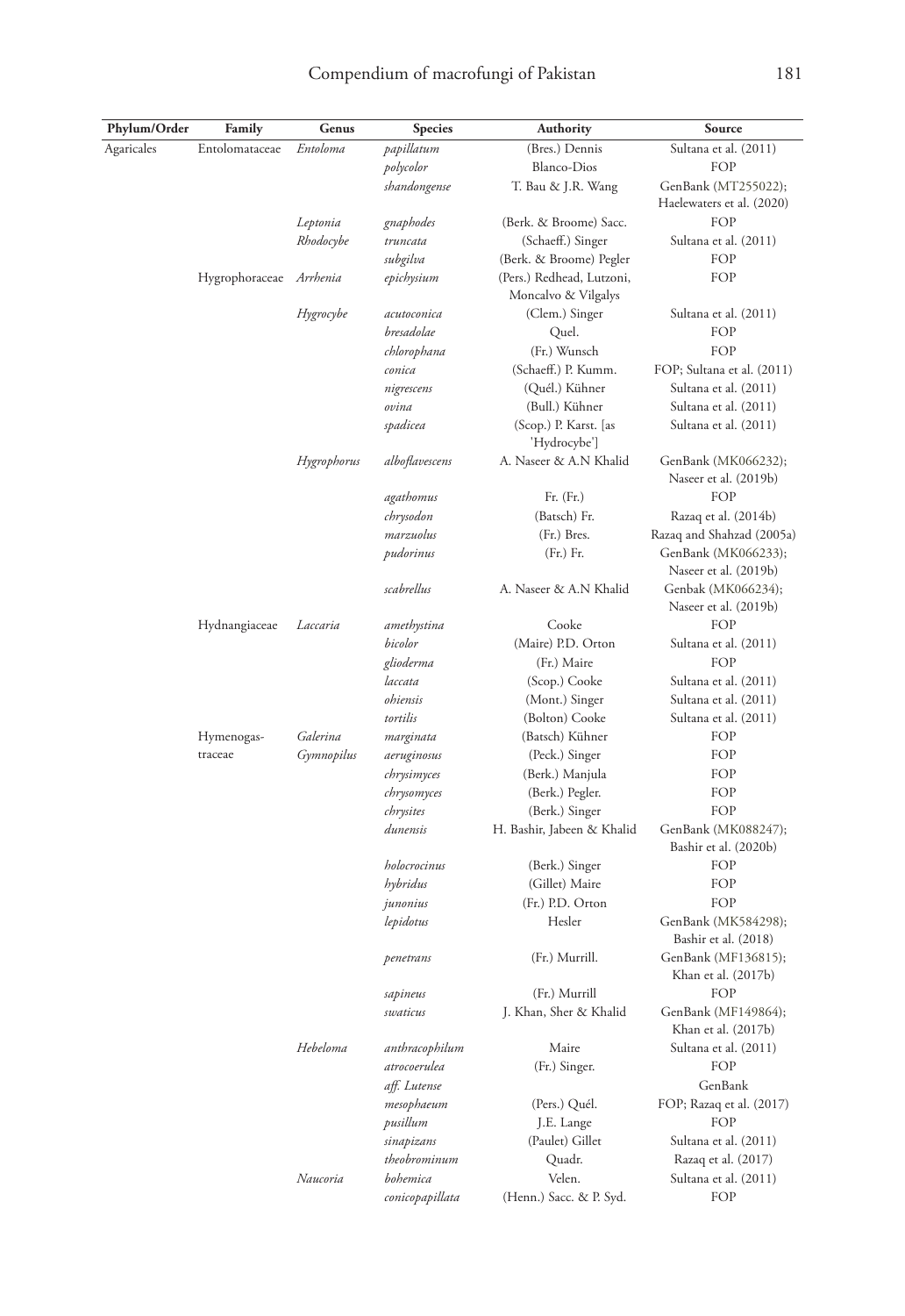| Phylum/Order | Family | Genus | Species | Authority | Source |
|---|---|---|---|---|---|
| Agaricales | Entolomataceae | *Entoloma* | *papillatum* | (Bres.) Dennis | Sultana et al. (2011) |
| | | | *polycolor* | Blanco-Dios | FOP |
| | | | *shandongense* | T. Bau & J.R. Wang | GenBank (MT255022); Haelewaters et al. (2020) |
| | | *Leptonia* | *gnaphodes* | (Berk. & Broome) Sacc. | FOP |
| | | *Rhodocybe* | *truncata* | (Schaeff.) Singer | Sultana et al. (2011) |
| | | | *subgilva* | (Berk. & Broome) Pegler | FOP |
| | Hygrophoraceae | *Arrhenia* | *epichysium* | (Pers.) Redhead, Lutzoni, Moncalvo & Vilgalys | FOP |
| | | *Hygrocybe* | *acutoconica* | (Clem.) Singer | Sultana et al. (2011) |
| | | | *bresadolae* | Quel. | FOP |
| | | | *chlorophana* | (Fr.) Wunsch | FOP |
| | | | *conica* | (Schaeff.) P. Kumm. | FOP; Sultana et al. (2011) |
| | | | *nigrescens* | (Quél.) Kühner | Sultana et al. (2011) |
| | | | *ovina* | (Bull.) Kühner | Sultana et al. (2011) |
| | | | *spadicea* | (Scop.) P. Karst. [as 'Hydrocybe'] | Sultana et al. (2011) |
| | | *Hygrophorus* | *alboflavescens* | A. Naseer & A.N Khalid | GenBank (MK066232); Naseer et al. (2019b) |
| | | | *agathomus* | Fr. (Fr.) | FOP |
| | | | *chrysodon* | (Batsch) Fr. | Razaq et al. (2014b) |
| | | | *marzuolus* | (Fr.) Bres. | Razaq and Shahzad (2005a) |
| | | | *pudorinus* | (Fr.) Fr. | GenBank (MK066233); Naseer et al. (2019b) |
| | | | *scabrellus* | A. Naseer & A.N Khalid | Genbak (MK066234); Naseer et al. (2019b) |
| | Hydnangiaceae | *Laccaria* | *amethystina* | Cooke | FOP |
| | | | *bicolor* | (Maire) P.D. Orton | Sultana et al. (2011) |
| | | | *glioderma* | (Fr.) Maire | FOP |
| | | | *laccata* | (Scop.) Cooke | Sultana et al. (2011) |
| | | | *ohiensis* | (Mont.) Singer | Sultana et al. (2011) |
| | | | *tortilis* | (Bolton) Cooke | Sultana et al. (2011) |
| | Hymenogas-traceae | *Galerina* | *marginata* | (Batsch) Kühner | FOP |
| | | *Gymnopilus* | *aeruginosus* | (Peck.) Singer | FOP |
| | | | *chrysimyces* | (Berk.) Manjula | FOP |
| | | | *chrysomyces* | (Berk.) Pegler. | FOP |
| | | | *chrysites* | (Berk.) Singer | FOP |
| | | | *dunensis* | H. Bashir, Jabeen & Khalid | GenBank (MK088247); Bashir et al. (2020b) |
| | | | *holocrocinus* | (Berk.) Singer | FOP |
| | | | *hybridus* | (Gillet) Maire | FOP |
| | | | *junonius* | (Fr.) P.D. Orton | FOP |
| | | | *lepidotus* | Hesler | GenBank (MK584298); Bashir et al. (2018) |
| | | | *penetrans* | (Fr.) Murrill. | GenBank (MF136815); Khan et al. (2017b) |
| | | | *sapineus* | (Fr.) Murrill | FOP |
| | | | *swaticus* | J. Khan, Sher & Khalid | GenBank (MF149864); Khan et al. (2017b) |
| | | *Hebeloma* | *anthracophilum* | Maire | Sultana et al. (2011) |
| | | | *atrocoerulea* | (Fr.) Singer. | FOP |
| | | | *aff. Lutense* | | GenBank |
| | | | *mesophaeum* | (Pers.) Quél. | FOP; Razaq et al. (2017) |
| | | | *pusillum* | J.E. Lange | FOP |
| | | | *sinapizans* | (Paulet) Gillet | Sultana et al. (2011) |
| | | | *theobrominum* | Quadr. | Razaq et al. (2017) |
| | | *Naucoria* | *bohemica* | Velen. | Sultana et al. (2011) |
| | | | *conicopapillata* | (Henn.) Sacc. & P. Syd. | FOP |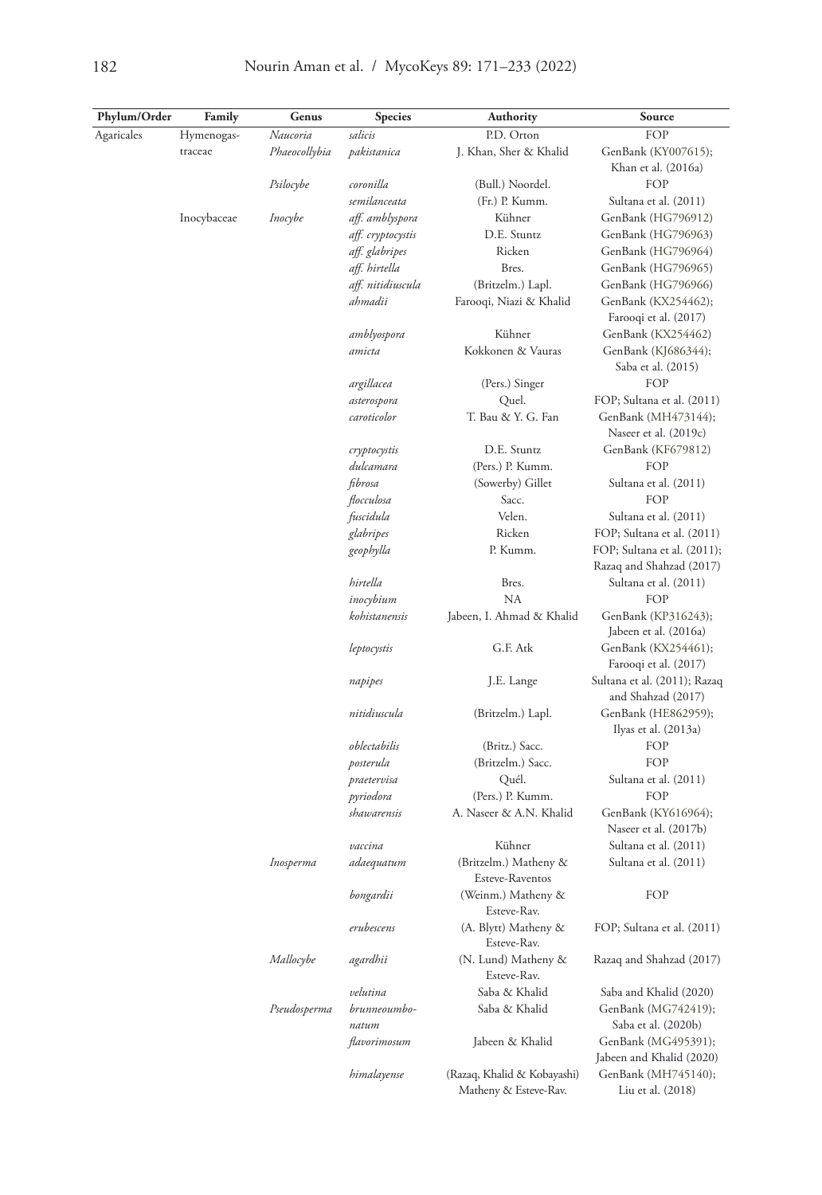| Phylum/Order | Family | Genus | Species | Authority | Source |
|---|---|---|---|---|---|
| Agaricales | Hymenogas-traceae | *Naucoria* | *salicis* | P.D. Orton | FOP |
| | | *Phaeocollybia* | *pakistanica* | J. Khan, Sher & Khalid | GenBank (KY007615); Khan et al. (2016a) |
| | | *Psilocybe* | *coronilla* | (Bull.) Noordel. | FOP |
| | | | *semilanceata* | (Fr.) P. Kumm. | Sultana et al. (2011) |
| | Inocybaceae | *Inocybe* | *aff. amblyspora* | Kühner | GenBank (HG796912) |
| | | | *aff. cryptocystis* | D.E. Stuntz | GenBank (HG796963) |
| | | | *aff. glabripes* | Ricken | GenBank (HG796964) |
| | | | *aff. hirtella* | Bres. | GenBank (HG796965) |
| | | | *aff. nitidiuscula* | (Britzelm.) Lapl. | GenBank (HG796966) |
| | | | *ahmadii* | Farooqi, Niazi & Khalid | GenBank (KX254462); Farooqi et al. (2017) |
| | | | *amblyospora* | Kühner | GenBank (KX254462) |
| | | | *amicta* | Kokkonen & Vauras | GenBank (KJ686344); Saba et al. (2015) |
| | | | *argillacea* | (Pers.) Singer | FOP |
| | | | *asterospora* | Quel. | FOP; Sultana et al. (2011) |
| | | | *caroticolor* | T. Bau & Y. G. Fan | GenBank (MH473144); Naseer et al. (2019c) |
| | | | *cryptocystis* | D.E. Stuntz | GenBank (KF679812) |
| | | | *dulcamara* | (Pers.) P. Kumm. | FOP |
| | | | *fibrosa* | (Sowerby) Gillet | Sultana et al. (2011) |
| | | | *flocculosa* | Sacc. | FOP |
| | | | *fuscidula* | Velen. | Sultana et al. (2011) |
| | | | *glabripes* | Ricken | FOP; Sultana et al. (2011) |
| | | | *geophylla* | P. Kumm. | FOP; Sultana et al. (2011); Razaq and Shahzad (2017) |
| | | | *hirtella* | Bres. | Sultana et al. (2011) |
| | | | *inocybium* | NA | FOP |
| | | | *kohistanensis* | Jabeen, I. Ahmad & Khalid | GenBank (KP316243); Jabeen et al. (2016a) |
| | | | *leptocystis* | G.F. Atk | GenBank (KX254461); Farooqi et al. (2017) |
| | | | *napipes* | J.E. Lange | Sultana et al. (2011); Razaq and Shahzad (2017) |
| | | | *nitidiuscula* | (Britzelm.) Lapl. | GenBank (HE862959); Ilyas et al. (2013a) |
| | | | *oblectabilis* | (Britz.) Sacc. | FOP |
| | | | *posterula* | (Britzelm.) Sacc. | FOP |
| | | | *praetervisa* | Quél. | Sultana et al. (2011) |
| | | | *pyriodora* | (Pers.) P. Kumm. | FOP |
| | | | *shawarensis* | A. Naseer & A.N. Khalid | GenBank (KY616964); Naseer et al. (2017b) |
| | | | *vaccina* | Kühner | Sultana et al. (2011) |
| | | *Inosperma* | *adaequatum* | (Britzelm.) Matheny & Esteve-Raventos | Sultana et al. (2011) |
| | | | *bongardii* | (Weinm.) Matheny & Esteve-Rav. | FOP |
| | | | *erubescens* | (A. Blytt) Matheny & Esteve-Rav. | FOP; Sultana et al. (2011) |
| | | *Mallocybe* | *agardhii* | (N. Lund) Matheny & Esteve-Rav. | Razaq and Shahzad (2017) |
| | | | *velutina* | Saba & Khalid | Saba and Khalid (2020) |
| | | *Pseudosperma* | *brunneoumbo-natum* | Saba & Khalid | GenBank (MG742419); Saba et al. (2020b) |
| | | | *flavorimosum* | Jabeen & Khalid | GenBank (MG495391); Jabeen and Khalid (2020) |
| | | | *himalayense* | (Razaq, Khalid & Kobayashi) Matheny & Esteve-Rav. | GenBank (MH745140); Liu et al. (2018) |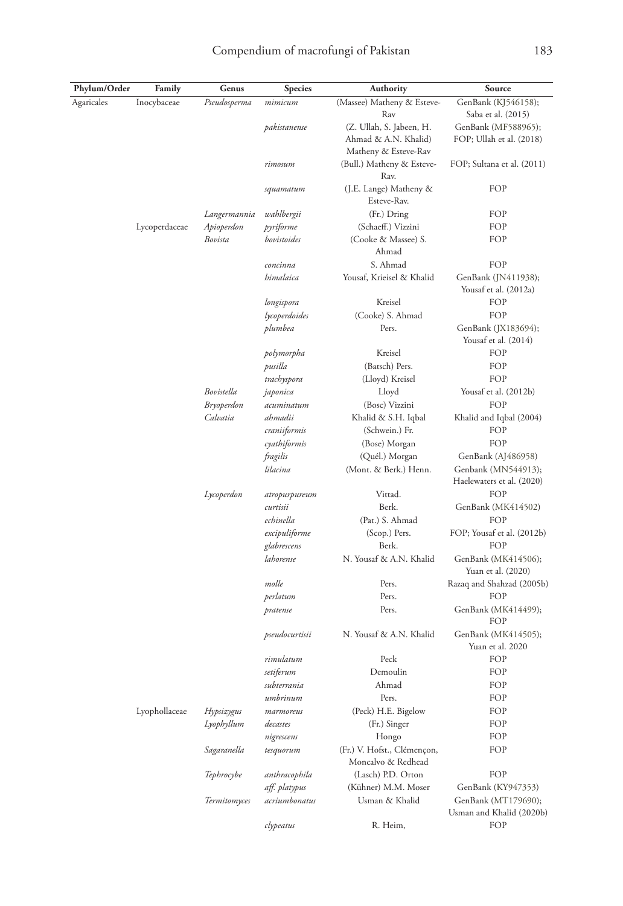| Phylum/Order | Family | Genus | Species | Authority | Source |
|---|---|---|---|---|---|
| Agaricales | Inocybaceae | *Pseudosperma* | *mimicum* | (Massee) Matheny & Esteve-Rav | GenBank (KJ546158); Saba et al. (2015) |
| | | | *pakistanense* | (Z. Ullah, S. Jabeen, H. Ahmad & A.N. Khalid) Matheny & Esteve-Rav | GenBank (MF588965); FOP; Ullah et al. (2018) |
| | | | *rimosum* | (Bull.) Matheny & Esteve-Rav. | FOP; Sultana et al. (2011) |
| | | | *squamatum* | (J.E. Lange) Matheny & Esteve-Rav. | FOP |
| | | *Langermannia* | *wahlbergii* | (Fr.) Dring | FOP |
| | Lycoperdaceae | *Apioperdon* | *pyriforme* | (Schaeff.) Vizzini | FOP |
| | | *Bovista* | *bovistoides* | (Cooke & Massee) S. Ahmad | FOP |
| | | | *concinna* | S. Ahmad | FOP |
| | | | *himalaica* | Yousaf, Krieisel & Khalid | GenBank (JN411938); Yousaf et al. (2012a) |
| | | | *longispora* | Kreisel | FOP |
| | | | *lycoperdoides* | (Cooke) S. Ahmad | FOP |
| | | | *plumbea* | Pers. | GenBank (JX183694); Yousaf et al. (2014) |
| | | | *polymorpha* | Kreisel | FOP |
| | | | *pusilla* | (Batsch) Pers. | FOP |
| | | | *trachyspora* | (Lloyd) Kreisel | FOP |
| | | *Bovistella* | *japonica* | Lloyd | Yousaf et al. (2012b) |
| | | *Bryoperdon* | *acuminatum* | (Bosc) Vizzini | FOP |
| | | *Calvatia* | *ahmadii* | Khalid & S.H. Iqbal | Khalid and Iqbal (2004) |
| | | | *craniiformis* | (Schwein.) Fr. | FOP |
| | | | *cyathiformis* | (Bose) Morgan | FOP |
| | | | *fragilis* | (Quél.) Morgan | GenBank (AJ486958) |
| | | | *lilacina* | (Mont. & Berk.) Henn. | Genbank (MN544913); Haelewaters et al. (2020) |
| | | *Lycoperdon* | *atropurpureum* | Vittad. | FOP |
| | | | *curtisii* | Berk. | GenBank (MK414502) |
| | | | *echinella* | (Pat.) S. Ahmad | FOP |
| | | | *excipuliforme* | (Scop.) Pers. | FOP; Yousaf et al. (2012b) |
| | | | *glabrescens* | Berk. | FOP |
| | | | *lahorense* | N. Yousaf & A.N. Khalid | GenBank (MK414506); Yuan et al. (2020) |
| | | | *molle* | Pers. | Razaq and Shahzad (2005b) |
| | | | *perlatum* | Pers. | FOP |
| | | | *pratense* | Pers. | GenBank (MK414499); FOP |
| | | | *pseudocurtisii* | N. Yousaf & A.N. Khalid | GenBank (MK414505); Yuan et al. 2020 |
| | | | *rimulatum* | Peck | FOP |
| | | | *setiferum* | Demoulin | FOP |
| | | | *subterrania* | Ahmad | FOP |
| | | | *umbrinum* | Pers. | FOP |
| | Lyophollaceae | *Hypsizygus* | *marmoreus* | (Peck) H.E. Bigelow | FOP |
| | | *Lyophyllum* | *decastes* | (Fr.) Singer | FOP |
| | | | *nigrescens* | Hongo | FOP |
| | | *Sagaranella* | *tesquorum* | (Fr.) V. Hofst., Clémençon, Moncalvo & Redhead | FOP |
| | | *Tephrocybe* | *anthracophila* | (Lasch) P.D. Orton | FOP |
| | | | *aff. platypus* | (Kühner) M.M. Moser | GenBank (KY947353) |
| | | *Termitomyces* | *acriumbonatus* | Usman & Khalid | GenBank (MT179690); Usman and Khalid (2020b) |
| | | | *clypeatus* | R. Heim, | FOP |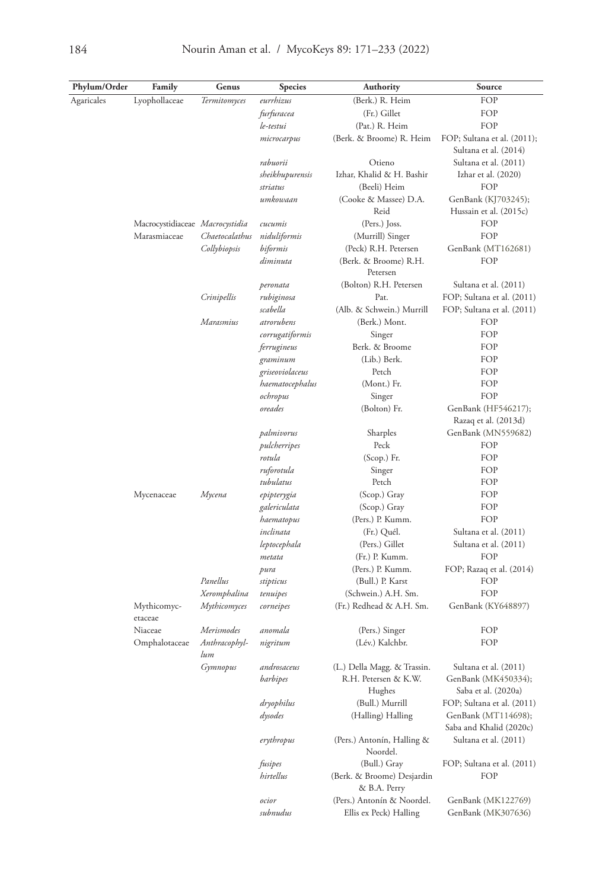| Phylum/Order | Family | Genus | Species | Authority | Source |
|---|---|---|---|---|---|
| Agaricales | Lyophollaceae | *Termitomyces* | *eurrhizus* | (Berk.) R. Heim | FOP |
| | | | *furfuracea* | (Fr.) Gillet | FOP |
| | | | *le-testui* | (Pat.) R. Heim | FOP |
| | | | *microcarpus* | (Berk. & Broome) R. Heim | FOP; Sultana et al. (2011); Sultana et al. (2014) |
| | | | *rabuorii* | Otieno | Sultana et al. (2011) |
| | | | *sheikhupurensis* | Izhar, Khalid & H. Bashir | Izhar et al. (2020) |
| | | | *striatus* | (Beeli) Heim | FOP |
| | | | *umkowaan* | (Cooke & Massee) D.A. Reid | GenBank (KJ703245); Hussain et al. (2015c) |
| | Macrocystidiaceae | *Macrocystidia* | *cucumis* | (Pers.) Joss. | FOP |
| | Marasmiaceae | *Chaetocalathus* | *niduliformis* | (Murrill) Singer | FOP |
| | | *Collybiopsis* | *biformis* | (Peck) R.H. Petersen | GenBank (MT162681) |
| | | | *diminuta* | (Berk. & Broome) R.H. Petersen | FOP |
| | | | *peronata* | (Bolton) R.H. Petersen | Sultana et al. (2011) |
| | | *Crinipellis* | *rubiginosa* | Pat. | FOP; Sultana et al. (2011) |
| | | | *scabella* | (Alb. & Schwein.) Murrill | FOP; Sultana et al. (2011) |
| | | *Marasmius* | *atrorubens* | (Berk.) Mont. | FOP |
| | | | *corrugatiformis* | Singer | FOP |
| | | | *ferrugineus* | Berk. & Broome | FOP |
| | | | *graminum* | (Lib.) Berk. | FOP |
| | | | *griseoviolaceus* | Petch | FOP |
| | | | *haematocephalus* | (Mont.) Fr. | FOP |
| | | | *ochropus* | Singer | FOP |
| | | | *oreades* | (Bolton) Fr. | GenBank (HF546217); Razaq et al. (2013d) |
| | | | *palmivorus* | Sharples | GenBank (MN559682) |
| | | | *pulcherripes* | Peck | FOP |
| | | | *rotula* | (Scop.) Fr. | FOP |
| | | | *ruforotula* | Singer | FOP |
| | | | *tubulatus* | Petch | FOP |
| | Mycenaceae | *Mycena* | *epipterygia* | (Scop.) Gray | FOP |
| | | | *galericulata* | (Scop.) Gray | FOP |
| | | | *haematopus* | (Pers.) P. Kumm. | FOP |
| | | | *inclinata* | (Fr.) Quél. | Sultana et al. (2011) |
| | | | *leptocephala* | (Pers.) Gillet | Sultana et al. (2011) |
| | | | *metata* | (Fr.) P. Kumm. | FOP |
| | | | *pura* | (Pers.) P. Kumm. | FOP; Razaq et al. (2014) |
| | | *Panellus* | *stipticus* | (Bull.) P. Karst | FOP |
| | | *Xeromphalina* | *tenuipes* | (Schwein.) A.H. Sm. | FOP |
| | Mythicomycetaceae | *Mythicomyces* | *corneipes* | (Fr.) Redhead & A.H. Sm. | GenBank (KY648897) |
| | Niaceae | *Merismodes* | *anomala* | (Pers.) Singer | FOP |
| | Omphalotaceae | *Anthracophyllum* | *nigritum* | (Lév.) Kalchbr. | FOP |
| | | *Gymnopus* | *androsaceus* | (L.) Della Magg. & Trassin. | Sultana et al. (2011) |
| | | | *barbipes* | R.H. Petersen & K.W. Hughes | GenBank (MK450334); Saba et al. (2020a) |
| | | | *dryophilus* | (Bull.) Murrill | FOP; Sultana et al. (2011) |
| | | | *dysodes* | (Halling) Halling | GenBank (MT114698); Saba and Khalid (2020c) |
| | | | *erythropus* | (Pers.) Antonín, Halling & Noordel. | Sultana et al. (2011) |
| | | | *fusipes* | (Bull.) Gray | FOP; Sultana et al. (2011) |
| | | | *hirtellus* | (Berk. & Broome) Desjardin & B.A. Perry | FOP |
| | | | *ocior* | (Pers.) Antonín & Noordel. | GenBank (MK122769) |
| | | | *subnudus* | Ellis ex Peck) Halling | GenBank (MK307636) |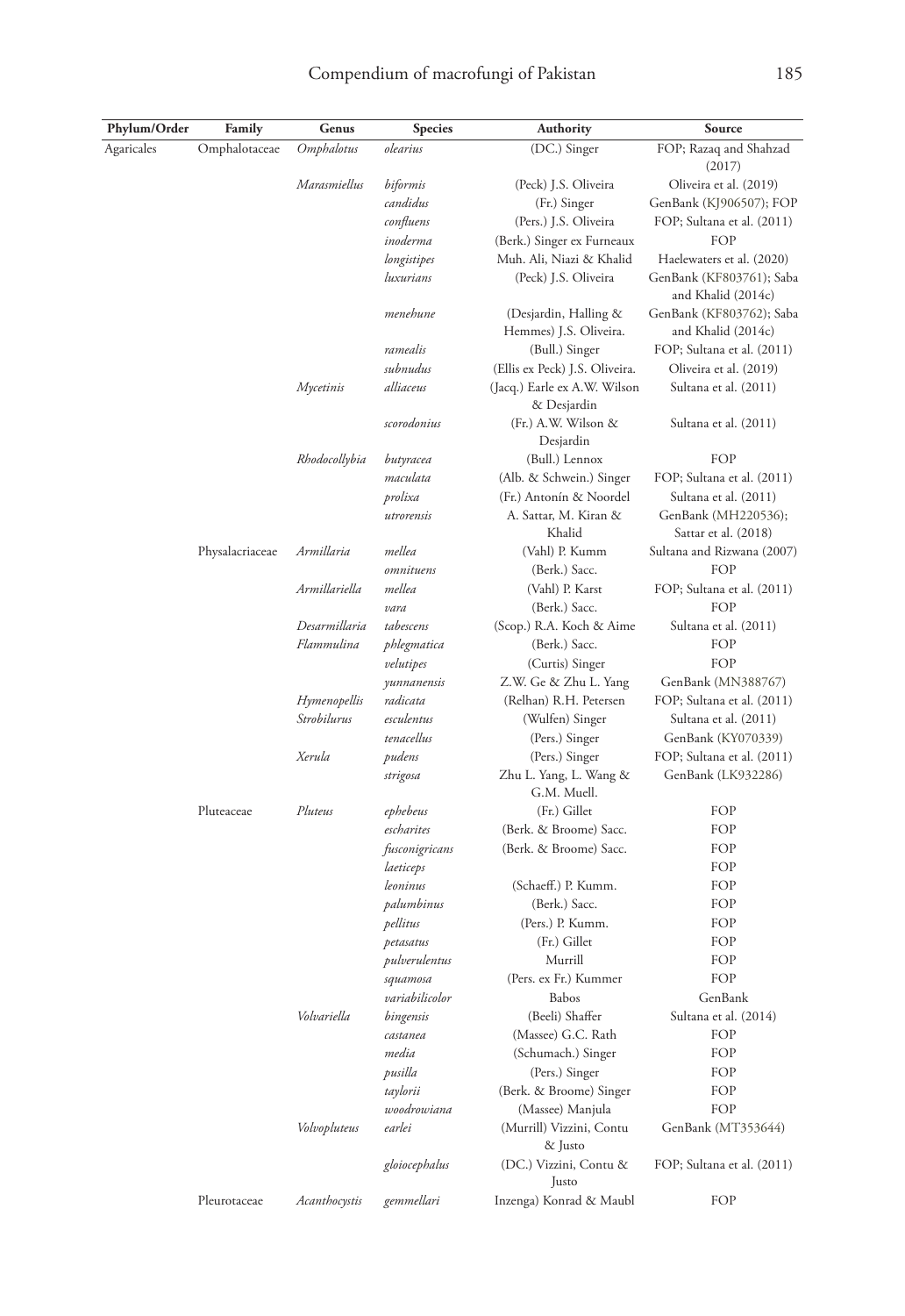| Phylum/Order | Family | Genus | Species | Authority | Source |
|---|---|---|---|---|---|
| Agaricales | Omphalotaceae | *Omphalotus* | *olearius* | (DC.) Singer | FOP; Razaq and Shahzad (2017) |
| | | *Marasmiellus* | *biformis* | (Peck) J.S. Oliveira | Oliveira et al. (2019) |
| | | | *candidus* | (Fr.) Singer | GenBank (KJ906507); FOP |
| | | | *confluens* | (Pers.) J.S. Oliveira | FOP; Sultana et al. (2011) |
| | | | *inoderma* | (Berk.) Singer ex Furneaux | FOP |
| | | | *longistipes* | Muh. Ali, Niazi & Khalid | Haelewaters et al. (2020) |
| | | | *luxurians* | (Peck) J.S. Oliveira | GenBank (KF803761); Saba and Khalid (2014c) |
| | | | *menehune* | (Desjardin, Halling & Hemmes) J.S. Oliveira. | GenBank (KF803762); Saba and Khalid (2014c) |
| | | | *ramealis* | (Bull.) Singer | FOP; Sultana et al. (2011) |
| | | | *subnudus* | (Ellis ex Peck) J.S. Oliveira. | Oliveira et al. (2019) |
| | | *Mycetinis* | *alliaceus* | (Jacq.) Earle ex A.W. Wilson & Desjardin | Sultana et al. (2011) |
| | | | *scorodonius* | (Fr.) A.W. Wilson & Desjardin | Sultana et al. (2011) |
| | | *Rhodocollybia* | *butyracea* | (Bull.) Lennox | FOP |
| | | | *maculata* | (Alb. & Schwein.) Singer | FOP; Sultana et al. (2011) |
| | | | *prolixa* | (Fr.) Antonín & Noordel | Sultana et al. (2011) |
| | | | *utrorensis* | A. Sattar, M. Kiran & Khalid | GenBank (MH220536); Sattar et al. (2018) |
| | Physalacriaceae | *Armillaria* | *mellea* | (Vahl) P. Kumm | Sultana and Rizwana (2007) |
| | | | *omnituens* | (Berk.) Sacc. | FOP |
| | | *Armillariella* | *mellea* | (Vahl) P. Karst | FOP; Sultana et al. (2011) |
| | | | *vara* | (Berk.) Sacc. | FOP |
| | | *Desarmillaria* | *tabescens* | (Scop.) R.A. Koch & Aime | Sultana et al. (2011) |
| | | *Flammulina* | *phlegmatica* | (Berk.) Sacc. | FOP |
| | | | *velutipes* | (Curtis) Singer | FOP |
| | | | *yunnanensis* | Z.W. Ge & Zhu L. Yang | GenBank (MN388767) |
| | | *Hymenopellis* | *radicata* | (Relhan) R.H. Petersen | FOP; Sultana et al. (2011) |
| | | *Strobilurus* | *esculentus* | (Wulfen) Singer | Sultana et al. (2011) |
| | | | *tenacellus* | (Pers.) Singer | GenBank (KY070339) |
| | | *Xerula* | *pudens* | (Pers.) Singer | FOP; Sultana et al. (2011) |
| | | | *strigosa* | Zhu L. Yang, L. Wang & G.M. Muell. | GenBank (LK932286) |
| | Pluteaceae | *Pluteus* | *ephebeus* | (Fr.) Gillet | FOP |
| | | | *escharites* | (Berk. & Broome) Sacc. | FOP |
| | | | *fusconigricans* | (Berk. & Broome) Sacc. | FOP |
| | | | *laeticeps* | | FOP |
| | | | *leoninus* | (Schaeff.) P. Kumm. | FOP |
| | | | *palumbinus* | (Berk.) Sacc. | FOP |
| | | | *pellitus* | (Pers.) P. Kumm. | FOP |
| | | | *petasatus* | (Fr.) Gillet | FOP |
| | | | *pulverulentus* | Murrill | FOP |
| | | | *squamosa* | (Pers. ex Fr.) Kummer | FOP |
| | | | *variabilicolor* | Babos | GenBank |
| | | *Volvariella* | *bingensis* | (Beeli) Shaffer | Sultana et al. (2014) |
| | | | *castanea* | (Massee) G.C. Rath | FOP |
| | | | *media* | (Schumach.) Singer | FOP |
| | | | *pusilla* | (Pers.) Singer | FOP |
| | | | *taylorii* | (Berk. & Broome) Singer | FOP |
| | | | *woodrowiana* | (Massee) Manjula | FOP |
| | | *Volvopluteus* | *earlei* | (Murrill) Vizzini, Contu & Justo | GenBank (MT353644) |
| | | | *gloiocephalus* | (DC.) Vizzini, Contu & Justo | FOP; Sultana et al. (2011) |
| | Pleurotaceae | *Acanthocystis* | *gemmellari* | Inzenga) Konrad & Maubl | FOP |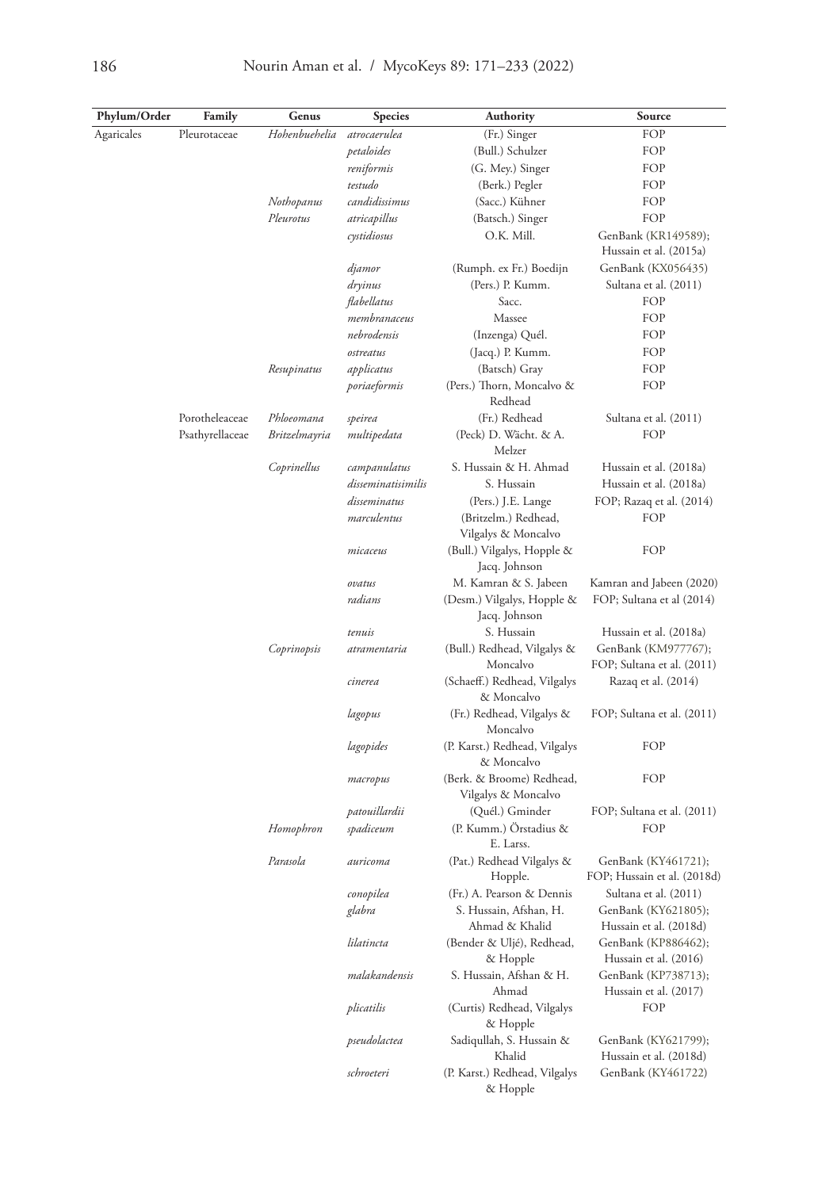| Phylum/Order | Family | Genus | Species | Authority | Source |
|---|---|---|---|---|---|
| Agaricales | Pleurotaceae | *Hohenbuehelia* | *atrocaerulea* | (Fr.) Singer | FOP |
| | | | *petaloides* | (Bull.) Schulzer | FOP |
| | | | *reniformis* | (G. Mey.) Singer | FOP |
| | | | *testudo* | (Berk.) Pegler | FOP |
| | | *Nothopanus* | *candidissimus* | (Sacc.) Kühner | FOP |
| | | *Pleurotus* | *atricapillus* | (Batsch.) Singer | FOP |
| | | | *cystidiosus* | O.K. Mill. | GenBank (KR149589); Hussain et al. (2015a) |
| | | | *djamor* | (Rumph. ex Fr.) Boedijn | GenBank (KX056435) |
| | | | *dryinus* | (Pers.) P. Kumm. | Sultana et al. (2011) |
| | | | *flabellatus* | Sacc. | FOP |
| | | | *membranaceus* | Massee | FOP |
| | | | *nebrodensis* | (Inzenga) Quél. | FOP |
| | | | *ostreatus* | (Jacq.) P. Kumm. | FOP |
| | | *Resupinatus* | *applicatus* | (Batsch) Gray | FOP |
| | | | *poriaeformis* | (Pers.) Thorn, Moncalvo & Redhead | FOP |
| | Porotheleaceae | *Phloeomana* | *speirea* | (Fr.) Redhead | Sultana et al. (2011) |
| | Psathyrellaceae | *Britzelmayria* | *multipedata* | (Peck) D. Wächt. & A. Melzer | FOP |
| | | *Coprinellus* | *campanulatus* | S. Hussain & H. Ahmad | Hussain et al. (2018a) |
| | | | *disseminatisimilis* | S. Hussain | Hussain et al. (2018a) |
| | | | *disseminatus* | (Pers.) J.E. Lange | FOP; Razaq et al. (2014) |
| | | | *marculentus* | (Britzelm.) Redhead, Vilgalys & Moncalvo | FOP |
| | | | *micaceus* | (Bull.) Vilgalys, Hopple & Jacq. Johnson | FOP |
| | | | *ovatus* | M. Kamran & S. Jabeen | Kamran and Jabeen (2020) |
| | | | *radians* | (Desm.) Vilgalys, Hopple & Jacq. Johnson | FOP; Sultana et al (2014) |
| | | | *tenuis* | S. Hussain | Hussain et al. (2018a) |
| | | *Coprinopsis* | *atramentaria* | (Bull.) Redhead, Vilgalys & Moncalvo | GenBank (KM977767); FOP; Sultana et al. (2011) |
| | | | *cinerea* | (Schaeff.) Redhead, Vilgalys & Moncalvo | Razaq et al. (2014) |
| | | | *lagopus* | (Fr.) Redhead, Vilgalys & Moncalvo | FOP; Sultana et al. (2011) |
| | | | *lagopides* | (P. Karst.) Redhead, Vilgalys & Moncalvo | FOP |
| | | | *macropus* | (Berk. & Broome) Redhead, Vilgalys & Moncalvo | FOP |
| | | | *patouillardii* | (Quél.) Gminder | FOP; Sultana et al. (2011) |
| | | *Homophron* | *spadiceum* | (P. Kumm.) Örstadius & E. Larss. | FOP |
| | | *Parasola* | *auricoma* | (Pat.) Redhead Vilgalys & Hopple. | GenBank (KY461721); FOP; Hussain et al. (2018d) |
| | | | *conopilea* | (Fr.) A. Pearson & Dennis | Sultana et al. (2011) |
| | | | *glabra* | S. Hussain, Afshan, H. Ahmad & Khalid | GenBank (KY621805); Hussain et al. (2018d) |
| | | | *lilatincta* | (Bender & Uljé), Redhead, & Hopple | GenBank (KP886462); Hussain et al. (2016) |
| | | | *malakandensis* | S. Hussain, Afshan & H. Ahmad | GenBank (KP738713); Hussain et al. (2017) |
| | | | *plicatilis* | (Curtis) Redhead, Vilgalys & Hopple | FOP |
| | | | *pseudolactea* | Sadiqullah, S. Hussain & Khalid | GenBank (KY621799); Hussain et al. (2018d) |
| | | | *schroeteri* | (P. Karst.) Redhead, Vilgalys & Hopple | GenBank (KY461722) |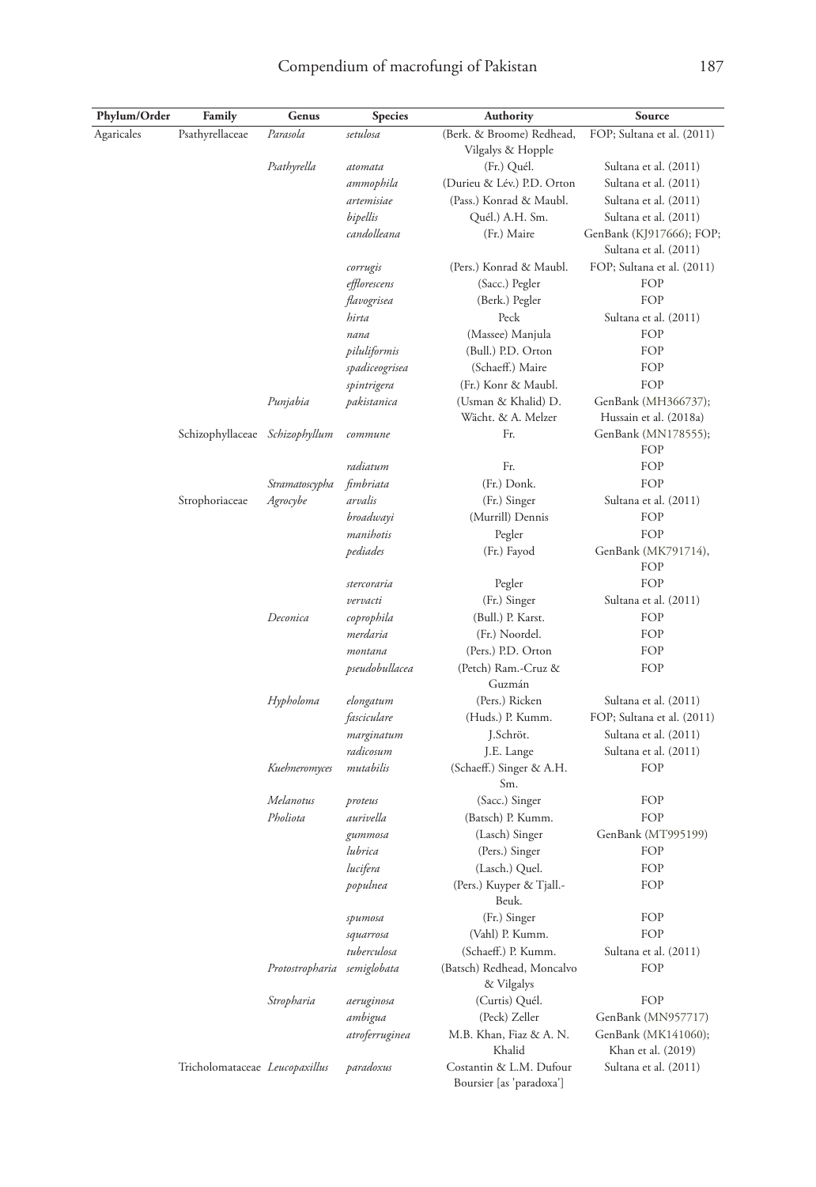| Phylum/Order | Family | Genus | Species | Authority | Source |
|---|---|---|---|---|---|
| Agaricales | Psathyrellaceae | *Parasola* | *setulosa* | (Berk. & Broome) Redhead, Vilgalys & Hopple | FOP; Sultana et al. (2011) |
| | | *Psathyrella* | *atomata* | (Fr.) Quél. | Sultana et al. (2011) |
| | | | *ammophila* | (Durieu & Lév.) P.D. Orton | Sultana et al. (2011) |
| | | | *artemisiae* | (Pass.) Konrad & Maubl. | Sultana et al. (2011) |
| | | | *bipellis* | Quél.) A.H. Sm. | Sultana et al. (2011) |
| | | | *candolleana* | (Fr.) Maire | GenBank (KJ917666); FOP; Sultana et al. (2011) |
| | | | *corrugis* | (Pers.) Konrad & Maubl. | FOP; Sultana et al. (2011) |
| | | | *efflorescens* | (Sacc.) Pegler | FOP |
| | | | *flavogrisea* | (Berk.) Pegler | FOP |
| | | | *hirta* | Peck | Sultana et al. (2011) |
| | | | *nana* | (Massee) Manjula | FOP |
| | | | *piluliformis* | (Bull.) P.D. Orton | FOP |
| | | | *spadiceogrisea* | (Schaeff.) Maire | FOP |
| | | | *spintrigera* | (Fr.) Konr & Maubl. | FOP |
| | | *Punjabia* | *pakistanica* | (Usman & Khalid) D. Wächt. & A. Melzer | GenBank (MH366737); Hussain et al. (2018a) |
| | Schizophyllaceae | *Schizophyllum* | *commune* | Fr. | GenBank (MN178555); FOP |
| | | | *radiatum* | Fr. | FOP |
| | | *Stramatoscypha* | *fimbriata* | (Fr.) Donk. | FOP |
| | Strophoriaceae | *Agrocybe* | *arvalis* | (Fr.) Singer | Sultana et al. (2011) |
| | | | *broadwayi* | (Murrill) Dennis | FOP |
| | | | *manihotis* | Pegler | FOP |
| | | | *pediades* | (Fr.) Fayod | GenBank (MK791714), FOP |
| | | | *stercoraria* | Pegler | FOP |
| | | | *vervacti* | (Fr.) Singer | Sultana et al. (2011) |
| | | *Deconica* | *coprophila* | (Bull.) P. Karst. | FOP |
| | | | *merdaria* | (Fr.) Noordel. | FOP |
| | | | *montana* | (Pers.) P.D. Orton | FOP |
| | | | *pseudobullacea* | (Petch) Ram.-Cruz & Guzmán | FOP |
| | | *Hypholoma* | *elongatum* | (Pers.) Ricken | Sultana et al. (2011) |
| | | | *fasciculare* | (Huds.) P. Kumm. | FOP; Sultana et al. (2011) |
| | | | *marginatum* | J.Schröt. | Sultana et al. (2011) |
| | | | *radicosum* | J.E. Lange | Sultana et al. (2011) |
| | | *Kuehneromyces* | *mutabilis* | (Schaeff.) Singer & A.H. Sm. | FOP |
| | | *Melanotus* | *proteus* | (Sacc.) Singer | FOP |
| | | *Pholiota* | *aurivella* | (Batsch) P. Kumm. | FOP |
| | | | *gummosa* | (Lasch) Singer | GenBank (MT995199) |
| | | | *lubrica* | (Pers.) Singer | FOP |
| | | | *lucifera* | (Lasch.) Quel. | FOP |
| | | | *populnea* | (Pers.) Kuyper & Tjall.-Beuk. | FOP |
| | | | *spumosa* | (Fr.) Singer | FOP |
| | | | *squarrosa* | (Vahl) P. Kumm. | FOP |
| | | | *tuberculosa* | (Schaeff.) P. Kumm. | Sultana et al. (2011) |
| | | *Protostropharia* | *semiglobata* | (Batsch) Redhead, Moncalvo & Vilgalys | FOP |
| | | *Stropharia* | *aeruginosa* | (Curtis) Quél. | FOP |
| | | | *ambigua* | (Peck) Zeller | GenBank (MN957717) |
| | | | *atroferruginea* | M.B. Khan, Fiaz & A. N. Khalid | GenBank (MK141060); Khan et al. (2019) |
| | Tricholomataceae | *Leucopaxillus* | *paradoxus* | Costantin & L.M. Dufour Boursier [as 'paradoxa'] | Sultana et al. (2011) |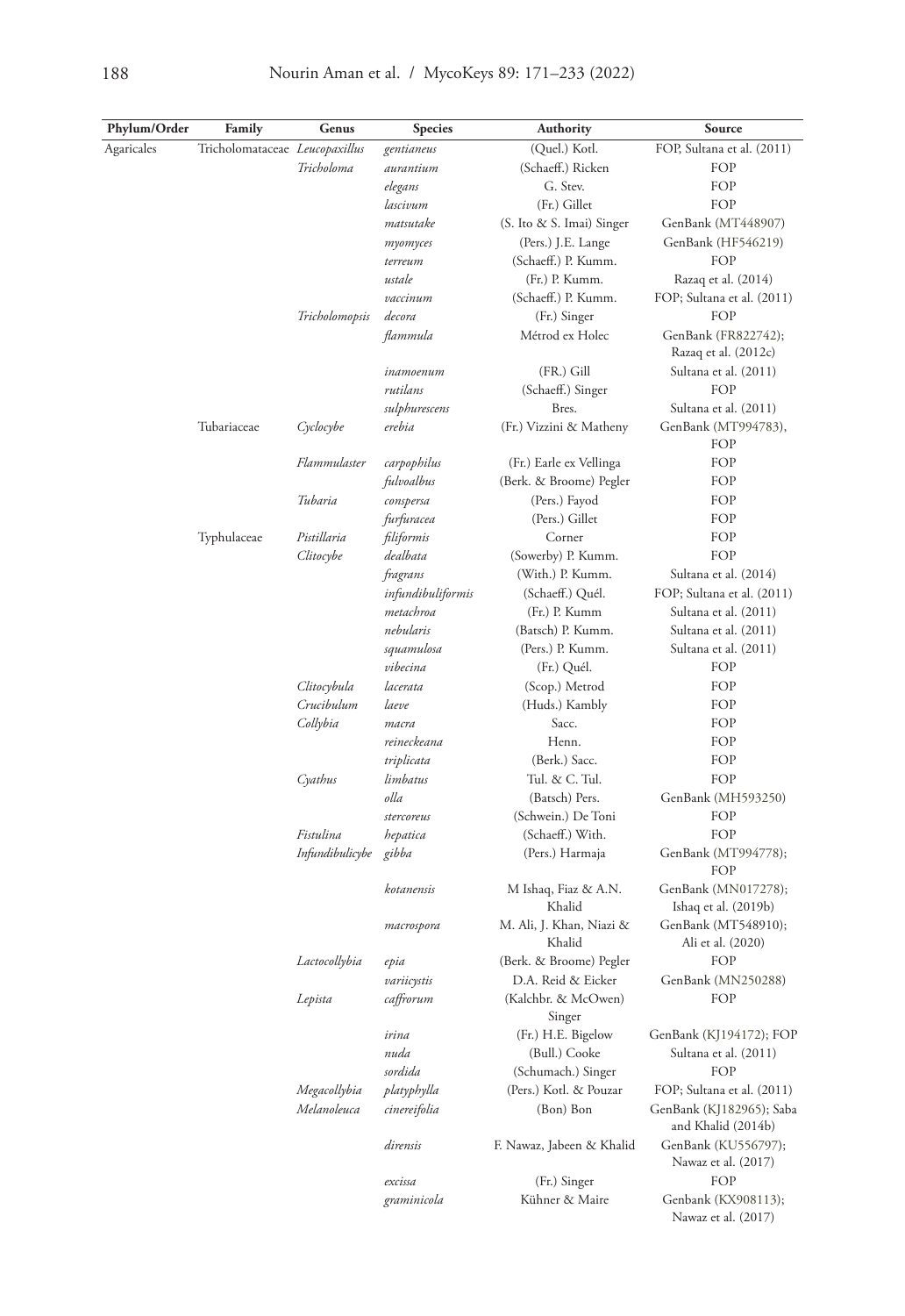| Phylum/Order | Family | Genus | Species | Authority | Source |
|---|---|---|---|---|---|
| Agaricales | Tricholomataceae | *Leucopaxillus* | *gentianeus* | (Quel.) Kotl. | FOP, Sultana et al. (2011) |
| | | *Tricholoma* | *aurantium* | (Schaeff.) Ricken | FOP |
| | | | *elegans* | G. Stev. | FOP |
| | | | *lascivum* | (Fr.) Gillet | FOP |
| | | | *matsutake* | (S. Ito & S. Imai) Singer | GenBank (MT448907) |
| | | | *myomyces* | (Pers.) J.E. Lange | GenBank (HF546219) |
| | | | *terreum* | (Schaeff.) P. Kumm. | FOP |
| | | | *ustale* | (Fr.) P. Kumm. | Razaq et al. (2014) |
| | | | *vaccinum* | (Schaeff.) P. Kumm. | FOP; Sultana et al. (2011) |
| | | *Tricholomopsis* | *decora* | (Fr.) Singer | FOP |
| | | | *flammula* | Métrod ex Holec | GenBank (FR822742); Razaq et al. (2012c) |
| | | | *inamoenum* | (FR.) Gill | Sultana et al. (2011) |
| | | | *rutilans* | (Schaeff.) Singer | FOP |
| | | | *sulphurescens* | Bres. | Sultana et al. (2011) |
| | Tubariaceae | *Cyclocybe* | *erebia* | (Fr.) Vizzini & Matheny | GenBank (MT994783), FOP |
| | | *Flammulaster* | *carpophilus* | (Fr.) Earle ex Vellinga | FOP |
| | | | *fulvoalbus* | (Berk. & Broome) Pegler | FOP |
| | | *Tubaria* | *conspersa* | (Pers.) Fayod | FOP |
| | | | *furfuracea* | (Pers.) Gillet | FOP |
| | Typhulaceae | *Pistillaria* | *filiformis* | Corner | FOP |
| | | *Clitocybe* | *dealbata* | (Sowerby) P. Kumm. | FOP |
| | | | *fragrans* | (With.) P. Kumm. | Sultana et al. (2014) |
| | | | *infundibuliformis* | (Schaeff.) Quél. | FOP; Sultana et al. (2011) |
| | | | *metachroa* | (Fr.) P. Kumm | Sultana et al. (2011) |
| | | | *nebularis* | (Batsch) P. Kumm. | Sultana et al. (2011) |
| | | | *squamulosa* | (Pers.) P. Kumm. | Sultana et al. (2011) |
| | | | *vibecina* | (Fr.) Quél. | FOP |
| | | *Clitocybula* | *lacerata* | (Scop.) Metrod | FOP |
| | | *Crucibulum* | *laeve* | (Huds.) Kambly | FOP |
| | | *Collybia* | *macra* | Sacc. | FOP |
| | | | *reineckeana* | Henn. | FOP |
| | | | *triplicata* | (Berk.) Sacc. | FOP |
| | | *Cyathus* | *limbatus* | Tul. & C. Tul. | FOP |
| | | | *olla* | (Batsch) Pers. | GenBank (MH593250) |
| | | | *stercoreus* | (Schwein.) De Toni | FOP |
| | | *Fistulina* | *hepatica* | (Schaeff.) With. | FOP |
| | | *Infundibulicybe* | *gibba* | (Pers.) Harmaja | GenBank (MT994778); FOP |
| | | | *kotanensis* | M Ishaq, Fiaz & A.N. Khalid | GenBank (MN017278); Ishaq et al. (2019b) |
| | | | *macrospora* | M. Ali, J. Khan, Niazi & Khalid | GenBank (MT548910); Ali et al. (2020) |
| | | *Lactocollybia* | *epia* | (Berk. & Broome) Pegler | FOP |
| | | | *variicystis* | D.A. Reid & Eicker | GenBank (MN250288) |
| | | *Lepista* | *caffrorum* | (Kalchbr. & McOwen) Singer | FOP |
| | | | *irina* | (Fr.) H.E. Bigelow | GenBank (KJ194172); FOP |
| | | | *nuda* | (Bull.) Cooke | Sultana et al. (2011) |
| | | | *sordida* | (Schumach.) Singer | FOP |
| | | *Megacollybia* | *platyphylla* | (Pers.) Kotl. & Pouzar | FOP; Sultana et al. (2011) |
| | | *Melanoleuca* | *cinereifolia* | (Bon) Bon | GenBank (KJ182965); Saba and Khalid (2014b) |
| | | | *dirensis* | F. Nawaz, Jabeen & Khalid | GenBank (KU556797); Nawaz et al. (2017) |
| | | | *excissa* | (Fr.) Singer | FOP |
| | | | *graminicola* | Kühner & Maire | Genbank (KX908113); Nawaz et al. (2017) |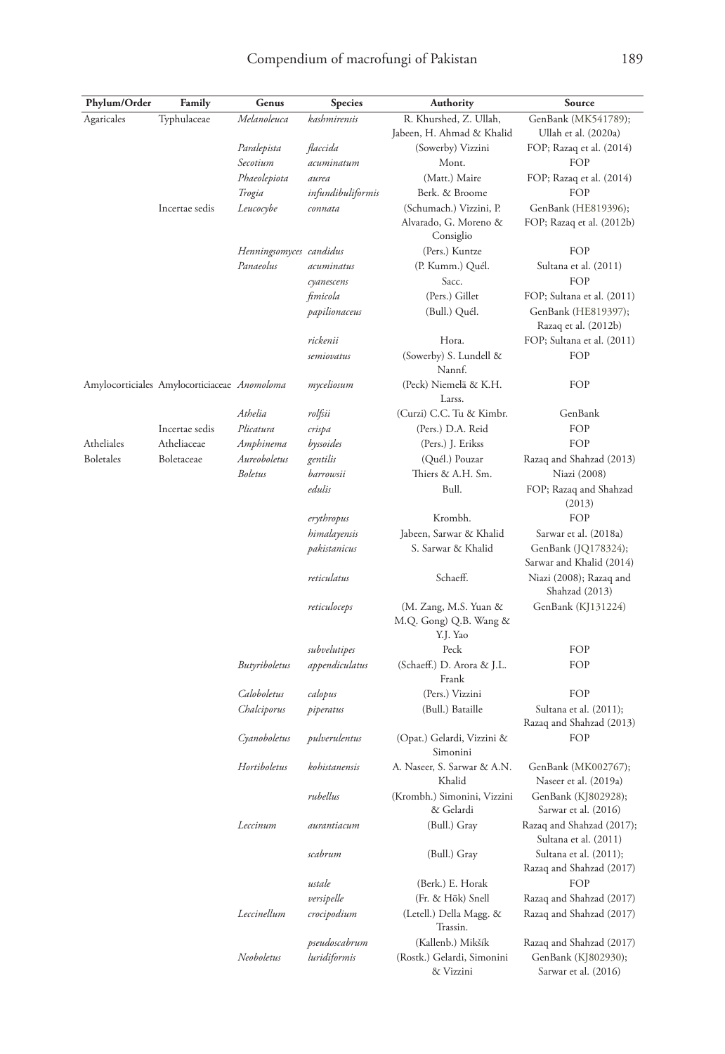| Phylum/Order | Family | Genus | Species | Authority | Source |
|---|---|---|---|---|---|
| Agaricales | Typhulaceae | *Melanoleuca* | *kashmirensis* | R. Khurshed, Z. Ullah, Jabeen, H. Ahmad & Khalid | GenBank (MK541789); Ullah et al. (2020a) |
| | | *Paralepista* | *flaccida* | (Sowerby) Vizzini | FOP; Razaq et al. (2014) |
| | | *Secotium* | *acuminatum* | Mont. | FOP |
| | | *Phaeolepiota* | *aurea* | (Matt.) Maire | FOP; Razaq et al. (2014) |
| | | *Trogia* | *infundibuliformis* | Berk. & Broome | FOP |
| | Incertae sedis | *Leucocybe* | *connata* | (Schumach.) Vizzini, P. Alvarado, G. Moreno & Consiglio | GenBank (HE819396); FOP; Razaq et al. (2012b) |
| | | *Henningsomyces* | *candidus* | (Pers.) Kuntze | FOP |
| | | *Panaeolus* | *acuminatus* | (P. Kumm.) Quél. | Sultana et al. (2011) |
| | | | *cyanescens* | Sacc. | FOP |
| | | | *fimicola* | (Pers.) Gillet | FOP; Sultana et al. (2011) |
| | | | *papilionaceus* | (Bull.) Quél. | GenBank (HE819397); Razaq et al. (2012b) |
| | | | *rickenii* | Hora. | FOP; Sultana et al. (2011) |
| | | | *semiovatus* | (Sowerby) S. Lundell & Nannf. | FOP |
| Amylocorticiales | Amylocorticiaceae | *Anomoloma* | *myceliosum* | (Peck) Niemelä & K.H. Larss. | FOP |
| | | *Athelia* | *rolfsii* | (Curzi) C.C. Tu & Kimbr. | GenBank |
| | Incertae sedis | *Plicatura* | *crispa* | (Pers.) D.A. Reid | FOP |
| Atheliales | Atheliaceae | *Amphinema* | *byssoides* | (Pers.) J. Erikss | FOP |
| Boletales | Boletaceae | *Aureoboletus* | *gentilis* | (Quél.) Pouzar | Razaq and Shahzad (2013) |
| | | *Boletus* | *barrowsii* | Thiers & A.H. Sm. | Niazi (2008) |
| | | | *edulis* | Bull. | FOP; Razaq and Shahzad (2013) |
| | | | *erythropus* | Krombh. | FOP |
| | | | *himalayensis* | Jabeen, Sarwar & Khalid | Sarwar et al. (2018a) |
| | | | *pakistanicus* | S. Sarwar & Khalid | GenBank (JQ178324); Sarwar and Khalid (2014) |
| | | | *reticulatus* | Schaeff. | Niazi (2008); Razaq and Shahzad (2013) |
| | | | *reticuloceps* | (M. Zang, M.S. Yuan & M.Q. Gong) Q.B. Wang & Y.J. Yao | GenBank (KJ131224) |
| | | | *subvelutipes* | Peck | FOP |
| | | *Butyriboletus* | *appendiculatus* | (Schaeff.) D. Arora & J.L. Frank | FOP |
| | | *Caloboletus* | *calopus* | (Pers.) Vizzini | FOP |
| | | *Chalciporus* | *piperatus* | (Bull.) Bataille | Sultana et al. (2011); Razaq and Shahzad (2013) |
| | | *Cyanoboletus* | *pulverulentus* | (Opat.) Gelardi, Vizzini & Simonini | FOP |
| | | *Hortiboletus* | *kohistanensis* | A. Naseer, S. Sarwar & A.N. Khalid | GenBank (MK002767); Naseer et al. (2019a) |
| | | | *rubellus* | (Krombh.) Simonini, Vizzini & Gelardi | GenBank (KJ802928); Sarwar et al. (2016) |
| | | *Leccinum* | *aurantiacum* | (Bull.) Gray | Razaq and Shahzad (2017); Sultana et al. (2011) |
| | | | *scabrum* | (Bull.) Gray | Sultana et al. (2011); Razaq and Shahzad (2017) |
| | | | *ustale* | (Berk.) E. Horak | FOP |
| | | | *versipelle* | (Fr. & Hök) Snell | Razaq and Shahzad (2017) |
| | | *Leccinellum* | *crocipodium* | (Letell.) Della Magg. & Trassin. | Razaq and Shahzad (2017) |
| | | | *pseudoscabrum* | (Kallenb.) Mikšík | Razaq and Shahzad (2017) |
| | | *Neoboletus* | *luridiformis* | (Rostk.) Gelardi, Simonini & Vizzini | GenBank (KJ802930); Sarwar et al. (2016) |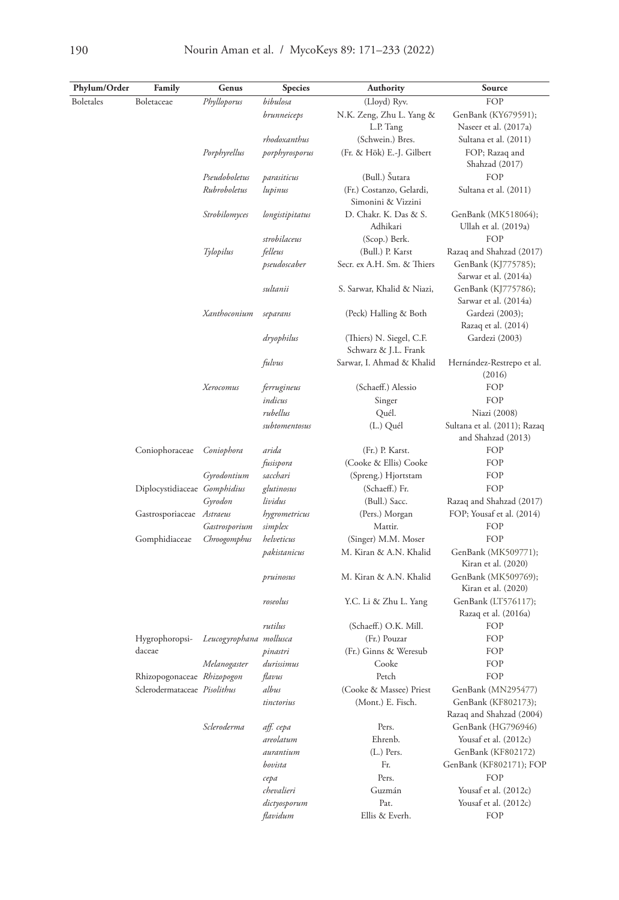| Phylum/Order | Family | Genus | Species | Authority | Source |
|---|---|---|---|---|---|
| Boletales | Boletaceae | *Phylloporus* | *bibulosa* | (Lloyd) Ryv. | FOP |
| | | | *brunneiceps* | N.K. Zeng, Zhu L. Yang & L.P. Tang | GenBank (KY679591); Naseer et al. (2017a) |
| | | | *rhodoxanthus* | (Schwein.) Bres. | Sultana et al. (2011) |
| | | *Porphyrellus* | *porphyrosporus* | (Fr. & Hök) E.-J. Gilbert | FOP; Razaq and Shahzad (2017) |
| | | *Pseudoboletus* | *parasiticus* | (Bull.) Šutara | FOP |
| | | *Rubroboletus* | *lupinus* | (Fr.) Costanzo, Gelardi, Simonini & Vizzini | Sultana et al. (2011) |
| | | *Strobilomyces* | *longistipitatus* | D. Chakr. K. Das & S. Adhikari | GenBank (MK518064); Ullah et al. (2019a) |
| | | | *strobilaceus* | (Scop.) Berk. | FOP |
| | | *Tylopilus* | *felleus* | (Bull.) P. Karst | Razaq and Shahzad (2017) |
| | | | *pseudoscaber* | Secr. ex A.H. Sm. & Thiers | GenBank (KJ775785); Sarwar et al. (2014a) |
| | | | *sultanii* | S. Sarwar, Khalid & Niazi, | GenBank (KJ775786); Sarwar et al. (2014a) |
| | | *Xanthoconium* | *separans* | (Peck) Halling & Both | Gardezi (2003); Razaq et al. (2014) |
| | | | *dryophilus* | (Thiers) N. Siegel, C.F. Schwarz & J.L. Frank | Gardezi (2003) |
| | | | *fulvus* | Sarwar, I. Ahmad & Khalid | Hernández-Restrepo et al. (2016) |
| | | *Xerocomus* | *ferrugineus* | (Schaeff.) Alessio | FOP |
| | | | *indicus* | Singer | FOP |
| | | | *rubellus* | Quél. | Niazi (2008) |
| | | | *subtomentosus* | (L.) Quél | Sultana et al. (2011); Razaq and Shahzad (2013) |
| | Coniophoraceae | *Coniophora* | *arida* | (Fr.) P. Karst. | FOP |
| | | | *fusispora* | (Cooke & Ellis) Cooke | FOP |
| | | *Gyrodontium* | *sacchari* | (Spreng.) Hjortstam | FOP |
| | Diplocystidiaceae | *Gomphidius* | *glutinosus* | (Schaeff.) Fr. | FOP |
| | | *Gyrodon* | *lividus* | (Bull.) Sacc. | Razaq and Shahzad (2017) |
| | Gastrosporiaceae | *Astraeus* | *hygrometricus* | (Pers.) Morgan | FOP; Yousaf et al. (2014) |
| | | *Gastrosporium* | *simplex* | Mattir. | FOP |
| | Gomphidiaceae | *Chroogomphus* | *helveticus* | (Singer) M.M. Moser | FOP |
| | | | *pakistanicus* | M. Kiran & A.N. Khalid | GenBank (MK509771); Kiran et al. (2020) |
| | | | *pruinosus* | M. Kiran & A.N. Khalid | GenBank (MK509769); Kiran et al. (2020) |
| | | | *roseolus* | Y.C. Li & Zhu L. Yang | GenBank (LT576117); Razaq et al. (2016a) |
| | | | *rutilus* | (Schaeff.) O.K. Mill. | FOP |
| | Hygrophoropsidaceae | *Leucogyrophana* | *mollusca* | (Fr.) Pouzar | FOP |
| | | | *pinastri* | (Fr.) Ginns & Weresub | FOP |
| | | *Melanogaster* | *durissimus* | Cooke | FOP |
| | Rhizopogonaceae | *Rhizopogon* | *flavus* | Petch | FOP |
| | Sclerodermataceae | *Pisolithus* | *albus* | (Cooke & Massee) Priest | GenBank (MN295477) |
| | | | *tinctorius* | (Mont.) E. Fisch. | GenBank (KF802173); Razaq and Shahzad (2004) |
| | | *Scleroderma* | *aff. cepa* | Pers. | GenBank (HG796946) |
| | | | *areolatum* | Ehrenb. | Yousaf et al. (2012c) |
| | | | *aurantium* | (L.) Pers. | GenBank (KF802172) |
| | | | *bovista* | Fr. | GenBank (KF802171); FOP |
| | | | *cepa* | Pers. | FOP |
| | | | *chevalieri* | Guzmán | Yousaf et al. (2012c) |
| | | | *dictyosporum* | Pat. | Yousaf et al. (2012c) |
| | | | *flavidum* | Ellis & Everh. | FOP |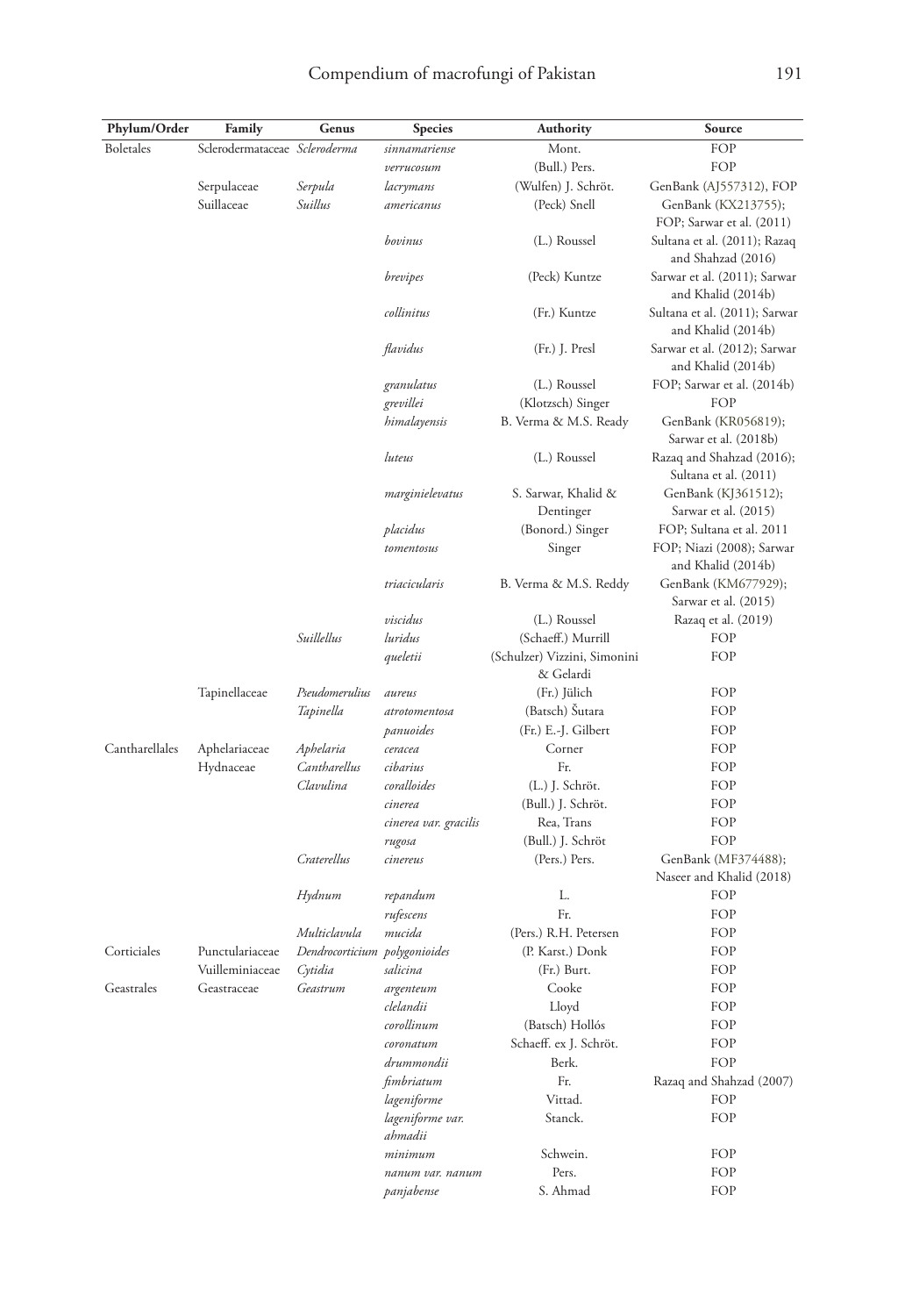| Phylum/Order | Family | Genus | Species | Authority | Source |
|---|---|---|---|---|---|
| Boletales | Sclerodermataceae | *Scleroderma* | *sinnamariense* | Mont. | FOP |
| | | | *verrucosum* | (Bull.) Pers. | FOP |
| | Serpulaceae | *Serpula* | *lacrymans* | (Wulfen) J. Schröt. | GenBank (AJ557312), FOP |
| | Suillaceae | *Suillus* | *americanus* | (Peck) Snell | GenBank (KX213755); FOP; Sarwar et al. (2011) |
| | | | *bovinus* | (L.) Roussel | Sultana et al. (2011); Razaq and Shahzad (2016) |
| | | | *brevipes* | (Peck) Kuntze | Sarwar et al. (2011); Sarwar and Khalid (2014b) |
| | | | *collinitus* | (Fr.) Kuntze | Sultana et al. (2011); Sarwar and Khalid (2014b) |
| | | | *flavidus* | (Fr.) J. Presl | Sarwar et al. (2012); Sarwar and Khalid (2014b) |
| | | | *granulatus* | (L.) Roussel | FOP; Sarwar et al. (2014b) |
| | | | *grevillei* | (Klotzsch) Singer | FOP |
| | | | *himalayensis* | B. Verma & M.S. Ready | GenBank (KR056819); Sarwar et al. (2018b) |
| | | | *luteus* | (L.) Roussel | Razaq and Shahzad (2016); Sultana et al. (2011) |
| | | | *marginielevatus* | S. Sarwar, Khalid & Dentinger | GenBank (KJ361512); Sarwar et al. (2015) |
| | | | *placidus* | (Bonord.) Singer | FOP; Sultana et al. 2011 |
| | | | *tomentosus* | Singer | FOP; Niazi (2008); Sarwar and Khalid (2014b) |
| | | | *triacicularis* | B. Verma & M.S. Reddy | GenBank (KM677929); Sarwar et al. (2015) |
| | | | *viscidus* | (L.) Roussel | Razaq et al. (2019) |
| | | *Suillellus* | *luridus* | (Schaeff.) Murrill | FOP |
| | | | *queletii* | (Schulzer) Vizzini, Simonini & Gelardi | FOP |
| | Tapinellaceae | *Pseudomerulius* | *aureus* | (Fr.) Jülich | FOP |
| | | *Tapinella* | *atrotomentosa* | (Batsch) Šutara | FOP |
| | | | *panuoides* | (Fr.) E.-J. Gilbert | FOP |
| Cantharellales | Aphelariaceae | *Aphelaria* | *ceracea* | Corner | FOP |
| | Hydnaceae | *Cantharellus* | *cibarius* | Fr. | FOP |
| | | *Clavulina* | *coralloides* | (L.) J. Schröt. | FOP |
| | | | *cinerea* | (Bull.) J. Schröt. | FOP |
| | | | *cinerea var. gracilis* | Rea, Trans | FOP |
| | | | *rugosa* | (Bull.) J. Schröt | FOP |
| | | *Craterellus* | *cinereus* | (Pers.) Pers. | GenBank (MF374488); Naseer and Khalid (2018) |
| | | *Hydnum* | *repandum* | L. | FOP |
| | | | *rufescens* | Fr. | FOP |
| | | *Multiclavula* | *mucida* | (Pers.) R.H. Petersen | FOP |
| Corticiales | Punctulariaceae | *Dendrocorticium* | *polygonioides* | (P. Karst.) Donk | FOP |
| | Vuilleminiaceae | *Cytidia* | *salicina* | (Fr.) Burt. | FOP |
| Geastrales | Geastraceae | *Geastrum* | *argenteum* | Cooke | FOP |
| | | | *clelandii* | Lloyd | FOP |
| | | | *corollinum* | (Batsch) Hollós | FOP |
| | | | *coronatum* | Schaeff. ex J. Schröt. | FOP |
| | | | *drummondii* | Berk. | FOP |
| | | | *fimbriatum* | Fr. | Razaq and Shahzad (2007) |
| | | | *lageniforme* | Vittad. | FOP |
| | | | *lageniforme var. ahmadii* | Stanck. | FOP |
| | | | *minimum* | Schwein. | FOP |
| | | | *nanum var. nanum* | Pers. | FOP |
| | | | *panjabense* | S. Ahmad | FOP |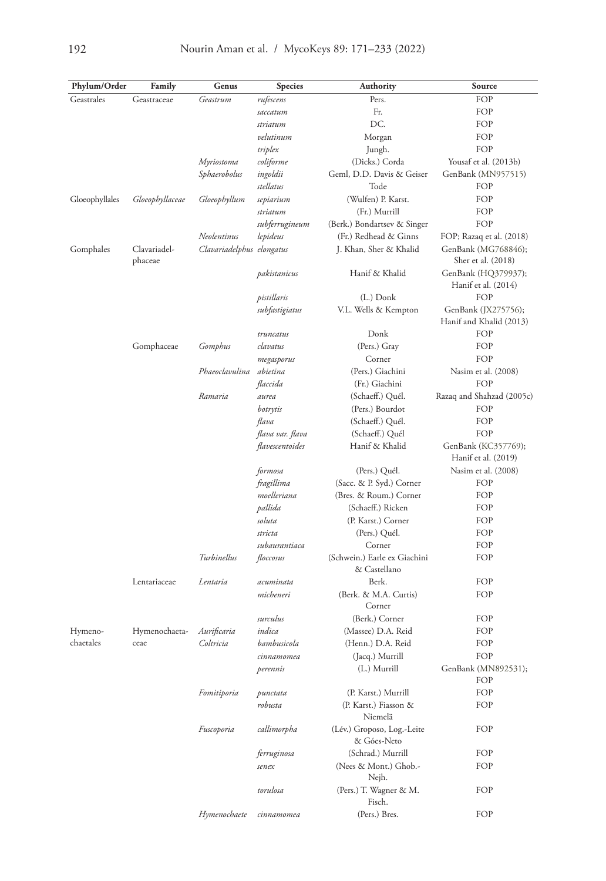| Phylum/Order | Family | Genus | Species | Authority | Source |
|---|---|---|---|---|---|
| Geastrales | Geastraceae | *Geastrum* | *rufescens* | Pers. | FOP |
| | | | *saccatum* | Fr. | FOP |
| | | | *striatum* | DC. | FOP |
| | | | *velutinum* | Morgan | FOP |
| | | | *triplex* | Jungh. | FOP |
| | | *Myriostoma* | *coliforme* | (Dicks.) Corda | Yousaf et al. (2013b) |
| | | *Sphaerobolus* | *ingoldii* | Geml, D.D. Davis & Geiser | GenBank (MN957515) |
| | | | *stellatus* | Tode | FOP |
| Gloeophyllales | *Gloeophyllaceae* | *Gloeophyllum* | *sepiarium* | (Wulfen) P. Karst. | FOP |
| | | | *striatum* | (Fr.) Murrill | FOP |
| | | | *subferrugineum* | (Berk.) Bondartsev & Singer | FOP |
| | | *Neolentinus* | *lepideus* | (Fr.) Redhead & Ginns | FOP; Razaq et al. (2018) |
| Gomphales | Clavariadel-phaceae | *Clavariadelphus* | *elongatus* | J. Khan, Sher & Khalid | GenBank (MG768846); Sher et al. (2018) |
| | | | *pakistanicus* | Hanif & Khalid | GenBank (HQ379937); Hanif et al. (2014) |
| | | | *pistillaris* | (L.) Donk | FOP |
| | | | *subfastigiatus* | V.L. Wells & Kempton | GenBank (JX275756); Hanif and Khalid (2013) |
| | | | *truncatus* | Donk | FOP |
| | Gomphaceae | *Gomphus* | *clavatus* | (Pers.) Gray | FOP |
| | | | *megasporus* | Corner | FOP |
| | | *Phaeoclavulina* | *abietina* | (Pers.) Giachini | Nasim et al. (2008) |
| | | | *flaccida* | (Fr.) Giachini | FOP |
| | | *Ramaria* | *aurea* | (Schaeff.) Quél. | Razaq and Shahzad (2005c) |
| | | | *botrytis* | (Pers.) Bourdot | FOP |
| | | | *flava* | (Schaeff.) Quél. | FOP |
| | | | *flava var. flava* | (Schaeff.) Quél | FOP |
| | | | *flavescentoides* | Hanif & Khalid | GenBank (KC357769); Hanif et al. (2019) |
| | | | *formosa* | (Pers.) Quél. | Nasim et al. (2008) |
| | | | *fragillima* | (Sacc. & P. Syd.) Corner | FOP |
| | | | *moelleriana* | (Bres. & Roum.) Corner | FOP |
| | | | *pallida* | (Schaeff.) Ricken | FOP |
| | | | *soluta* | (P. Karst.) Corner | FOP |
| | | | *stricta* | (Pers.) Quél. | FOP |
| | | | *subaurantiaca* | Corner | FOP |
| | | *Turbinellus* | *floccosus* | (Schwein.) Earle ex Giachini & Castellano | FOP |
| | Lentariaceae | *Lentaria* | *acuminata* | Berk. | FOP |
| | | | *micheneri* | (Berk. & M.A. Curtis) Corner | FOP |
| | | | *surculus* | (Berk.) Corner | FOP |
| Hymeno-chaetales | Hymenochaeta-ceae | *Aurificaria* | *indica* | (Massee) D.A. Reid | FOP |
| | | *Coltricia* | *bambusicola* | (Henn.) D.A. Reid | FOP |
| | | | *cinnamomea* | (Jacq.) Murrill | FOP |
| | | | *perennis* | (L.) Murrill | GenBank (MN892531); FOP |
| | | *Fomitiporia* | *punctata* | (P. Karst.) Murrill | FOP |
| | | | *robusta* | (P. Karst.) Fiasson & Niemelä | FOP |
| | | *Fuscoporia* | *callimorpha* | (Lév.) Groposo, Log.-Leite & Góes-Neto | FOP |
| | | | *ferruginosa* | (Schrad.) Murrill | FOP |
| | | | *senex* | (Nees & Mont.) Ghob.-Nejh. | FOP |
| | | | *torulosa* | (Pers.) T. Wagner & M. Fisch. | FOP |
| | | *Hymenochaete* | *cinnamomea* | (Pers.) Bres. | FOP |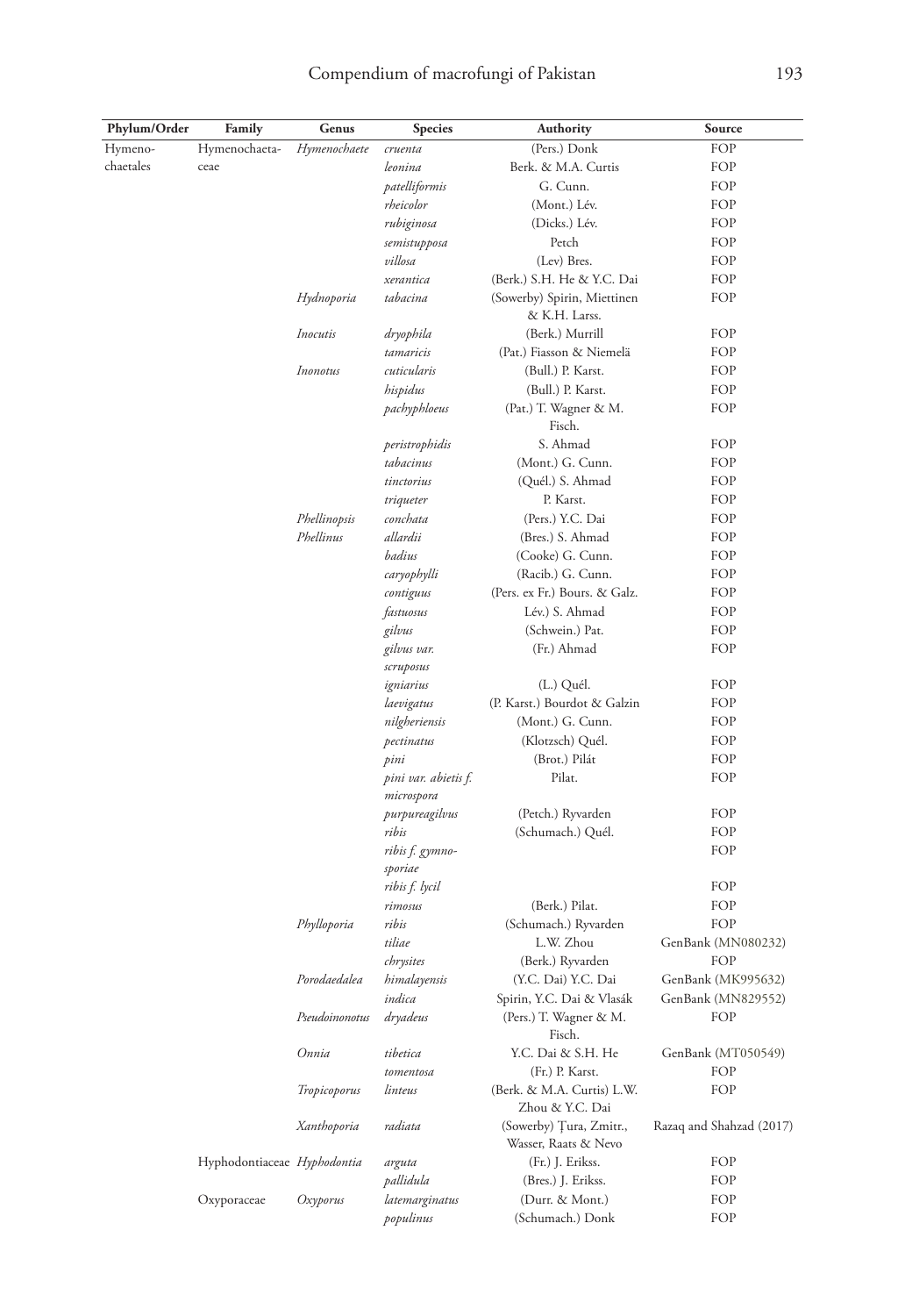| Phylum/Order | Family | Genus | Species | Authority | Source |
|---|---|---|---|---|---|
| Hymeno-chaetales | Hymenochaeta-ceae | *Hymenochaete* | *cruenta* | (Pers.) Donk | FOP |
| | | | *leonina* | Berk. & M.A. Curtis | FOP |
| | | | *patelliformis* | G. Cunn. | FOP |
| | | | *rheicolor* | (Mont.) Lév. | FOP |
| | | | *rubiginosa* | (Dicks.) Lév. | FOP |
| | | | *semistupposa* | Petch | FOP |
| | | | *villosa* | (Lev) Bres. | FOP |
| | | | *xerantica* | (Berk.) S.H. He & Y.C. Dai | FOP |
| | | *Hydnoporia* | *tabacina* | (Sowerby) Spirin, Miettinen & K.H. Larss. | FOP |
| | | *Inocutis* | *dryophila* | (Berk.) Murrill | FOP |
| | | | *tamaricis* | (Pat.) Fiasson & Niemelä | FOP |
| | | *Inonotus* | *cuticularis* | (Bull.) P. Karst. | FOP |
| | | | *hispidus* | (Bull.) P. Karst. | FOP |
| | | | *pachyphloeus* | (Pat.) T. Wagner & M. Fisch. | FOP |
| | | | *peristrophidis* | S. Ahmad | FOP |
| | | | *tabacinus* | (Mont.) G. Cunn. | FOP |
| | | | *tinctorius* | (Quél.) S. Ahmad | FOP |
| | | | *triqueter* | P. Karst. | FOP |
| | | *Phellinopsis* | *conchata* | (Pers.) Y.C. Dai | FOP |
| | | *Phellinus* | *allardii* | (Bres.) S. Ahmad | FOP |
| | | | *badius* | (Cooke) G. Cunn. | FOP |
| | | | *caryophylli* | (Racib.) G. Cunn. | FOP |
| | | | *contiguus* | (Pers. ex Fr.) Bours. & Galz. | FOP |
| | | | *fastuosus* | Lév.) S. Ahmad | FOP |
| | | | *gilvus* | (Schwein.) Pat. | FOP |
| | | | *gilvus var. scruposus* | (Fr.) Ahmad | FOP |
| | | | *igniarius* | (L.) Quél. | FOP |
| | | | *laevigatus* | (P. Karst.) Bourdot & Galzin | FOP |
| | | | *nilgheriensis* | (Mont.) G. Cunn. | FOP |
| | | | *pectinatus* | (Klotzsch) Quél. | FOP |
| | | | *pini* | (Brot.) Pilát | FOP |
| | | | *pini var. abietis f. microspora* | Pilat. | FOP |
| | | | *purpureagilvus* | (Petch.) Ryvarden | FOP |
| | | | *ribis* | (Schumach.) Quél. | FOP |
| | | | *ribis f. gymnosporiae* | | FOP |
| | | | *ribis f. lycil* | | FOP |
| | | | *rimosus* | (Berk.) Pilat. | FOP |
| | | *Phylloporia* | *ribis* | (Schumach.) Ryvarden | FOP |
| | | | *tiliae* | L.W. Zhou | GenBank (MN080232) |
| | | | *chrysites* | (Berk.) Ryvarden | FOP |
| | | *Porodaedalea* | *himalayensis* | (Y.C. Dai) Y.C. Dai | GenBank (MK995632) |
| | | | *indica* | Spirin, Y.C. Dai & Vlasák | GenBank (MN829552) |
| | | *Pseudoinonotus* | *dryadeus* | (Pers.) T. Wagner & M. Fisch. | FOP |
| | | *Onnia* | *tibetica* | Y.C. Dai & S.H. He | GenBank (MT050549) |
| | | | *tomentosa* | (Fr.) P. Karst. | FOP |
| | | *Tropicoporus* | *linteus* | (Berk. & M.A. Curtis) L.W. Zhou & Y.C. Dai | FOP |
| | | *Xanthoporia* | *radiata* | (Sowerby) Ţura, Zmitr., Wasser, Raats & Nevo | Razaq and Shahzad (2017) |
| | Hyphodontiaceae | *Hyphodontia* | *arguta* | (Fr.) J. Erikss. | FOP |
| | | | *pallidula* | (Bres.) J. Erikss. | FOP |
| | Oxyporaceae | *Oxyporus* | *latemarginatus* | (Durr. & Mont.) | FOP |
| | | | *populinus* | (Schumach.) Donk | FOP |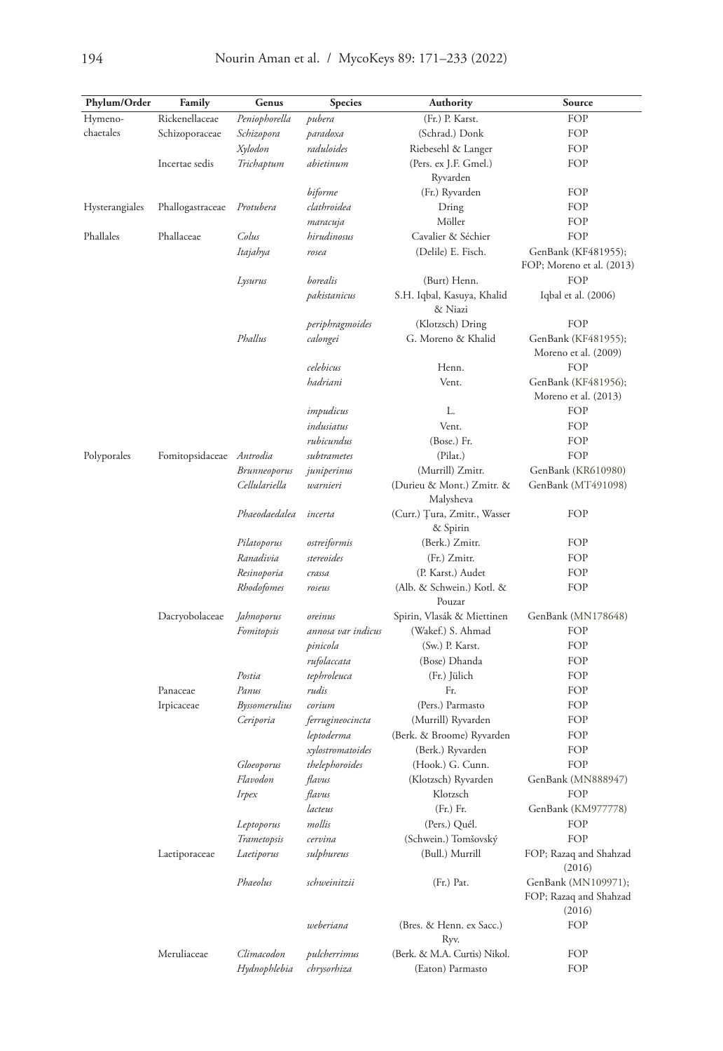| Phylum/Order | Family | Genus | Species | Authority | Source |
|---|---|---|---|---|---|
| Hymeno-chaetales | Rickenellaceae | *Peniophorella* | *pubera* | (Fr.) P. Karst. | FOP |
| | Schizoporaceae | *Schizopora* | *paradoxa* | (Schrad.) Donk | FOP |
| | | *Xylodon* | *raduloides* | Riebesehl & Langer | FOP |
| | Incertae sedis | *Trichaptum* | *abietinum* | (Pers. ex J.F. Gmel.) Ryvarden | FOP |
| | | | *biforme* | (Fr.) Ryvarden | FOP |
| Hysterangiales | Phallogastraceae | *Protubera* | *clathroidea* | Dring | FOP |
| | | | *maracuja* | Möller | FOP |
| Phallales | Phallaceae | *Colus* | *hirudinosus* | Cavalier & Séchier | FOP |
| | | *Itajahya* | *rosea* | (Delile) E. Fisch. | GenBank (KF481955); FOP; Moreno et al. (2013) |
| | | *Lysurus* | *borealis* | (Burt) Henn. | FOP |
| | | | *pakistanicus* | S.H. Iqbal, Kasuya, Khalid & Niazi | Iqbal et al. (2006) |
| | | | *periphragmoides* | (Klotzsch) Dring | FOP |
| | | *Phallus* | *calongei* | G. Moreno & Khalid | GenBank (KF481955); Moreno et al. (2009) |
| | | | *celebicus* | Henn. | FOP |
| | | | *hadriani* | Vent. | GenBank (KF481956); Moreno et al. (2013) |
| | | | *impudicus* | L. | FOP |
| | | | *indusiatus* | Vent. | FOP |
| | | | *rubicundus* | (Bose.) Fr. | FOP |
| Polyporales | Fomitopsidaceae | *Antrodia* | *subtrametes* | (Pilat.) | FOP |
| | | *Brunneoporus* | *juniperinus* | (Murrill) Zmitr. | GenBank (KR610980) |
| | | *Cellulariella* | *warnieri* | (Durieu & Mont.) Zmitr. & Malysheva | GenBank (MT491098) |
| | | *Phaeodaedalea* | *incerta* | (Curr.) Ţura, Zmitr., Wasser & Spirin | FOP |
| | | *Pilatoporus* | *ostreiformis* | (Berk.) Zmitr. | FOP |
| | | *Ranadivia* | *stereoides* | (Fr.) Zmitr. | FOP |
| | | *Resinoporia* | *crassa* | (P. Karst.) Audet | FOP |
| | | *Rhodofomes* | *roseus* | (Alb. & Schwein.) Kotl. & Pouzar | FOP |
| | Dacryobolaceae | *Jahnoporus* | *oreinus* | Spirin, Vlasák & Miettinen | GenBank (MN178648) |
| | | *Fomitopsis* | *annosa var indicus* | (Wakef.) S. Ahmad | FOP |
| | | | *pinicola* | (Sw.) P. Karst. | FOP |
| | | | *rufolaccata* | (Bose) Dhanda | FOP |
| | | *Postia* | *tephroleuca* | (Fr.) Jülich | FOP |
| | Panaceae | *Panus* | *rudis* | Fr. | FOP |
| | Irpicaceae | *Byssomerulius* | *corium* | (Pers.) Parmasto | FOP |
| | | *Ceriporia* | *ferrugineocincta* | (Murrill) Ryvarden | FOP |
| | | | *leptoderma* | (Berk. & Broome) Ryvarden | FOP |
| | | | *xylostromatoides* | (Berk.) Ryvarden | FOP |
| | | *Gloeoporus* | *thelephoroides* | (Hook.) G. Cunn. | FOP |
| | | *Flavodon* | *flavus* | (Klotzsch) Ryvarden | GenBank (MN888947) |
| | | *Irpex* | *flavus* | Klotzsch | FOP |
| | | | *lacteus* | (Fr.) Fr. | GenBank (KM977778) |
| | | *Leptoporus* | *mollis* | (Pers.) Quél. | FOP |
| | | *Trametopsis* | *cervina* | (Schwein.) Tomšovský | FOP |
| | Laetiporaceae | *Laetiporus* | *sulphureus* | (Bull.) Murrill | FOP; Razaq and Shahzad (2016) |
| | | *Phaeolus* | *schweinitzii* | (Fr.) Pat. | GenBank (MN109971); FOP; Razaq and Shahzad (2016) |
| | | | *weberiana* | (Bres. & Henn. ex Sacc.) Ryv. | FOP |
| | Meruliaceae | *Climacodon* | *pulcherrimus* | (Berk. & M.A. Curtis) Nikol. | FOP |
| | | *Hydnophlebia* | *chrysorhiza* | (Eaton) Parmasto | FOP |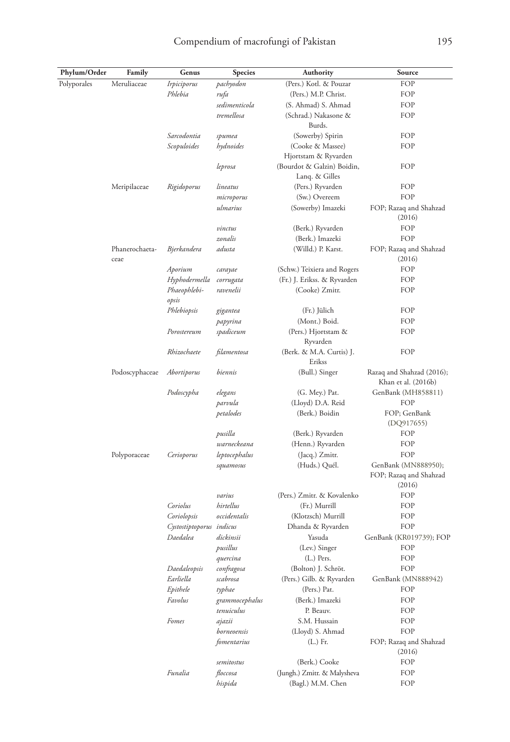| Phylum/Order | Family | Genus | Species | Authority | Source |
|---|---|---|---|---|---|
| Polyporales | Meruliaceae | *Irpiciporus* | *pachyodon* | (Pers.) Kotl. & Pouzar | FOP |
| | | *Phlebia* | *rufa* | (Pers.) M.P. Christ. | FOP |
| | | | *sedimenticola* | (S. Ahmad) S. Ahmad | FOP |
| | | | *tremellosa* | (Schrad.) Nakasone & Burds. | FOP |
| | | *Sarcodontia* | *spumea* | (Sowerby) Spirin | FOP |
| | | *Scopuloides* | *hydnoides* | (Cooke & Massee) Hjortstam & Ryvarden | FOP |
| | | | *leprosa* | (Bourdot & Galzin) Boidin, Lanq. & Gilles | FOP |
| | Meripilaceae | *Rigidoporus* | *lineatus* | (Pers.) Ryvarden | FOP |
| | | | *microporus* | (Sw.) Overeem | FOP |
| | | | *ulmarius* | (Sowerby) Imazeki | FOP; Razaq and Shahzad (2016) |
| | | | *vinctus* | (Berk.) Ryvarden | FOP |
| | | | *zonalis* | (Berk.) Imazeki | FOP |
| | Phanerochaetaceae | *Bjerkandera* | *adusta* | (Willd.) P. Karst. | FOP; Razaq and Shahzad (2016) |
| | | *Aporium* | *carayae* | (Schw.) Teixiera and Rogers | FOP |
| | | *Hyphodermella* | *corrugata* | (Fr.) J. Erikss. & Ryvarden | FOP |
| | | *Phaeophlebiopsis* | *ravenelii* | (Cooke) Zmitr. | FOP |
| | | *Phlebiopsis* | *gigantea* | (Fr.) Jülich | FOP |
| | | | *papyrina* | (Mont.) Boid. | FOP |
| | | *Porostereum* | *spadiceum* | (Pers.) Hjortstam & Ryvarden | FOP |
| | | *Rhizochaete* | *filamentosa* | (Berk. & M.A. Curtis) J. Erikss | FOP |
| | Podoscyphaceae | *Abortiporus* | *biennis* | (Bull.) Singer | Razaq and Shahzad (2016); Khan et al. (2016b) |
| | | *Podoscypha* | *elegans* | (G. Mey.) Pat. | GenBank (MH858811) |
| | | | *parvula* | (Lloyd) D.A. Reid | FOP |
| | | | *petalodes* | (Berk.) Boidin | FOP; GenBank (DQ917655) |
| | | | *pusilla* | (Berk.) Ryvarden | FOP |
| | | | *warneckeana* | (Henn.) Ryvarden | FOP |
| | Polyporaceae | *Cerioporus* | *leptocephalus* | (Jacq.) Zmitr. | FOP |
| | | | *squamosus* | (Huds.) Quél. | GenBank (MN888950); FOP; Razaq and Shahzad (2016) |
| | | | *varius* | (Pers.) Zmitr. & Kovalenko | FOP |
| | | *Coriolus* | *hirtellus* | (Fr.) Murrill | FOP |
| | | *Coriolopsis* | *occidentalis* | (Klotzsch) Murrill | FOP |
| | | *Cystostiptoporus* | *indicus* | Dhanda & Ryvarden | FOP |
| | | *Daedalea* | *dickinsii* | Yasuda | GenBank (KR019739); FOP |
| | | | *pusillus* | (Lev.) Singer | FOP |
| | | | *quercina* | (L.) Pers. | FOP |
| | | *Daedaleopsis* | *confragosa* | (Bolton) J. Schröt. | FOP |
| | | *Earliella* | *scabrosa* | (Pers.) Gilb. & Ryvarden | GenBank (MN888942) |
| | | *Epithele* | *typhae* | (Pers.) Pat. | FOP |
| | | *Favolus* | *grammocephalus* | (Berk.) Imazeki | FOP |
| | | | *tenuiculus* | P. Beauv. | FOP |
| | | *Fomes* | *ajazii* | S.M. Hussain | FOP |
| | | | *borneoensis* | (Lloyd) S. Ahmad | FOP |
| | | | *fomentarius* | (L.) Fr. | FOP; Razaq and Shahzad (2016) |
| | | | *semitostus* | (Berk.) Cooke | FOP |
| | | *Funalia* | *floccosa* | (Jungh.) Zmitr. & Malysheva | FOP |
| | | | *hispida* | (Bagl.) M.M. Chen | FOP |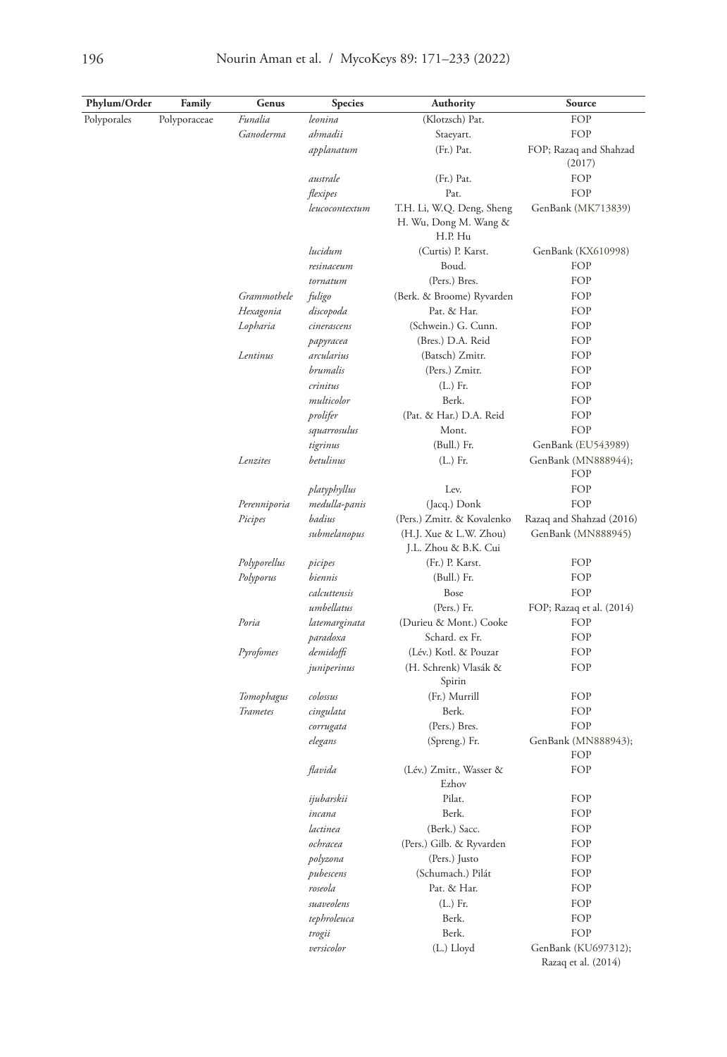| Phylum/Order | Family | Genus | Species | Authority | Source |
|---|---|---|---|---|---|
| Polyporales | Polyporaceae | *Funalia* | *leonina* | (Klotzsch) Pat. | FOP |
| | | *Ganoderma* | *ahmadii* | Staeyart. | FOP |
| | | | *applanatum* | (Fr.) Pat. | FOP; Razaq and Shahzad (2017) |
| | | | *australe* | (Fr.) Pat. | FOP |
| | | | *flexipes* | Pat. | FOP |
| | | | *leucocontextum* | T.H. Li, W.Q. Deng, Sheng H. Wu, Dong M. Wang & H.P. Hu | GenBank (MK713839) |
| | | | *lucidum* | (Curtis) P. Karst. | GenBank (KX610998) |
| | | | *resinaceum* | Boud. | FOP |
| | | | *tornatum* | (Pers.) Bres. | FOP |
| | | *Grammothele* | *fuligo* | (Berk. & Broome) Ryvarden | FOP |
| | | *Hexagonia* | *discopoda* | Pat. & Har. | FOP |
| | | *Lopharia* | *cinerascens* | (Schwein.) G. Cunn. | FOP |
| | | | *papyracea* | (Bres.) D.A. Reid | FOP |
| | | *Lentinus* | *arcularius* | (Batsch) Zmitr. | FOP |
| | | | *brumalis* | (Pers.) Zmitr. | FOP |
| | | | *crinitus* | (L.) Fr. | FOP |
| | | | *multicolor* | Berk. | FOP |
| | | | *prolifer* | (Pat. & Har.) D.A. Reid | FOP |
| | | | *squarrosulus* | Mont. | FOP |
| | | | *tigrinus* | (Bull.) Fr. | GenBank (EU543989) |
| | | *Lenzites* | *betulinus* | (L.) Fr. | GenBank (MN888944); FOP |
| | | | *platyphyllus* | Lev. | FOP |
| | | *Perenniporia* | *medulla-panis* | (Jacq.) Donk | FOP |
| | | *Picipes* | *badius* | (Pers.) Zmitr. & Kovalenko | Razaq and Shahzad (2016) |
| | | | *submelanopus* | (H.J. Xue & L.W. Zhou) J.L. Zhou & B.K. Cui | GenBank (MN888945) |
| | | *Polyporellus* | *picipes* | (Fr.) P. Karst. | FOP |
| | | *Polyporus* | *biennis* | (Bull.) Fr. | FOP |
| | | | *calcuttensis* | Bose | FOP |
| | | | *umbellatus* | (Pers.) Fr. | FOP; Razaq et al. (2014) |
| | | *Poria* | *latemarginata* | (Durieu & Mont.) Cooke | FOP |
| | | | *paradoxa* | Schard. ex Fr. | FOP |
| | | *Pyrofomes* | *demidoffi* | (Lév.) Kotl. & Pouzar | FOP |
| | | | *juniperinus* | (H. Schrenk) Vlasák & Spirin | FOP |
| | | *Tomophagus* | *colossus* | (Fr.) Murrill | FOP |
| | | *Trametes* | *cingulata* | Berk. | FOP |
| | | | *corrugata* | (Pers.) Bres. | FOP |
| | | | *elegans* | (Spreng.) Fr. | GenBank (MN888943); FOP |
| | | | *flavida* | (Lév.) Zmitr., Wasser & Ezhov | FOP |
| | | | *ijubarskii* | Pilat. | FOP |
| | | | *incana* | Berk. | FOP |
| | | | *lactinea* | (Berk.) Sacc. | FOP |
| | | | *ochracea* | (Pers.) Gilb. & Ryvarden | FOP |
| | | | *polyzona* | (Pers.) Justo | FOP |
| | | | *pubescens* | (Schumach.) Pilát | FOP |
| | | | *roseola* | Pat. & Har. | FOP |
| | | | *suaveolens* | (L.) Fr. | FOP |
| | | | *tephroleuca* | Berk. | FOP |
| | | | *trogii* | Berk. | FOP |
| | | | *versicolor* | (L.) Lloyd | GenBank (KU697312); Razaq et al. (2014) |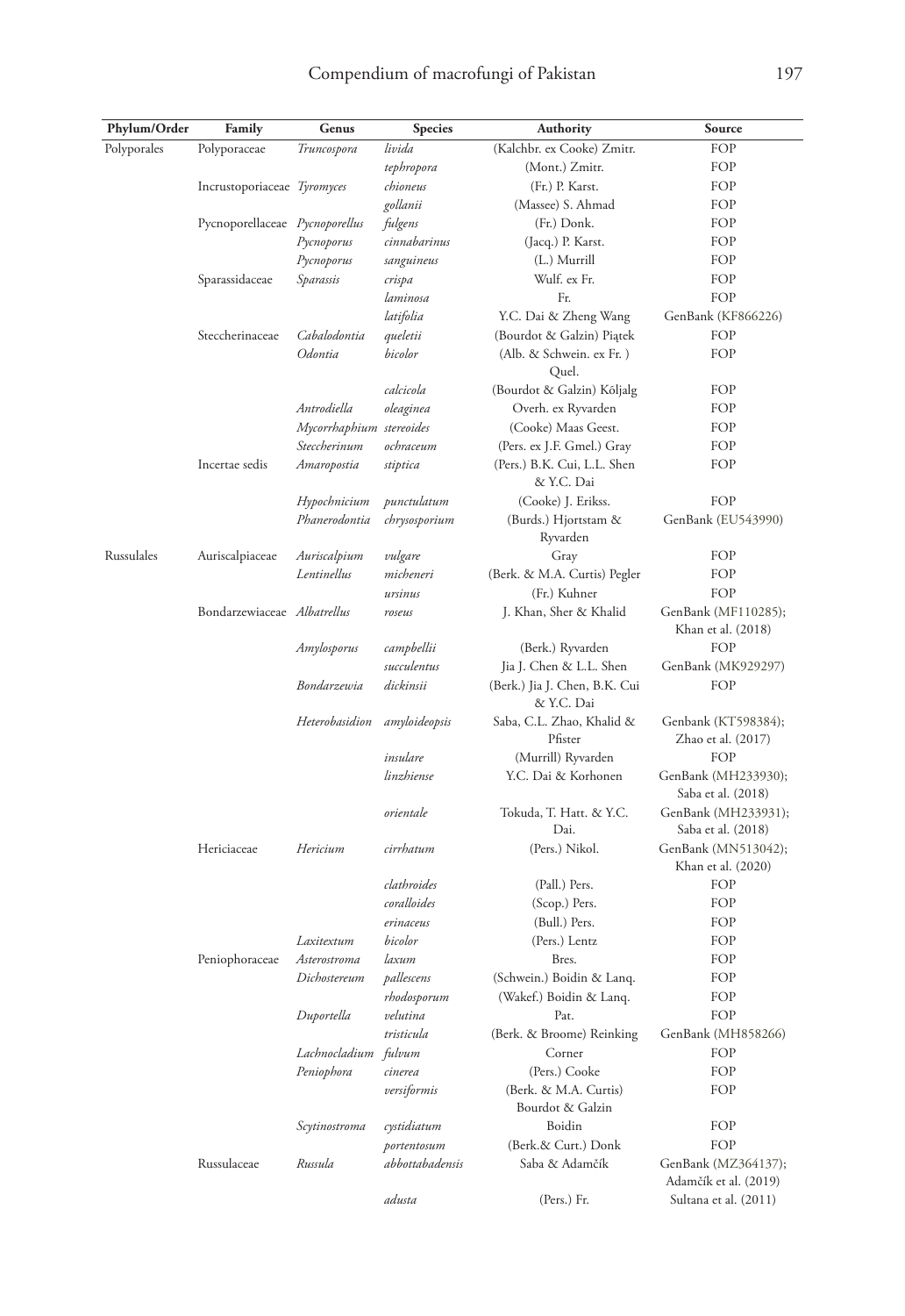| Phylum/Order | Family | Genus | Species | Authority | Source |
|---|---|---|---|---|---|
| Polyporales | Polyporaceae | *Truncospora* | *livida* | (Kalchbr. ex Cooke) Zmitr. | FOP |
| | | | *tephropora* | (Mont.) Zmitr. | FOP |
| | Incrustoporiaceae | *Tyromyces* | *chioneus* | (Fr.) P. Karst. | FOP |
| | | | *gollanii* | (Massee) S. Ahmad | FOP |
| | Pycnoporellaceae | *Pycnoporellus* | *fulgens* | (Fr.) Donk. | FOP |
| | | *Pycnoporus* | *cinnabarinus* | (Jacq.) P. Karst. | FOP |
| | | *Pycnoporus* | *sanguineus* | (L.) Murrill | FOP |
| | Sparassidaceae | *Sparassis* | *crispa* | Wulf. ex Fr. | FOP |
| | | | *laminosa* | Fr. | FOP |
| | | | *latifolia* | Y.C. Dai & Zheng Wang | GenBank (KF866226) |
| | Steccherinaceae | *Cabalodontia* | *queletii* | (Bourdot & Galzin) Piątek | FOP |
| | | *Odontia* | *bicolor* | (Alb. & Schwein. ex Fr. ) Quel. | FOP |
| | | | *calcicola* | (Bourdot & Galzin) Kõljalg | FOP |
| | | *Antrodiella* | *oleaginea* | Overh. ex Ryvarden | FOP |
| | | *Mycorrhaphium* | *stereoides* | (Cooke) Maas Geest. | FOP |
| | | *Steccherinum* | *ochraceum* | (Pers. ex J.F. Gmel.) Gray | FOP |
| | Incertae sedis | *Amaropostia* | *stiptica* | (Pers.) B.K. Cui, L.L. Shen & Y.C. Dai | FOP |
| | | *Hypochnicium* | *punctulatum* | (Cooke) J. Erikss. | FOP |
| | | *Phanerodontia* | *chrysosporium* | (Burds.) Hjortstam & Ryvarden | GenBank (EU543990) |
| Russulales | Auriscalpiaceae | *Auriscalpium* | *vulgare* | Gray | FOP |
| | | *Lentinellus* | *micheneri* | (Berk. & M.A. Curtis) Pegler | FOP |
| | | | *ursinus* | (Fr.) Kuhner | FOP |
| | Bondarzewiaceae | *Albatrellus* | *roseus* | J. Khan, Sher & Khalid | GenBank (MF110285); Khan et al. (2018) |
| | | *Amylosporus* | *campbellii* | (Berk.) Ryvarden | FOP |
| | | | *succulentus* | Jia J. Chen & L.L. Shen | GenBank (MK929297) |
| | | *Bondarzewia* | *dickinsii* | (Berk.) Jia J. Chen, B.K. Cui & Y.C. Dai | FOP |
| | | *Heterobasidion* | *amyloideopsis* | Saba, C.L. Zhao, Khalid & Pfister | Genbank (KT598384); Zhao et al. (2017) |
| | | | *insulare* | (Murrill) Ryvarden | FOP |
| | | | *linzhiense* | Y.C. Dai & Korhonen | GenBank (MH233930); Saba et al. (2018) |
| | | | *orientale* | Tokuda, T. Hatt. & Y.C. Dai. | GenBank (MH233931); Saba et al. (2018) |
| | Hericiaceae | *Hericium* | *cirrhatum* | (Pers.) Nikol. | GenBank (MN513042); Khan et al. (2020) |
| | | | *clathroides* | (Pall.) Pers. | FOP |
| | | | *coralloides* | (Scop.) Pers. | FOP |
| | | | *erinaceus* | (Bull.) Pers. | FOP |
| | | *Laxitextum* | *bicolor* | (Pers.) Lentz | FOP |
| | Peniophoraceae | *Asterostroma* | *laxum* | Bres. | FOP |
| | | *Dichostereum* | *pallescens* | (Schwein.) Boidin & Lanq. | FOP |
| | | | *rhodosporum* | (Wakef.) Boidin & Lanq. | FOP |
| | | *Duportella* | *velutina* | Pat. | FOP |
| | | | *tristicula* | (Berk. & Broome) Reinking | GenBank (MH858266) |
| | | *Lachnocladium* | *fulvum* | Corner | FOP |
| | | *Peniophora* | *cinerea* | (Pers.) Cooke | FOP |
| | | | *versiformis* | (Berk. & M.A. Curtis) Bourdot & Galzin | FOP |
| | | *Scytinostroma* | *cystidiatum* | Boidin | FOP |
| | | | *portentosum* | (Berk.& Curt.) Donk | FOP |
| | Russulaceae | *Russula* | *abbottabadensis* | Saba & Adamčík | GenBank (MZ364137); Adamčík et al. (2019) |
| | | | *adusta* | (Pers.) Fr. | Sultana et al. (2011) |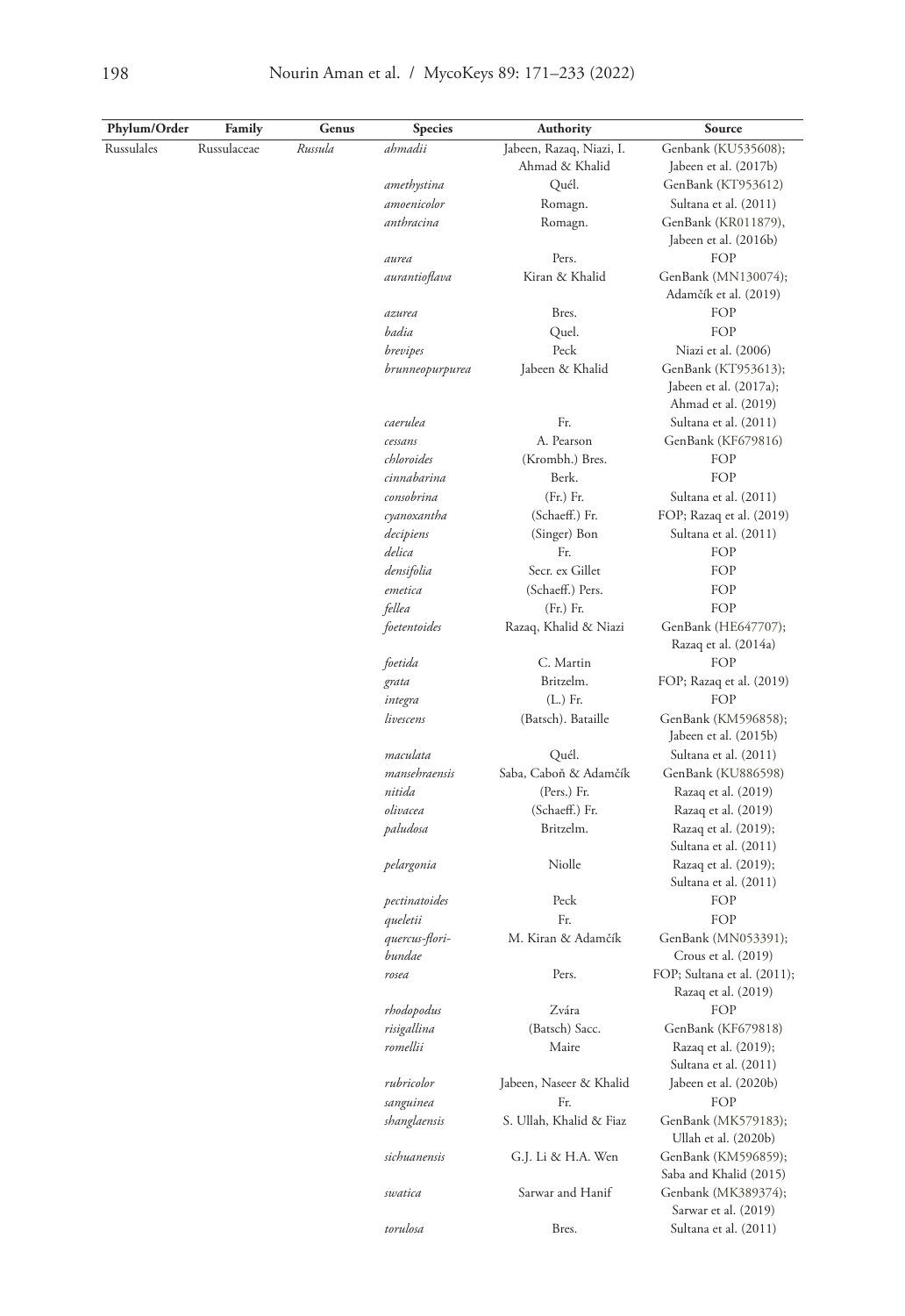| Phylum/Order | Family | Genus | Species | Authority | Source |
|---|---|---|---|---|---|
| Russulales | Russulaceae | *Russula* | *ahmadii* | Jabeen, Razaq, Niazi, I. Ahmad & Khalid | Genbank (KU535608); Jabeen et al. (2017b) |
| | | | *amethystina* | Quél. | GenBank (KT953612) |
| | | | *amoenicolor* | Romagn. | Sultana et al. (2011) |
| | | | *anthracina* | Romagn. | GenBank (KR011879), Jabeen et al. (2016b) |
| | | | *aurea* | Pers. | FOP |
| | | | *aurantioflava* | Kiran & Khalid | GenBank (MN130074); Adamčík et al. (2019) |
| | | | *azurea* | Bres. | FOP |
| | | | *badia* | Quel. | FOP |
| | | | *brevipes* | Peck | Niazi et al. (2006) |
| | | | *brunneopurpurea* | Jabeen & Khalid | GenBank (KT953613); Jabeen et al. (2017a); Ahmad et al. (2019) |
| | | | *caerulea* | Fr. | Sultana et al. (2011) |
| | | | *cessans* | A. Pearson | GenBank (KF679816) |
| | | | *chloroides* | (Krombh.) Bres. | FOP |
| | | | *cinnabarina* | Berk. | FOP |
| | | | *consobrina* | (Fr.) Fr. | Sultana et al. (2011) |
| | | | *cyanoxantha* | (Schaeff.) Fr. | FOP; Razaq et al. (2019) |
| | | | *decipiens* | (Singer) Bon | Sultana et al. (2011) |
| | | | *delica* | Fr. | FOP |
| | | | *densifolia* | Secr. ex Gillet | FOP |
| | | | *emetica* | (Schaeff.) Pers. | FOP |
| | | | *fellea* | (Fr.) Fr. | FOP |
| | | | *foetentoides* | Razaq, Khalid & Niazi | GenBank (HE647707); Razaq et al. (2014a) |
| | | | *foetida* | C. Martin | FOP |
| | | | *grata* | Britzelm. | FOP; Razaq et al. (2019) |
| | | | *integra* | (L.) Fr. | FOP |
| | | | *livescens* | (Batsch). Bataille | GenBank (KM596858); Jabeen et al. (2015b) |
| | | | *maculata* | Quél. | Sultana et al. (2011) |
| | | | *mansehraensis* | Saba, Caboň & Adamčík | GenBank (KU886598) |
| | | | *nitida* | (Pers.) Fr. | Razaq et al. (2019) |
| | | | *olivacea* | (Schaeff.) Fr. | Razaq et al. (2019) |
| | | | *paludosa* | Britzelm. | Razaq et al. (2019); Sultana et al. (2011) |
| | | | *pelargonia* | Niolle | Razaq et al. (2019); Sultana et al. (2011) |
| | | | *pectinatoides* | Peck | FOP |
| | | | *queletii* | Fr. | FOP |
| | | | *quercus-floribundae* | M. Kiran & Adamčík | GenBank (MN053391); Crous et al. (2019) |
| | | | *rosea* | Pers. | FOP; Sultana et al. (2011); Razaq et al. (2019) |
| | | | *rhodopodus* | Zvára | FOP |
| | | | *risigallina* | (Batsch) Sacc. | GenBank (KF679818) |
| | | | *romellii* | Maire | Razaq et al. (2019); Sultana et al. (2011) |
| | | | *rubricolor* | Jabeen, Naseer & Khalid | Jabeen et al. (2020b) |
| | | | *sanguinea* | Fr. | FOP |
| | | | *shanglaensis* | S. Ullah, Khalid & Fiaz | GenBank (MK579183); Ullah et al. (2020b) |
| | | | *sichuanensis* | G.J. Li & H.A. Wen | GenBank (KM596859); Saba and Khalid (2015) |
| | | | *swatica* | Sarwar and Hanif | Genbank (MK389374); Sarwar et al. (2019) |
| | | | *torulosa* | Bres. | Sultana et al. (2011) |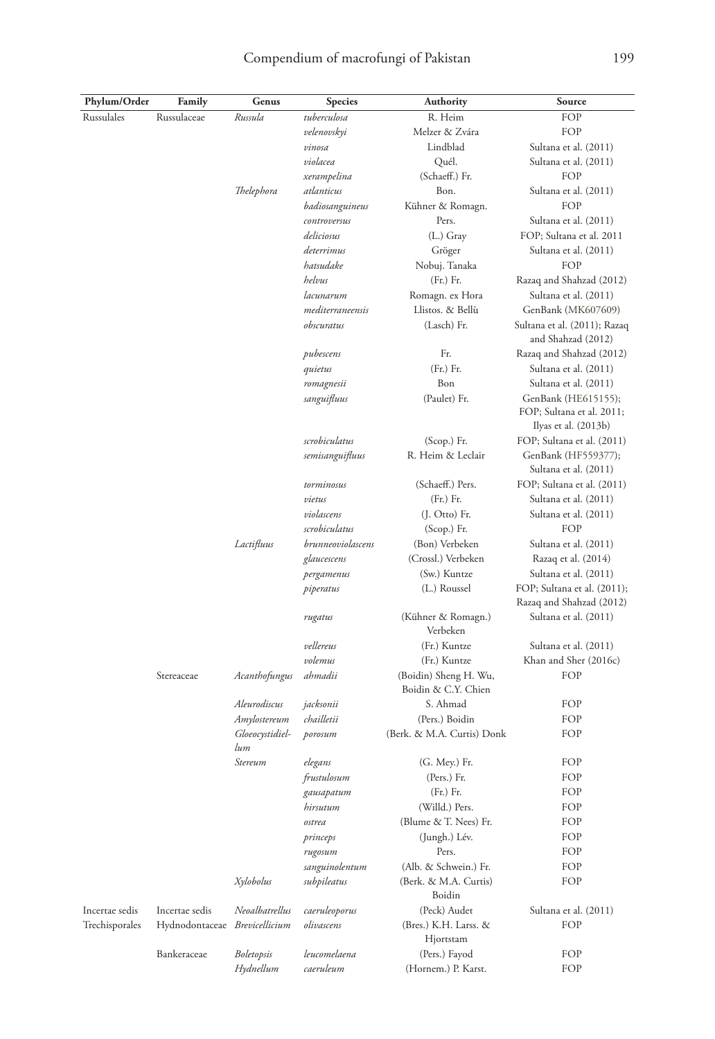| Phylum/Order | Family | Genus | Species | Authority | Source |
|---|---|---|---|---|---|
| Russulales | Russulaceae | *Russula* | *tuberculosa* | R. Heim | FOP |
| | | | *velenovskyi* | Melzer & Zvára | FOP |
| | | | *vinosa* | Lindblad | Sultana et al. (2011) |
| | | | *violacea* | Quél. | Sultana et al. (2011) |
| | | | *xerampelina* | (Schaeff.) Fr. | FOP |
| | | *Thelephora* | *atlanticus* | Bon. | Sultana et al. (2011) |
| | | | *badiosanguineus* | Kühner & Romagn. | FOP |
| | | | *controversus* | Pers. | Sultana et al. (2011) |
| | | | *deliciosus* | (L.) Gray | FOP; Sultana et al. 2011 |
| | | | *deterrimus* | Gröger | Sultana et al. (2011) |
| | | | *hatsudake* | Nobuj. Tanaka | FOP |
| | | | *helvus* | (Fr.) Fr. | Razaq and Shahzad (2012) |
| | | | *lacunarum* | Romagn. ex Hora | Sultana et al. (2011) |
| | | | *mediterraneensis* | Llistos. & Bellù | GenBank (MK607609) |
| | | | *obscuratus* | (Lasch) Fr. | Sultana et al. (2011); Razaq and Shahzad (2012) |
| | | | *pubescens* | Fr. | Razaq and Shahzad (2012) |
| | | | *quietus* | (Fr.) Fr. | Sultana et al. (2011) |
| | | | *romagnesii* | Bon | Sultana et al. (2011) |
| | | | *sanguifluus* | (Paulet) Fr. | GenBank (HE615155); FOP; Sultana et al. 2011; Ilyas et al. (2013b) |
| | | | *scrobiculatus* | (Scop.) Fr. | FOP; Sultana et al. (2011) |
| | | | *semisanguifluus* | R. Heim & Leclair | GenBank (HF559377); Sultana et al. (2011) |
| | | | *torminosus* | (Schaeff.) Pers. | FOP; Sultana et al. (2011) |
| | | | *vietus* | (Fr.) Fr. | Sultana et al. (2011) |
| | | | *violascens* | (J. Otto) Fr. | Sultana et al. (2011) |
| | | | *scrobiculatus* | (Scop.) Fr. | FOP |
| | | *Lactifluus* | *brunneoviolascens* | (Bon) Verbeken | Sultana et al. (2011) |
| | | | *glaucescens* | (Crossl.) Verbeken | Razaq et al. (2014) |
| | | | *pergamenus* | (Sw.) Kuntze | Sultana et al. (2011) |
| | | | *piperatus* | (L.) Roussel | FOP; Sultana et al. (2011); Razaq and Shahzad (2012) |
| | | | *rugatus* | (Kühner & Romagn.) Verbeken | Sultana et al. (2011) |
| | | | *vellereus* | (Fr.) Kuntze | Sultana et al. (2011) |
| | | | *volemus* | (Fr.) Kuntze | Khan and Sher (2016c) |
| | Stereaceae | *Acanthofungus* | *ahmadii* | (Boidin) Sheng H. Wu, Boidin & C.Y. Chien | FOP |
| | | *Aleurodiscus* | *jacksonii* | S. Ahmad | FOP |
| | | *Amylostereum* | *chailletii* | (Pers.) Boidin | FOP |
| | | *Gloeocystidiellum* | *porosum* | (Berk. & M.A. Curtis) Donk | FOP |
| | | *Stereum* | *elegans* | (G. Mey.) Fr. | FOP |
| | | | *frustulosum* | (Pers.) Fr. | FOP |
| | | | *gausapatum* | (Fr.) Fr. | FOP |
| | | | *hirsutum* | (Willd.) Pers. | FOP |
| | | | *ostrea* | (Blume & T. Nees) Fr. | FOP |
| | | | *princeps* | (Jungh.) Lév. | FOP |
| | | | *rugosum* | Pers. | FOP |
| | | | *sanguinolentum* | (Alb. & Schwein.) Fr. | FOP |
| | | *Xylobolus* | *subpileatus* | (Berk. & M.A. Curtis) Boidin | FOP |
| Incertae sedis | Incertae sedis | *Neoalbatrellus* | *caeruleoporus* | (Peck) Audet | Sultana et al. (2011) |
| Trechisporales | Hydnodontaceae | *Brevicellicium* | *olivascens* | (Bres.) K.H. Larss. & Hjortstam | FOP |
| | Bankeraceae | *Boletopsis* | *leucomelaena* | (Pers.) Fayod | FOP |
| | | *Hydnellum* | *caeruleum* | (Hornem.) P. Karst. | FOP |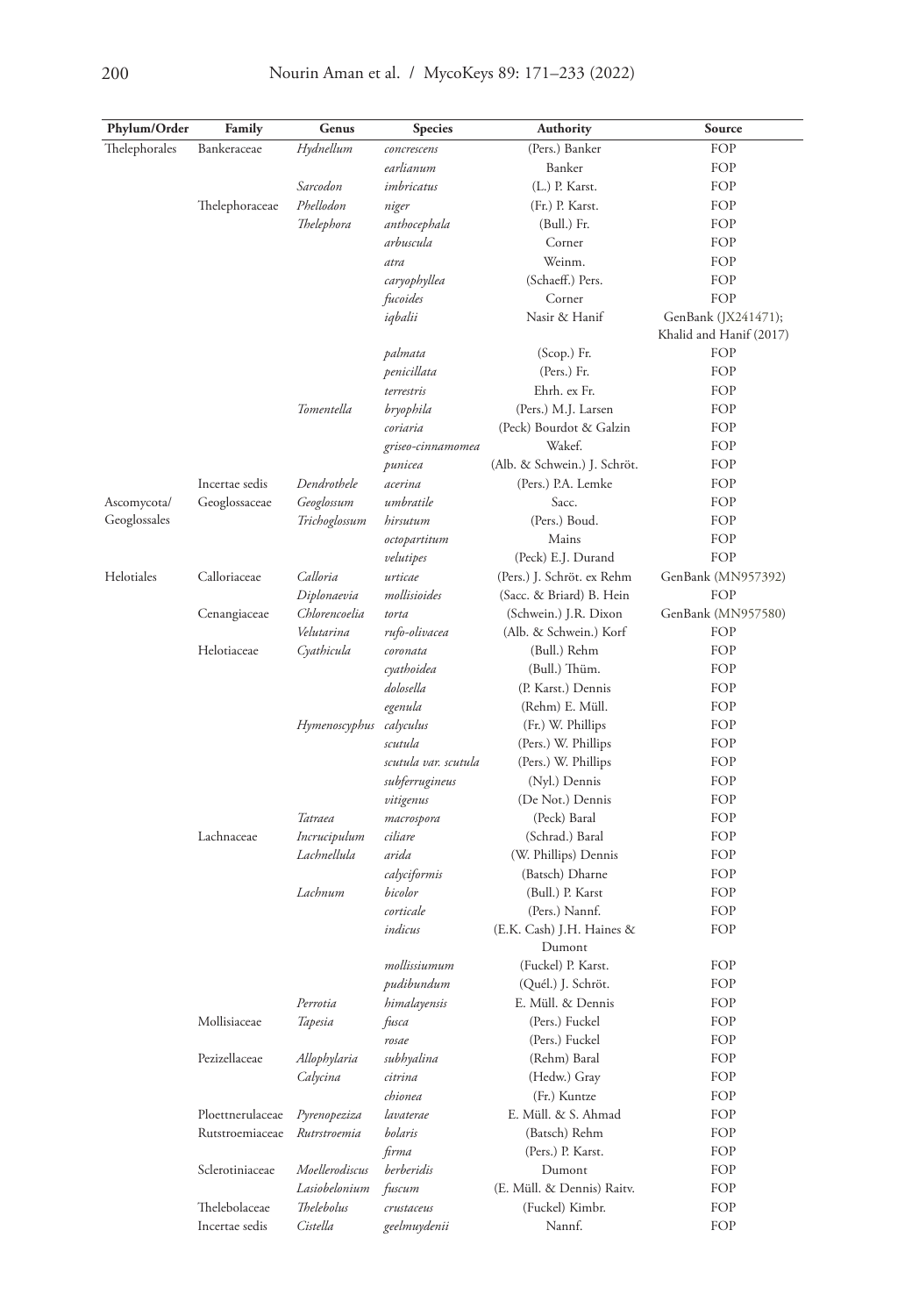| Phylum/Order | Family | Genus | Species | Authority | Source |
|---|---|---|---|---|---|
| Thelephorales | Bankeraceae | *Hydnellum* | *concrescens* | (Pers.) Banker | FOP |
| | | | *earlianum* | Banker | FOP |
| | | *Sarcodon* | *imbricatus* | (L.) P. Karst. | FOP |
| | Thelephoraceae | *Phellodon* | *niger* | (Fr.) P. Karst. | FOP |
| | | *Thelephora* | *anthocephala* | (Bull.) Fr. | FOP |
| | | | *arbuscula* | Corner | FOP |
| | | | *atra* | Weinm. | FOP |
| | | | *caryophyllea* | (Schaeff.) Pers. | FOP |
| | | | *fucoides* | Corner | FOP |
| | | | *iqbalii* | Nasir & Hanif | GenBank (JX241471); Khalid and Hanif (2017) |
| | | | *palmata* | (Scop.) Fr. | FOP |
| | | | *penicillata* | (Pers.) Fr. | FOP |
| | | | *terrestris* | Ehrh. ex Fr. | FOP |
| | | *Tomentella* | *bryophila* | (Pers.) M.J. Larsen | FOP |
| | | | *coriaria* | (Peck) Bourdot & Galzin | FOP |
| | | | *griseo-cinnamomea* | Wakef. | FOP |
| | | | *punicea* | (Alb. & Schwein.) J. Schröt. | FOP |
| | Incertae sedis | *Dendrothele* | *acerina* | (Pers.) P.A. Lemke | FOP |
| Ascomycota/ Geoglossales | Geoglossaceae | *Geoglossum* | *umbratile* | Sacc. | FOP |
| | | *Trichoglossum* | *hirsutum* | (Pers.) Boud. | FOP |
| | | | *octopartitum* | Mains | FOP |
| | | | *velutipes* | (Peck) E.J. Durand | FOP |
| Helotiales | Calloriaceae | *Calloria* | *urticae* | (Pers.) J. Schröt. ex Rehm | GenBank (MN957392) |
| | | *Diplonaevia* | *mollisioides* | (Sacc. & Briard) B. Hein | FOP |
| | Cenangiaceae | *Chlorencoelia* | *torta* | (Schwein.) J.R. Dixon | GenBank (MN957580) |
| | | *Velutarina* | *rufo-olivacea* | (Alb. & Schwein.) Korf | FOP |
| | Helotiaceae | *Cyathicula* | *coronata* | (Bull.) Rehm | FOP |
| | | | *cyathoidea* | (Bull.) Thüm. | FOP |
| | | | *dolosella* | (P. Karst.) Dennis | FOP |
| | | | *egenula* | (Rehm) E. Müll. | FOP |
| | | *Hymenoscyphus* | *calyculus* | (Fr.) W. Phillips | FOP |
| | | | *scutula* | (Pers.) W. Phillips | FOP |
| | | | *scutula var. scutula* | (Pers.) W. Phillips | FOP |
| | | | *subferrugineus* | (Nyl.) Dennis | FOP |
| | | | *vitigenus* | (De Not.) Dennis | FOP |
| | | *Tatraea* | *macrospora* | (Peck) Baral | FOP |
| | Lachnaceae | *Incrucipulum* | *ciliare* | (Schrad.) Baral | FOP |
| | | *Lachnellula* | *arida* | (W. Phillips) Dennis | FOP |
| | | | *calyciformis* | (Batsch) Dharne | FOP |
| | | *Lachnum* | *bicolor* | (Bull.) P. Karst | FOP |
| | | | *corticale* | (Pers.) Nannf. | FOP |
| | | | *indicus* | (E.K. Cash) J.H. Haines & Dumont | FOP |
| | | | *mollissiumum* | (Fuckel) P. Karst. | FOP |
| | | | *pudibundum* | (Quél.) J. Schröt. | FOP |
| | | *Perrotia* | *himalayensis* | E. Müll. & Dennis | FOP |
| | Mollisiaceae | *Tapesia* | *fusca* | (Pers.) Fuckel | FOP |
| | | | *rosae* | (Pers.) Fuckel | FOP |
| | Pezizellaceae | *Allophylaria* | *subhyalina* | (Rehm) Baral | FOP |
| | | *Calycina* | *citrina* | (Hedw.) Gray | FOP |
| | | | *chionea* | (Fr.) Kuntze | FOP |
| | Ploettnerulaceae | *Pyrenopeziza* | *lavaterae* | E. Müll. & S. Ahmad | FOP |
| | Rutstroemiaceae | *Rutrstroemia* | *bolaris* | (Batsch) Rehm | FOP |
| | | | *firma* | (Pers.) P. Karst. | FOP |
| | Sclerotiniaceae | *Moellerodiscus* | *berberidis* | Dumont | FOP |
| | | *Lasiobelonium* | *fuscum* | (E. Müll. & Dennis) Raitv. | FOP |
| | Thelebolaceae | *Thelebolus* | *crustaceus* | (Fuckel) Kimbr. | FOP |
| | Incertae sedis | *Cistella* | *geelmuydenii* | Nannf. | FOP |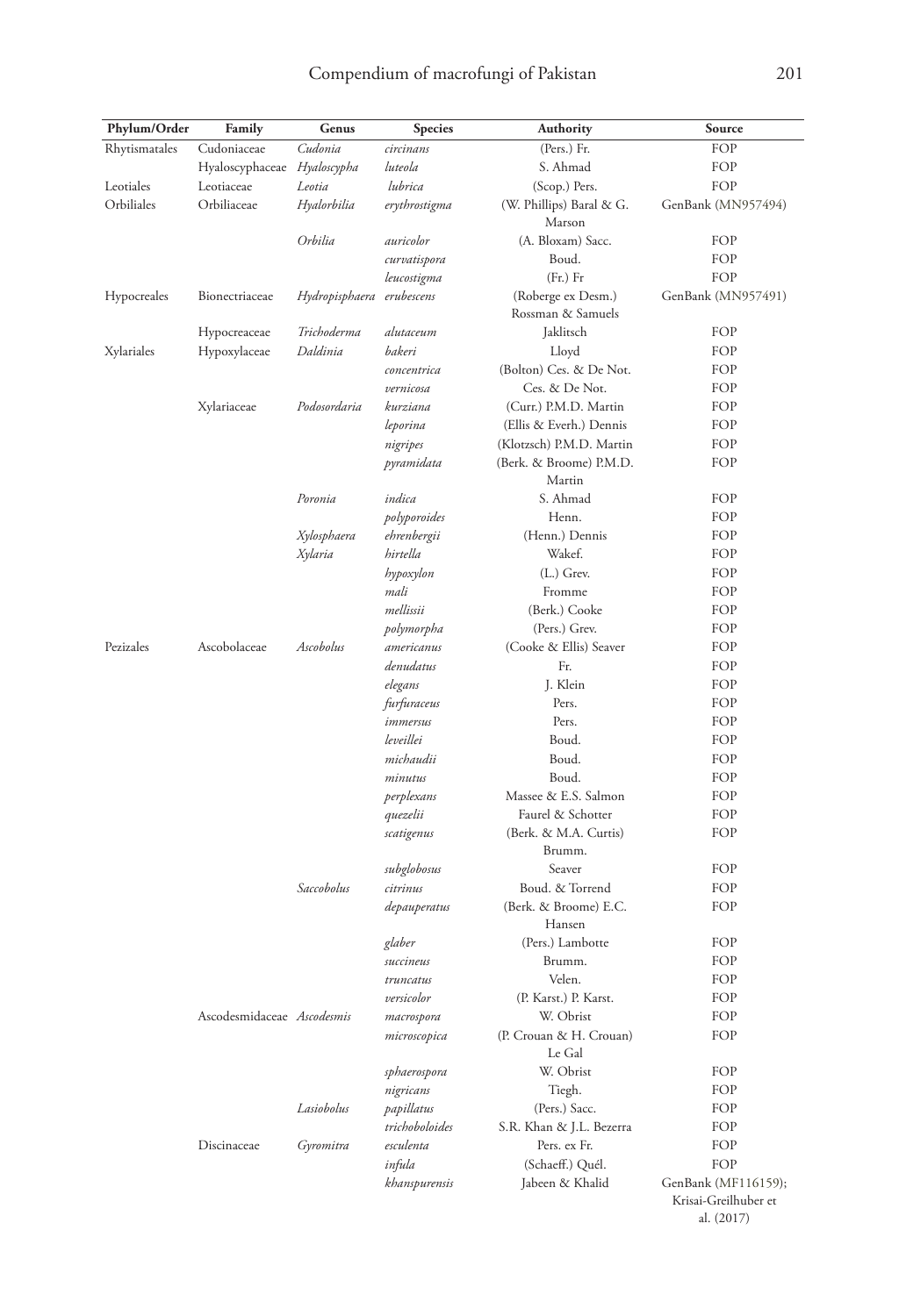| Phylum/Order | Family | Genus | Species | Authority | Source |
|---|---|---|---|---|---|
| Rhytismatales | Cudoniaceae | *Cudonia* | *circinans* | (Pers.) Fr. | FOP |
| | Hyaloscyphaceae | *Hyaloscypha* | *luteola* | S. Ahmad | FOP |
| Leotiales | Leotiaceae | *Leotia* | *lubrica* | (Scop.) Pers. | FOP |
| Orbiliales | Orbiliaceae | *Hyalorbilia* | *erythrostigma* | (W. Phillips) Baral & G. Marson | GenBank (MN957494) |
| | | *Orbilia* | *auricolor* | (A. Bloxam) Sacc. | FOP |
| | | | *curvatispora* | Boud. | FOP |
| | | | *leucostigma* | (Fr.) Fr | FOP |
| Hypocreales | Bionectriaceae | *Hydropisphaera* | *erubescens* | (Roberge ex Desm.) Rossman & Samuels | GenBank (MN957491) |
| | Hypocreaceae | *Trichoderma* | *alutaceum* | Jaklitsch | FOP |
| Xylariales | Hypoxylaceae | *Daldinia* | *bakeri* | Lloyd | FOP |
| | | | *concentrica* | (Bolton) Ces. & De Not. | FOP |
| | | | *vernicosa* | Ces. & De Not. | FOP |
| | Xylariaceae | *Podosordaria* | *kurziana* | (Curr.) P.M.D. Martin | FOP |
| | | | *leporina* | (Ellis & Everh.) Dennis | FOP |
| | | | *nigripes* | (Klotzsch) P.M.D. Martin | FOP |
| | | | *pyramidata* | (Berk. & Broome) P.M.D. Martin | FOP |
| | | *Poronia* | *indica* | S. Ahmad | FOP |
| | | | *polyporoides* | Henn. | FOP |
| | | *Xylosphaera* | *ehrenbergii* | (Henn.) Dennis | FOP |
| | | *Xylaria* | *hirtella* | Wakef. | FOP |
| | | | *hypoxylon* | (L.) Grev. | FOP |
| | | | *mali* | Fromme | FOP |
| | | | *mellissii* | (Berk.) Cooke | FOP |
| | | | *polymorpha* | (Pers.) Grev. | FOP |
| Pezizales | Ascobolaceae | *Ascobolus* | *americanus* | (Cooke & Ellis) Seaver | FOP |
| | | | *denudatus* | Fr. | FOP |
| | | | *elegans* | J. Klein | FOP |
| | | | *furfuraceus* | Pers. | FOP |
| | | | *immersus* | Pers. | FOP |
| | | | *leveillei* | Boud. | FOP |
| | | | *michaudii* | Boud. | FOP |
| | | | *minutus* | Boud. | FOP |
| | | | *perplexans* | Massee & E.S. Salmon | FOP |
| | | | *quezelii* | Faurel & Schotter | FOP |
| | | | *scatigenus* | (Berk. & M.A. Curtis) Brumm. | FOP |
| | | | *subglobosus* | Seaver | FOP |
| | | *Saccobolus* | *citrinus* | Boud. & Torrend | FOP |
| | | | *depauperatus* | (Berk. & Broome) E.C. Hansen | FOP |
| | | | *glaber* | (Pers.) Lambotte | FOP |
| | | | *succineus* | Brumm. | FOP |
| | | | *truncatus* | Velen. | FOP |
| | | | *versicolor* | (P. Karst.) P. Karst. | FOP |
| | Ascodesmidaceae | *Ascodesmis* | *macrospora* | W. Obrist | FOP |
| | | | *microscopica* | (P. Crouan & H. Crouan) Le Gal | FOP |
| | | | *sphaerospora* | W. Obrist | FOP |
| | | | *nigricans* | Tiegh. | FOP |
| | | *Lasiobolus* | *papillatus* | (Pers.) Sacc. | FOP |
| | | | *trichoboloides* | S.R. Khan & J.L. Bezerra | FOP |
| | Discinaceae | *Gyromitra* | *esculenta* | Pers. ex Fr. | FOP |
| | | | *infula* | (Schaeff.) Quél. | FOP |
| | | | *khanspurensis* | Jabeen & Khalid | GenBank (MF116159); Krisai-Greilhuber et al. (2017) |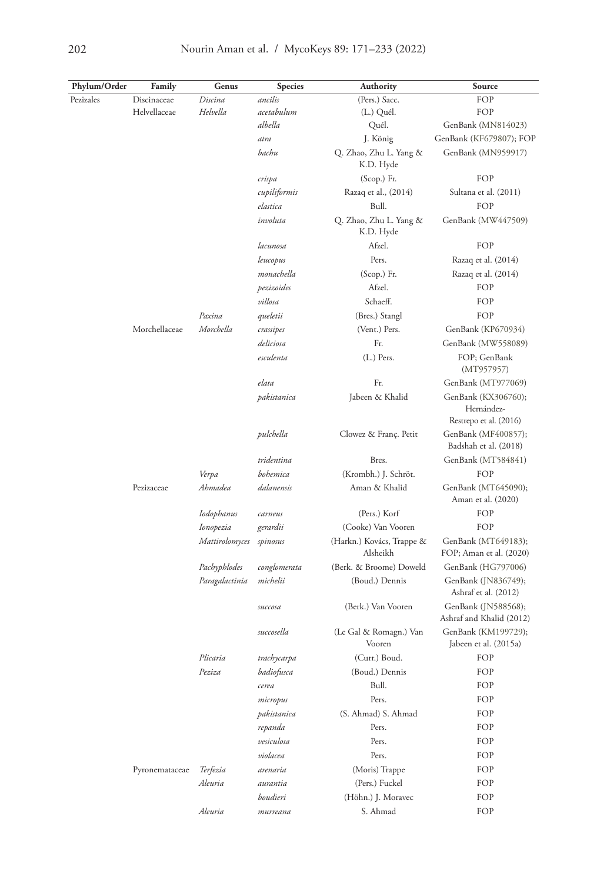| Phylum/Order | Family | Genus | Species | Authority | Source |
|---|---|---|---|---|---|
| Pezizales | Discinaceae | *Discina* | *ancilis* | (Pers.) Sacc. | FOP |
| | Helvellaceae | *Helvella* | *acetabulum* | (L.) Quél. | FOP |
| | | | *albella* | Quél. | GenBank (MN814023) |
| | | | *atra* | J. König | GenBank (KF679807); FOP |
| | | | *bachu* | Q. Zhao, Zhu L. Yang & K.D. Hyde | GenBank (MN959917) |
| | | | *crispa* | (Scop.) Fr. | FOP |
| | | | *cupiliformis* | Razaq et al., (2014) | Sultana et al. (2011) |
| | | | *elastica* | Bull. | FOP |
| | | | *involuta* | Q. Zhao, Zhu L. Yang & K.D. Hyde | GenBank (MW447509) |
| | | | *lacunosa* | Afzel. | FOP |
| | | | *leucopus* | Pers. | Razaq et al. (2014) |
| | | | *monachella* | (Scop.) Fr. | Razaq et al. (2014) |
| | | | *pezizoides* | Afzel. | FOP |
| | | | *villosa* | Schaeff. | FOP |
| | | *Paxina* | *queletii* | (Bres.) Stangl | FOP |
| | Morchellaceae | *Morchella* | *crassipes* | (Vent.) Pers. | GenBank (KP670934) |
| | | | *deliciosa* | Fr. | GenBank (MW558089) |
| | | | *esculenta* | (L.) Pers. | FOP; GenBank (MT957957) |
| | | | *elata* | Fr. | GenBank (MT977069) |
| | | | *pakistanica* | Jabeen & Khalid | GenBank (KX306760); Hernández-Restrepo et al. (2016) |
| | | | *pulchella* | Clowez & Franç. Petit | GenBank (MF400857); Badshah et al. (2018) |
| | | | *tridentina* | Bres. | GenBank (MT584841) |
| | | *Verpa* | *bohemica* | (Krombh.) J. Schröt. | FOP |
| | Pezizaceae | *Ahmadea* | *dalanensis* | Aman & Khalid | GenBank (MT645090); Aman et al. (2020) |
| | | *Iodophanus* | *carneus* | (Pers.) Korf | FOP |
| | | *Ionopezia* | *gerardii* | (Cooke) Van Vooren | FOP |
| | | *Mattirolomyces* | *spinosus* | (Harkn.) Kovács, Trappe & Alsheikh | GenBank (MT649183); FOP; Aman et al. (2020) |
| | | *Pachyphlodes* | *conglomerata* | (Berk. & Broome) Doweld | GenBank (HG797006) |
| | | *Paragalactinia* | *michelii* | (Boud.) Dennis | GenBank (JN836749); Ashraf et al. (2012) |
| | | | *succosa* | (Berk.) Van Vooren | GenBank (JN588568); Ashraf and Khalid (2012) |
| | | | *succosella* | (Le Gal & Romagn.) Van Vooren | GenBank (KM199729); Jabeen et al. (2015a) |
| | | *Plicaria* | *trachycarpa* | (Curr.) Boud. | FOP |
| | | *Peziza* | *badiofusca* | (Boud.) Dennis | FOP |
| | | | *cerea* | Bull. | FOP |
| | | | *micropus* | Pers. | FOP |
| | | | *pakistanica* | (S. Ahmad) S. Ahmad | FOP |
| | | | *repanda* | Pers. | FOP |
| | | | *vesiculosa* | Pers. | FOP |
| | | | *violacea* | Pers. | FOP |
| | Pyronemataceae | *Terfezia* | *arenaria* | (Moris) Trappe | FOP |
| | | *Aleuria* | *aurantia* | (Pers.) Fuckel | FOP |
| | | | *boudieri* | (Höhn.) J. Moravec | FOP |
| | | *Aleuria* | *murreana* | S. Ahmad | FOP |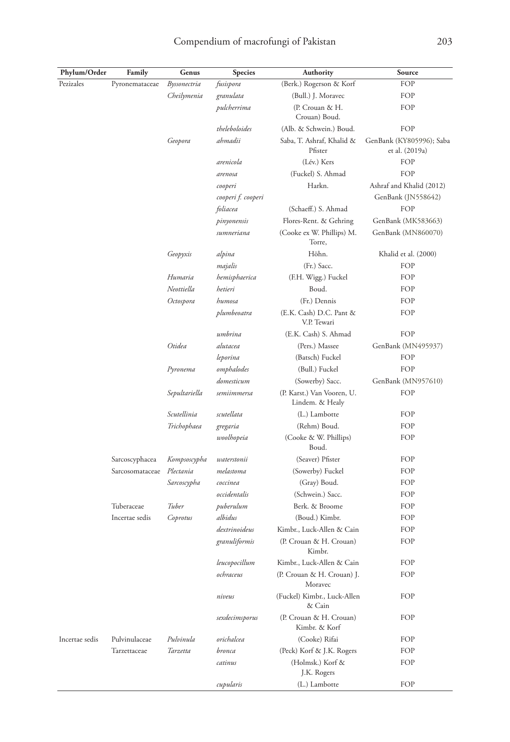| Phylum/Order | Family | Genus | Species | Authority | Source |
|---|---|---|---|---|---|
| Pezizales | Pyronemataceae | *Byssonectria* | *fusispora* | (Berk.) Rogerson & Korf | FOP |
| | | *Cheilymenia* | *granulata* | (Bull.) J. Moravec | FOP |
| | | | *pulcherrima* | (P. Crouan & H. Crouan) Boud. | FOP |
| | | | *theleboloides* | (Alb. & Schwein.) Boud. | FOP |
| | | *Geopora* | *ahmadii* | Saba, T. Ashraf, Khalid & Pfister | GenBank (KY805996); Saba et al. (2019a) |
| | | | *arenicola* | (Lév.) Kers | FOP |
| | | | *arenosa* | (Fuckel) S. Ahmad | FOP |
| | | | *cooperi* | Harkn. | Ashraf and Khalid (2012) |
| | | | *cooperi f. cooperi* | | GenBank (JN558642) |
| | | | *foliacea* | (Schaeff.) S. Ahmad | FOP |
| | | | *pinyonensis* | Flores-Rent. & Gehring | GenBank (MK583663) |
| | | | *sumneriana* | (Cooke ex W. Phillips) M. Torre, | GenBank (MN860070) |
| | | *Geopyxis* | *alpina* | Höhn. | Khalid et al. (2000) |
| | | | *majalis* | (Fr.) Sacc. | FOP |
| | | *Humaria* | *hemisphaerica* | (F.H. Wigg.) Fuckel | FOP |
| | | *Neottiella* | *hetieri* | Boud. | FOP |
| | | *Octospora* | *humosa* | (Fr.) Dennis | FOP |
| | | | *plumbeoatra* | (E.K. Cash) D.C. Pant & V.P. Tewari | FOP |
| | | | *umbrina* | (E.K. Cash) S. Ahmad | FOP |
| | | *Otidea* | *alutacea* | (Pers.) Massee | GenBank (MN495937) |
| | | | *leporina* | (Batsch) Fuckel | FOP |
| | | *Pyronema* | *omphalodes* | (Bull.) Fuckel | FOP |
| | | | *domesticum* | (Sowerby) Sacc. | GenBank (MN957610) |
| | | *Sepultariella* | *semiimmersa* | (P. Karst.) Van Vooren, U. Lindem. & Healy | FOP |
| | | *Scutellinia* | *scutellata* | (L.) Lambotte | FOP |
| | | *Trichophaea* | *gregaria* | (Rehm) Boud. | FOP |
| | | | *woolhopeia* | (Cooke & W. Phillips) Boud. | FOP |
| | Sarcoscyphacea | *Kompsoscypha* | *waterstonii* | (Seaver) Pfister | FOP |
| | Sarcosomataceae | *Plectania* | *melastoma* | (Sowerby) Fuckel | FOP |
| | | *Sarcoscypha* | *coccinea* | (Gray) Boud. | FOP |
| | | | *occidentalis* | (Schwein.) Sacc. | FOP |
| | Tuberaceae | *Tuber* | *puberulum* | Berk. & Broome | FOP |
| | Incertae sedis | *Coprotus* | *albidus* | (Boud.) Kimbr. | FOP |
| | | | *dextrinoideus* | Kimbr., Luck-Allen & Cain | FOP |
| | | | *granuliformis* | (P. Crouan & H. Crouan) Kimbr. | FOP |
| | | | *leucopocillum* | Kimbr., Luck-Allen & Cain | FOP |
| | | | *ochraceus* | (P. Crouan & H. Crouan) J. Moravec | FOP |
| | | | *niveus* | (Fuckel) Kimbr., Luck-Allen & Cain | FOP |
| | | | *sexdecimsporus* | (P. Crouan & H. Crouan) Kimbr. & Korf | FOP |
| Incertae sedis | Pulvinulaceae | *Pulvinula* | *orichalcea* | (Cooke) Rifai | FOP |
| | Tarzettaceae | *Tarzetta* | *bronca* | (Peck) Korf & J.K. Rogers | FOP |
| | | | *catinus* | (Holmsk.) Korf & J.K. Rogers | FOP |
| | | | *cupularis* | (L.) Lambotte | FOP |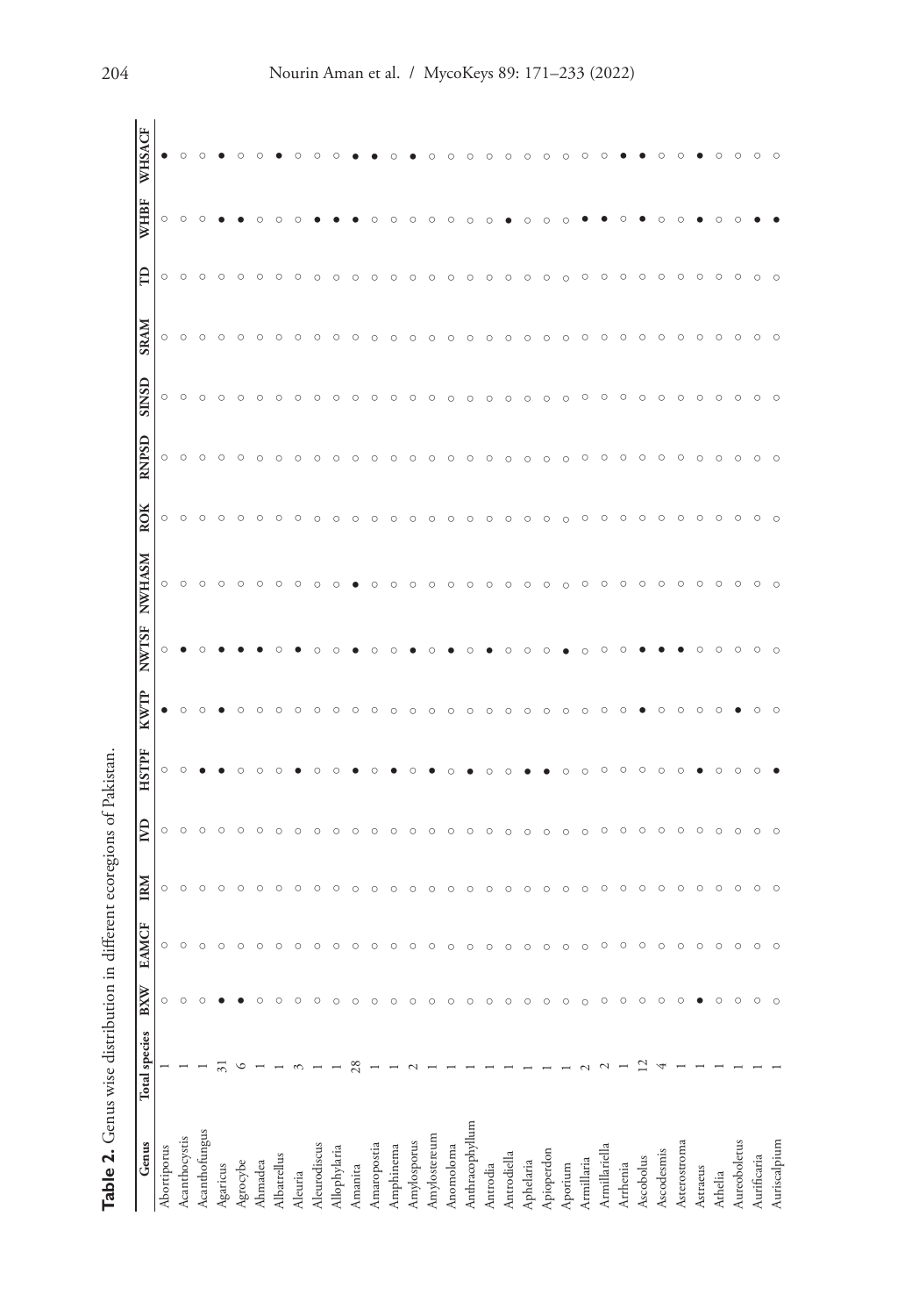**Table 2.** Genus wise distribution in different ecoregions of Pakistan.

| Genus | Total species | BXW | EAMCF | IRM | IVD | HSTPF | KWTP | NWTSF | NWHASM | ROK | RNPSD | SINSD | SRAM | TD | WHBF | WHSACF |
|---|---|---|---|---|---|---|---|---|---|---|---|---|---|---|---|---|
| Abortiporus | 1 | ○ | ○ | ○ | ○ | ○ | ● | ○ | ○ | ○ | ○ | ○ | ○ | ○ | ○ | ● |
| Acanthocystis | 1 | ○ | ○ | ○ | ○ | ○ | ○ | ● | ○ | ○ | ○ | ○ | ○ | ○ | ○ | ○ |
| Acanthofungus | 1 | ○ | ○ | ○ | ○ | ● | ○ | ○ | ○ | ○ | ○ | ○ | ○ | ○ | ○ | ○ |
| Agaricus | 31 | ● | ○ | ○ | ○ | ● | ● | ● | ○ | ○ | ○ | ○ | ○ | ○ | ● | ● |
| Agrocybe | 6 | ● | ○ | ○ | ○ | ○ | ○ | ● | ○ | ○ | ○ | ○ | ○ | ○ | ● | ○ |
| Ahmadea | 1 | ○ | ○ | ○ | ○ | ○ | ○ | ● | ○ | ○ | ○ | ○ | ○ | ○ | ○ | ○ |
| Albatrellus | 1 | ○ | ○ | ○ | ○ | ○ | ○ | ○ | ○ | ○ | ○ | ○ | ○ | ○ | ○ | ● |
| Aleuria | 3 | ○ | ○ | ○ | ○ | ● | ○ | ● | ○ | ○ | ○ | ○ | ○ | ○ | ○ | ○ |
| Aleurodiscus | 1 | ○ | ○ | ○ | ○ | ○ | ○ | ○ | ○ | ○ | ○ | ○ | ○ | ○ | ● | ○ |
| Allophylaria | 1 | ○ | ○ | ○ | ○ | ○ | ○ | ○ | ○ | ○ | ○ | ○ | ○ | ○ | ● | ○ |
| Amanita | 28 | ○ | ○ | ○ | ○ | ● | ○ | ● | ● | ○ | ○ | ○ | ○ | ○ | ● | ● |
| Amaropostia | 1 | ○ | ○ | ○ | ○ | ○ | ○ | ○ | ○ | ○ | ○ | ○ | ○ | ○ | ○ | ● |
| Amphinema | 1 | ○ | ○ | ○ | ○ | ● | ○ | ○ | ○ | ○ | ○ | ○ | ○ | ○ | ○ | ○ |
| Amylosporus | 2 | ○ | ○ | ○ | ○ | ○ | ○ | ● | ○ | ○ | ○ | ○ | ○ | ○ | ○ | ● |
| Amylostereum | 1 | ○ | ○ | ○ | ○ | ● | ○ | ○ | ○ | ○ | ○ | ○ | ○ | ○ | ○ | ○ |
| Anomoloma | 1 | ○ | ○ | ○ | ○ | ○ | ○ | ● | ○ | ○ | ○ | ○ | ○ | ○ | ○ | ○ |
| Anthracophyllum | 1 | ○ | ○ | ○ | ○ | ● | ○ | ○ | ○ | ○ | ○ | ○ | ○ | ○ | ○ | ○ |
| Antrodia | 1 | ○ | ○ | ○ | ○ | ○ | ○ | ● | ○ | ○ | ○ | ○ | ○ | ○ | ○ | ○ |
| Antrodiella | 1 | ○ | ○ | ○ | ○ | ○ | ○ | ○ | ○ | ○ | ○ | ○ | ○ | ○ | ● | ○ |
| Aphelaria | 1 | ○ | ○ | ○ | ○ | ● | ○ | ○ | ○ | ○ | ○ | ○ | ○ | ○ | ○ | ○ |
| Apioperdon | 1 | ○ | ○ | ○ | ○ | ● | ○ | ○ | ○ | ○ | ○ | ○ | ○ | ○ | ○ | ○ |
| Aporium | 1 | ○ | ○ | ○ | ○ | ○ | ○ | ● | ○ | ○ | ○ | ○ | ○ | ○ | ○ | ○ |
| Armillaria | 2 | ○ | ○ | ○ | ○ | ○ | ○ | ○ | ○ | ○ | ○ | ○ | ○ | ○ | ● | ○ |
| Armillariella | 2 | ○ | ○ | ○ | ○ | ○ | ○ | ○ | ○ | ○ | ○ | ○ | ○ | ○ | ● | ○ |
| Arrhenia | 1 | ○ | ○ | ○ | ○ | ○ | ○ | ○ | ○ | ○ | ○ | ○ | ○ | ○ | ○ | ● |
| Ascobolus | 12 | ○ | ○ | ○ | ○ | ○ | ● | ● | ○ | ○ | ○ | ○ | ○ | ○ | ● | ● |
| Ascodesmis | 4 | ○ | ○ | ○ | ○ | ○ | ○ | ● | ○ | ○ | ○ | ○ | ○ | ○ | ○ | ○ |
| Asterostroma | 1 | ○ | ○ | ○ | ○ | ○ | ○ | ● | ○ | ○ | ○ | ○ | ○ | ○ | ○ | ○ |
| Astraeus | 1 | ● | ○ | ○ | ○ | ● | ○ | ○ | ○ | ○ | ○ | ○ | ○ | ○ | ● | ● |
| Athelia | 1 | ○ | ○ | ○ | ○ | ○ | ○ | ○ | ○ | ○ | ○ | ○ | ○ | ○ | ○ | ○ |
| Aureoboletus | 1 | ○ | ○ | ○ | ○ | ○ | ● | ○ | ○ | ○ | ○ | ○ | ○ | ○ | ○ | ○ |
| Aurificaria | 1 | ○ | ○ | ○ | ○ | ○ | ○ | ○ | ○ | ○ | ○ | ○ | ○ | ○ | ● | ○ |
| Auriscalpium | 1 | ○ | ○ | ○ | ○ | ● | ○ | ○ | ○ | ○ | ○ | ○ | ○ | ○ | ● | ○ |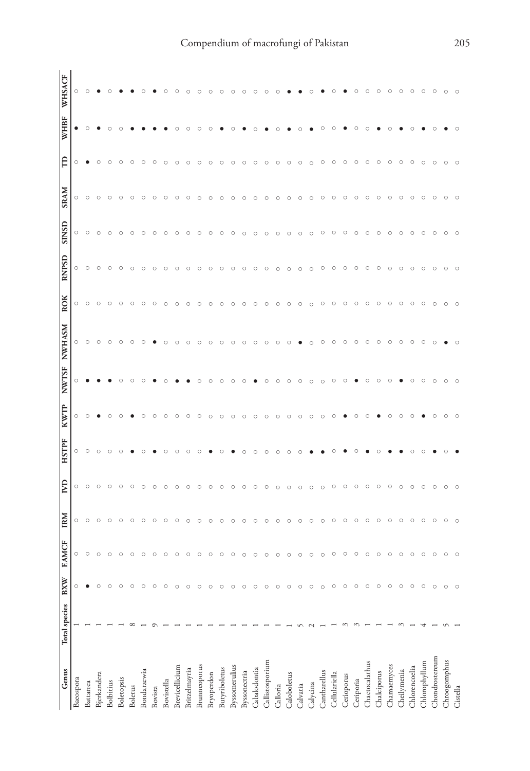| Genus | Total species | BXW | EAMCF | IRM | IVD | HSTPF | KWTP | NWTSF | NWHASM | ROK | RNPSD | SINSD | SRAM | TD | WHBF | WHSACF |
|---|---|---|---|---|---|---|---|---|---|---|---|---|---|---|---|---|
| Baeospora | 1 | ○ | ○ | ○ | ○ | ○ | ○ | ○ | ○ | ○ | ○ | ○ | ○ | ○ | ● | ○ |
| Battarrea | 1 | ● | ○ | ○ | ○ | ○ | ○ | ● | ○ | ○ | ○ | ○ | ○ | ● | ○ | ○ |
| Bjerkandera | 1 | ○ | ○ | ○ | ○ | ○ | ● | ● | ○ | ○ | ○ | ○ | ○ | ○ | ● | ● |
| Bolbitius | 1 | ○ | ○ | ○ | ○ | ○ | ○ | ● | ○ | ○ | ○ | ○ | ○ | ○ | ○ | ○ |
| Boletopsis | 1 | ○ | ○ | ○ | ○ | ○ | ○ | ○ | ○ | ○ | ○ | ○ | ○ | ○ | ○ | ● |
| Boletus | 8 | ○ | ○ | ○ | ○ | ● | ● | ○ | ○ | ○ | ○ | ○ | ○ | ○ | ● | ● |
| Bondarzewia | 1 | ○ | ○ | ○ | ○ | ○ | ○ | ○ | ○ | ○ | ○ | ○ | ○ | ○ | ● | ○ |
| Bovista | 9 | ○ | ○ | ○ | ○ | ● | ○ | ● | ● | ○ | ○ | ○ | ○ | ○ | ● | ● |
| Bovistella | 1 | ○ | ○ | ○ | ○ | ○ | ○ | ○ | ○ | ○ | ○ | ○ | ○ | ○ | ● | ○ |
| Brevicellicium | 1 | ○ | ○ | ○ | ○ | ○ | ○ | ● | ○ | ○ | ○ | ○ | ○ | ○ | ○ | ○ |
| Britzelmayria | 1 | ○ | ○ | ○ | ○ | ○ | ○ | ● | ○ | ○ | ○ | ○ | ○ | ○ | ○ | ○ |
| Brunneoporus | 1 | ○ | ○ | ○ | ○ | ● | ○ | ○ | ○ | ○ | ○ | ○ | ○ | ○ | ○ | ○ |
| Bryoperdon | 1 | ○ | ○ | ○ | ○ | ○ | ○ | ○ | ○ | ○ | ○ | ○ | ○ | ○ | ○ | ○ |
| Butyriboletus | 1 | ○ | ○ | ○ | ○ | ○ | ○ | ○ | ○ | ○ | ○ | ○ | ○ | ○ | ● | ○ |
| Byssomerulius | 1 | ○ | ○ | ○ | ○ | ● | ○ | ○ | ○ | ○ | ○ | ○ | ○ | ○ | ○ | ○ |
| Byssonectria | 1 | ○ | ○ | ○ | ○ | ○ | ○ | ○ | ○ | ○ | ○ | ○ | ○ | ○ | ● | ○ |
| Cabalodontia | 1 | ○ | ○ | ○ | ○ | ○ | ○ | ● | ○ | ○ | ○ | ○ | ○ | ○ | ○ | ○ |
| Callistosporium | 1 | ○ | ○ | ○ | ○ | ○ | ○ | ○ | ○ | ○ | ○ | ○ | ○ | ○ | ● | ○ |
| Calloria | 1 | ○ | ○ | ○ | ○ | ○ | ○ | ○ | ○ | ○ | ○ | ○ | ○ | ○ | ○ | ○ |
| Caloboletus | 1 | ○ | ○ | ○ | ○ | ○ | ○ | ○ | ○ | ○ | ○ | ○ | ○ | ○ | ● | ● |
| Calvatia | 5 | ○ | ○ | ○ | ○ | ● | ○ | ○ | ● | ○ | ○ | ○ | ○ | ○ | ○ | ● |
| Calycina | 2 | ○ | ○ | ○ | ○ | ● | ○ | ○ | ○ | ○ | ○ | ○ | ○ | ○ | ● | ○ |
| Cantharellus | 1 | ○ | ○ | ○ | ○ | ○ | ○ | ○ | ○ | ○ | ○ | ○ | ○ | ○ | ○ | ● |
| Cellulariella | 1 | ○ | ○ | ○ | ○ | ○ | ○ | ○ | ○ | ○ | ○ | ○ | ○ | ○ | ○ | ○ |
| Ceriporus | 3 | ○ | ○ | ○ | ○ | ● | ● | ○ | ○ | ○ | ○ | ○ | ○ | ○ | ● | ● |
| Ceriporia | 3 | ○ | ○ | ○ | ○ | ○ | ○ | ● | ○ | ○ | ○ | ○ | ○ | ○ | ○ | ○ |
| Chaetocalathus | 1 | ○ | ○ | ○ | ○ | ● | ○ | ○ | ○ | ○ | ○ | ○ | ○ | ○ | ○ | ○ |
| Chalciporus | 1 | ○ | ○ | ○ | ○ | ○ | ● | ○ | ○ | ○ | ○ | ○ | ○ | ○ | ● | ○ |
| Chamaemyces | 1 | ○ | ○ | ○ | ○ | ● | ○ | ○ | ○ | ○ | ○ | ○ | ○ | ○ | ○ | ○ |
| Cheilymenia | 3 | ○ | ○ | ○ | ○ | ● | ○ | ● | ○ | ○ | ○ | ○ | ○ | ○ | ● | ○ |
| Chlorencoelia | 1 | ○ | ○ | ○ | ○ | ○ | ○ | ○ | ○ | ○ | ○ | ○ | ○ | ○ | ○ | ○ |
| Chlorophyllum | 4 | ○ | ○ | ○ | ○ | ○ | ● | ○ | ○ | ○ | ○ | ○ | ○ | ○ | ● | ○ |
| Chondrostereum | 1 | ○ | ○ | ○ | ○ | ● | ○ | ○ | ○ | ○ | ○ | ○ | ○ | ○ | ○ | ○ |
| Chroogomphus | 5 | ○ | ○ | ○ | ○ | ○ | ○ | ○ | ● | ○ | ○ | ○ | ○ | ○ | ● | ○ |
| Cistella | 1 | ○ | ○ | ○ | ○ | ● | ○ | ○ | ○ | ○ | ○ | ○ | ○ | ○ | ○ | ○ |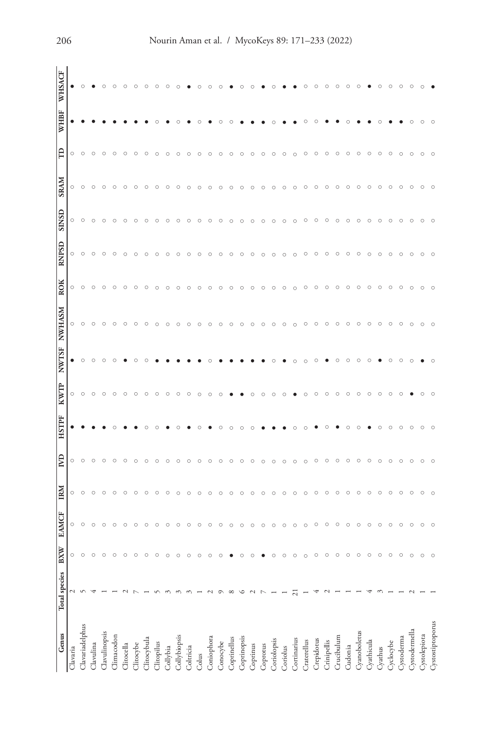| Genus | Total species | BXW | EAMCF | IRM | IVD | HSTPF | KWTP | NWTSF | NWHASM | ROK | RNPSD | SINSD | SRAM | TD | WHBF | WHSACF |
|---|---|---|---|---|---|---|---|---|---|---|---|---|---|---|---|---|
| Clavaria | 2 | ○ | ○ | ○ | ○ | ● | ○ | ● | ○ | ○ | ○ | ○ | ○ | ○ | ● | ● |
| Clavariadelphus | 5 | ○ | ○ | ○ | ○ | ● | ○ | ○ | ○ | ○ | ○ | ○ | ○ | ○ | ● | ○ |
| Clavulina | 4 | ○ | ○ | ○ | ○ | ● | ○ | ○ | ○ | ○ | ○ | ○ | ○ | ○ | ● | ● |
| Clavulinopsis | 1 | ○ | ○ | ○ | ○ | ● | ○ | ○ | ○ | ○ | ○ | ○ | ○ | ○ | ● | ○ |
| Climacodon | 1 | ○ | ○ | ○ | ○ | ○ | ○ | ○ | ○ | ○ | ○ | ○ | ○ | ○ | ● | ○ |
| Clitocella | 2 | ○ | ○ | ○ | ○ | ● | ○ | ● | ○ | ○ | ○ | ○ | ○ | ○ | ● | ○ |
| Clitocybe | 7 | ○ | ○ | ○ | ○ | ● | ○ | ○ | ○ | ○ | ○ | ○ | ○ | ○ | ● | ○ |
| Clitocybula | 1 | ○ | ○ | ○ | ○ | ○ | ○ | ○ | ○ | ○ | ○ | ○ | ○ | ○ | ● | ○ |
| Clitopilus | 5 | ○ | ○ | ○ | ○ | ○ | ○ | ● | ○ | ○ | ○ | ○ | ○ | ○ | ○ | ○ |
| Collybia | 3 | ○ | ○ | ○ | ○ | ● | ○ | ● | ○ | ○ | ○ | ○ | ○ | ○ | ● | ○ |
| Collybiopsis | 3 | ○ | ○ | ○ | ○ | ○ | ○ | ● | ○ | ○ | ○ | ○ | ○ | ○ | ○ | ○ |
| Coltricia | 3 | ○ | ○ | ○ | ○ | ● | ○ | ● | ○ | ○ | ○ | ○ | ○ | ○ | ● | ● |
| Colus | 1 | ○ | ○ | ○ | ○ | ○ | ○ | ● | ○ | ○ | ○ | ○ | ○ | ○ | ○ | ○ |
| Coniophora | 2 | ○ | ○ | ○ | ○ | ● | ○ | ○ | ○ | ○ | ○ | ○ | ○ | ○ | ● | ○ |
| Conocybe | 9 | ○ | ○ | ○ | ○ | ○ | ○ | ● | ○ | ○ | ○ | ○ | ○ | ○ | ○ | ○ |
| Coprinellus | 8 | ● | ○ | ○ | ○ | ○ | ● | ● | ○ | ○ | ○ | ○ | ○ | ○ | ○ | ● |
| Coprinopsis | 6 | ○ | ○ | ○ | ○ | ○ | ● | ● | ○ | ○ | ○ | ○ | ○ | ○ | ● | ○ |
| Coprinus | 2 | ○ | ○ | ○ | ○ | ○ | ○ | ● | ○ | ○ | ○ | ○ | ○ | ○ | ● | ○ |
| Coprotus | 7 | ● | ○ | ○ | ○ | ● | ○ | ● | ○ | ○ | ○ | ○ | ○ | ○ | ● | ● |
| Coriolopsis | 1 | ○ | ○ | ○ | ○ | ● | ○ | ○ | ○ | ○ | ○ | ○ | ○ | ○ | ○ | ○ |
| Coriolus | 1 | ○ | ○ | ○ | ○ | ● | ○ | ● | ○ | ○ | ○ | ○ | ○ | ○ | ● | ● |
| Cortinarius | 21 | ○ | ○ | ○ | ○ | ○ | ● | ○ | ○ | ○ | ○ | ○ | ○ | ○ | ● | ● |
| Craterellus | 1 | ○ | ○ | ○ | ○ | ○ | ○ | ○ | ○ | ○ | ○ | ○ | ○ | ○ | ○ | ○ |
| Crepidotus | 4 | ○ | ○ | ○ | ○ | ● | ○ | ○ | ○ | ○ | ○ | ○ | ○ | ○ | ○ | ○ |
| Crinipellis | 2 | ○ | ○ | ○ | ○ | ○ | ○ | ● | ○ | ○ | ○ | ○ | ○ | ○ | ● | ○ |
| Crucibulum | 1 | ○ | ○ | ○ | ○ | ● | ○ | ○ | ○ | ○ | ○ | ○ | ○ | ○ | ● | ○ |
| Cudonia | 1 | ○ | ○ | ○ | ○ | ○ | ○ | ○ | ○ | ○ | ○ | ○ | ○ | ○ | ○ | ○ |
| Cyanoboletus | 1 | ○ | ○ | ○ | ○ | ○ | ○ | ○ | ○ | ○ | ○ | ○ | ○ | ○ | ● | ○ |
| Cyathicula | 4 | ○ | ○ | ○ | ○ | ● | ○ | ○ | ○ | ○ | ○ | ○ | ○ | ○ | ● | ● |
| Cyathus | 3 | ○ | ○ | ○ | ○ | ○ | ○ | ● | ○ | ○ | ○ | ○ | ○ | ○ | ○ | ○ |
| Cyclocybe | 1 | ○ | ○ | ○ | ○ | ○ | ○ | ○ | ○ | ○ | ○ | ○ | ○ | ○ | ● | ○ |
| Cystoderma | 1 | ○ | ○ | ○ | ○ | ○ | ○ | ○ | ○ | ○ | ○ | ○ | ○ | ○ | ● | ○ |
| Cystodermella | 2 | ○ | ○ | ○ | ○ | ○ | ● | ○ | ○ | ○ | ○ | ○ | ○ | ○ | ○ | ○ |
| Cystolepiota | 1 | ○ | ○ | ○ | ○ | ○ | ○ | ● | ○ | ○ | ○ | ○ | ○ | ○ | ○ | ○ |
| Cystostiptoporus | 1 | ○ | ○ | ○ | ○ | ○ | ○ | ○ | ○ | ○ | ○ | ○ | ○ | ○ | ○ | ● |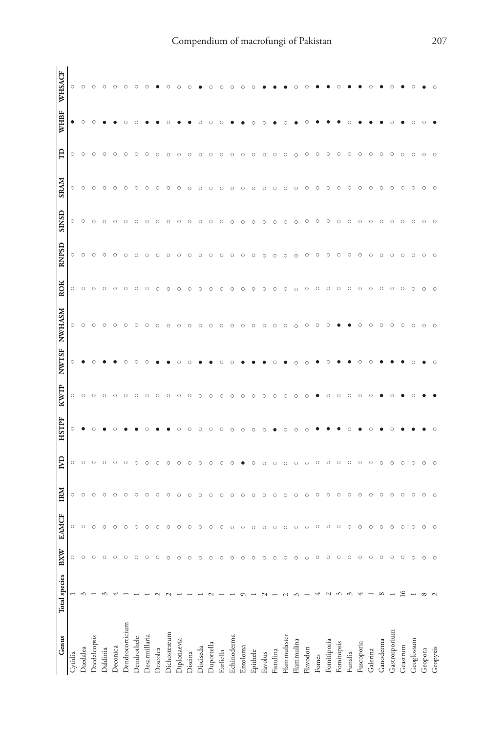| Genus | Total species | BXW | EAMCF | IRM | IVD | HSTPF | KWTP | NWTSF | NWHASM | ROK | RNPSD | SINSD | SRAM | TD | WHBF | WHSACF |
|---|---|---|---|---|---|---|---|---|---|---|---|---|---|---|---|---|
| Cyrtidia | 1 | ○ | ○ | ○ | ○ | ○ | ○ | ○ | ○ | ○ | ○ | ○ | ○ | ○ | ● | ○ |
| Daedalea | 3 | ○ | ○ | ○ | ○ | ● | ○ | ● | ○ | ○ | ○ | ○ | ○ | ○ | ○ | ○ |
| Daedaleopsis | 1 | ○ | ○ | ○ | ○ | ○ | ○ | ○ | ○ | ○ | ○ | ○ | ○ | ○ | ○ | ○ |
| Daldinia | 3 | ○ | ○ | ○ | ○ | ● | ○ | ● | ○ | ○ | ○ | ○ | ○ | ○ | ● | ○ |
| Deconica | 4 | ○ | ○ | ○ | ○ | ○ | ○ | ● | ○ | ○ | ○ | ○ | ○ | ○ | ● | ○ |
| Dendrocorticium | 1 | ○ | ○ | ○ | ○ | ● | ○ | ○ | ○ | ○ | ○ | ○ | ○ | ○ | ○ | ○ |
| Dendrothele | 1 | ○ | ○ | ○ | ○ | ● | ○ | ○ | ○ | ○ | ○ | ○ | ○ | ○ | ○ | ○ |
| Desarmillaria | 1 | ○ | ○ | ○ | ○ | ○ | ○ | ○ | ○ | ○ | ○ | ○ | ○ | ○ | ● | ○ |
| Descolea | 2 | ○ | ○ | ○ | ○ | ● | ○ | ● | ○ | ○ | ○ | ○ | ○ | ○ | ● | ● |
| Dichostereum | 2 | ○ | ○ | ○ | ○ | ● | ○ | ● | ○ | ○ | ○ | ○ | ○ | ○ | ○ | ○ |
| Diplonaevia | 1 | ○ | ○ | ○ | ○ | ○ | ○ | ○ | ○ | ○ | ○ | ○ | ○ | ○ | ● | ○ |
| Discina | 1 | ○ | ○ | ○ | ○ | ○ | ○ | ○ | ○ | ○ | ○ | ○ | ○ | ○ | ● | ○ |
| Disciseda | 1 | ○ | ○ | ○ | ○ | ○ | ○ | ● | ○ | ○ | ○ | ○ | ○ | ○ | ○ | ● |
| Duportella | 2 | ○ | ○ | ○ | ○ | ○ | ○ | ● | ○ | ○ | ○ | ○ | ○ | ○ | ○ | ○ |
| Earliella | 1 | ○ | ○ | ○ | ○ | ○ | ○ | ○ | ○ | ○ | ○ | ○ | ○ | ○ | ○ | ○ |
| Echinoderma | 1 | ○ | ○ | ○ | ○ | ○ | ○ | ○ | ○ | ○ | ○ | ○ | ○ | ○ | ● | ○ |
| Entoloma | 9 | ○ | ○ | ○ | ● | ○ | ○ | ● | ○ | ○ | ○ | ○ | ○ | ○ | ● | ○ |
| Epithele | 1 | ○ | ○ | ○ | ○ | ○ | ○ | ● | ○ | ○ | ○ | ○ | ○ | ○ | ○ | ○ |
| Favolus | 2 | ○ | ○ | ○ | ○ | ○ | ○ | ● | ○ | ○ | ○ | ○ | ○ | ○ | ○ | ● |
| Fistulina | 1 | ○ | ○ | ○ | ○ | ● | ○ | ○ | ○ | ○ | ○ | ○ | ○ | ○ | ● | ● |
| Flammulaster | 2 | ○ | ○ | ○ | ○ | ○ | ○ | ● | ○ | ○ | ○ | ○ | ○ | ○ | ○ | ● |
| Flammulina | 3 | ○ | ○ | ○ | ○ | ○ | ○ | ○ | ○ | ○ | ○ | ○ | ○ | ○ | ● | ○ |
| Flavodon | 1 | ○ | ○ | ○ | ○ | ○ | ○ | ○ | ○ | ○ | ○ | ○ | ○ | ○ | ○ | ○ |
| Fomes | 4 | ○ | ○ | ○ | ○ | ● | ● | ● | ○ | ○ | ○ | ○ | ○ | ○ | ● | ● |
| Fomitiporia | 2 | ○ | ○ | ○ | ○ | ● | ○ | ○ | ○ | ○ | ○ | ○ | ○ | ○ | ● | ● |
| Fomitopsis | 3 | ○ | ○ | ○ | ○ | ● | ○ | ● | ● | ○ | ○ | ○ | ○ | ○ | ● | ○ |
| Funalia | 3 | ○ | ○ | ○ | ○ | ○ | ○ | ● | ● | ○ | ○ | ○ | ○ | ○ | ○ | ● |
| Fuscoporia | 4 | ○ | ○ | ○ | ○ | ● | ○ | ○ | ○ | ○ | ○ | ○ | ○ | ○ | ● | ● |
| Galerina | 1 | ○ | ○ | ○ | ○ | ○ | ○ | ○ | ○ | ○ | ○ | ○ | ○ | ○ | ● | ○ |
| Ganoderma | 8 | ○ | ○ | ○ | ○ | ● | ● | ● | ○ | ○ | ○ | ○ | ○ | ○ | ● | ● |
| Gastrosporium | 1 | ○ | ○ | ○ | ○ | ○ | ○ | ● | ○ | ○ | ○ | ○ | ○ | ○ | ○ | ○ |
| Geastrum | 16 | ○ | ○ | ○ | ○ | ● | ● | ● | ○ | ○ | ○ | ○ | ○ | ○ | ● | ● |
| Geoglossum | 1 | ○ | ○ | ○ | ○ | ● | ○ | ○ | ○ | ○ | ○ | ○ | ○ | ○ | ○ | ○ |
| Geopora | 8 | ○ | ○ | ○ | ○ | ● | ● | ● | ○ | ○ | ○ | ○ | ○ | ○ | ○ | ● |
| Geopyxis | 2 | ○ | ○ | ○ | ○ | ○ | ● | ○ | ○ | ○ | ○ | ○ | ○ | ○ | ● | ○ |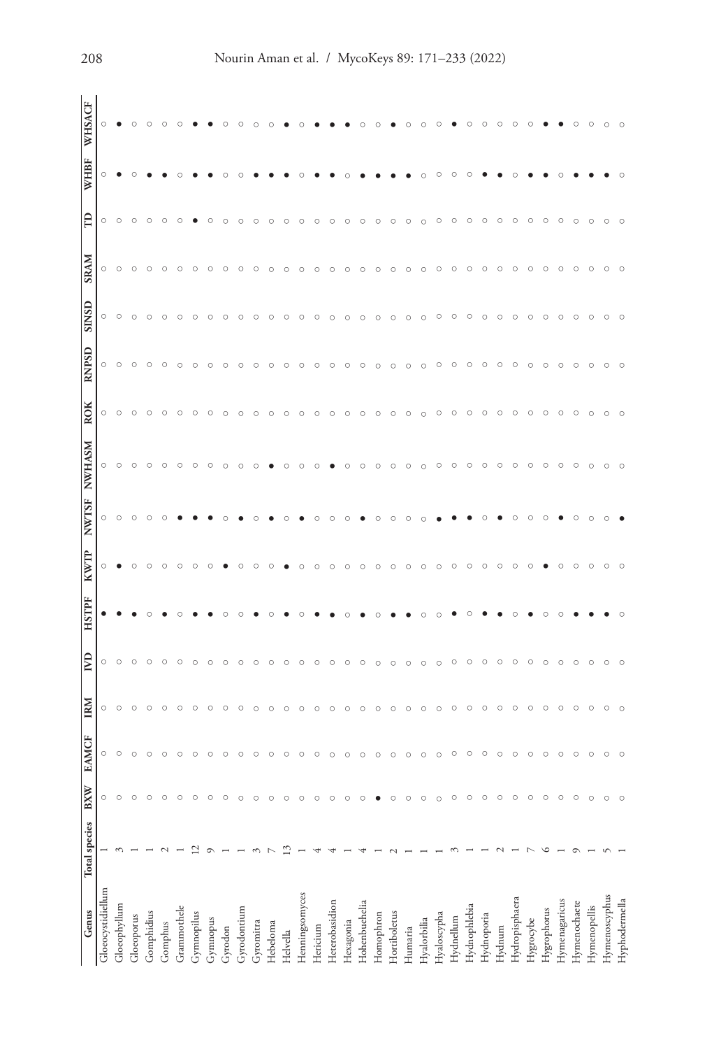| Genus | Total species | BXW | EAMCF | IRM | IVD | HSTPF | KWTP | NWTSF | NWHASM | ROK | RNPSD | SINSD | SRAM | TD | WHBF | WHSACF |
|---|---|---|---|---|---|---|---|---|---|---|---|---|---|---|---|---|
| Gloeocystidiellum | 1 | ○ | ○ | ○ | ○ | ● | ○ | ○ | ○ | ○ | ○ | ○ | ○ | ○ | ○ | ○ |
| Gloeophyllum | 3 | ○ | ○ | ○ | ○ | ● | ● | ○ | ○ | ○ | ○ | ○ | ○ | ○ | ● | ● |
| Gloeoporus | 1 | ○ | ○ | ○ | ○ | ● | ○ | ○ | ○ | ○ | ○ | ○ | ○ | ○ | ○ | ○ |
| Gomphidius | 1 | ○ | ○ | ○ | ○ | ○ | ○ | ○ | ○ | ○ | ○ | ○ | ○ | ○ | ● | ○ |
| Gomphus | 2 | ○ | ○ | ○ | ○ | ● | ○ | ○ | ○ | ○ | ○ | ○ | ○ | ○ | ● | ○ |
| Grammothele | 1 | ○ | ○ | ○ | ○ | ○ | ○ | ● | ○ | ○ | ○ | ○ | ○ | ○ | ○ | ○ |
| Gymnopilus | 12 | ○ | ○ | ○ | ○ | ● | ○ | ● | ○ | ○ | ○ | ○ | ○ | ● | ● | ● |
| Gymnopus | 9 | ○ | ○ | ○ | ○ | ● | ○ | ● | ○ | ○ | ○ | ○ | ○ | ○ | ● | ● |
| Gyrodon | 1 | ○ | ○ | ○ | ○ | ○ | ● | ○ | ○ | ○ | ○ | ○ | ○ | ○ | ○ | ○ |
| Gyrodontium | 1 | ○ | ○ | ○ | ○ | ○ | ○ | ● | ○ | ○ | ○ | ○ | ○ | ○ | ○ | ○ |
| Gyromitra | 3 | ○ | ○ | ○ | ○ | ● | ○ | ○ | ○ | ○ | ○ | ○ | ○ | ○ | ● | ○ |
| Hebeloma | 7 | ○ | ○ | ○ | ○ | ○ | ○ | ● | ● | ○ | ○ | ○ | ○ | ○ | ● | ○ |
| Helvella | 13 | ○ | ○ | ○ | ○ | ● | ● | ○ | ○ | ○ | ○ | ○ | ○ | ○ | ● | ● |
| Henningsomyces | 1 | ○ | ○ | ○ | ○ | ○ | ○ | ● | ○ | ○ | ○ | ○ | ○ | ○ | ○ | ○ |
| Hericium | 4 | ○ | ○ | ○ | ○ | ● | ○ | ○ | ○ | ○ | ○ | ○ | ○ | ○ | ● | ● |
| Heterobasidion | 4 | ○ | ○ | ○ | ○ | ● | ○ | ○ | ● | ○ | ○ | ○ | ○ | ○ | ● | ● |
| Hexagonia | 1 | ○ | ○ | ○ | ○ | ○ | ○ | ○ | ○ | ○ | ○ | ○ | ○ | ○ | ○ | ● |
| Hohenbuehelia | 4 | ○ | ○ | ○ | ○ | ● | ○ | ● | ○ | ○ | ○ | ○ | ○ | ○ | ● | ○ |
| Homophron | 1 | ● | ○ | ○ | ○ | ○ | ○ | ○ | ○ | ○ | ○ | ○ | ○ | ○ | ● | ○ |
| Hortiboletus | 2 | ○ | ○ | ○ | ○ | ● | ○ | ○ | ○ | ○ | ○ | ○ | ○ | ○ | ● | ● |
| Humaria | 1 | ○ | ○ | ○ | ○ | ● | ○ | ○ | ○ | ○ | ○ | ○ | ○ | ○ | ● | ○ |
| Hyalorbilia | 1 | ○ | ○ | ○ | ○ | ○ | ○ | ○ | ○ | ○ | ○ | ○ | ○ | ○ | ○ | ○ |
| Hyaloscypha | 1 | ○ | ○ | ○ | ○ | ○ | ○ | ● | ○ | ○ | ○ | ○ | ○ | ○ | ○ | ○ |
| Hydnellum | 3 | ○ | ○ | ○ | ○ | ● | ○ | ● | ○ | ○ | ○ | ○ | ○ | ○ | ○ | ● |
| Hydnophlebia | 1 | ○ | ○ | ○ | ○ | ○ | ○ | ● | ○ | ○ | ○ | ○ | ○ | ○ | ○ | ○ |
| Hydnoporia | 1 | ○ | ○ | ○ | ○ | ● | ○ | ○ | ○ | ○ | ○ | ○ | ○ | ○ | ● | ○ |
| Hydnum | 2 | ○ | ○ | ○ | ○ | ● | ○ | ● | ○ | ○ | ○ | ○ | ○ | ○ | ● | ○ |
| Hydropisphaera | 1 | ○ | ○ | ○ | ○ | ○ | ○ | ○ | ○ | ○ | ○ | ○ | ○ | ○ | ○ | ○ |
| Hygrocybe | 7 | ○ | ○ | ○ | ○ | ● | ○ | ○ | ○ | ○ | ○ | ○ | ○ | ○ | ● | ○ |
| Hygrophorus | 6 | ○ | ○ | ○ | ○ | ○ | ● | ○ | ○ | ○ | ○ | ○ | ○ | ○ | ● | ● |
| Hymenagaricus | 1 | ○ | ○ | ○ | ○ | ○ | ○ | ● | ○ | ○ | ○ | ○ | ○ | ○ | ○ | ● |
| Hymenochaete | 9 | ○ | ○ | ○ | ○ | ● | ○ | ○ | ○ | ○ | ○ | ○ | ○ | ○ | ● | ○ |
| Hymenopellis | 1 | ○ | ○ | ○ | ○ | ● | ○ | ○ | ○ | ○ | ○ | ○ | ○ | ○ | ● | ○ |
| Hymenoscyphus | 5 | ○ | ○ | ○ | ○ | ● | ○ | ○ | ○ | ○ | ○ | ○ | ○ | ○ | ● | ○ |
| Hyphodermella | 1 | ○ | ○ | ○ | ○ | ○ | ○ | ● | ○ | ○ | ○ | ○ | ○ | ○ | ○ | ○ |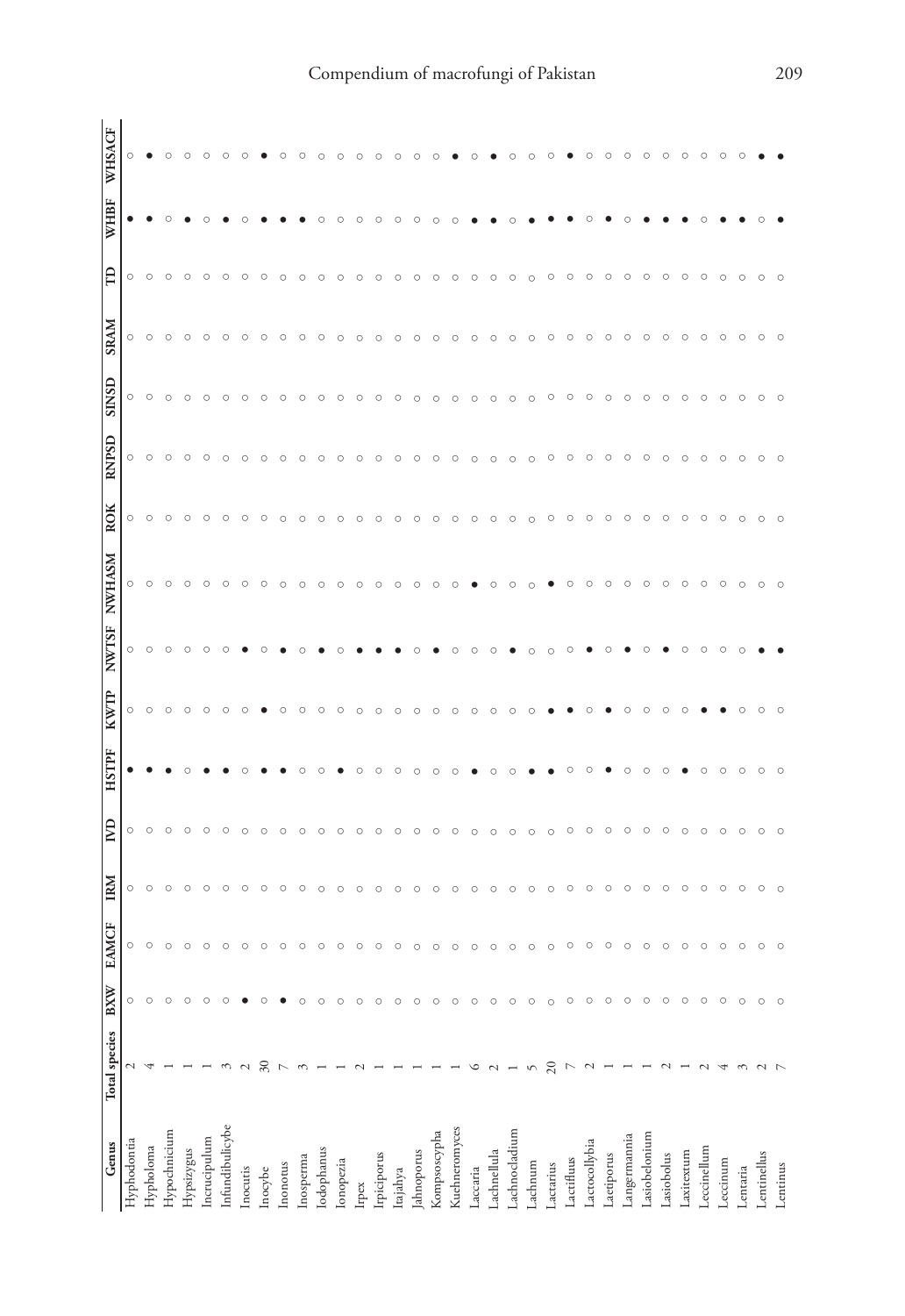| Genus | Total species | BXW | EAMCF | IRM | IVD | HSTPF | KWTP | NWTSF | NWHASM | ROK | RNPSD | SINSD | SRAM | TD | WHBF | WHSACF |
|---|---|---|---|---|---|---|---|---|---|---|---|---|---|---|---|---|
| Hyphodontia | 2 | ○ | ○ | ○ | ○ | ● | ○ | ○ | ○ | ○ | ○ | ○ | ○ | ○ | ● | ○ |
| Hypholoma | 4 | ○ | ○ | ○ | ○ | ● | ○ | ○ | ○ | ○ | ○ | ○ | ○ | ○ | ● | ● |
| Hypochnicium | 1 | ○ | ○ | ○ | ○ | ● | ○ | ○ | ○ | ○ | ○ | ○ | ○ | ○ | ○ | ○ |
| Hypsizygus | 1 | ○ | ○ | ○ | ○ | ○ | ○ | ○ | ○ | ○ | ○ | ○ | ○ | ○ | ● | ○ |
| Incrucipulum | 1 | ○ | ○ | ○ | ○ | ● | ○ | ○ | ○ | ○ | ○ | ○ | ○ | ○ | ○ | ○ |
| Infundibulicybe | 3 | ○ | ○ | ○ | ○ | ● | ○ | ○ | ○ | ○ | ○ | ○ | ○ | ○ | ● | ○ |
| Inocutis | 2 | ● | ○ | ○ | ○ | ○ | ○ | ● | ○ | ○ | ○ | ○ | ○ | ○ | ○ | ○ |
| Inocybe | 30 | ○ | ○ | ○ | ○ | ● | ● | ○ | ○ | ○ | ○ | ○ | ○ | ○ | ● | ● |
| Inonotus | 7 | ● | ○ | ○ | ○ | ● | ○ | ● | ○ | ○ | ○ | ○ | ○ | ○ | ● | ○ |
| Inosperma | 3 | ○ | ○ | ○ | ○ | ○ | ○ | ○ | ○ | ○ | ○ | ○ | ○ | ○ | ● | ○ |
| Iodophanus | 1 | ○ | ○ | ○ | ○ | ○ | ○ | ● | ○ | ○ | ○ | ○ | ○ | ○ | ○ | ○ |
| Ionopezia | 1 | ○ | ○ | ○ | ○ | ● | ○ | ○ | ○ | ○ | ○ | ○ | ○ | ○ | ○ | ○ |
| Irpex | 2 | ○ | ○ | ○ | ○ | ○ | ○ | ● | ○ | ○ | ○ | ○ | ○ | ○ | ○ | ○ |
| Irpiciporus | 1 | ○ | ○ | ○ | ○ | ○ | ○ | ● | ○ | ○ | ○ | ○ | ○ | ○ | ○ | ○ |
| Itajahya | 1 | ○ | ○ | ○ | ○ | ○ | ○ | ● | ○ | ○ | ○ | ○ | ○ | ○ | ○ | ○ |
| Jahnoporus | 1 | ○ | ○ | ○ | ○ | ○ | ○ | ○ | ○ | ○ | ○ | ○ | ○ | ○ | ○ | ○ |
| Kompsoscypha | 1 | ○ | ○ | ○ | ○ | ○ | ○ | ● | ○ | ○ | ○ | ○ | ○ | ○ | ○ | ○ |
| Kuehneromyces | 1 | ○ | ○ | ○ | ○ | ○ | ○ | ○ | ○ | ○ | ○ | ○ | ○ | ○ | ○ | ● |
| Laccaria | 6 | ○ | ○ | ○ | ○ | ● | ○ | ○ | ● | ○ | ○ | ○ | ○ | ○ | ● | ○ |
| Lachnellula | 2 | ○ | ○ | ○ | ○ | ○ | ○ | ○ | ○ | ○ | ○ | ○ | ○ | ○ | ● | ● |
| Lachnocladium | 1 | ○ | ○ | ○ | ○ | ○ | ○ | ● | ○ | ○ | ○ | ○ | ○ | ○ | ○ | ○ |
| Lachnum | 5 | ○ | ○ | ○ | ○ | ● | ○ | ○ | ○ | ○ | ○ | ○ | ○ | ○ | ● | ○ |
| Lactarius | 20 | ○ | ○ | ○ | ○ | ● | ● | ○ | ● | ○ | ○ | ○ | ○ | ○ | ● | ○ |
| Lactifluus | 7 | ○ | ○ | ○ | ○ | ○ | ● | ○ | ○ | ○ | ○ | ○ | ○ | ○ | ● | ● |
| Lactocollybia | 2 | ○ | ○ | ○ | ○ | ○ | ○ | ● | ○ | ○ | ○ | ○ | ○ | ○ | ○ | ○ |
| Laetiporus | 1 | ○ | ○ | ○ | ○ | ● | ● | ○ | ○ | ○ | ○ | ○ | ○ | ○ | ● | ○ |
| Langermannia | 1 | ○ | ○ | ○ | ○ | ○ | ○ | ● | ○ | ○ | ○ | ○ | ○ | ○ | ○ | ○ |
| Lasiobelonium | 1 | ○ | ○ | ○ | ○ | ○ | ○ | ○ | ○ | ○ | ○ | ○ | ○ | ○ | ● | ○ |
| Lasiobolus | 2 | ○ | ○ | ○ | ○ | ○ | ○ | ● | ○ | ○ | ○ | ○ | ○ | ○ | ● | ○ |
| Laxitextum | 1 | ○ | ○ | ○ | ○ | ● | ○ | ○ | ○ | ○ | ○ | ○ | ○ | ○ | ● | ○ |
| Leccinellum | 2 | ○ | ○ | ○ | ○ | ○ | ● | ○ | ○ | ○ | ○ | ○ | ○ | ○ | ○ | ○ |
| Leccinum | 4 | ○ | ○ | ○ | ○ | ○ | ● | ○ | ○ | ○ | ○ | ○ | ○ | ○ | ● | ○ |
| Lentaria | 3 | ○ | ○ | ○ | ○ | ○ | ○ | ○ | ○ | ○ | ○ | ○ | ○ | ○ | ● | ○ |
| Lentinellus | 2 | ○ | ○ | ○ | ○ | ○ | ○ | ● | ○ | ○ | ○ | ○ | ○ | ○ | ○ | ● |
| Lentinus | 7 | ○ | ○ | ○ | ○ | ○ | ○ | ● | ○ | ○ | ○ | ○ | ○ | ○ | ● | ● |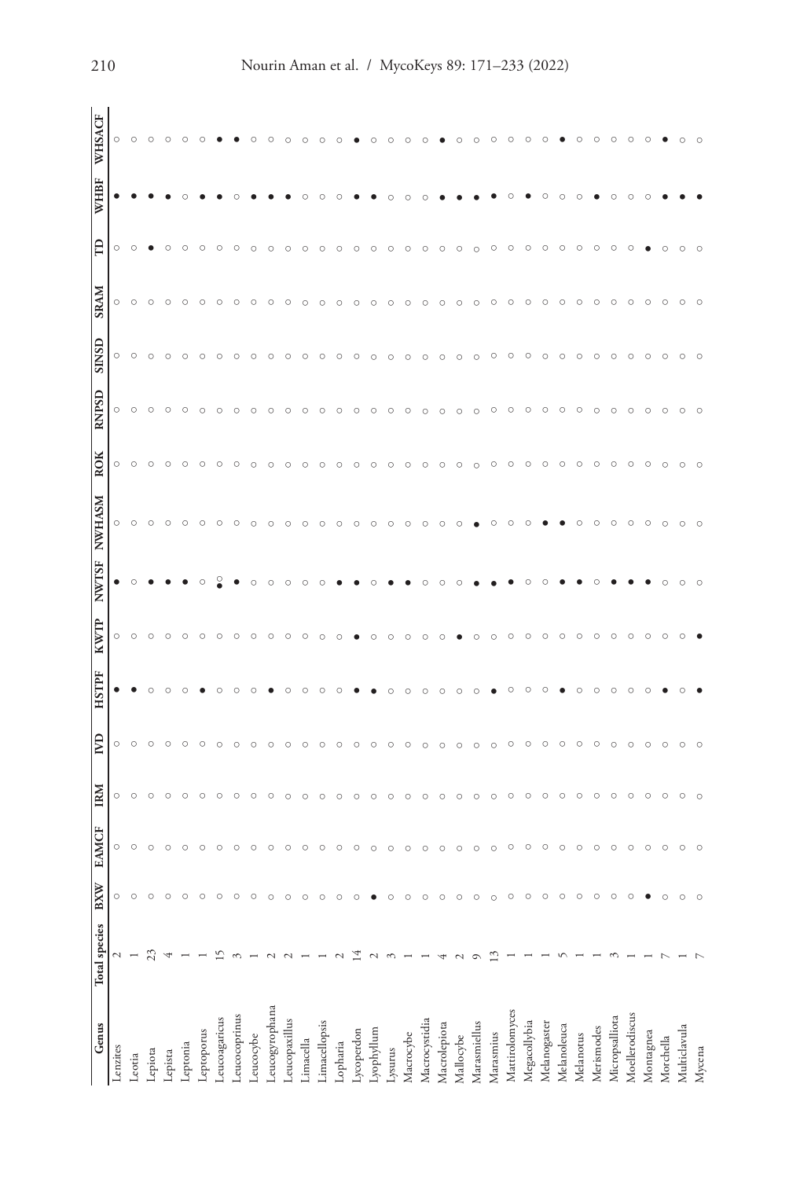| Genus | Total species | BXW | EAMCF | IRM | IVD | HSTPF | KWTP | NWTSF | NWHASM | ROK | RNPSD | SINSD | SRAM | TD | WHBF | WHSACF |
|---|---|---|---|---|---|---|---|---|---|---|---|---|---|---|---|---|
| Lenzites | 2 | ○ | ○ | ○ | ○ | ● | ○ | ● | ○ | ○ | ○ | ○ | ○ | ○ | ● | ○ |
| Leotia | 1 | ○ | ○ | ○ | ○ | ● | ○ | ○ | ○ | ○ | ○ | ○ | ○ | ○ | ● | ○ |
| Lepiota | 23 | ○ | ○ | ○ | ○ | ○ | ○ | ● | ○ | ○ | ○ | ○ | ○ | ● | ● | ○ |
| Lepista | 4 | ○ | ○ | ○ | ○ | ○ | ○ | ● | ○ | ○ | ○ | ○ | ○ | ○ | ● | ○ |
| Leptonia | 1 | ○ | ○ | ○ | ○ | ○ | ○ | ● | ○ | ○ | ○ | ○ | ○ | ○ | ○ | ○ |
| Leptoporus | 1 | ○ | ○ | ○ | ○ | ● | ○ | ○ | ○ | ○ | ○ | ○ | ○ | ○ | ● | ○ |
| Leucoagaricus | 15 | ○ | ○ | ○ | ○ | ○ | ○ | ○● | ○ | ○ | ○ | ○ | ○ | ○ | ● | ● |
| Leucocoprinus | 3 | ○ | ○ | ○ | ○ | ○ | ○ | ● | ○ | ○ | ○ | ○ | ○ | ○ | ○ | ● |
| Leucocybe | 1 | ○ | ○ | ○ | ○ | ○ | ○ | ○ | ○ | ○ | ○ | ○ | ○ | ○ | ● | ○ |
| Leucogyrophana | 2 | ○ | ○ | ○ | ○ | ● | ○ | ○ | ○ | ○ | ○ | ○ | ○ | ○ | ● | ○ |
| Leucopaxillus | 2 | ○ | ○ | ○ | ○ | ○ | ○ | ○ | ○ | ○ | ○ | ○ | ○ | ○ | ● | ○ |
| Limacella | 1 | ○ | ○ | ○ | ○ | ○ | ○ | ○ | ○ | ○ | ○ | ○ | ○ | ○ | ○ | ○ |
| Limacellopsis | 1 | ○ | ○ | ○ | ○ | ○ | ○ | ○ | ○ | ○ | ○ | ○ | ○ | ○ | ○ | ○ |
| Lopharia | 2 | ○ | ○ | ○ | ○ | ○ | ○ | ● | ○ | ○ | ○ | ○ | ○ | ○ | ○ | ○ |
| Lycoperdon | 14 | ○ | ○ | ○ | ○ | ● | ● | ● | ○ | ○ | ○ | ○ | ○ | ○ | ● | ● |
| Lyophyllum | 2 | ● | ○ | ○ | ○ | ● | ○ | ○ | ○ | ○ | ○ | ○ | ○ | ○ | ● | ○ |
| Lysurus | 3 | ○ | ○ | ○ | ○ | ○ | ○ | ● | ○ | ○ | ○ | ○ | ○ | ○ | ○ | ○ |
| Macrocybe | 1 | ○ | ○ | ○ | ○ | ○ | ○ | ● | ○ | ○ | ○ | ○ | ○ | ○ | ○ | ○ |
| Macrocystidia | 1 | ○ | ○ | ○ | ○ | ○ | ○ | ○ | ○ | ○ | ○ | ○ | ○ | ○ | ○ | ○ |
| Macrolepiota | 4 | ○ | ○ | ○ | ○ | ○ | ○ | ○ | ○ | ○ | ○ | ○ | ○ | ○ | ● | ● |
| Mallocybe | 2 | ○ | ○ | ○ | ○ | ○ | ● | ○ | ○ | ○ | ○ | ○ | ○ | ○ | ● | ○ |
| Marasmiellus | 9 | ○ | ○ | ○ | ○ | ○ | ○ | ● | ● | ○ | ○ | ○ | ○ | ○ | ● | ○ |
| Marasmius | 13 | ○ | ○ | ○ | ○ | ● | ○ | ● | ○ | ○ | ○ | ○ | ○ | ○ | ● | ○ |
| Mattirolomyces | 1 | ○ | ○ | ○ | ○ | ○ | ○ | ● | ○ | ○ | ○ | ○ | ○ | ○ | ○ | ○ |
| Megacollybia | 1 | ○ | ○ | ○ | ○ | ○ | ○ | ○ | ○ | ○ | ○ | ○ | ○ | ○ | ● | ○ |
| Melanogaster | 1 | ○ | ○ | ○ | ○ | ○ | ○ | ○ | ● | ○ | ○ | ○ | ○ | ○ | ○ | ○ |
| Melanoleuca | 5 | ○ | ○ | ○ | ○ | ● | ○ | ● | ● | ○ | ○ | ○ | ○ | ○ | ○ | ● |
| Melanotus | 1 | ○ | ○ | ○ | ○ | ○ | ○ | ● | ○ | ○ | ○ | ○ | ○ | ○ | ○ | ○ |
| Merismodes | 1 | ○ | ○ | ○ | ○ | ○ | ○ | ○ | ○ | ○ | ○ | ○ | ○ | ○ | ● | ○ |
| Micropsalliota | 3 | ○ | ○ | ○ | ○ | ○ | ○ | ● | ○ | ○ | ○ | ○ | ○ | ○ | ○ | ○ |
| Moellerodiscus | 1 | ○ | ○ | ○ | ○ | ○ | ○ | ● | ○ | ○ | ○ | ○ | ○ | ○ | ○ | ○ |
| Montagnea | 1 | ● | ○ | ○ | ○ | ○ | ○ | ● | ○ | ○ | ○ | ○ | ○ | ● | ○ | ○ |
| Morchella | 7 | ○ | ○ | ○ | ○ | ● | ○ | ○ | ○ | ○ | ○ | ○ | ○ | ○ | ● | ● |
| Multiclavula | 1 | ○ | ○ | ○ | ○ | ○ | ○ | ○ | ○ | ○ | ○ | ○ | ○ | ○ | ● | ○ |
| Mycena | 7 | ○ | ○ | ○ | ○ | ● | ● | ○ | ○ | ○ | ○ | ○ | ○ | ○ | ● | ○ |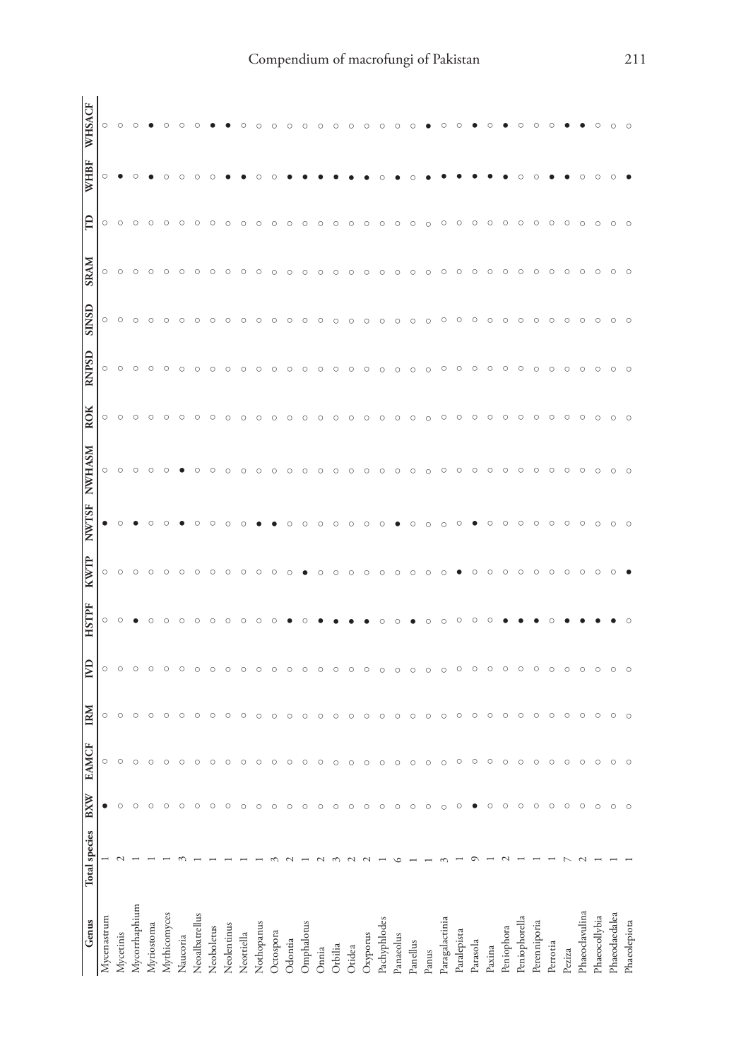| Genus | Total species | BXW | EAMCF | IRM | IVD | HSTPF | KWTP | NWTSF | NWHASM | ROK | RNPSD | SINSD | SRAM | TD | WHBF | WHSACF |
|---|---|---|---|---|---|---|---|---|---|---|---|---|---|---|---|---|
| Mycenastrum | 1 | ● | ○ | ○ | ○ | ○ | ○ | ● | ○ | ○ | ○ | ○ | ○ | ○ | ○ | ○ |
| Mycetinis | 2 | ○ | ○ | ○ | ○ | ○ | ○ | ○ | ○ | ○ | ○ | ○ | ○ | ○ | ● | ○ |
| Mycorrhaphium | 1 | ○ | ○ | ○ | ○ | ● | ○ | ● | ○ | ○ | ○ | ○ | ○ | ○ | ○ | ○ |
| Myriostoma | 1 | ○ | ○ | ○ | ○ | ○ | ○ | ○ | ○ | ○ | ○ | ○ | ○ | ○ | ● | ● |
| Mythicomyces | 1 | ○ | ○ | ○ | ○ | ○ | ○ | ○ | ○ | ○ | ○ | ○ | ○ | ○ | ○ | ○ |
| Naucoria | 3 | ○ | ○ | ○ | ○ | ○ | ○ | ● | ● | ○ | ○ | ○ | ○ | ○ | ○ | ○ |
| Neoalbatrellus | 1 | ○ | ○ | ○ | ○ | ○ | ○ | ○ | ○ | ○ | ○ | ○ | ○ | ○ | ○ | ○ |
| Neoboletus | 1 | ○ | ○ | ○ | ○ | ○ | ○ | ○ | ○ | ○ | ○ | ○ | ○ | ○ | ○ | ● |
| Neolentinus | 1 | ○ | ○ | ○ | ○ | ○ | ○ | ○ | ○ | ○ | ○ | ○ | ○ | ○ | ● | ● |
| Neottiella | 1 | ○ | ○ | ○ | ○ | ○ | ○ | ○ | ○ | ○ | ○ | ○ | ○ | ○ | ● | ○ |
| Nothopanus | 1 | ○ | ○ | ○ | ○ | ○ | ○ | ● | ○ | ○ | ○ | ○ | ○ | ○ | ○ | ○ |
| Octospora | 3 | ○ | ○ | ○ | ○ | ○ | ○ | ● | ○ | ○ | ○ | ○ | ○ | ○ | ○ | ○ |
| Odontia | 2 | ○ | ○ | ○ | ○ | ● | ○ | ○ | ○ | ○ | ○ | ○ | ○ | ○ | ● | ○ |
| Omphalotus | 1 | ○ | ○ | ○ | ○ | ○ | ● | ○ | ○ | ○ | ○ | ○ | ○ | ○ | ● | ○ |
| Onnia | 2 | ○ | ○ | ○ | ○ | ● | ○ | ○ | ○ | ○ | ○ | ○ | ○ | ○ | ● | ○ |
| Orbilia | 3 | ○ | ○ | ○ | ○ | ● | ○ | ○ | ○ | ○ | ○ | ○ | ○ | ○ | ● | ○ |
| Otidea | 2 | ○ | ○ | ○ | ○ | ● | ○ | ○ | ○ | ○ | ○ | ○ | ○ | ○ | ● | ○ |
| Oxyporus | 2 | ○ | ○ | ○ | ○ | ● | ○ | ○ | ○ | ○ | ○ | ○ | ○ | ○ | ● | ○ |
| Pachyphlodes | 1 | ○ | ○ | ○ | ○ | ○ | ○ | ○ | ○ | ○ | ○ | ○ | ○ | ○ | ○ | ○ |
| Panaeolus | 6 | ○ | ○ | ○ | ○ | ○ | ○ | ● | ○ | ○ | ○ | ○ | ○ | ○ | ● | ○ |
| Panellus | 1 | ○ | ○ | ○ | ○ | ● | ○ | ○ | ○ | ○ | ○ | ○ | ○ | ○ | ○ | ○ |
| Panus | 1 | ○ | ○ | ○ | ○ | ○ | ○ | ○ | ○ | ○ | ○ | ○ | ○ | ○ | ● | ● |
| Paragalactinia | 3 | ○ | ○ | ○ | ○ | ○ | ○ | ○ | ○ | ○ | ○ | ○ | ○ | ○ | ● | ○ |
| Paralepista | 1 | ○ | ○ | ○ | ○ | ○ | ● | ○ | ○ | ○ | ○ | ○ | ○ | ○ | ● | ○ |
| Parasola | 9 | ● | ○ | ○ | ○ | ○ | ○ | ● | ○ | ○ | ○ | ○ | ○ | ○ | ● | ● |
| Paxina | 1 | ○ | ○ | ○ | ○ | ○ | ○ | ○ | ○ | ○ | ○ | ○ | ○ | ○ | ● | ○ |
| Peniophora | 2 | ○ | ○ | ○ | ○ | ● | ○ | ○ | ○ | ○ | ○ | ○ | ○ | ○ | ● | ● |
| Peniophorella | 1 | ○ | ○ | ○ | ○ | ● | ○ | ○ | ○ | ○ | ○ | ○ | ○ | ○ | ○ | ○ |
| Perenniporia | 1 | ○ | ○ | ○ | ○ | ● | ○ | ○ | ○ | ○ | ○ | ○ | ○ | ○ | ○ | ○ |
| Perrotia | 1 | ○ | ○ | ○ | ○ | ○ | ○ | ○ | ○ | ○ | ○ | ○ | ○ | ○ | ● | ○ |
| Peziza | 7 | ○ | ○ | ○ | ○ | ● | ○ | ○ | ○ | ○ | ○ | ○ | ○ | ○ | ● | ● |
| Phaeoclavulina | 2 | ○ | ○ | ○ | ○ | ● | ○ | ○ | ○ | ○ | ○ | ○ | ○ | ○ | ○ | ● |
| Phaeocollybia | 1 | ○ | ○ | ○ | ○ | ● | ○ | ○ | ○ | ○ | ○ | ○ | ○ | ○ | ○ | ○ |
| Phaeodaedalea | 1 | ○ | ○ | ○ | ○ | ● | ○ | ○ | ○ | ○ | ○ | ○ | ○ | ○ | ○ | ○ |
| Phaeolepiota | 1 | ○ | ○ | ○ | ○ | ○ | ● | ○ | ○ | ○ | ○ | ○ | ○ | ○ | ● | ○ |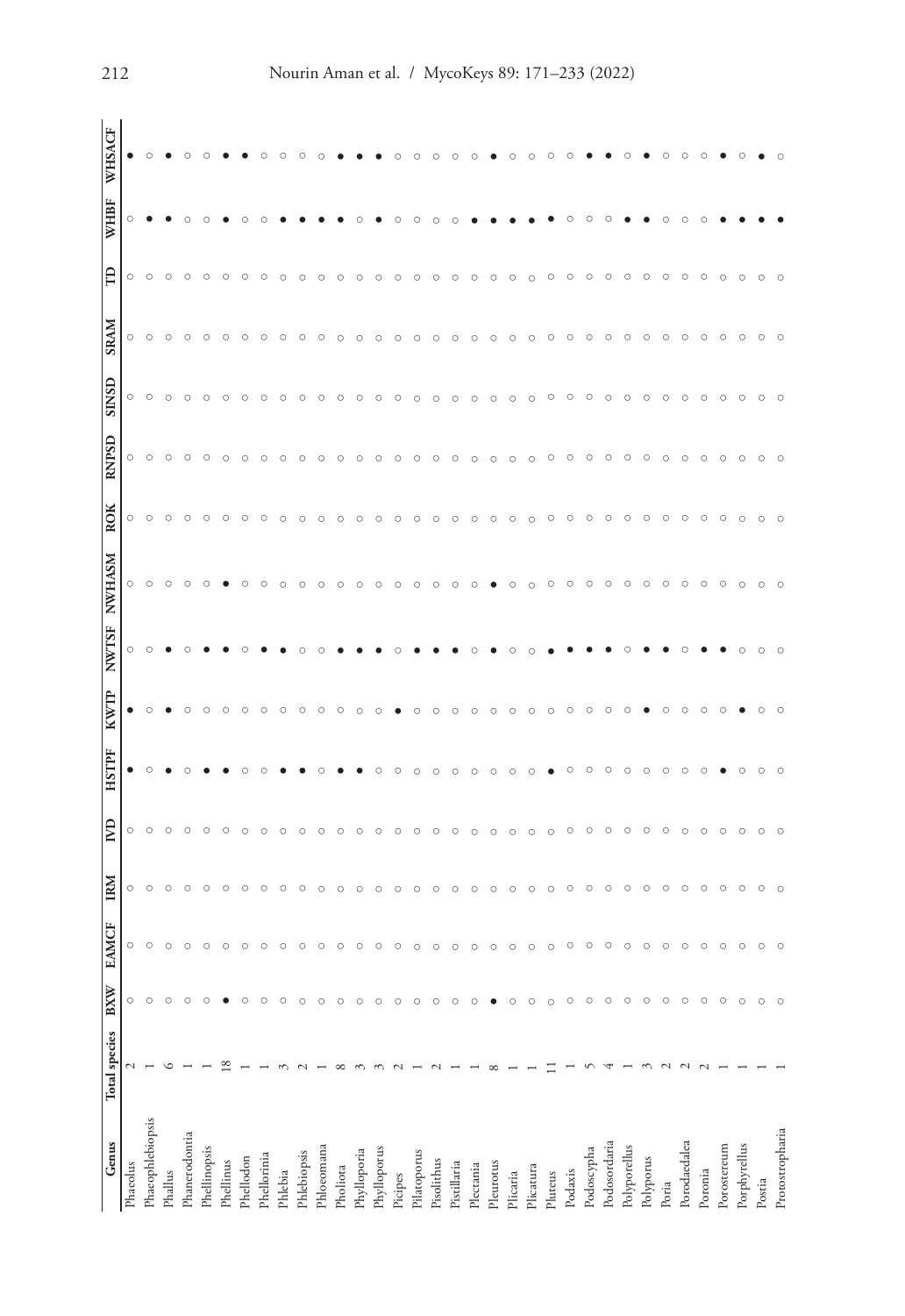| Genus | Total species | BXW | EAMCF | IRM | IVD | HSTPF | KWTP | NWTSF | NWHASM | ROK | RNPSD | SINSD | SRAM | TD | WHBF | WHSACF |
|---|---|---|---|---|---|---|---|---|---|---|---|---|---|---|---|---|
| Phaeolus | 2 | ○ | ○ | ○ | ○ | ● | ● | ○ | ○ | ○ | ○ | ○ | ○ | ○ | ○ | ● |
| Phaeophlebiopsis | 1 | ○ | ○ | ○ | ○ | ○ | ○ | ○ | ○ | ○ | ○ | ○ | ○ | ○ | ● | ○ |
| Phallus | 6 | ○ | ○ | ○ | ○ | ● | ● | ● | ○ | ○ | ○ | ○ | ○ | ○ | ● | ● |
| Phanerodontia | 1 | ○ | ○ | ○ | ○ | ○ | ○ | ○ | ○ | ○ | ○ | ○ | ○ | ○ | ○ | ○ |
| Phellinopsis | 1 | ○ | ○ | ○ | ○ | ● | ○ | ● | ○ | ○ | ○ | ○ | ○ | ○ | ○ | ○ |
| Phellinus | 18 | ● | ○ | ○ | ○ | ● | ○ | ● | ● | ○ | ○ | ○ | ○ | ○ | ● | ● |
| Phellodon | 1 | ○ | ○ | ○ | ○ | ○ | ○ | ○ | ○ | ○ | ○ | ○ | ○ | ○ | ○ | ● |
| Phellorinia | 1 | ○ | ○ | ○ | ○ | ○ | ○ | ● | ○ | ○ | ○ | ○ | ○ | ○ | ○ | ○ |
| Phlebia | 3 | ○ | ○ | ○ | ○ | ● | ○ | ● | ○ | ○ | ○ | ○ | ○ | ○ | ● | ○ |
| Phlebiopsis | 2 | ○ | ○ | ○ | ○ | ● | ○ | ○ | ○ | ○ | ○ | ○ | ○ | ○ | ● | ○ |
| Phloeomana | 1 | ○ | ○ | ○ | ○ | ○ | ○ | ○ | ○ | ○ | ○ | ○ | ○ | ○ | ● | ○ |
| Pholiota | 8 | ○ | ○ | ○ | ○ | ● | ○ | ● | ○ | ○ | ○ | ○ | ○ | ○ | ● | ● |
| Phylloporia | 3 | ○ | ○ | ○ | ○ | ● | ○ | ● | ○ | ○ | ○ | ○ | ○ | ○ | ○ | ● |
| Phylloporus | 3 | ○ | ○ | ○ | ○ | ○ | ○ | ● | ○ | ○ | ○ | ○ | ○ | ○ | ● | ● |
| Picipes | 2 | ○ | ○ | ○ | ○ | ○ | ● | ○ | ○ | ○ | ○ | ○ | ○ | ○ | ○ | ○ |
| Pilatoporus | 1 | ○ | ○ | ○ | ○ | ○ | ○ | ● | ○ | ○ | ○ | ○ | ○ | ○ | ○ | ○ |
| Pisolithus | 2 | ○ | ○ | ○ | ○ | ○ | ○ | ● | ○ | ○ | ○ | ○ | ○ | ○ | ○ | ○ |
| Pisrillaria | 1 | ○ | ○ | ○ | ○ | ○ | ○ | ● | ○ | ○ | ○ | ○ | ○ | ○ | ○ | ○ |
| Plectania | 1 | ○ | ○ | ○ | ○ | ○ | ○ | ○ | ○ | ○ | ○ | ○ | ○ | ○ | ● | ○ |
| Pleurotus | 8 | ● | ○ | ○ | ○ | ○ | ○ | ● | ● | ○ | ○ | ○ | ○ | ○ | ● | ● |
| Plicaria | 1 | ○ | ○ | ○ | ○ | ○ | ○ | ○ | ○ | ○ | ○ | ○ | ○ | ○ | ● | ○ |
| Plicatura | 1 | ○ | ○ | ○ | ○ | ○ | ○ | ○ | ○ | ○ | ○ | ○ | ○ | ○ | ● | ○ |
| Pluteus | 11 | ○ | ○ | ○ | ○ | ● | ○ | ● | ○ | ○ | ○ | ○ | ○ | ○ | ● | ○ |
| Podaxis | 1 | ○ | ○ | ○ | ○ | ○ | ○ | ● | ○ | ○ | ○ | ○ | ○ | ○ | ○ | ○ |
| Podoscypha | 5 | ○ | ○ | ○ | ○ | ○ | ○ | ● | ○ | ○ | ○ | ○ | ○ | ○ | ○ | ● |
| Podosordaria | 4 | ○ | ○ | ○ | ○ | ○ | ○ | ● | ○ | ○ | ○ | ○ | ○ | ○ | ○ | ● |
| Polyporellus | 1 | ○ | ○ | ○ | ○ | ○ | ○ | ○ | ○ | ○ | ○ | ○ | ○ | ○ | ● | ○ |
| Polyporus | 3 | ○ | ○ | ○ | ○ | ○ | ● | ● | ○ | ○ | ○ | ○ | ○ | ○ | ● | ● |
| Poria | 2 | ○ | ○ | ○ | ○ | ○ | ○ | ● | ○ | ○ | ○ | ○ | ○ | ○ | ○ | ○ |
| Porodaedalea | 2 | ○ | ○ | ○ | ○ | ○ | ○ | ○ | ○ | ○ | ○ | ○ | ○ | ○ | ○ | ○ |
| Poronia | 2 | ○ | ○ | ○ | ○ | ○ | ○ | ● | ○ | ○ | ○ | ○ | ○ | ○ | ○ | ○ |
| Porostereum | 1 | ○ | ○ | ○ | ○ | ● | ○ | ● | ○ | ○ | ○ | ○ | ○ | ○ | ● | ● |
| Porphyrellus | 1 | ○ | ○ | ○ | ○ | ○ | ● | ○ | ○ | ○ | ○ | ○ | ○ | ○ | ● | ○ |
| Postia | 1 | ○ | ○ | ○ | ○ | ○ | ○ | ○ | ○ | ○ | ○ | ○ | ○ | ○ | ● | ● |
| Protostropharia | 1 | ○ | ○ | ○ | ○ | ○ | ○ | ○ | ○ | ○ | ○ | ○ | ○ | ○ | ● | ○ |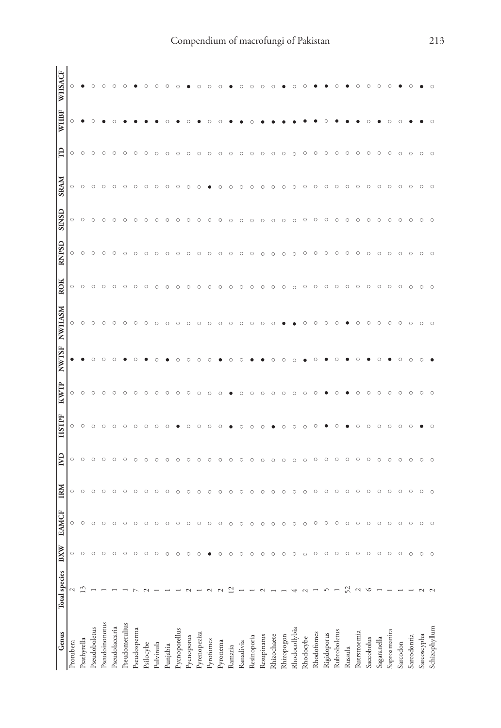| Genus | Total species | BXW | EAMCF | IRM | IVD | HSTPF | KWTP | NWTSF | NWHASM | ROK | RNPSD | SINSD | SRAM | TD | WHBF | WHSACF |
|---|---|---|---|---|---|---|---|---|---|---|---|---|---|---|---|---|
| Protubera | 2 | ○ | ○ | ○ | ○ | ○ | ○ | ● | ○ | ○ | ○ | ○ | ○ | ○ | ○ | ○ |
| Psathyrella | 13 | ○ | ○ | ○ | ○ | ○ | ○ | ● | ○ | ○ | ○ | ○ | ○ | ○ | ● | ● |
| Pseudoboletus | 1 | ○ | ○ | ○ | ○ | ○ | ○ | ○ | ○ | ○ | ○ | ○ | ○ | ○ | ○ | ○ |
| Pseudoinonotus | 1 | ○ | ○ | ○ | ○ | ○ | ○ | ○ | ○ | ○ | ○ | ○ | ○ | ○ | ● | ○ |
| Pseudolaccaria | 1 | ○ | ○ | ○ | ○ | ○ | ○ | ○ | ○ | ○ | ○ | ○ | ○ | ○ | ○ | ○ |
| Pseudomerulius | 1 | ○ | ○ | ○ | ○ | ○ | ○ | ● | ○ | ○ | ○ | ○ | ○ | ○ | ● | ○ |
| Pseudosperma | 7 | ○ | ○ | ○ | ○ | ○ | ○ | ○ | ○ | ○ | ○ | ○ | ○ | ○ | ● | ● |
| Psilocybe | 2 | ○ | ○ | ○ | ○ | ○ | ○ | ● | ○ | ○ | ○ | ○ | ○ | ○ | ● | ○ |
| Pulvinula | 1 | ○ | ○ | ○ | ○ | ○ | ○ | ○ | ○ | ○ | ○ | ○ | ○ | ○ | ● | ○ |
| Punjabia | 1 | ○ | ○ | ○ | ○ | ○ | ○ | ● | ○ | ○ | ○ | ○ | ○ | ○ | ○ | ○ |
| Pycnoporellus | 1 | ○ | ○ | ○ | ○ | ● | ○ | ○ | ○ | ○ | ○ | ○ | ○ | ○ | ● | ○ |
| Pycnoporus | 2 | ○ | ○ | ○ | ○ | ○ | ○ | ○ | ○ | ○ | ○ | ○ | ○ | ○ | ○ | ● |
| Pyrenopeziza | 1 | ○ | ○ | ○ | ○ | ○ | ○ | ○ | ○ | ○ | ○ | ○ | ○ | ○ | ● | ○ |
| Pyrofomes | 2 | ● | ○ | ○ | ○ | ○ | ○ | ○ | ○ | ○ | ○ | ○ | ● | ○ | ○ | ○ |
| Pyronema | 2 | ○ | ○ | ○ | ○ | ○ | ○ | ● | ○ | ○ | ○ | ○ | ○ | ○ | ○ | ○ |
| Ramaria | 12 | ○ | ○ | ○ | ○ | ● | ● | ○ | ○ | ○ | ○ | ○ | ○ | ○ | ● | ● |
| Ranadivia | 1 | ○ | ○ | ○ | ○ | ○ | ○ | ○ | ○ | ○ | ○ | ○ | ○ | ○ | ● | ○ |
| Resinoporia | 1 | ○ | ○ | ○ | ○ | ○ | ○ | ● | ○ | ○ | ○ | ○ | ○ | ○ | ○ | ○ |
| Resupinatus | 2 | ○ | ○ | ○ | ○ | ○ | ○ | ● | ○ | ○ | ○ | ○ | ○ | ○ | ● | ○ |
| Rhizochaete | 1 | ○ | ○ | ○ | ○ | ● | ○ | ○ | ○ | ○ | ○ | ○ | ○ | ○ | ● | ○ |
| Rhizopogon | 1 | ○ | ○ | ○ | ○ | ○ | ○ | ○ | ● | ○ | ○ | ○ | ○ | ○ | ● | ● |
| Rhodocollybia | 4 | ○ | ○ | ○ | ○ | ○ | ○ | ○ | ● | ○ | ○ | ○ | ○ | ○ | ● | ○ |
| Rhodocybe | 2 | ○ | ○ | ○ | ○ | ○ | ○ | ● | ○ | ○ | ○ | ○ | ○ | ○ | ● | ○ |
| Rhodofomes | 1 | ○ | ○ | ○ | ○ | ○ | ○ | ○ | ○ | ○ | ○ | ○ | ○ | ○ | ● | ● |
| Rigidoporus | 5 | ○ | ○ | ○ | ○ | ● | ● | ● | ○ | ○ | ○ | ○ | ○ | ○ | ○ | ● |
| Rubroboletus | 1 | ○ | ○ | ○ | ○ | ○ | ○ | ○ | ○ | ○ | ○ | ○ | ○ | ○ | ● | ○ |
| Russula | 52 | ○ | ○ | ○ | ○ | ● | ● | ● | ● | ○ | ○ | ○ | ○ | ○ | ● | ● |
| Rutstroemia | 2 | ○ | ○ | ○ | ○ | ○ | ○ | ○ | ○ | ○ | ○ | ○ | ○ | ○ | ● | ○ |
| Saccobolus | 6 | ○ | ○ | ○ | ○ | ○ | ○ | ● | ○ | ○ | ○ | ○ | ○ | ○ | ○ | ○ |
| Sagaranella | 1 | ○ | ○ | ○ | ○ | ○ | ○ | ○ | ○ | ○ | ○ | ○ | ○ | ○ | ● | ○ |
| Saproamanita | 1 | ○ | ○ | ○ | ○ | ○ | ○ | ● | ○ | ○ | ○ | ○ | ○ | ○ | ○ | ○ |
| Sarcodon | 1 | ○ | ○ | ○ | ○ | ○ | ○ | ○ | ○ | ○ | ○ | ○ | ○ | ○ | ○ | ● |
| Sarcodontia | 1 | ○ | ○ | ○ | ○ | ○ | ○ | ○ | ○ | ○ | ○ | ○ | ○ | ○ | ● | ○ |
| Sarcoscypha | 2 | ○ | ○ | ○ | ○ | ● | ○ | ○ | ○ | ○ | ○ | ○ | ○ | ○ | ● | ● |
| Schizophyllum | 2 | ○ | ○ | ○ | ○ | ○ | ○ | ● | ○ | ○ | ○ | ○ | ○ | ○ | ○ | ○ |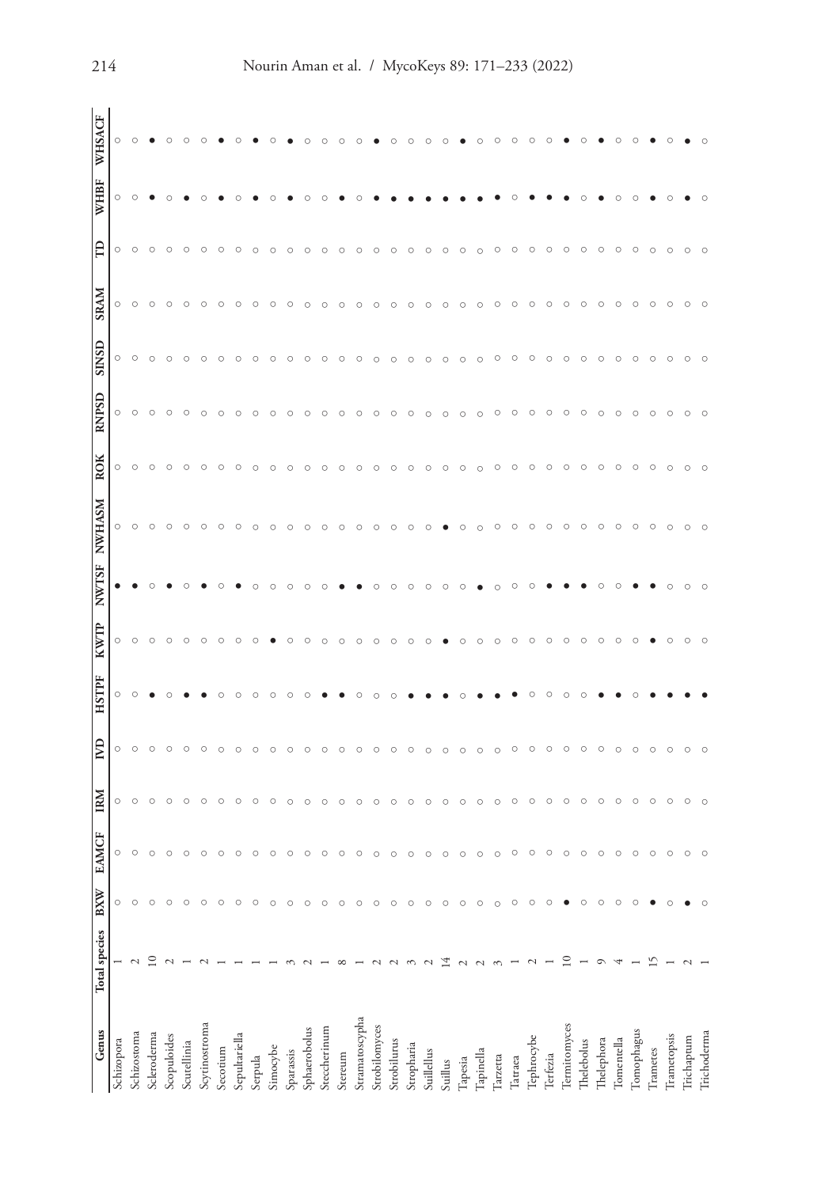| Genus | Total species | BXW | EAMCF | IRM | IVD | HSTPF | KWTP | NWTSF | NWHASM | ROK | RNPSD | SINSD | SRAM | TD | WHBF | WHSACF |
|---|---|---|---|---|---|---|---|---|---|---|---|---|---|---|---|---|
| Schizopora | 1 | ○ | ○ | ○ | ○ | ○ | ○ | ● | ○ | ○ | ○ | ○ | ○ | ○ | ○ | ○ |
| Schizostroma | 2 | ○ | ○ | ○ | ○ | ○ | ○ | ● | ○ | ○ | ○ | ○ | ○ | ○ | ○ | ○ |
| Scleroderma | 10 | ○ | ○ | ○ | ○ | ● | ○ | ○ | ○ | ○ | ○ | ○ | ○ | ○ | ● | ● |
| Scopuloides | 2 | ○ | ○ | ○ | ○ | ○ | ○ | ● | ○ | ○ | ○ | ○ | ○ | ○ | ○ | ○ |
| Scutellinia | 1 | ○ | ○ | ○ | ○ | ● | ○ | ○ | ○ | ○ | ○ | ○ | ○ | ○ | ● | ○ |
| Scytinostroma | 2 | ○ | ○ | ○ | ○ | ● | ○ | ● | ○ | ○ | ○ | ○ | ○ | ○ | ○ | ○ |
| Secotium | 1 | ○ | ○ | ○ | ○ | ○ | ○ | ○ | ○ | ○ | ○ | ○ | ○ | ○ | ● | ● |
| Sepultariella | 1 | ○ | ○ | ○ | ○ | ○ | ○ | ● | ○ | ○ | ○ | ○ | ○ | ○ | ○ | ○ |
| Serpula | 1 | ○ | ○ | ○ | ○ | ○ | ○ | ○ | ○ | ○ | ○ | ○ | ○ | ○ | ● | ● |
| Simocybe | 1 | ○ | ○ | ○ | ○ | ○ | ● | ○ | ○ | ○ | ○ | ○ | ○ | ○ | ○ | ○ |
| Sparassis | 3 | ○ | ○ | ○ | ○ | ○ | ○ | ○ | ○ | ○ | ○ | ○ | ○ | ○ | ● | ● |
| Sphaerobolus | 2 | ○ | ○ | ○ | ○ | ○ | ○ | ○ | ○ | ○ | ○ | ○ | ○ | ○ | ○ | ○ |
| Steccherinum | 1 | ○ | ○ | ○ | ○ | ● | ○ | ○ | ○ | ○ | ○ | ○ | ○ | ○ | ○ | ○ |
| Stereum | 8 | ○ | ○ | ○ | ○ | ● | ○ | ● | ○ | ○ | ○ | ○ | ○ | ○ | ● | ○ |
| Stramatoscypha | 1 | ○ | ○ | ○ | ○ | ○ | ○ | ● | ○ | ○ | ○ | ○ | ○ | ○ | ○ | ○ |
| Strobilomyces | 2 | ○ | ○ | ○ | ○ | ○ | ○ | ○ | ○ | ○ | ○ | ○ | ○ | ○ | ● | ● |
| Strobilurus | 2 | ○ | ○ | ○ | ○ | ○ | ○ | ○ | ○ | ○ | ○ | ○ | ○ | ○ | ● | ○ |
| Stropharia | 3 | ○ | ○ | ○ | ○ | ● | ○ | ○ | ○ | ○ | ○ | ○ | ○ | ○ | ● | ○ |
| Suillellus | 2 | ○ | ○ | ○ | ○ | ● | ○ | ○ | ○ | ○ | ○ | ○ | ○ | ○ | ● | ○ |
| Suillus | 14 | ○ | ○ | ○ | ○ | ● | ● | ○ | ● | ○ | ○ | ○ | ○ | ○ | ● | ○ |
| Tapesia | 2 | ○ | ○ | ○ | ○ | ○ | ○ | ○ | ○ | ○ | ○ | ○ | ○ | ○ | ● | ● |
| Tapinella | 2 | ○ | ○ | ○ | ○ | ● | ○ | ● | ○ | ○ | ○ | ○ | ○ | ○ | ● | ○ |
| Tarzetta | 3 | ○ | ○ | ○ | ○ | ● | ○ | ○ | ○ | ○ | ○ | ○ | ○ | ○ | ● | ○ |
| Tatraea | 1 | ○ | ○ | ○ | ○ | ● | ○ | ○ | ○ | ○ | ○ | ○ | ○ | ○ | ○ | ○ |
| Tephrocybe | 2 | ○ | ○ | ○ | ○ | ○ | ○ | ○ | ○ | ○ | ○ | ○ | ○ | ○ | ● | ○ |
| Terfezia | 1 | ○ | ○ | ○ | ○ | ○ | ○ | ● | ○ | ○ | ○ | ○ | ○ | ○ | ● | ○ |
| Termitomyces | 10 | ● | ○ | ○ | ○ | ○ | ○ | ● | ○ | ○ | ○ | ○ | ○ | ○ | ● | ● |
| Thelebolus | 1 | ○ | ○ | ○ | ○ | ○ | ○ | ● | ○ | ○ | ○ | ○ | ○ | ○ | ○ | ○ |
| Thelephora | 9 | ○ | ○ | ○ | ○ | ● | ○ | ○ | ○ | ○ | ○ | ○ | ○ | ○ | ● | ● |
| Tomentella | 4 | ○ | ○ | ○ | ○ | ● | ○ | ○ | ○ | ○ | ○ | ○ | ○ | ○ | ○ | ○ |
| Tomophagus | 1 | ○ | ○ | ○ | ○ | ○ | ○ | ● | ○ | ○ | ○ | ○ | ○ | ○ | ○ | ○ |
| Trametes | 15 | ● | ○ | ○ | ○ | ● | ● | ● | ○ | ○ | ○ | ○ | ○ | ○ | ● | ● |
| Trametopsis | 1 | ○ | ○ | ○ | ○ | ● | ○ | ○ | ○ | ○ | ○ | ○ | ○ | ○ | ○ | ○ |
| Trichaptum | 2 | ● | ○ | ○ | ○ | ● | ○ | ○ | ○ | ○ | ○ | ○ | ○ | ○ | ● | ● |
| Trichoderma | 1 | ○ | ○ | ○ | ○ | ● | ○ | ○ | ○ | ○ | ○ | ○ | ○ | ○ | ○ | ○ |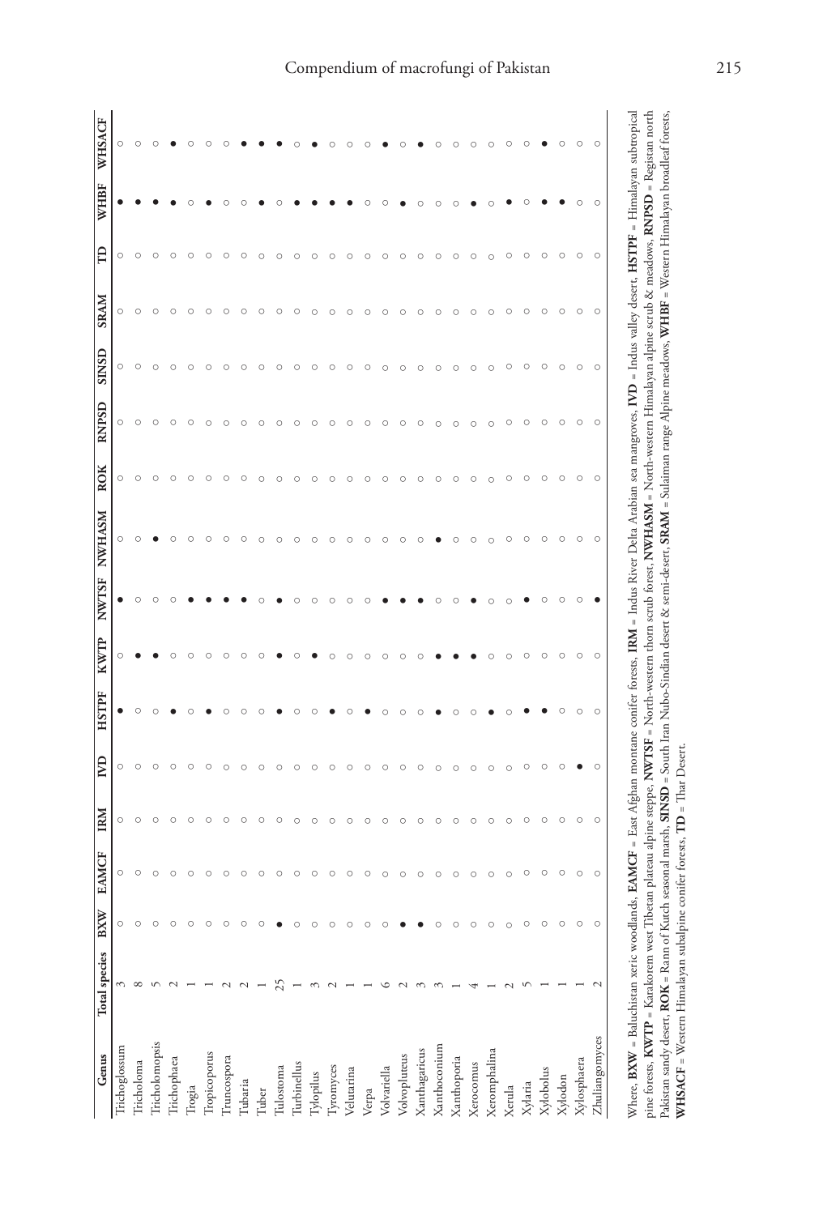| Genus | Total species | BXW | EAMCF | IRM | IVD | HSTPF | KWTP | NWTSF | NWHASM | ROK | RNPSD | SINSD | SRAM | TD | WHBF | WHSACF |
|---|---|---|---|---|---|---|---|---|---|---|---|---|---|---|---|---|
| Trichoglossum | 3 | ○ | ○ | ○ | ○ | ● | ○ | ● | ○ | ○ | ○ | ○ | ○ | ○ | ● | ○ |
| Tricholoma | 8 | ○ | ○ | ○ | ○ | ○ | ● | ○ | ○ | ○ | ○ | ○ | ○ | ○ | ● | ○ |
| Tricholomopsis | 5 | ○ | ○ | ○ | ○ | ○ | ● | ○ | ● | ○ | ○ | ○ | ○ | ○ | ● | ○ |
| Trichophaea | 2 | ○ | ○ | ○ | ○ | ● | ○ | ○ | ○ | ○ | ○ | ○ | ○ | ○ | ● | ● |
| Trogia | 1 | ○ | ○ | ○ | ○ | ○ | ○ | ● | ○ | ○ | ○ | ○ | ○ | ○ | ○ | ○ |
| Tropicoporus | 1 | ○ | ○ | ○ | ○ | ● | ○ | ● | ○ | ○ | ○ | ○ | ○ | ○ | ● | ○ |
| Truncospora | 2 | ○ | ○ | ○ | ○ | ○ | ○ | ● | ○ | ○ | ○ | ○ | ○ | ○ | ○ | ○ |
| Tubaria | 2 | ○ | ○ | ○ | ○ | ○ | ○ | ● | ○ | ○ | ○ | ○ | ○ | ○ | ○ | ● |
| Tuber | 1 | ○ | ○ | ○ | ○ | ○ | ○ | ○ | ○ | ○ | ○ | ○ | ○ | ○ | ● | ● |
| Tulostoma | 25 | ● | ○ | ○ | ○ | ● | ● | ● | ○ | ○ | ○ | ○ | ○ | ○ | ○ | ● |
| Turbinellus | 1 | ○ | ○ | ○ | ○ | ○ | ○ | ○ | ○ | ○ | ○ | ○ | ○ | ○ | ● | ○ |
| Tylopilus | 3 | ○ | ○ | ○ | ○ | ○ | ● | ○ | ○ | ○ | ○ | ○ | ○ | ○ | ● | ● |
| Tyromyces | 2 | ○ | ○ | ○ | ○ | ● | ○ | ○ | ○ | ○ | ○ | ○ | ○ | ○ | ● | ○ |
| Velutarina | 1 | ○ | ○ | ○ | ○ | ○ | ○ | ○ | ○ | ○ | ○ | ○ | ○ | ○ | ● | ○ |
| Verpa | 1 | ○ | ○ | ○ | ○ | ● | ○ | ○ | ○ | ○ | ○ | ○ | ○ | ○ | ○ | ○ |
| Volvariella | 6 | ○ | ○ | ○ | ○ | ○ | ○ | ● | ○ | ○ | ○ | ○ | ○ | ○ | ○ | ● |
| Volvopluteus | 2 | ● | ○ | ○ | ○ | ○ | ○ | ● | ○ | ○ | ○ | ○ | ○ | ○ | ● | ○ |
| Xanthagaricus | 3 | ● | ○ | ○ | ○ | ○ | ○ | ● | ○ | ○ | ○ | ○ | ○ | ○ | ○ | ● |
| Xanthoconium | 3 | ○ | ○ | ○ | ○ | ● | ● | ○ | ● | ○ | ○ | ○ | ○ | ○ | ○ | ○ |
| Xanthoporia | 1 | ○ | ○ | ○ | ○ | ○ | ● | ○ | ○ | ○ | ○ | ○ | ○ | ○ | ○ | ○ |
| Xerocomus | 4 | ○ | ○ | ○ | ○ | ○ | ● | ● | ○ | ○ | ○ | ○ | ○ | ○ | ● | ○ |
| Xeromphalina | 1 | ○ | ○ | ○ | ○ | ● | ○ | ○ | ○ | ○ | ○ | ○ | ○ | ○ | ○ | ○ |
| Xerula | 2 | ○ | ○ | ○ | ○ | ○ | ○ | ○ | ○ | ○ | ○ | ○ | ○ | ○ | ● | ○ |
| Xylaria | 5 | ○ | ○ | ○ | ○ | ● | ○ | ● | ○ | ○ | ○ | ○ | ○ | ○ | ○ | ○ |
| Xylobolus | 1 | ○ | ○ | ○ | ○ | ● | ○ | ○ | ○ | ○ | ○ | ○ | ○ | ○ | ● | ● |
| Xylodon | 1 | ○ | ○ | ○ | ○ | ○ | ○ | ○ | ○ | ○ | ○ | ○ | ○ | ○ | ● | ○ |
| Xylosphaera | 1 | ○ | ○ | ○ | ● | ○ | ○ | ○ | ○ | ○ | ○ | ○ | ○ | ○ | ○ | ○ |
| Zhuliangomyces | 2 | ○ | ○ | ○ | ○ | ○ | ○ | ● | ○ | ○ | ○ | ○ | ○ | ○ | ○ | ○ |

Where, **BXW** = Baluchistan xeric woodlands, **EAMCF** = East Afghan montane conifer forests, **IRM** = Indus River Delta Arabian sea mangroves, **IVD** = Indus valley desert, **HSTPF** = Himalayan subtropical pine forests, **KWTP** = Karakorem west Tibetan plateau alpine steppe, **NWTSF** = North-western thorn scrub forest, **NWHASM** = North-western Himalayan alpine scrub & meadows, **RNPSD** = Registan north Pakistan sandy desert, **ROK** = Rann of Kutch seasonal marsh, **SINSD** = South Iran Nubo-Sindian desert & semi-desert, **SRAM** = Sulaiman range Alpine meadows, **WHBF** = Western Himalayan broadleaf forests, **WHSACF** = Western Himalayan subalpine conifer forests, **TD** = Thar Desert.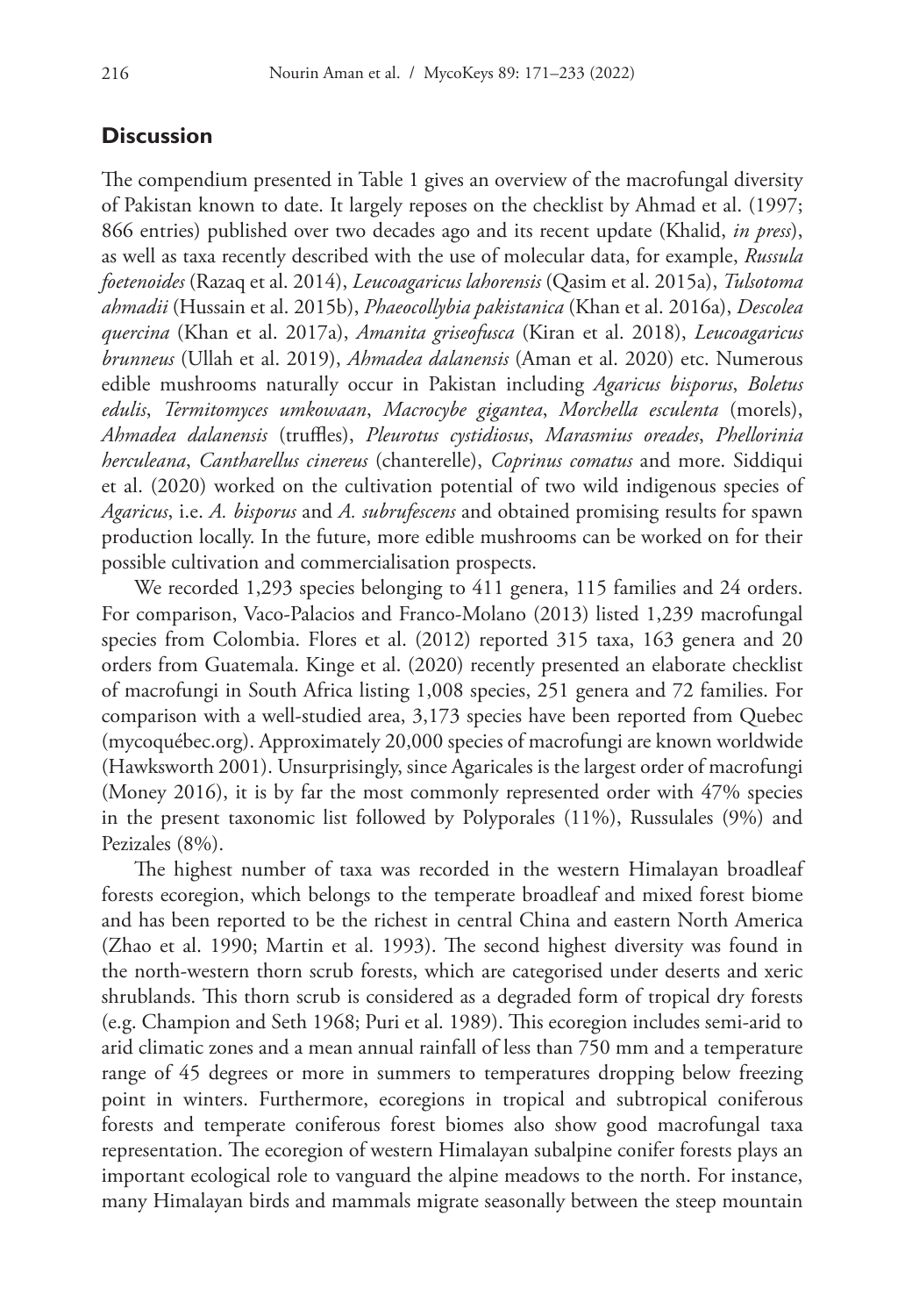## Discussion

The compendium presented in Table 1 gives an overview of the macrofungal diversity of Pakistan known to date. It largely reposes on the checklist by Ahmad et al. (1997; 866 entries) published over two decades ago and its recent update (Khalid, *in press*), as well as taxa recently described with the use of molecular data, for example, *Russula foetenoides* (Razaq et al. 2014), *Leucoagaricus lahorensis* (Qasim et al. 2015a), *Tulsotoma ahmadii* (Hussain et al. 2015b), *Phaeocollybia pakistanica* (Khan et al. 2016a), *Descolea quercina* (Khan et al. 2017a), *Amanita griseofusca* (Kiran et al. 2018), *Leucoagaricus brunneus* (Ullah et al. 2019), *Ahmadea dalanensis* (Aman et al. 2020) etc. Numerous edible mushrooms naturally occur in Pakistan including *Agaricus bisporus*, *Boletus edulis*, *Termitomyces umkowaan*, *Macrocybe gigantea*, *Morchella esculenta* (morels), *Ahmadea dalanensis* (truffles), *Pleurotus cystidiosus*, *Marasmius oreades*, *Phellorinia herculeana*, *Cantharellus cinereus* (chanterelle), *Coprinus comatus* and more. Siddiqui et al. (2020) worked on the cultivation potential of two wild indigenous species of *Agaricus*, i.e. *A. bisporus* and *A. subrufescens* and obtained promising results for spawn production locally. In the future, more edible mushrooms can be worked on for their possible cultivation and commercialisation prospects.

We recorded 1,293 species belonging to 411 genera, 115 families and 24 orders. For comparison, Vaco-Palacios and Franco-Molano (2013) listed 1,239 macrofungal species from Colombia. Flores et al. (2012) reported 315 taxa, 163 genera and 20 orders from Guatemala. Kinge et al. (2020) recently presented an elaborate checklist of macrofungi in South Africa listing 1,008 species, 251 genera and 72 families. For comparison with a well-studied area, 3,173 species have been reported from Quebec (mycoquébec.org). Approximately 20,000 species of macrofungi are known worldwide (Hawksworth 2001). Unsurprisingly, since Agaricales is the largest order of macrofungi (Money 2016), it is by far the most commonly represented order with 47% species in the present taxonomic list followed by Polyporales (11%), Russulales (9%) and Pezizales (8%).

The highest number of taxa was recorded in the western Himalayan broadleaf forests ecoregion, which belongs to the temperate broadleaf and mixed forest biome and has been reported to be the richest in central China and eastern North America (Zhao et al. 1990; Martin et al. 1993). The second highest diversity was found in the north-western thorn scrub forests, which are categorised under deserts and xeric shrublands. This thorn scrub is considered as a degraded form of tropical dry forests (e.g. Champion and Seth 1968; Puri et al. 1989). This ecoregion includes semi-arid to arid climatic zones and a mean annual rainfall of less than 750 mm and a temperature range of 45 degrees or more in summers to temperatures dropping below freezing point in winters. Furthermore, ecoregions in tropical and subtropical coniferous forests and temperate coniferous forest biomes also show good macrofungal taxa representation. The ecoregion of western Himalayan subalpine conifer forests plays an important ecological role to vanguard the alpine meadows to the north. For instance, many Himalayan birds and mammals migrate seasonally between the steep mountain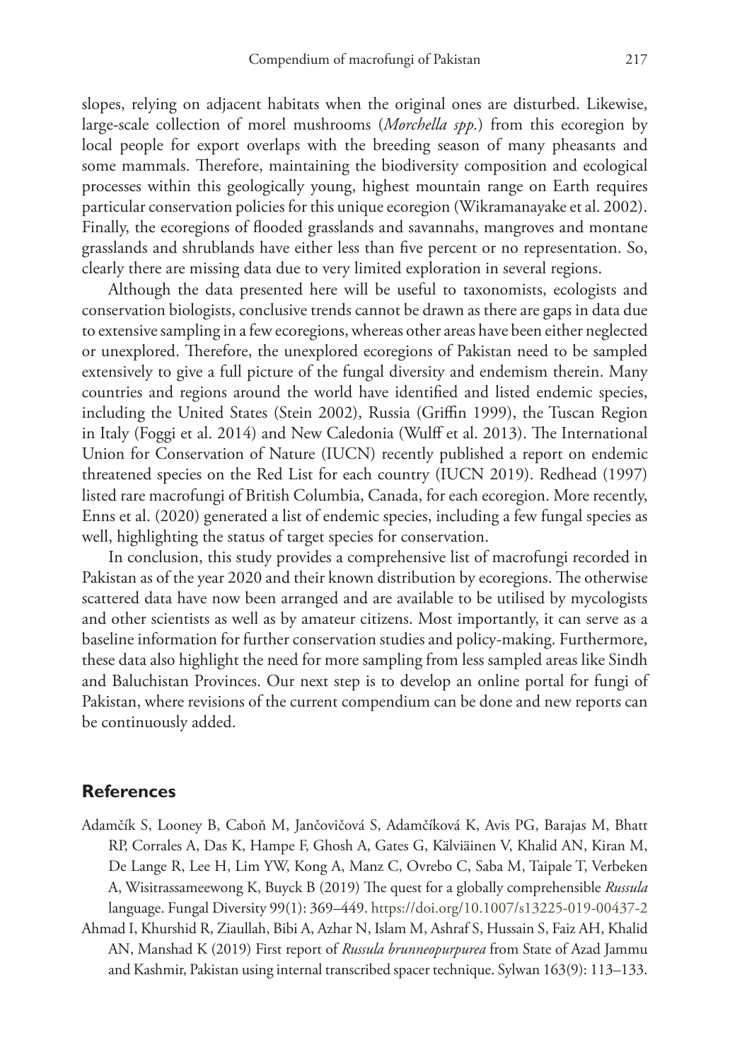slopes, relying on adjacent habitats when the original ones are disturbed. Likewise, large-scale collection of morel mushrooms (*Morchella spp.*) from this ecoregion by local people for export overlaps with the breeding season of many pheasants and some mammals. Therefore, maintaining the biodiversity composition and ecological processes within this geologically young, highest mountain range on Earth requires particular conservation policies for this unique ecoregion (Wikramanayake et al. 2002). Finally, the ecoregions of flooded grasslands and savannahs, mangroves and montane grasslands and shrublands have either less than five percent or no representation. So, clearly there are missing data due to very limited exploration in several regions.

Although the data presented here will be useful to taxonomists, ecologists and conservation biologists, conclusive trends cannot be drawn as there are gaps in data due to extensive sampling in a few ecoregions, whereas other areas have been either neglected or unexplored. Therefore, the unexplored ecoregions of Pakistan need to be sampled extensively to give a full picture of the fungal diversity and endemism therein. Many countries and regions around the world have identified and listed endemic species, including the United States (Stein 2002), Russia (Griffin 1999), the Tuscan Region in Italy (Foggi et al. 2014) and New Caledonia (Wulff et al. 2013). The International Union for Conservation of Nature (IUCN) recently published a report on endemic threatened species on the Red List for each country (IUCN 2019). Redhead (1997) listed rare macrofungi of British Columbia, Canada, for each ecoregion. More recently, Enns et al. (2020) generated a list of endemic species, including a few fungal species as well, highlighting the status of target species for conservation.

In conclusion, this study provides a comprehensive list of macrofungi recorded in Pakistan as of the year 2020 and their known distribution by ecoregions. The otherwise scattered data have now been arranged and are available to be utilised by mycologists and other scientists as well as by amateur citizens. Most importantly, it can serve as a baseline information for further conservation studies and policy-making. Furthermore, these data also highlight the need for more sampling from less sampled areas like Sindh and Baluchistan Provinces. Our next step is to develop an online portal for fungi of Pakistan, where revisions of the current compendium can be done and new reports can be continuously added.

## References

Adamčík S, Looney B, Caboň M, Jančovičová S, Adamčíková K, Avis PG, Barajas M, Bhatt RP, Corrales A, Das K, Hampe F, Ghosh A, Gates G, Kälviäinen V, Khalid AN, Kiran M, De Lange R, Lee H, Lim YW, Kong A, Manz C, Ovrebo C, Saba M, Taipale T, Verbeken A, Wisitrassameewong K, Buyck B (2019) The quest for a globally comprehensible *Russula* language. Fungal Diversity 99(1): 369–449. https://doi.org/10.1007/s13225-019-00437-2

Ahmad I, Khurshid R, Ziaullah, Bibi A, Azhar N, Islam M, Ashraf S, Hussain S, Faiz AH, Khalid AN, Manshad K (2019) First report of *Russula brunneopurpurea* from State of Azad Jammu and Kashmir, Pakistan using internal transcribed spacer technique. Sylwan 163(9): 113–133.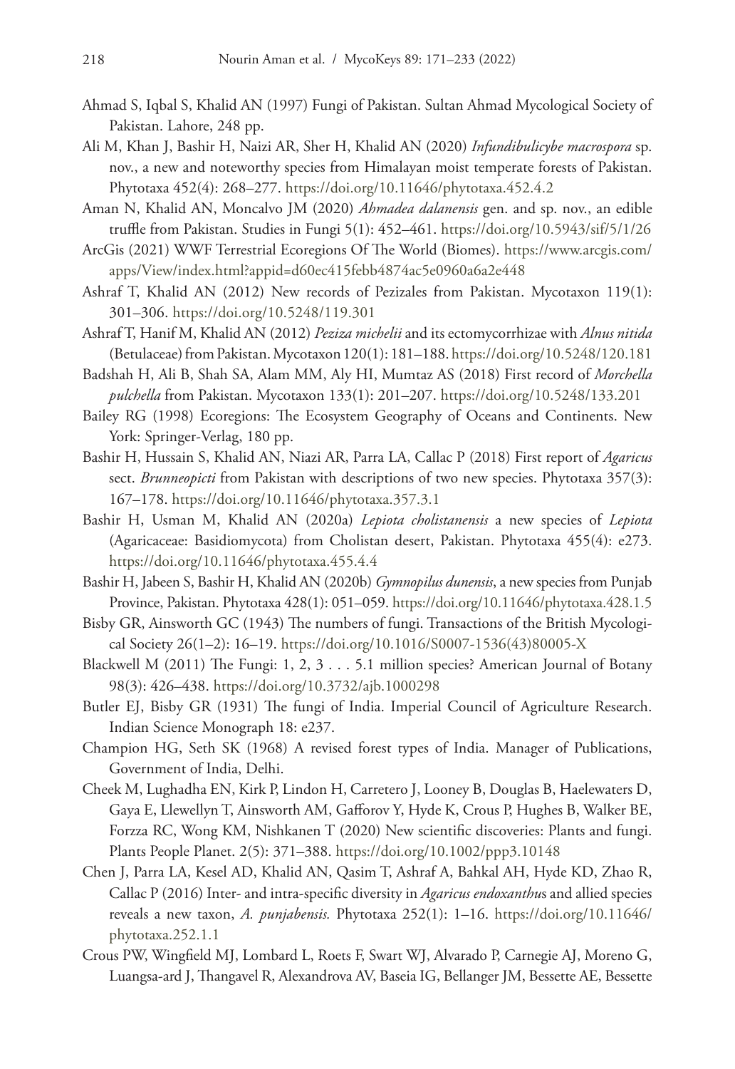Ahmad S, Iqbal S, Khalid AN (1997) Fungi of Pakistan. Sultan Ahmad Mycological Society of Pakistan. Lahore, 248 pp.

Ali M, Khan J, Bashir H, Naizi AR, Sher H, Khalid AN (2020) *Infundibulicybe macrospora* sp. nov., a new and noteworthy species from Himalayan moist temperate forests of Pakistan. Phytotaxa 452(4): 268–277. https://doi.org/10.11646/phytotaxa.452.4.2

Aman N, Khalid AN, Moncalvo JM (2020) *Ahmadea dalanensis* gen. and sp. nov., an edible truffle from Pakistan. Studies in Fungi 5(1): 452–461. https://doi.org/10.5943/sif/5/1/26

ArcGis (2021) WWF Terrestrial Ecoregions Of The World (Biomes). https://www.arcgis.com/apps/View/index.html?appid=d60ec415febb4874ac5e0960a6a2e448

Ashraf T, Khalid AN (2012) New records of Pezizales from Pakistan. Mycotaxon 119(1): 301–306. https://doi.org/10.5248/119.301

Ashraf T, Hanif M, Khalid AN (2012) *Peziza michelii* and its ectomycorrhizae with *Alnus nitida* (Betulaceae) from Pakistan. Mycotaxon 120(1): 181–188. https://doi.org/10.5248/120.181

Badshah H, Ali B, Shah SA, Alam MM, Aly HI, Mumtaz AS (2018) First record of *Morchella pulchella* from Pakistan. Mycotaxon 133(1): 201–207. https://doi.org/10.5248/133.201

Bailey RG (1998) Ecoregions: The Ecosystem Geography of Oceans and Continents. New York: Springer-Verlag, 180 pp.

Bashir H, Hussain S, Khalid AN, Niazi AR, Parra LA, Callac P (2018) First report of *Agaricus* sect. *Brunneopicti* from Pakistan with descriptions of two new species. Phytotaxa 357(3): 167–178. https://doi.org/10.11646/phytotaxa.357.3.1

Bashir H, Usman M, Khalid AN (2020a) *Lepiota cholistanensis* a new species of *Lepiota* (Agaricaceae: Basidiomycota) from Cholistan desert, Pakistan. Phytotaxa 455(4): e273. https://doi.org/10.11646/phytotaxa.455.4.4

Bashir H, Jabeen S, Bashir H, Khalid AN (2020b) *Gymnopilus dunensis*, a new species from Punjab Province, Pakistan. Phytotaxa 428(1): 051–059. https://doi.org/10.11646/phytotaxa.428.1.5

Bisby GR, Ainsworth GC (1943) The numbers of fungi. Transactions of the British Mycological Society 26(1–2): 16–19. https://doi.org/10.1016/S0007-1536(43)80005-X

Blackwell M (2011) The Fungi: 1, 2, 3 . . . 5.1 million species? American Journal of Botany 98(3): 426–438. https://doi.org/10.3732/ajb.1000298

Butler EJ, Bisby GR (1931) The fungi of India. Imperial Council of Agriculture Research. Indian Science Monograph 18: e237.

Champion HG, Seth SK (1968) A revised forest types of India. Manager of Publications, Government of India, Delhi.

Cheek M, Lughadha EN, Kirk P, Lindon H, Carretero J, Looney B, Douglas B, Haelewaters D, Gaya E, Llewellyn T, Ainsworth AM, Gafforov Y, Hyde K, Crous P, Hughes B, Walker BE, Forzza RC, Wong KM, Nishkanen T (2020) New scientific discoveries: Plants and fungi. Plants People Planet. 2(5): 371–388. https://doi.org/10.1002/ppp3.10148

Chen J, Parra LA, Kesel AD, Khalid AN, Qasim T, Ashraf A, Bahkal AH, Hyde KD, Zhao R, Callac P (2016) Inter- and intra-specific diversity in *Agaricus endoxanthus* and allied species reveals a new taxon, *A. punjabensis.* Phytotaxa 252(1): 1–16. https://doi.org/10.11646/phytotaxa.252.1.1

Crous PW, Wingfield MJ, Lombard L, Roets F, Swart WJ, Alvarado P, Carnegie AJ, Moreno G, Luangsa-ard J, Thangavel R, Alexandrova AV, Baseia IG, Bellanger JM, Bessette AE, Bessette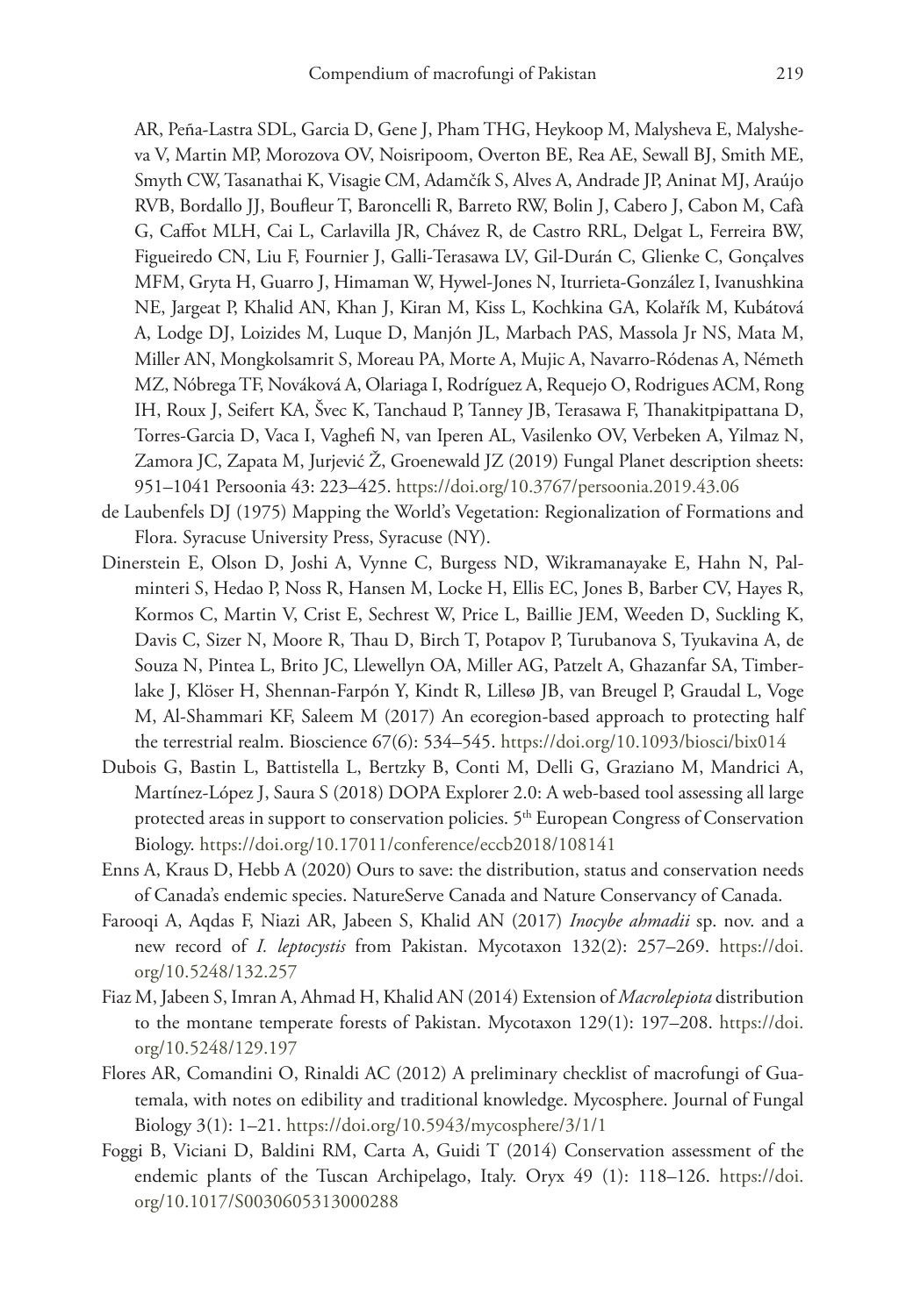AR, Peña-Lastra SDL, Garcia D, Gene J, Pham THG, Heykoop M, Malysheva E, Malysheva V, Martin MP, Morozova OV, Noisripoom, Overton BE, Rea AE, Sewall BJ, Smith ME, Smyth CW, Tasanathai K, Visagie CM, Adamčík S, Alves A, Andrade JP, Aninat MJ, Araújo RVB, Bordallo JJ, Boufleur T, Baroncelli R, Barreto RW, Bolin J, Cabero J, Cabon M, Cafà G, Caffot MLH, Cai L, Carlavilla JR, Chávez R, de Castro RRL, Delgat L, Ferreira BW, Figueiredo CN, Liu F, Fournier J, Galli-Terasawa LV, Gil-Durán C, Glienke C, Gonçalves MFM, Gryta H, Guarro J, Himaman W, Hywel-Jones N, Iturrieta-González I, Ivanushkina NE, Jargeat P, Khalid AN, Khan J, Kiran M, Kiss L, Kochkina GA, Kolařík M, Kubátová A, Lodge DJ, Loizides M, Luque D, Manjón JL, Marbach PAS, Massola Jr NS, Mata M, Miller AN, Mongkolsamrit S, Moreau PA, Morte A, Mujic A, Navarro-Ródenas A, Németh MZ, Nóbrega TF, Nováková A, Olariaga I, Rodríguez A, Requejo O, Rodrigues ACM, Rong IH, Roux J, Seifert KA, Švec K, Tanchaud P, Tanney JB, Terasawa F, Thanakitpipattana D, Torres-Garcia D, Vaca I, Vaghefi N, van Iperen AL, Vasilenko OV, Verbeken A, Yilmaz N, Zamora JC, Zapata M, Jurjević Ž, Groenewald JZ (2019) Fungal Planet description sheets: 951–1041 Persoonia 43: 223–425. https://doi.org/10.3767/persoonia.2019.43.06

de Laubenfels DJ (1975) Mapping the World's Vegetation: Regionalization of Formations and Flora. Syracuse University Press, Syracuse (NY).

Dinerstein E, Olson D, Joshi A, Vynne C, Burgess ND, Wikramanayake E, Hahn N, Palminteri S, Hedao P, Noss R, Hansen M, Locke H, Ellis EC, Jones B, Barber CV, Hayes R, Kormos C, Martin V, Crist E, Sechrest W, Price L, Baillie JEM, Weeden D, Suckling K, Davis C, Sizer N, Moore R, Thau D, Birch T, Potapov P, Turubanova S, Tyukavina A, de Souza N, Pintea L, Brito JC, Llewellyn OA, Miller AG, Patzelt A, Ghazanfar SA, Timberlake J, Klöser H, Shennan-Farpón Y, Kindt R, Lillesø JB, van Breugel P, Graudal L, Voge M, Al-Shammari KF, Saleem M (2017) An ecoregion-based approach to protecting half the terrestrial realm. Bioscience 67(6): 534–545. https://doi.org/10.1093/biosci/bix014

Dubois G, Bastin L, Battistella L, Bertzky B, Conti M, Delli G, Graziano M, Mandrici A, Martínez-López J, Saura S (2018) DOPA Explorer 2.0: A web-based tool assessing all large protected areas in support to conservation policies. 5th European Congress of Conservation Biology. https://doi.org/10.17011/conference/eccb2018/108141

Enns A, Kraus D, Hebb A (2020) Ours to save: the distribution, status and conservation needs of Canada's endemic species. NatureServe Canada and Nature Conservancy of Canada.

Farooqi A, Aqdas F, Niazi AR, Jabeen S, Khalid AN (2017) *Inocybe ahmadii* sp. nov. and a new record of *I. leptocystis* from Pakistan. Mycotaxon 132(2): 257–269. https://doi.org/10.5248/132.257

Fiaz M, Jabeen S, Imran A, Ahmad H, Khalid AN (2014) Extension of *Macrolepiota* distribution to the montane temperate forests of Pakistan. Mycotaxon 129(1): 197–208. https://doi.org/10.5248/129.197

Flores AR, Comandini O, Rinaldi AC (2012) A preliminary checklist of macrofungi of Guatemala, with notes on edibility and traditional knowledge. Mycosphere. Journal of Fungal Biology 3(1): 1–21. https://doi.org/10.5943/mycosphere/3/1/1

Foggi B, Viciani D, Baldini RM, Carta A, Guidi T (2014) Conservation assessment of the endemic plants of the Tuscan Archipelago, Italy. Oryx 49 (1): 118–126. https://doi.org/10.1017/S0030605313000288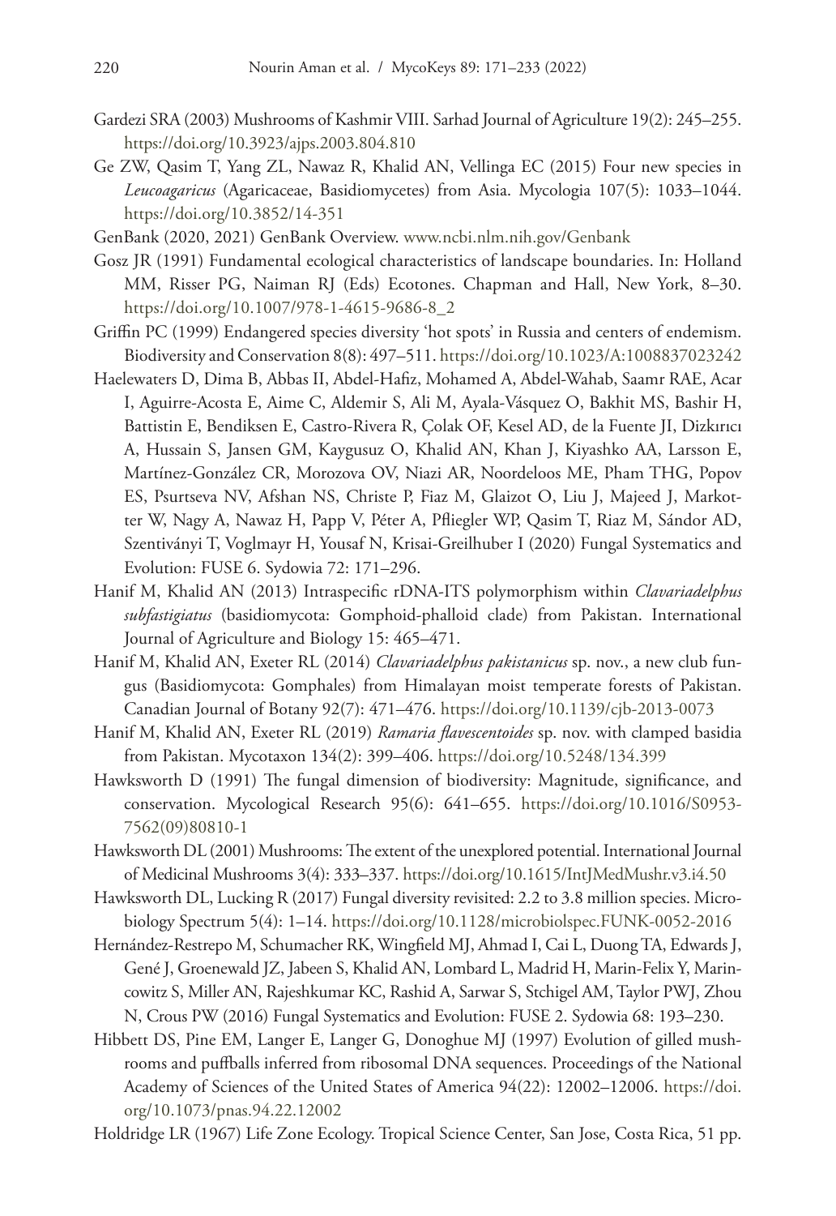Gardezi SRA (2003) Mushrooms of Kashmir VIII. Sarhad Journal of Agriculture 19(2): 245–255. https://doi.org/10.3923/ajps.2003.804.810

Ge ZW, Qasim T, Yang ZL, Nawaz R, Khalid AN, Vellinga EC (2015) Four new species in *Leucoagaricus* (Agaricaceae, Basidiomycetes) from Asia. Mycologia 107(5): 1033–1044. https://doi.org/10.3852/14-351

GenBank (2020, 2021) GenBank Overview. www.ncbi.nlm.nih.gov/Genbank

Gosz JR (1991) Fundamental ecological characteristics of landscape boundaries. In: Holland MM, Risser PG, Naiman RJ (Eds) Ecotones. Chapman and Hall, New York, 8–30. https://doi.org/10.1007/978-1-4615-9686-8_2

Griffin PC (1999) Endangered species diversity 'hot spots' in Russia and centers of endemism. Biodiversity and Conservation 8(8): 497–511. https://doi.org/10.1023/A:1008837023242

Haelewaters D, Dima B, Abbas II, Abdel-Hafiz, Mohamed A, Abdel-Wahab, Saamr RAE, Acar I, Aguirre-Acosta E, Aime C, Aldemir S, Ali M, Ayala-Vásquez O, Bakhit MS, Bashir H, Battistin E, Bendiksen E, Castro-Rivera R, Çolak OF, Kesel AD, de la Fuente JI, Dizkırıcı A, Hussain S, Jansen GM, Kaygusuz O, Khalid AN, Khan J, Kiyashko AA, Larsson E, Martínez-González CR, Morozova OV, Niazi AR, Noordeloos ME, Pham THG, Popov ES, Psurtseva NV, Afshan NS, Christe P, Fiaz M, Glaizot O, Liu J, Majeed J, Markotter W, Nagy A, Nawaz H, Papp V, Péter A, Pfliegler WP, Qasim T, Riaz M, Sándor AD, Szentiványi T, Voglmayr H, Yousaf N, Krisai-Greilhuber I (2020) Fungal Systematics and Evolution: FUSE 6. Sydowia 72: 171–296.

Hanif M, Khalid AN (2013) Intraspecific rDNA-ITS polymorphism within *Clavariadelphus subfastigiatus* (basidiomycota: Gomphoid-phalloid clade) from Pakistan. International Journal of Agriculture and Biology 15: 465–471.

Hanif M, Khalid AN, Exeter RL (2014) *Clavariadelphus pakistanicus* sp. nov., a new club fungus (Basidiomycota: Gomphales) from Himalayan moist temperate forests of Pakistan. Canadian Journal of Botany 92(7): 471–476. https://doi.org/10.1139/cjb-2013-0073

Hanif M, Khalid AN, Exeter RL (2019) *Ramaria flavescentoides* sp. nov. with clamped basidia from Pakistan. Mycotaxon 134(2): 399–406. https://doi.org/10.5248/134.399

Hawksworth D (1991) The fungal dimension of biodiversity: Magnitude, significance, and conservation. Mycological Research 95(6): 641–655. https://doi.org/10.1016/S0953-7562(09)80810-1

Hawksworth DL (2001) Mushrooms: The extent of the unexplored potential. International Journal of Medicinal Mushrooms 3(4): 333–337. https://doi.org/10.1615/IntJMedMushr.v3.i4.50

Hawksworth DL, Lucking R (2017) Fungal diversity revisited: 2.2 to 3.8 million species. Microbiology Spectrum 5(4): 1–14. https://doi.org/10.1128/microbiolspec.FUNK-0052-2016

Hernández-Restrepo M, Schumacher RK, Wingfield MJ, Ahmad I, Cai L, Duong TA, Edwards J, Gené J, Groenewald JZ, Jabeen S, Khalid AN, Lombard L, Madrid H, Marin-Felix Y, Marincowitz S, Miller AN, Rajeshkumar KC, Rashid A, Sarwar S, Stchigel AM, Taylor PWJ, Zhou N, Crous PW (2016) Fungal Systematics and Evolution: FUSE 2. Sydowia 68: 193–230.

Hibbett DS, Pine EM, Langer E, Langer G, Donoghue MJ (1997) Evolution of gilled mushrooms and puffballs inferred from ribosomal DNA sequences. Proceedings of the National Academy of Sciences of the United States of America 94(22): 12002–12006. https://doi.org/10.1073/pnas.94.22.12002

Holdridge LR (1967) Life Zone Ecology. Tropical Science Center, San Jose, Costa Rica, 51 pp.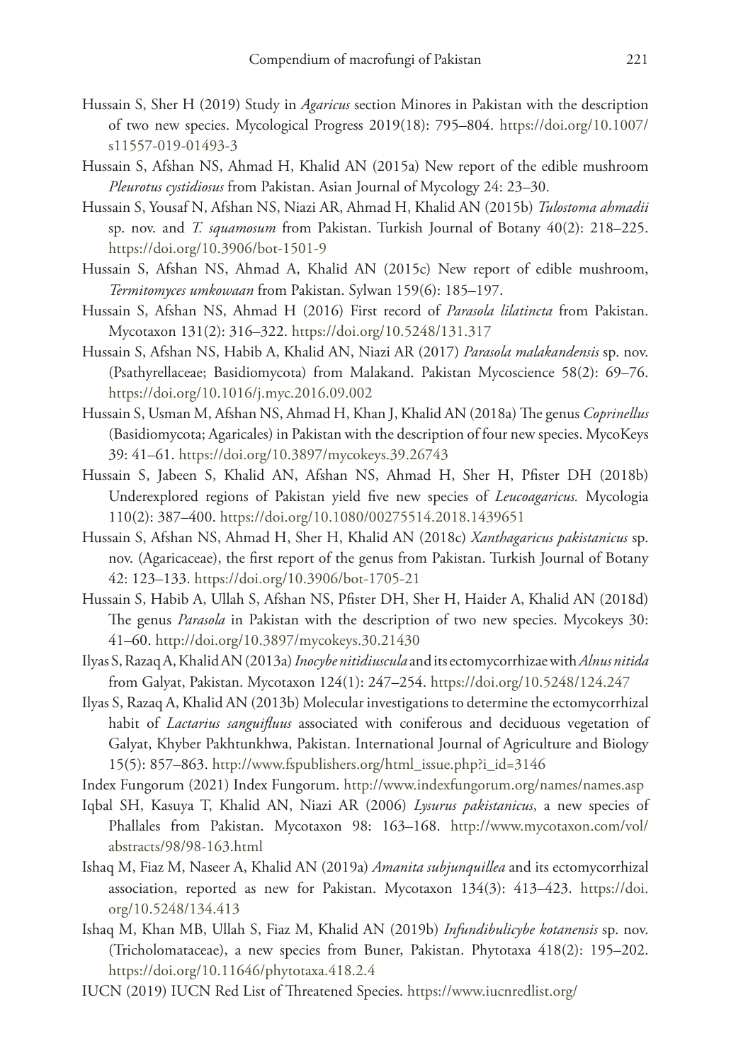Hussain S, Sher H (2019) Study in *Agaricus* section Minores in Pakistan with the description of two new species. Mycological Progress 2019(18): 795–804. https://doi.org/10.1007/s11557-019-01493-3

Hussain S, Afshan NS, Ahmad H, Khalid AN (2015a) New report of the edible mushroom *Pleurotus cystidiosus* from Pakistan. Asian Journal of Mycology 24: 23–30.

Hussain S, Yousaf N, Afshan NS, Niazi AR, Ahmad H, Khalid AN (2015b) *Tulostoma ahmadii* sp. nov. and *T. squamosum* from Pakistan. Turkish Journal of Botany 40(2): 218–225. https://doi.org/10.3906/bot-1501-9

Hussain S, Afshan NS, Ahmad A, Khalid AN (2015c) New report of edible mushroom, *Termitomyces umkowaan* from Pakistan. Sylwan 159(6): 185–197.

Hussain S, Afshan NS, Ahmad H (2016) First record of *Parasola lilatincta* from Pakistan. Mycotaxon 131(2): 316–322. https://doi.org/10.5248/131.317

Hussain S, Afshan NS, Habib A, Khalid AN, Niazi AR (2017) *Parasola malakandensis* sp. nov. (Psathyrellaceae; Basidiomycota) from Malakand. Pakistan Mycoscience 58(2): 69–76. https://doi.org/10.1016/j.myc.2016.09.002

Hussain S, Usman M, Afshan NS, Ahmad H, Khan J, Khalid AN (2018a) The genus *Coprinellus* (Basidiomycota; Agaricales) in Pakistan with the description of four new species. MycoKeys 39: 41–61. https://doi.org/10.3897/mycokeys.39.26743

Hussain S, Jabeen S, Khalid AN, Afshan NS, Ahmad H, Sher H, Pfister DH (2018b) Underexplored regions of Pakistan yield five new species of *Leucoagaricus.* Mycologia 110(2): 387–400. https://doi.org/10.1080/00275514.2018.1439651

Hussain S, Afshan NS, Ahmad H, Sher H, Khalid AN (2018c) *Xanthagaricus pakistanicus* sp. nov. (Agaricaceae), the first report of the genus from Pakistan. Turkish Journal of Botany 42: 123–133. https://doi.org/10.3906/bot-1705-21

Hussain S, Habib A, Ullah S, Afshan NS, Pfister DH, Sher H, Haider A, Khalid AN (2018d) The genus *Parasola* in Pakistan with the description of two new species. Mycokeys 30: 41–60. http://doi.org/10.3897/mycokeys.30.21430

Ilyas S, Razaq A, Khalid AN (2013a) *Inocybe nitidiuscula* and its ectomycorrhizae with *Alnus nitida* from Galyat, Pakistan. Mycotaxon 124(1): 247–254. https://doi.org/10.5248/124.247

Ilyas S, Razaq A, Khalid AN (2013b) Molecular investigations to determine the ectomycorrhizal habit of *Lactarius sanguifluus* associated with coniferous and deciduous vegetation of Galyat, Khyber Pakhtunkhwa, Pakistan. International Journal of Agriculture and Biology 15(5): 857–863. http://www.fspublishers.org/html_issue.php?i_id=3146

Index Fungorum (2021) Index Fungorum. http://www.indexfungorum.org/names/names.asp

Iqbal SH, Kasuya T, Khalid AN, Niazi AR (2006) *Lysurus pakistanicus*, a new species of Phallales from Pakistan. Mycotaxon 98: 163–168. http://www.mycotaxon.com/vol/abstracts/98/98-163.html

Ishaq M, Fiaz M, Naseer A, Khalid AN (2019a) *Amanita subjunquillea* and its ectomycorrhizal association, reported as new for Pakistan. Mycotaxon 134(3): 413–423. https://doi.org/10.5248/134.413

Ishaq M, Khan MB, Ullah S, Fiaz M, Khalid AN (2019b) *Infundibulicybe kotanensis* sp. nov. (Tricholomataceae), a new species from Buner, Pakistan. Phytotaxa 418(2): 195–202. https://doi.org/10.11646/phytotaxa.418.2.4

IUCN (2019) IUCN Red List of Threatened Species. https://www.iucnredlist.org/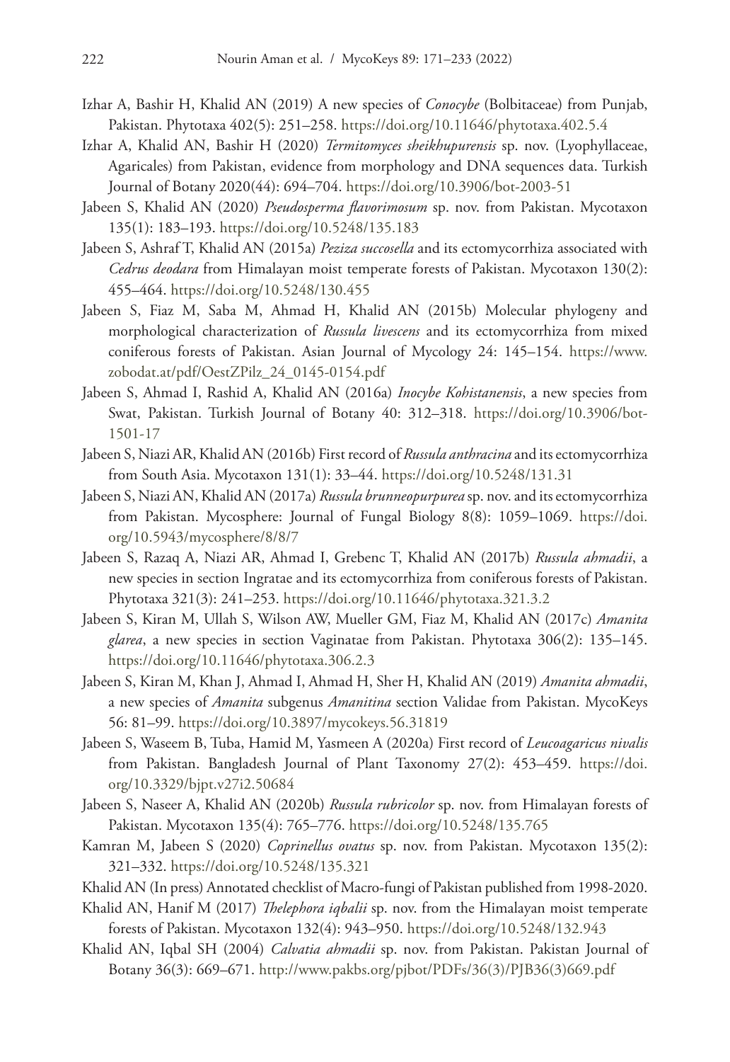Izhar A, Bashir H, Khalid AN (2019) A new species of *Conocybe* (Bolbitaceae) from Punjab, Pakistan. Phytotaxa 402(5): 251–258. https://doi.org/10.11646/phytotaxa.402.5.4

Izhar A, Khalid AN, Bashir H (2020) *Termitomyces sheikhupurensis* sp. nov. (Lyophyllaceae, Agaricales) from Pakistan, evidence from morphology and DNA sequences data. Turkish Journal of Botany 2020(44): 694–704. https://doi.org/10.3906/bot-2003-51

Jabeen S, Khalid AN (2020) *Pseudosperma flavorimosum* sp. nov. from Pakistan. Mycotaxon 135(1): 183–193. https://doi.org/10.5248/135.183

Jabeen S, Ashraf T, Khalid AN (2015a) *Peziza succosella* and its ectomycorrhiza associated with *Cedrus deodara* from Himalayan moist temperate forests of Pakistan. Mycotaxon 130(2): 455–464. https://doi.org/10.5248/130.455

Jabeen S, Fiaz M, Saba M, Ahmad H, Khalid AN (2015b) Molecular phylogeny and morphological characterization of *Russula livescens* and its ectomycorrhiza from mixed coniferous forests of Pakistan. Asian Journal of Mycology 24: 145–154. https://www.zobodat.at/pdf/OestZPilz_24_0145-0154.pdf

Jabeen S, Ahmad I, Rashid A, Khalid AN (2016a) *Inocybe Kohistanensis*, a new species from Swat, Pakistan. Turkish Journal of Botany 40: 312–318. https://doi.org/10.3906/bot-1501-17

Jabeen S, Niazi AR, Khalid AN (2016b) First record of *Russula anthracina* and its ectomycorrhiza from South Asia. Mycotaxon 131(1): 33–44. https://doi.org/10.5248/131.31

Jabeen S, Niazi AN, Khalid AN (2017a) *Russula brunneopurpurea* sp. nov. and its ectomycorrhiza from Pakistan. Mycosphere: Journal of Fungal Biology 8(8): 1059–1069. https://doi.org/10.5943/mycosphere/8/8/7

Jabeen S, Razaq A, Niazi AR, Ahmad I, Grebenc T, Khalid AN (2017b) *Russula ahmadii*, a new species in section Ingratae and its ectomycorrhiza from coniferous forests of Pakistan. Phytotaxa 321(3): 241–253. https://doi.org/10.11646/phytotaxa.321.3.2

Jabeen S, Kiran M, Ullah S, Wilson AW, Mueller GM, Fiaz M, Khalid AN (2017c) *Amanita glarea*, a new species in section Vaginatae from Pakistan. Phytotaxa 306(2): 135–145. https://doi.org/10.11646/phytotaxa.306.2.3

Jabeen S, Kiran M, Khan J, Ahmad I, Ahmad H, Sher H, Khalid AN (2019) *Amanita ahmadii*, a new species of *Amanita* subgenus *Amanitina* section Validae from Pakistan. MycoKeys 56: 81–99. https://doi.org/10.3897/mycokeys.56.31819

Jabeen S, Waseem B, Tuba, Hamid M, Yasmeen A (2020a) First record of *Leucoagaricus nivalis* from Pakistan. Bangladesh Journal of Plant Taxonomy 27(2): 453–459. https://doi.org/10.3329/bjpt.v27i2.50684

Jabeen S, Naseer A, Khalid AN (2020b) *Russula rubricolor* sp. nov. from Himalayan forests of Pakistan. Mycotaxon 135(4): 765–776. https://doi.org/10.5248/135.765

Kamran M, Jabeen S (2020) *Coprinellus ovatus* sp. nov. from Pakistan. Mycotaxon 135(2): 321–332. https://doi.org/10.5248/135.321

Khalid AN (In press) Annotated checklist of Macro-fungi of Pakistan published from 1998-2020.

Khalid AN, Hanif M (2017) *Thelephora iqbalii* sp. nov. from the Himalayan moist temperate forests of Pakistan. Mycotaxon 132(4): 943–950. https://doi.org/10.5248/132.943

Khalid AN, Iqbal SH (2004) *Calvatia ahmadii* sp. nov. from Pakistan. Pakistan Journal of Botany 36(3): 669–671. http://www.pakbs.org/pjbot/PDFs/36(3)/PJB36(3)669.pdf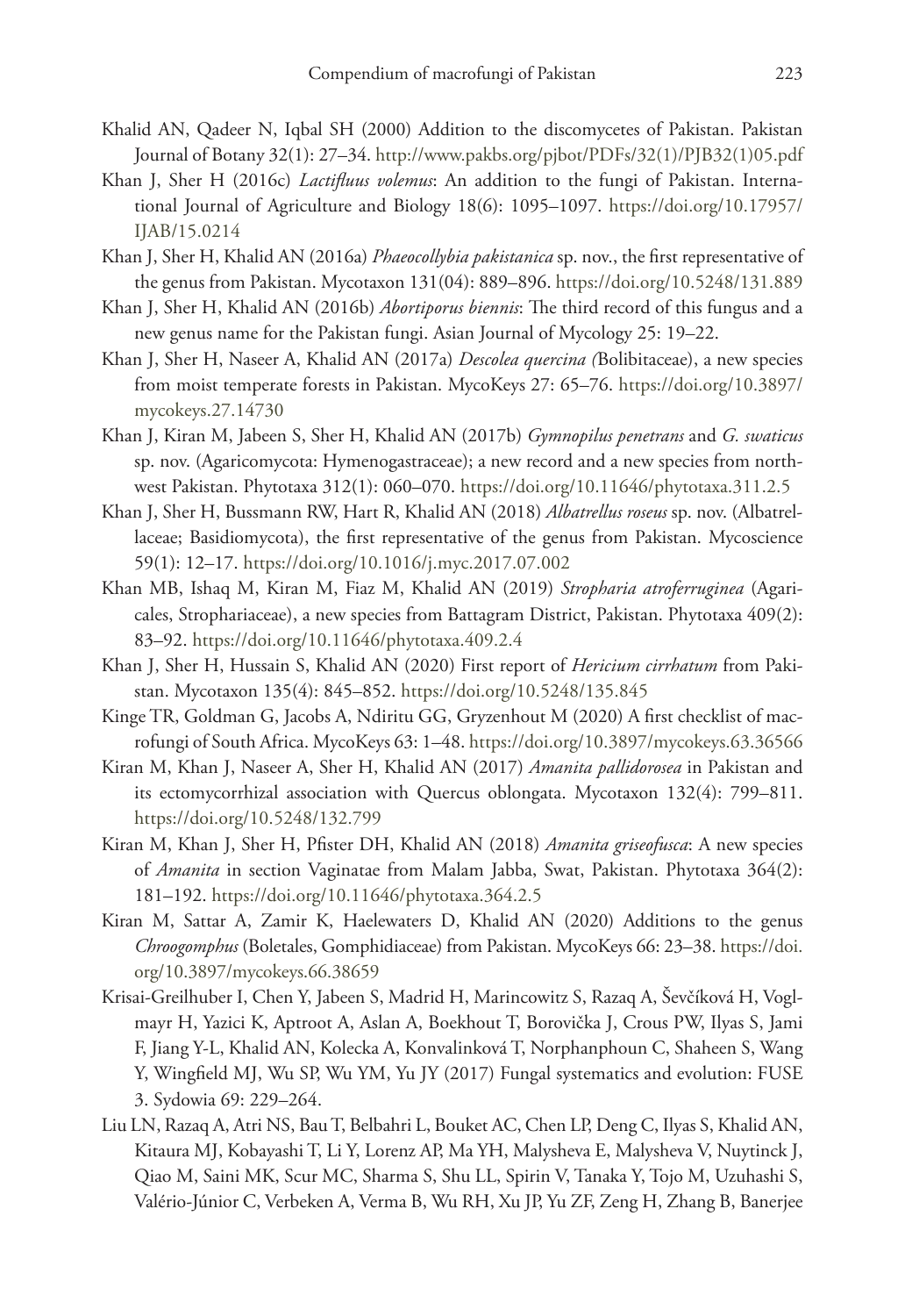Khalid AN, Qadeer N, Iqbal SH (2000) Addition to the discomycetes of Pakistan. Pakistan Journal of Botany 32(1): 27–34. http://www.pakbs.org/pjbot/PDFs/32(1)/PJB32(1)05.pdf

Khan J, Sher H (2016c) *Lactifluus volemus*: An addition to the fungi of Pakistan. International Journal of Agriculture and Biology 18(6): 1095–1097. https://doi.org/10.17957/IJAB/15.0214

Khan J, Sher H, Khalid AN (2016a) *Phaeocollybia pakistanica* sp. nov., the first representative of the genus from Pakistan. Mycotaxon 131(04): 889–896. https://doi.org/10.5248/131.889

Khan J, Sher H, Khalid AN (2016b) *Abortiporus biennis*: The third record of this fungus and a new genus name for the Pakistan fungi. Asian Journal of Mycology 25: 19–22.

Khan J, Sher H, Naseer A, Khalid AN (2017a) *Descolea quercina (*Bolibitaceae), a new species from moist temperate forests in Pakistan. MycoKeys 27: 65–76. https://doi.org/10.3897/mycokeys.27.14730

Khan J, Kiran M, Jabeen S, Sher H, Khalid AN (2017b) *Gymnopilus penetrans* and *G. swaticus* sp. nov. (Agaricomycota: Hymenogastraceae); a new record and a new species from northwest Pakistan. Phytotaxa 312(1): 060–070. https://doi.org/10.11646/phytotaxa.311.2.5

Khan J, Sher H, Bussmann RW, Hart R, Khalid AN (2018) *Albatrellus roseus* sp. nov. (Albatrellaceae; Basidiomycota), the first representative of the genus from Pakistan. Mycoscience 59(1): 12–17. https://doi.org/10.1016/j.myc.2017.07.002

Khan MB, Ishaq M, Kiran M, Fiaz M, Khalid AN (2019) *Stropharia atroferruginea* (Agaricales, Strophariaceae), a new species from Battagram District, Pakistan. Phytotaxa 409(2): 83–92. https://doi.org/10.11646/phytotaxa.409.2.4

Khan J, Sher H, Hussain S, Khalid AN (2020) First report of *Hericium cirrhatum* from Pakistan. Mycotaxon 135(4): 845–852. https://doi.org/10.5248/135.845

Kinge TR, Goldman G, Jacobs A, Ndiritu GG, Gryzenhout M (2020) A first checklist of macrofungi of South Africa. MycoKeys 63: 1–48. https://doi.org/10.3897/mycokeys.63.36566

Kiran M, Khan J, Naseer A, Sher H, Khalid AN (2017) *Amanita pallidorosea* in Pakistan and its ectomycorrhizal association with Quercus oblongata. Mycotaxon 132(4): 799–811. https://doi.org/10.5248/132.799

Kiran M, Khan J, Sher H, Pfister DH, Khalid AN (2018) *Amanita griseofusca*: A new species of *Amanita* in section Vaginatae from Malam Jabba, Swat, Pakistan. Phytotaxa 364(2): 181–192. https://doi.org/10.11646/phytotaxa.364.2.5

Kiran M, Sattar A, Zamir K, Haelewaters D, Khalid AN (2020) Additions to the genus *Chroogomphus* (Boletales, Gomphidiaceae) from Pakistan. MycoKeys 66: 23–38. https://doi.org/10.3897/mycokeys.66.38659

Krisai-Greilhuber I, Chen Y, Jabeen S, Madrid H, Marincowitz S, Razaq A, Ševčíková H, Voglmayr H, Yazici K, Aptroot A, Aslan A, Boekhout T, Borovička J, Crous PW, Ilyas S, Jami F, Jiang Y-L, Khalid AN, Kolecka A, Konvalinková T, Norphanphoun C, Shaheen S, Wang Y, Wingfield MJ, Wu SP, Wu YM, Yu JY (2017) Fungal systematics and evolution: FUSE 3. Sydowia 69: 229–264.

Liu LN, Razaq A, Atri NS, Bau T, Belbahri L, Bouket AC, Chen LP, Deng C, Ilyas S, Khalid AN, Kitaura MJ, Kobayashi T, Li Y, Lorenz AP, Ma YH, Malysheva E, Malysheva V, Nuytinck J, Qiao M, Saini MK, Scur MC, Sharma S, Shu LL, Spirin V, Tanaka Y, Tojo M, Uzuhashi S, Valério-Júnior C, Verbeken A, Verma B, Wu RH, Xu JP, Yu ZF, Zeng H, Zhang B, Banerjee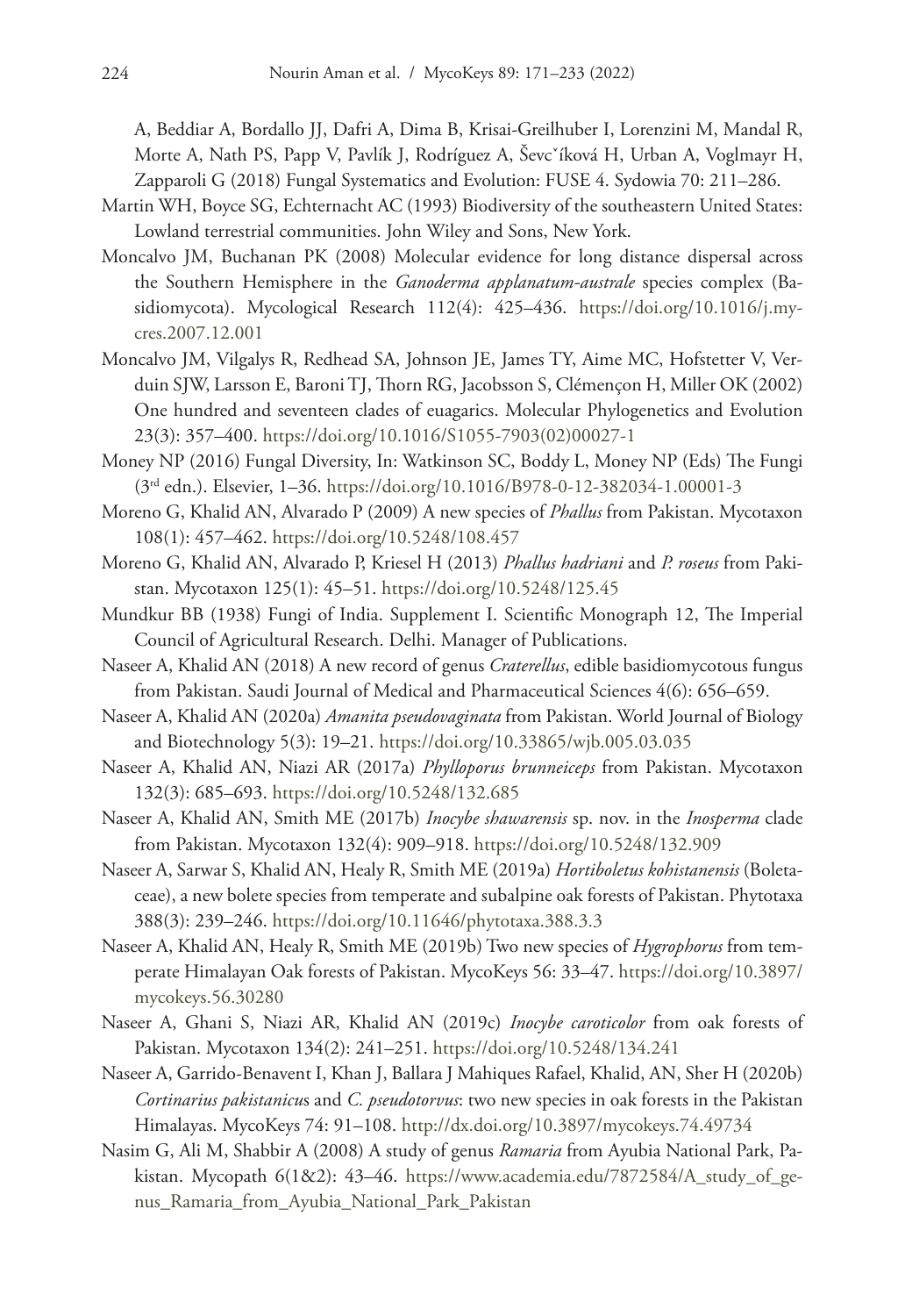A, Beddiar A, Bordallo JJ, Dafri A, Dima B, Krisai-Greilhuber I, Lorenzini M, Mandal R, Morte A, Nath PS, Papp V, Pavlík J, Rodríguez A, Ševcˇíková H, Urban A, Voglmayr H, Zapparoli G (2018) Fungal Systematics and Evolution: FUSE 4. Sydowia 70: 211–286.

Martin WH, Boyce SG, Echternacht AC (1993) Biodiversity of the southeastern United States: Lowland terrestrial communities. John Wiley and Sons, New York.

Moncalvo JM, Buchanan PK (2008) Molecular evidence for long distance dispersal across the Southern Hemisphere in the *Ganoderma applanatum-australe* species complex (Basidiomycota). Mycological Research 112(4): 425–436. https://doi.org/10.1016/j.mycres.2007.12.001

Moncalvo JM, Vilgalys R, Redhead SA, Johnson JE, James TY, Aime MC, Hofstetter V, Verduin SJW, Larsson E, Baroni TJ, Thorn RG, Jacobsson S, Clémençon H, Miller OK (2002) One hundred and seventeen clades of euagarics. Molecular Phylogenetics and Evolution 23(3): 357–400. https://doi.org/10.1016/S1055-7903(02)00027-1

Money NP (2016) Fungal Diversity, In: Watkinson SC, Boddy L, Money NP (Eds) The Fungi (3rd edn.). Elsevier, 1–36. https://doi.org/10.1016/B978-0-12-382034-1.00001-3

Moreno G, Khalid AN, Alvarado P (2009) A new species of *Phallus* from Pakistan. Mycotaxon 108(1): 457–462. https://doi.org/10.5248/108.457

Moreno G, Khalid AN, Alvarado P, Kriesel H (2013) *Phallus hadriani* and *P. roseus* from Pakistan. Mycotaxon 125(1): 45–51. https://doi.org/10.5248/125.45

Mundkur BB (1938) Fungi of India. Supplement I. Scientific Monograph 12, The Imperial Council of Agricultural Research. Delhi. Manager of Publications.

Naseer A, Khalid AN (2018) A new record of genus *Craterellus*, edible basidiomycotous fungus from Pakistan. Saudi Journal of Medical and Pharmaceutical Sciences 4(6): 656–659.

Naseer A, Khalid AN (2020a) *Amanita pseudovaginata* from Pakistan. World Journal of Biology and Biotechnology 5(3): 19–21. https://doi.org/10.33865/wjb.005.03.035

Naseer A, Khalid AN, Niazi AR (2017a) *Phylloporus brunneiceps* from Pakistan. Mycotaxon 132(3): 685–693. https://doi.org/10.5248/132.685

Naseer A, Khalid AN, Smith ME (2017b) *Inocybe shawarensis* sp. nov. in the *Inosperma* clade from Pakistan. Mycotaxon 132(4): 909–918. https://doi.org/10.5248/132.909

Naseer A, Sarwar S, Khalid AN, Healy R, Smith ME (2019a) *Hortiboletus kohistanensis* (Boletaceae), a new bolete species from temperate and subalpine oak forests of Pakistan. Phytotaxa 388(3): 239–246. https://doi.org/10.11646/phytotaxa.388.3.3

Naseer A, Khalid AN, Healy R, Smith ME (2019b) Two new species of *Hygrophorus* from temperate Himalayan Oak forests of Pakistan. MycoKeys 56: 33–47. https://doi.org/10.3897/mycokeys.56.30280

Naseer A, Ghani S, Niazi AR, Khalid AN (2019c) *Inocybe caroticolor* from oak forests of Pakistan. Mycotaxon 134(2): 241–251. https://doi.org/10.5248/134.241

Naseer A, Garrido-Benavent I, Khan J, Ballara J Mahiques Rafael, Khalid, AN, Sher H (2020b) *Cortinarius pakistanicus* and *C. pseudotorvus*: two new species in oak forests in the Pakistan Himalayas. MycoKeys 74: 91–108. http://dx.doi.org/10.3897/mycokeys.74.49734

Nasim G, Ali M, Shabbir A (2008) A study of genus *Ramaria* from Ayubia National Park, Pakistan. Mycopath 6(1&2): 43–46. https://www.academia.edu/7872584/A_study_of_genus_Ramaria_from_Ayubia_National_Park_Pakistan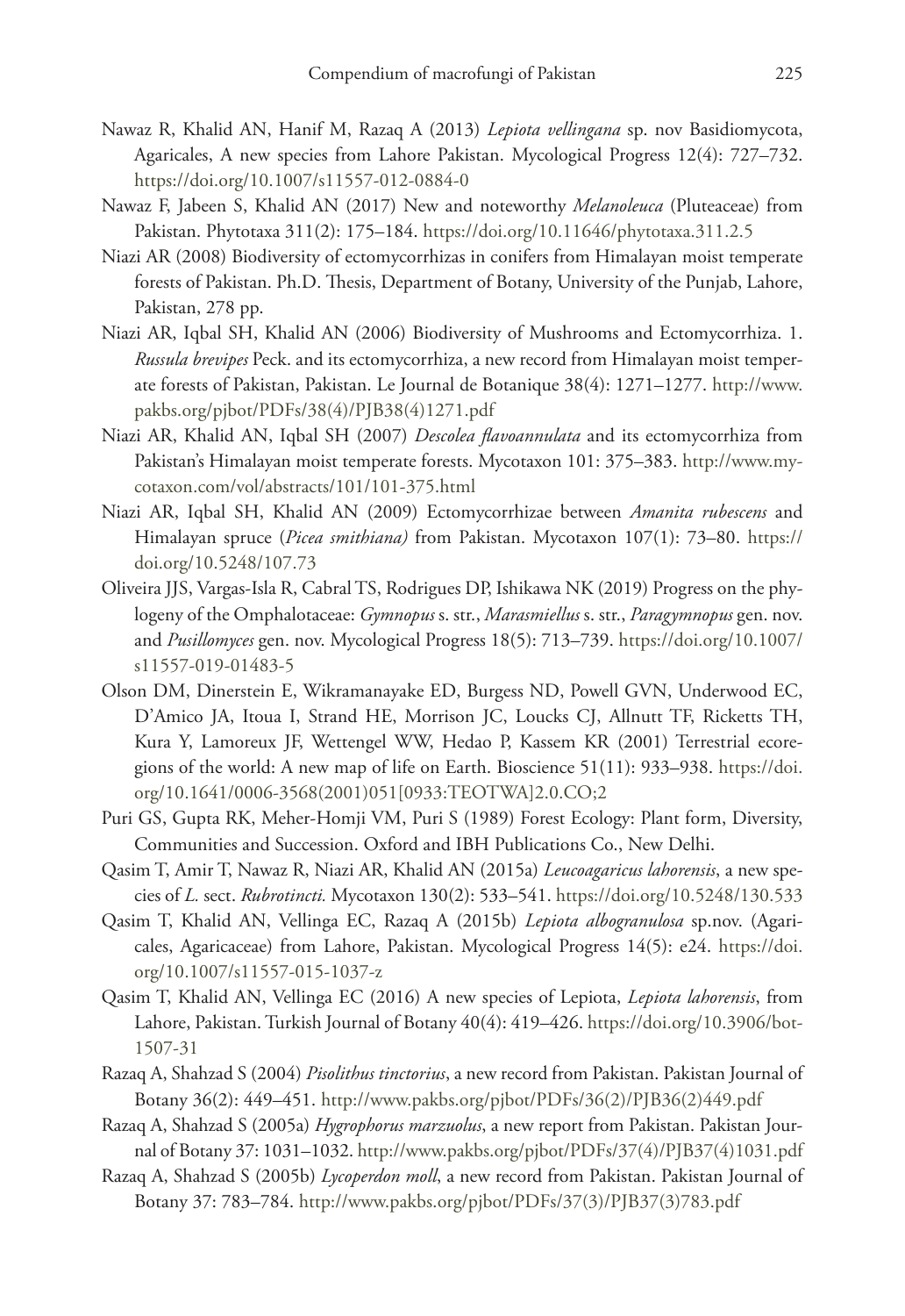Nawaz R, Khalid AN, Hanif M, Razaq A (2013) *Lepiota vellingana* sp. nov Basidiomycota, Agaricales, A new species from Lahore Pakistan. Mycological Progress 12(4): 727–732. https://doi.org/10.1007/s11557-012-0884-0

Nawaz F, Jabeen S, Khalid AN (2017) New and noteworthy *Melanoleuca* (Pluteaceae) from Pakistan. Phytotaxa 311(2): 175–184. https://doi.org/10.11646/phytotaxa.311.2.5

Niazi AR (2008) Biodiversity of ectomycorrhizas in conifers from Himalayan moist temperate forests of Pakistan. Ph.D. Thesis, Department of Botany, University of the Punjab, Lahore, Pakistan, 278 pp.

Niazi AR, Iqbal SH, Khalid AN (2006) Biodiversity of Mushrooms and Ectomycorrhiza. 1. *Russula brevipes* Peck. and its ectomycorrhiza, a new record from Himalayan moist temperate forests of Pakistan, Pakistan. Le Journal de Botanique 38(4): 1271–1277. http://www.pakbs.org/pjbot/PDFs/38(4)/PJB38(4)1271.pdf

Niazi AR, Khalid AN, Iqbal SH (2007) *Descolea flavoannulata* and its ectomycorrhiza from Pakistan's Himalayan moist temperate forests. Mycotaxon 101: 375–383. http://www.mycotaxon.com/vol/abstracts/101/101-375.html

Niazi AR, Iqbal SH, Khalid AN (2009) Ectomycorrhizae between *Amanita rubescens* and Himalayan spruce (*Picea smithiana)* from Pakistan. Mycotaxon 107(1): 73–80. https://doi.org/10.5248/107.73

Oliveira JJS, Vargas-Isla R, Cabral TS, Rodrigues DP, Ishikawa NK (2019) Progress on the phylogeny of the Omphalotaceae: *Gymnopus* s. str., *Marasmiellus* s. str., *Paragymnopus* gen. nov. and *Pusillomyces* gen. nov. Mycological Progress 18(5): 713–739. https://doi.org/10.1007/s11557-019-01483-5

Olson DM, Dinerstein E, Wikramanayake ED, Burgess ND, Powell GVN, Underwood EC, D'Amico JA, Itoua I, Strand HE, Morrison JC, Loucks CJ, Allnutt TF, Ricketts TH, Kura Y, Lamoreux JF, Wettengel WW, Hedao P, Kassem KR (2001) Terrestrial ecoregions of the world: A new map of life on Earth. Bioscience 51(11): 933–938. https://doi.org/10.1641/0006-3568(2001)051[0933:TEOTWA]2.0.CO;2

Puri GS, Gupta RK, Meher-Homji VM, Puri S (1989) Forest Ecology: Plant form, Diversity, Communities and Succession. Oxford and IBH Publications Co., New Delhi.

Qasim T, Amir T, Nawaz R, Niazi AR, Khalid AN (2015a) *Leucoagaricus lahorensis*, a new species of *L.* sect. *Rubrotincti.* Mycotaxon 130(2): 533–541. https://doi.org/10.5248/130.533

Qasim T, Khalid AN, Vellinga EC, Razaq A (2015b) *Lepiota albogranulosa* sp.nov. (Agaricales, Agaricaceae) from Lahore, Pakistan. Mycological Progress 14(5): e24. https://doi.org/10.1007/s11557-015-1037-z

Qasim T, Khalid AN, Vellinga EC (2016) A new species of Lepiota, *Lepiota lahorensis*, from Lahore, Pakistan. Turkish Journal of Botany 40(4): 419–426. https://doi.org/10.3906/bot-1507-31

Razaq A, Shahzad S (2004) *Pisolithus tinctorius*, a new record from Pakistan. Pakistan Journal of Botany 36(2): 449–451. http://www.pakbs.org/pjbot/PDFs/36(2)/PJB36(2)449.pdf

Razaq A, Shahzad S (2005a) *Hygrophorus marzuolus*, a new report from Pakistan. Pakistan Journal of Botany 37: 1031–1032. http://www.pakbs.org/pjbot/PDFs/37(4)/PJB37(4)1031.pdf

Razaq A, Shahzad S (2005b) *Lycoperdon moll*, a new record from Pakistan. Pakistan Journal of Botany 37: 783–784. http://www.pakbs.org/pjbot/PDFs/37(3)/PJB37(3)783.pdf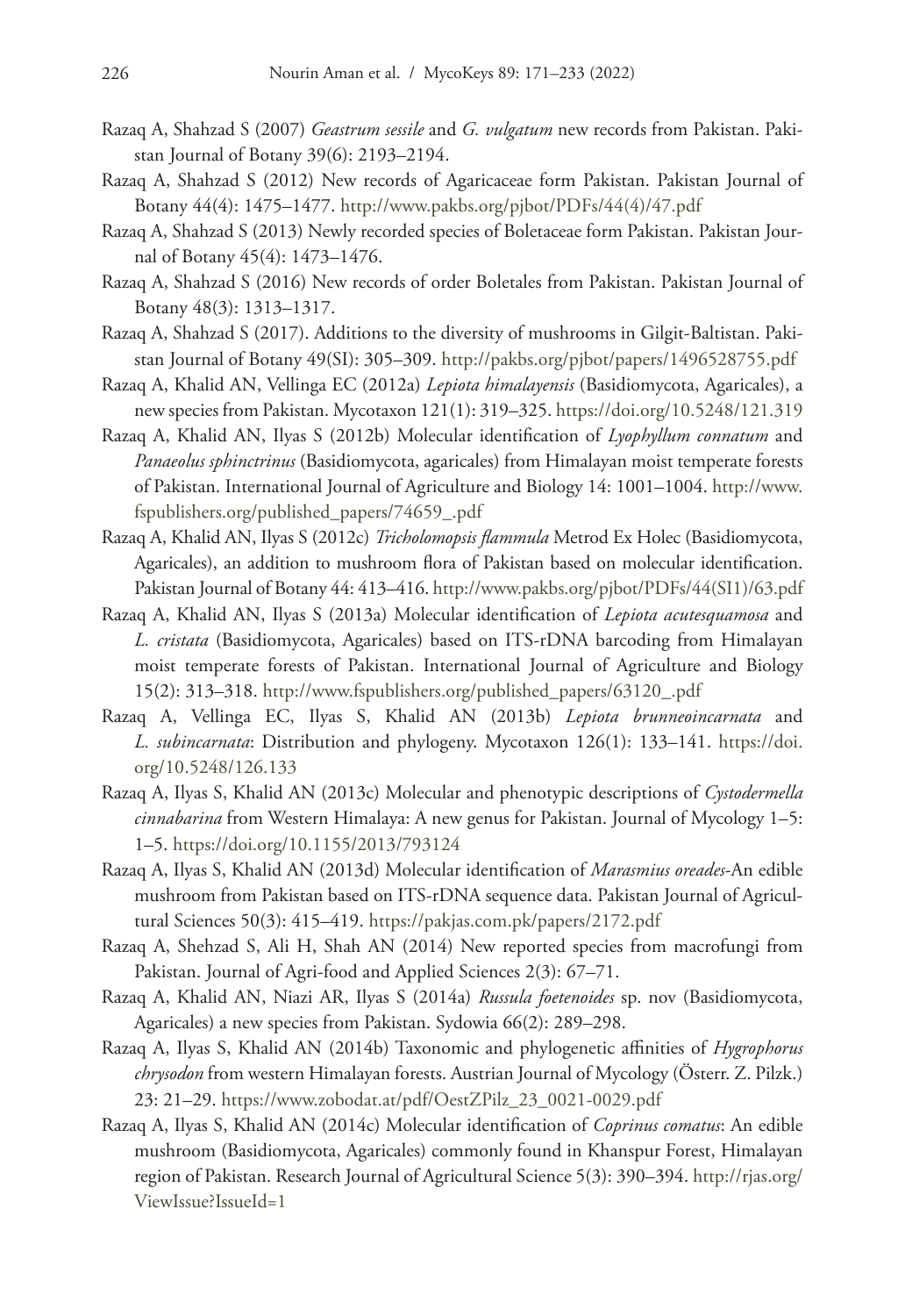Razaq A, Shahzad S (2007) *Geastrum sessile* and *G. vulgatum* new records from Pakistan. Pakistan Journal of Botany 39(6): 2193–2194.

Razaq A, Shahzad S (2012) New records of Agaricaceae form Pakistan. Pakistan Journal of Botany 44(4): 1475–1477. http://www.pakbs.org/pjbot/PDFs/44(4)/47.pdf

Razaq A, Shahzad S (2013) Newly recorded species of Boletaceae form Pakistan. Pakistan Journal of Botany 45(4): 1473–1476.

Razaq A, Shahzad S (2016) New records of order Boletales from Pakistan. Pakistan Journal of Botany 48(3): 1313–1317.

Razaq A, Shahzad S (2017). Additions to the diversity of mushrooms in Gilgit-Baltistan. Pakistan Journal of Botany 49(SI): 305–309. http://pakbs.org/pjbot/papers/1496528755.pdf

Razaq A, Khalid AN, Vellinga EC (2012a) *Lepiota himalayensis* (Basidiomycota, Agaricales), a new species from Pakistan. Mycotaxon 121(1): 319–325. https://doi.org/10.5248/121.319

Razaq A, Khalid AN, Ilyas S (2012b) Molecular identification of *Lyophyllum connatum* and *Panaeolus sphinctrinus* (Basidiomycota, agaricales) from Himalayan moist temperate forests of Pakistan. International Journal of Agriculture and Biology 14: 1001–1004. http://www.fspublishers.org/published_papers/74659_.pdf

Razaq A, Khalid AN, Ilyas S (2012c) *Tricholomopsis flammula* Metrod Ex Holec (Basidiomycota, Agaricales), an addition to mushroom flora of Pakistan based on molecular identification. Pakistan Journal of Botany 44: 413–416. http://www.pakbs.org/pjbot/PDFs/44(SI1)/63.pdf

Razaq A, Khalid AN, Ilyas S (2013a) Molecular identification of *Lepiota acutesquamosa* and *L. cristata* (Basidiomycota, Agaricales) based on ITS-rDNA barcoding from Himalayan moist temperate forests of Pakistan. International Journal of Agriculture and Biology 15(2): 313–318. http://www.fspublishers.org/published_papers/63120_.pdf

Razaq A, Vellinga EC, Ilyas S, Khalid AN (2013b) *Lepiota brunneoincarnata* and *L. subincarnata*: Distribution and phylogeny. Mycotaxon 126(1): 133–141. https://doi.org/10.5248/126.133

Razaq A, Ilyas S, Khalid AN (2013c) Molecular and phenotypic descriptions of *Cystodermella cinnabarina* from Western Himalaya: A new genus for Pakistan. Journal of Mycology 1–5: 1–5. https://doi.org/10.1155/2013/793124

Razaq A, Ilyas S, Khalid AN (2013d) Molecular identification of *Marasmius oreades*-An edible mushroom from Pakistan based on ITS-rDNA sequence data. Pakistan Journal of Agricultural Sciences 50(3): 415–419. https://pakjas.com.pk/papers/2172.pdf

Razaq A, Shehzad S, Ali H, Shah AN (2014) New reported species from macrofungi from Pakistan. Journal of Agri-food and Applied Sciences 2(3): 67–71.

Razaq A, Khalid AN, Niazi AR, Ilyas S (2014a) *Russula foetenoides* sp. nov (Basidiomycota, Agaricales) a new species from Pakistan. Sydowia 66(2): 289–298.

Razaq A, Ilyas S, Khalid AN (2014b) Taxonomic and phylogenetic affinities of *Hygrophorus chrysodon* from western Himalayan forests. Austrian Journal of Mycology (Österr. Z. Pilzk.) 23: 21–29. https://www.zobodat.at/pdf/OestZPilz_23_0021-0029.pdf

Razaq A, Ilyas S, Khalid AN (2014c) Molecular identification of *Coprinus comatus*: An edible mushroom (Basidiomycota, Agaricales) commonly found in Khanspur Forest, Himalayan region of Pakistan. Research Journal of Agricultural Science 5(3): 390–394. http://rjas.org/ViewIssue?IssueId=1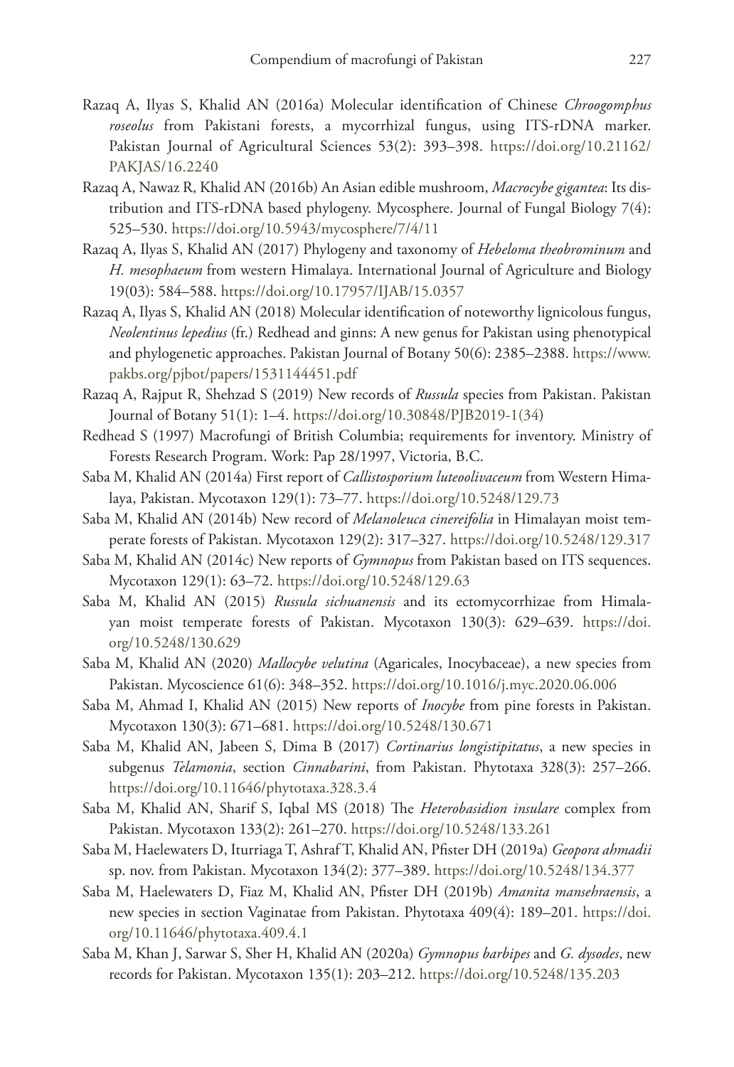Razaq A, Ilyas S, Khalid AN (2016a) Molecular identification of Chinese *Chroogomphus roseolus* from Pakistani forests, a mycorrhizal fungus, using ITS-rDNA marker. Pakistan Journal of Agricultural Sciences 53(2): 393–398. https://doi.org/10.21162/PAKJAS/16.2240

Razaq A, Nawaz R, Khalid AN (2016b) An Asian edible mushroom, *Macrocybe gigantea*: Its distribution and ITS-rDNA based phylogeny. Mycosphere. Journal of Fungal Biology 7(4): 525–530. https://doi.org/10.5943/mycosphere/7/4/11

Razaq A, Ilyas S, Khalid AN (2017) Phylogeny and taxonomy of *Hebeloma theobrominum* and *H. mesophaeum* from western Himalaya. International Journal of Agriculture and Biology 19(03): 584–588. https://doi.org/10.17957/IJAB/15.0357

Razaq A, Ilyas S, Khalid AN (2018) Molecular identification of noteworthy lignicolous fungus, *Neolentinus lepedius* (fr.) Redhead and ginns: A new genus for Pakistan using phenotypical and phylogenetic approaches. Pakistan Journal of Botany 50(6): 2385–2388. https://www.pakbs.org/pjbot/papers/1531144451.pdf

Razaq A, Rajput R, Shehzad S (2019) New records of *Russula* species from Pakistan. Pakistan Journal of Botany 51(1): 1–4. https://doi.org/10.30848/PJB2019-1(34)

Redhead S (1997) Macrofungi of British Columbia; requirements for inventory. Ministry of Forests Research Program. Work: Pap 28/1997, Victoria, B.C.

Saba M, Khalid AN (2014a) First report of *Callistosporium luteoolivaceum* from Western Himalaya, Pakistan. Mycotaxon 129(1): 73–77. https://doi.org/10.5248/129.73

Saba M, Khalid AN (2014b) New record of *Melanoleuca cinereifolia* in Himalayan moist temperate forests of Pakistan. Mycotaxon 129(2): 317–327. https://doi.org/10.5248/129.317

Saba M, Khalid AN (2014c) New reports of *Gymnopus* from Pakistan based on ITS sequences. Mycotaxon 129(1): 63–72. https://doi.org/10.5248/129.63

Saba M, Khalid AN (2015) *Russula sichuanensis* and its ectomycorrhizae from Himalayan moist temperate forests of Pakistan. Mycotaxon 130(3): 629–639. https://doi.org/10.5248/130.629

Saba M, Khalid AN (2020) *Mallocybe velutina* (Agaricales, Inocybaceae), a new species from Pakistan. Mycoscience 61(6): 348–352. https://doi.org/10.1016/j.myc.2020.06.006

Saba M, Ahmad I, Khalid AN (2015) New reports of *Inocybe* from pine forests in Pakistan. Mycotaxon 130(3): 671–681. https://doi.org/10.5248/130.671

Saba M, Khalid AN, Jabeen S, Dima B (2017) *Cortinarius longistipitatus*, a new species in subgenus *Telamonia*, section *Cinnabarini*, from Pakistan. Phytotaxa 328(3): 257–266. https://doi.org/10.11646/phytotaxa.328.3.4

Saba M, Khalid AN, Sharif S, Iqbal MS (2018) The *Heterobasidion insulare* complex from Pakistan. Mycotaxon 133(2): 261–270. https://doi.org/10.5248/133.261

Saba M, Haelewaters D, Iturriaga T, Ashraf T, Khalid AN, Pfister DH (2019a) *Geopora ahmadii* sp. nov. from Pakistan. Mycotaxon 134(2): 377–389. https://doi.org/10.5248/134.377

Saba M, Haelewaters D, Fiaz M, Khalid AN, Pfister DH (2019b) *Amanita mansehraensis*, a new species in section Vaginatae from Pakistan. Phytotaxa 409(4): 189–201. https://doi.org/10.11646/phytotaxa.409.4.1

Saba M, Khan J, Sarwar S, Sher H, Khalid AN (2020a) *Gymnopus barbipes* and *G. dysodes*, new records for Pakistan. Mycotaxon 135(1): 203–212. https://doi.org/10.5248/135.203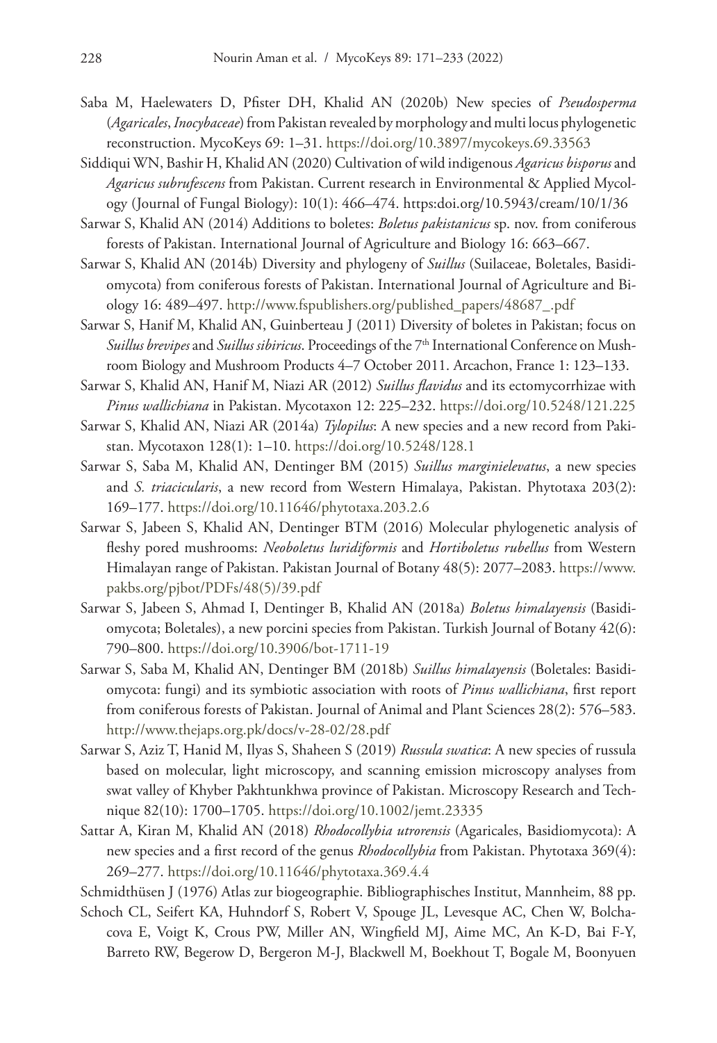Saba M, Haelewaters D, Pfister DH, Khalid AN (2020b) New species of *Pseudosperma* (*Agaricales*, *Inocybaceae*) from Pakistan revealed by morphology and multi locus phylogenetic reconstruction. MycoKeys 69: 1–31. https://doi.org/10.3897/mycokeys.69.33563

Siddiqui WN, Bashir H, Khalid AN (2020) Cultivation of wild indigenous *Agaricus bisporus* and *Agaricus subrufescens* from Pakistan. Current research in Environmental & Applied Mycology (Journal of Fungal Biology): 10(1): 466–474. https:doi.org/10.5943/cream/10/1/36

Sarwar S, Khalid AN (2014) Additions to boletes: *Boletus pakistanicus* sp. nov. from coniferous forests of Pakistan. International Journal of Agriculture and Biology 16: 663–667.

Sarwar S, Khalid AN (2014b) Diversity and phylogeny of *Suillus* (Suilaceae, Boletales, Basidiomycota) from coniferous forests of Pakistan. International Journal of Agriculture and Biology 16: 489–497. http://www.fspublishers.org/published_papers/48687_.pdf

Sarwar S, Hanif M, Khalid AN, Guinberteau J (2011) Diversity of boletes in Pakistan; focus on *Suillus brevipes* and *Suillus sibiricus*. Proceedings of the 7th International Conference on Mushroom Biology and Mushroom Products 4–7 October 2011. Arcachon, France 1: 123–133.

Sarwar S, Khalid AN, Hanif M, Niazi AR (2012) *Suillus flavidus* and its ectomycorrhizae with *Pinus wallichiana* in Pakistan. Mycotaxon 12: 225–232. https://doi.org/10.5248/121.225

Sarwar S, Khalid AN, Niazi AR (2014a) *Tylopilus*: A new species and a new record from Pakistan. Mycotaxon 128(1): 1–10. https://doi.org/10.5248/128.1

Sarwar S, Saba M, Khalid AN, Dentinger BM (2015) *Suillus marginielevatus*, a new species and *S. triacicularis*, a new record from Western Himalaya, Pakistan. Phytotaxa 203(2): 169–177. https://doi.org/10.11646/phytotaxa.203.2.6

Sarwar S, Jabeen S, Khalid AN, Dentinger BTM (2016) Molecular phylogenetic analysis of fleshy pored mushrooms: *Neoboletus luridiformis* and *Hortiboletus rubellus* from Western Himalayan range of Pakistan. Pakistan Journal of Botany 48(5): 2077–2083. https://www.pakbs.org/pjbot/PDFs/48(5)/39.pdf

Sarwar S, Jabeen S, Ahmad I, Dentinger B, Khalid AN (2018a) *Boletus himalayensis* (Basidiomycota; Boletales), a new porcini species from Pakistan. Turkish Journal of Botany 42(6): 790–800. https://doi.org/10.3906/bot-1711-19

Sarwar S, Saba M, Khalid AN, Dentinger BM (2018b) *Suillus himalayensis* (Boletales: Basidiomycota: fungi) and its symbiotic association with roots of *Pinus wallichiana*, first report from coniferous forests of Pakistan. Journal of Animal and Plant Sciences 28(2): 576–583. http://www.thejaps.org.pk/docs/v-28-02/28.pdf

Sarwar S, Aziz T, Hanid M, Ilyas S, Shaheen S (2019) *Russula swatica*: A new species of russula based on molecular, light microscopy, and scanning emission microscopy analyses from swat valley of Khyber Pakhtunkhwa province of Pakistan. Microscopy Research and Technique 82(10): 1700–1705. https://doi.org/10.1002/jemt.23335

Sattar A, Kiran M, Khalid AN (2018) *Rhodocollybia utrorensis* (Agaricales, Basidiomycota): A new species and a first record of the genus *Rhodocollybia* from Pakistan. Phytotaxa 369(4): 269–277. https://doi.org/10.11646/phytotaxa.369.4.4

Schmidthüsen J (1976) Atlas zur biogeographie. Bibliographisches Institut, Mannheim, 88 pp.

Schoch CL, Seifert KA, Huhndorf S, Robert V, Spouge JL, Levesque AC, Chen W, Bolchacova E, Voigt K, Crous PW, Miller AN, Wingfield MJ, Aime MC, An K-D, Bai F-Y, Barreto RW, Begerow D, Bergeron M-J, Blackwell M, Boekhout T, Bogale M, Boonyuen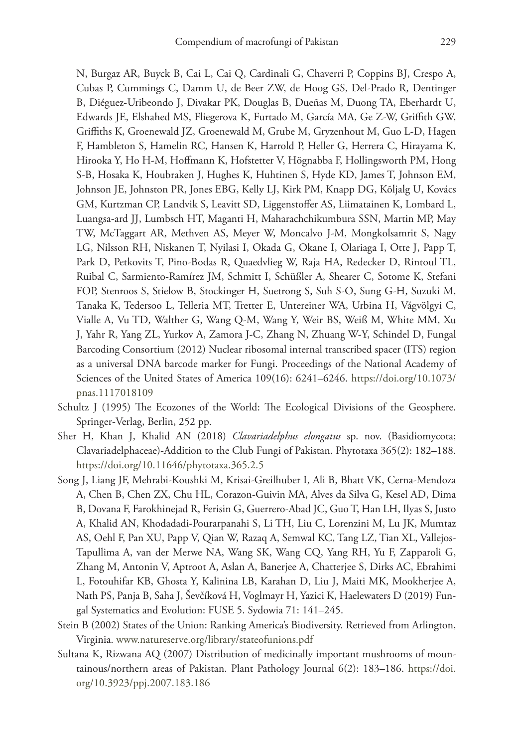N, Burgaz AR, Buyck B, Cai L, Cai Q, Cardinali G, Chaverri P, Coppins BJ, Crespo A, Cubas P, Cummings C, Damm U, de Beer ZW, de Hoog GS, Del-Prado R, Dentinger B, Diéguez-Uribeondo J, Divakar PK, Douglas B, Dueñas M, Duong TA, Eberhardt U, Edwards JE, Elshahed MS, Fliegerova K, Furtado M, García MA, Ge Z-W, Griffith GW, Griffiths K, Groenewald JZ, Groenewald M, Grube M, Gryzenhout M, Guo L-D, Hagen F, Hambleton S, Hamelin RC, Hansen K, Harrold P, Heller G, Herrera C, Hirayama K, Hirooka Y, Ho H-M, Hoffmann K, Hofstetter V, Högnabba F, Hollingsworth PM, Hong S-B, Hosaka K, Houbraken J, Hughes K, Huhtinen S, Hyde KD, James T, Johnson EM, Johnson JE, Johnston PR, Jones EBG, Kelly LJ, Kirk PM, Knapp DG, Kõljalg U, Kovács GM, Kurtzman CP, Landvik S, Leavitt SD, Liggenstoffer AS, Liimatainen K, Lombard L, Luangsa-ard JJ, Lumbsch HT, Maganti H, Maharachchikumbura SSN, Martin MP, May TW, McTaggart AR, Methven AS, Meyer W, Moncalvo J-M, Mongkolsamrit S, Nagy LG, Nilsson RH, Niskanen T, Nyilasi I, Okada G, Okane I, Olariaga I, Otte J, Papp T, Park D, Petkovits T, Pino-Bodas R, Quaedvlieg W, Raja HA, Redecker D, Rintoul TL, Ruibal C, Sarmiento-Ramírez JM, Schmitt I, Schüßler A, Shearer C, Sotome K, Stefani FOP, Stenroos S, Stielow B, Stockinger H, Suetrong S, Suh S-O, Sung G-H, Suzuki M, Tanaka K, Tedersoo L, Telleria MT, Tretter E, Untereiner WA, Urbina H, Vágvölgyi C, Vialle A, Vu TD, Walther G, Wang Q-M, Wang Y, Weir BS, Weiß M, White MM, Xu J, Yahr R, Yang ZL, Yurkov A, Zamora J-C, Zhang N, Zhuang W-Y, Schindel D, Fungal Barcoding Consortium (2012) Nuclear ribosomal internal transcribed spacer (ITS) region as a universal DNA barcode marker for Fungi. Proceedings of the National Academy of Sciences of the United States of America 109(16): 6241–6246. https://doi.org/10.1073/pnas.1117018109

Schultz J (1995) The Ecozones of the World: The Ecological Divisions of the Geosphere. Springer-Verlag, Berlin, 252 pp.

Sher H, Khan J, Khalid AN (2018) *Clavariadelphus elongatus* sp. nov. (Basidiomycota; Clavariadelphaceae)-Addition to the Club Fungi of Pakistan. Phytotaxa 365(2): 182–188. https://doi.org/10.11646/phytotaxa.365.2.5

Song J, Liang JF, Mehrabi-Koushki M, Krisai-Greilhuber I, Ali B, Bhatt VK, Cerna-Mendoza A, Chen B, Chen ZX, Chu HL, Corazon-Guivin MA, Alves da Silva G, Kesel AD, Dima B, Dovana F, Farokhinejad R, Ferisin G, Guerrero-Abad JC, Guo T, Han LH, Ilyas S, Justo A, Khalid AN, Khodadadi-Pourarpanahi S, Li TH, Liu C, Lorenzini M, Lu JK, Mumtaz AS, Oehl F, Pan XU, Papp V, Qian W, Razaq A, Semwal KC, Tang LZ, Tian XL, Vallejos-Tapullima A, van der Merwe NA, Wang SK, Wang CQ, Yang RH, Yu F, Zapparoli G, Zhang M, Antonin V, Aptroot A, Aslan A, Banerjee A, Chatterjee S, Dirks AC, Ebrahimi L, Fotouhifar KB, Ghosta Y, Kalinina LB, Karahan D, Liu J, Maiti MK, Mookherjee A, Nath PS, Panja B, Saha J, Ševčíková H, Voglmayr H, Yazici K, Haelewaters D (2019) Fungal Systematics and Evolution: FUSE 5. Sydowia 71: 141–245.

Stein B (2002) States of the Union: Ranking America's Biodiversity. Retrieved from Arlington, Virginia. www.natureserve.org/library/stateofunions.pdf

Sultana K, Rizwana AQ (2007) Distribution of medicinally important mushrooms of mountainous/northern areas of Pakistan. Plant Pathology Journal 6(2): 183–186. https://doi.org/10.3923/ppj.2007.183.186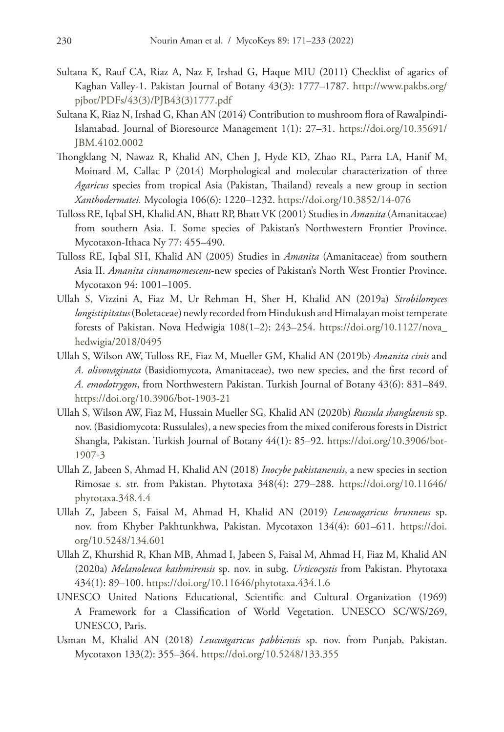Sultana K, Rauf CA, Riaz A, Naz F, Irshad G, Haque MIU (2011) Checklist of agarics of Kaghan Valley-1. Pakistan Journal of Botany 43(3): 1777–1787. http://www.pakbs.org/pjbot/PDFs/43(3)/PJB43(3)1777.pdf

Sultana K, Riaz N, Irshad G, Khan AN (2014) Contribution to mushroom flora of Rawalpindi-Islamabad. Journal of Bioresource Management 1(1): 27–31. https://doi.org/10.35691/JBM.4102.0002

Thongklang N, Nawaz R, Khalid AN, Chen J, Hyde KD, Zhao RL, Parra LA, Hanif M, Moinard M, Callac P (2014) Morphological and molecular characterization of three *Agaricus* species from tropical Asia (Pakistan, Thailand) reveals a new group in section *Xanthodermatei.* Mycologia 106(6): 1220–1232. https://doi.org/10.3852/14-076

Tulloss RE, Iqbal SH, Khalid AN, Bhatt RP, Bhatt VK (2001) Studies in *Amanita* (Amanitaceae) from southern Asia. I. Some species of Pakistan's Northwestern Frontier Province. Mycotaxon-Ithaca Ny 77: 455–490.

Tulloss RE, Iqbal SH, Khalid AN (2005) Studies in *Amanita* (Amanitaceae) from southern Asia II. *Amanita cinnamomescens*-new species of Pakistan's North West Frontier Province. Mycotaxon 94: 1001–1005.

Ullah S, Vizzini A, Fiaz M, Ur Rehman H, Sher H, Khalid AN (2019a) *Strobilomyces longistipitatus* (Boletaceae) newly recorded from Hindukush and Himalayan moist temperate forests of Pakistan. Nova Hedwigia 108(1–2): 243–254. https://doi.org/10.1127/nova_hedwigia/2018/0495

Ullah S, Wilson AW, Tulloss RE, Fiaz M, Mueller GM, Khalid AN (2019b) *Amanita cinis* and *A. olivovaginata* (Basidiomycota, Amanitaceae), two new species, and the first record of *A. emodotrygon*, from Northwestern Pakistan. Turkish Journal of Botany 43(6): 831–849. https://doi.org/10.3906/bot-1903-21

Ullah S, Wilson AW, Fiaz M, Hussain Mueller SG, Khalid AN (2020b) *Russula shanglaensis* sp. nov. (Basidiomycota: Russulales), a new species from the mixed coniferous forests in District Shangla, Pakistan. Turkish Journal of Botany 44(1): 85–92. https://doi.org/10.3906/bot-1907-3

Ullah Z, Jabeen S, Ahmad H, Khalid AN (2018) *Inocybe pakistanensis*, a new species in section Rimosae s. str. from Pakistan. Phytotaxa 348(4): 279–288. https://doi.org/10.11646/phytotaxa.348.4.4

Ullah Z, Jabeen S, Faisal M, Ahmad H, Khalid AN (2019) *Leucoagaricus brunneus* sp. nov. from Khyber Pakhtunkhwa, Pakistan. Mycotaxon 134(4): 601–611. https://doi.org/10.5248/134.601

Ullah Z, Khurshid R, Khan MB, Ahmad I, Jabeen S, Faisal M, Ahmad H, Fiaz M, Khalid AN (2020a) *Melanoleuca kashmirensis* sp. nov. in subg. *Urticocystis* from Pakistan. Phytotaxa 434(1): 89–100. https://doi.org/10.11646/phytotaxa.434.1.6

UNESCO United Nations Educational, Scientific and Cultural Organization (1969) A Framework for a Classification of World Vegetation. UNESCO SC/WS/269, UNESCO, Paris.

Usman M, Khalid AN (2018) *Leucoagaricus pabbiensis* sp. nov. from Punjab, Pakistan. Mycotaxon 133(2): 355–364. https://doi.org/10.5248/133.355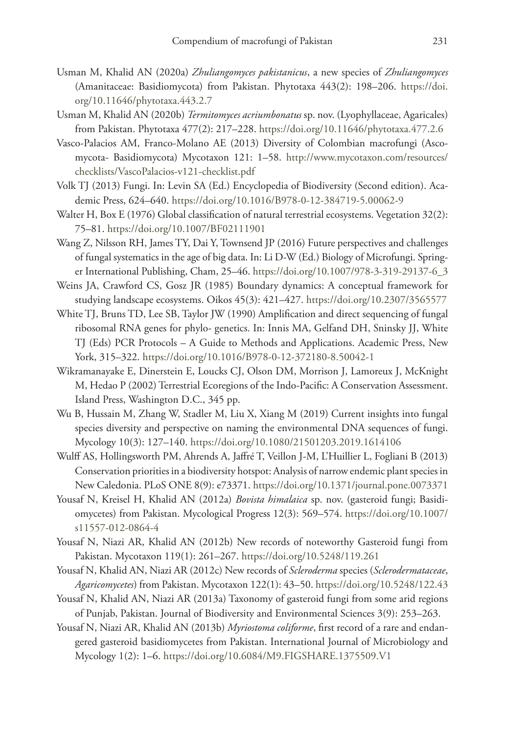Usman M, Khalid AN (2020a) *Zhuliangomyces pakistanicus*, a new species of *Zhuliangomyces* (Amanitaceae: Basidiomycota) from Pakistan. Phytotaxa 443(2): 198–206. https://doi.org/10.11646/phytotaxa.443.2.7

Usman M, Khalid AN (2020b) *Termitomyces acriumbonatus* sp. nov. (Lyophyllaceae, Agaricales) from Pakistan. Phytotaxa 477(2): 217–228. https://doi.org/10.11646/phytotaxa.477.2.6

Vasco-Palacios AM, Franco-Molano AE (2013) Diversity of Colombian macrofungi (Ascomycota- Basidiomycota) Mycotaxon 121: 1–58. http://www.mycotaxon.com/resources/checklists/VascoPalacios-v121-checklist.pdf

Volk TJ (2013) Fungi. In: Levin SA (Ed.) Encyclopedia of Biodiversity (Second edition). Academic Press, 624–640. https://doi.org/10.1016/B978-0-12-384719-5.00062-9

Walter H, Box E (1976) Global classification of natural terrestrial ecosystems. Vegetation 32(2): 75–81. https://doi.org/10.1007/BF02111901

Wang Z, Nilsson RH, James TY, Dai Y, Townsend JP (2016) Future perspectives and challenges of fungal systematics in the age of big data. In: Li D-W (Ed.) Biology of Microfungi. Springer International Publishing, Cham, 25–46. https://doi.org/10.1007/978-3-319-29137-6_3

Weins JA, Crawford CS, Gosz JR (1985) Boundary dynamics: A conceptual framework for studying landscape ecosystems. Oikos 45(3): 421–427. https://doi.org/10.2307/3565577

White TJ, Bruns TD, Lee SB, Taylor JW (1990) Amplification and direct sequencing of fungal ribosomal RNA genes for phylo- genetics. In: Innis MA, Gelfand DH, Sninsky JJ, White TJ (Eds) PCR Protocols – A Guide to Methods and Applications. Academic Press, New York, 315–322. https://doi.org/10.1016/B978-0-12-372180-8.50042-1

Wikramanayake E, Dinerstein E, Loucks CJ, Olson DM, Morrison J, Lamoreux J, McKnight M, Hedao P (2002) Terrestrial Ecoregions of the Indo-Pacific: A Conservation Assessment. Island Press, Washington D.C., 345 pp.

Wu B, Hussain M, Zhang W, Stadler M, Liu X, Xiang M (2019) Current insights into fungal species diversity and perspective on naming the environmental DNA sequences of fungi. Mycology 10(3): 127–140. https://doi.org/10.1080/21501203.2019.1614106

Wulff AS, Hollingsworth PM, Ahrends A, Jaffré T, Veillon J-M, L'Huillier L, Fogliani B (2013) Conservation priorities in a biodiversity hotspot: Analysis of narrow endemic plant species in New Caledonia. PLoS ONE 8(9): e73371. https://doi.org/10.1371/journal.pone.0073371

Yousaf N, Kreisel H, Khalid AN (2012a) *Bovista himalaica* sp. nov. (gasteroid fungi; Basidiomycetes) from Pakistan. Mycological Progress 12(3): 569–574. https://doi.org/10.1007/s11557-012-0864-4

Yousaf N, Niazi AR, Khalid AN (2012b) New records of noteworthy Gasteroid fungi from Pakistan. Mycotaxon 119(1): 261–267. https://doi.org/10.5248/119.261

Yousaf N, Khalid AN, Niazi AR (2012c) New records of *Scleroderma* species (*Sclerodermataceae*, *Agaricomycetes*) from Pakistan. Mycotaxon 122(1): 43–50. https://doi.org/10.5248/122.43

Yousaf N, Khalid AN, Niazi AR (2013a) Taxonomy of gasteroid fungi from some arid regions of Punjab, Pakistan. Journal of Biodiversity and Environmental Sciences 3(9): 253–263.

Yousaf N, Niazi AR, Khalid AN (2013b) *Myriostoma coliforme*, first record of a rare and endangered gasteroid basidiomycetes from Pakistan. International Journal of Microbiology and Mycology 1(2): 1–6. https://doi.org/10.6084/M9.FIGSHARE.1375509.V1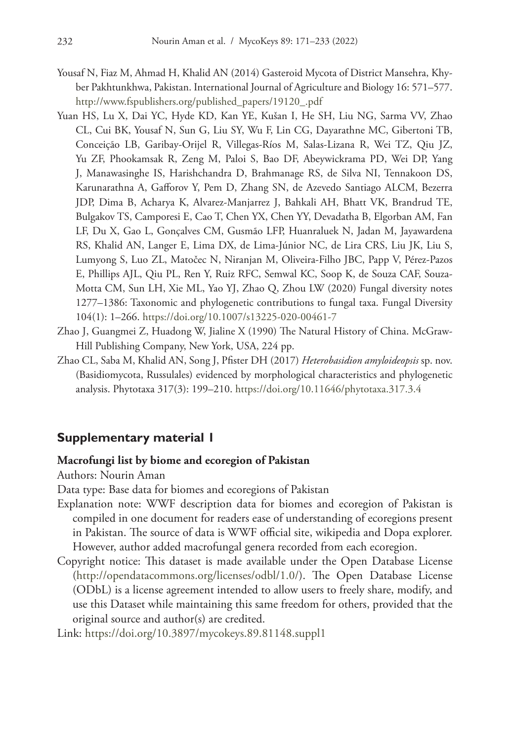Yousaf N, Fiaz M, Ahmad H, Khalid AN (2014) Gasteroid Mycota of District Mansehra, Khyber Pakhtunkhwa, Pakistan. International Journal of Agriculture and Biology 16: 571–577. http://www.fspublishers.org/published_papers/19120_.pdf

Yuan HS, Lu X, Dai YC, Hyde KD, Kan YE, Kušan I, He SH, Liu NG, Sarma VV, Zhao CL, Cui BK, Yousaf N, Sun G, Liu SY, Wu F, Lin CG, Dayarathne MC, Gibertoni TB, Conceição LB, Garibay-Orijel R, Villegas-Ríos M, Salas-Lizana R, Wei TZ, Qiu JZ, Yu ZF, Phookamsak R, Zeng M, Paloi S, Bao DF, Abeywickrama PD, Wei DP, Yang J, Manawasinghe IS, Harishchandra D, Brahmanage RS, de Silva NI, Tennakoon DS, Karunarathna A, Gafforov Y, Pem D, Zhang SN, de Azevedo Santiago ALCM, Bezerra JDP, Dima B, Acharya K, Alvarez-Manjarrez J, Bahkali AH, Bhatt VK, Brandrud TE, Bulgakov TS, Camporesi E, Cao T, Chen YX, Chen YY, Devadatha B, Elgorban AM, Fan LF, Du X, Gao L, Gonçalves CM, Gusmão LFP, Huanraluek N, Jadan M, Jayawardena RS, Khalid AN, Langer E, Lima DX, de Lima-Júnior NC, de Lira CRS, Liu JK, Liu S, Lumyong S, Luo ZL, Matočec N, Niranjan M, Oliveira-Filho JBC, Papp V, Pérez-Pazos E, Phillips AJL, Qiu PL, Ren Y, Ruiz RFC, Semwal KC, Soop K, de Souza CAF, Souza-Motta CM, Sun LH, Xie ML, Yao YJ, Zhao Q, Zhou LW (2020) Fungal diversity notes 1277–1386: Taxonomic and phylogenetic contributions to fungal taxa. Fungal Diversity 104(1): 1–266. https://doi.org/10.1007/s13225-020-00461-7

Zhao J, Guangmei Z, Huadong W, Jialine X (1990) The Natural History of China. McGraw-Hill Publishing Company, New York, USA, 224 pp.

Zhao CL, Saba M, Khalid AN, Song J, Pfister DH (2017) *Heterobasidion amyloideopsis* sp. nov. (Basidiomycota, Russulales) evidenced by morphological characteristics and phylogenetic analysis. Phytotaxa 317(3): 199–210. https://doi.org/10.11646/phytotaxa.317.3.4

## Supplementary material 1

**Macrofungi list by biome and ecoregion of Pakistan**

Authors: Nourin Aman

Data type: Base data for biomes and ecoregions of Pakistan

Explanation note: WWF description data for biomes and ecoregion of Pakistan is compiled in one document for readers ease of understanding of ecoregions present in Pakistan. The source of data is WWF official site, wikipedia and Dopa explorer. However, author added macrofungal genera recorded from each ecoregion.

Copyright notice: This dataset is made available under the Open Database License (http://opendatacommons.org/licenses/odbl/1.0/). The Open Database License (ODbL) is a license agreement intended to allow users to freely share, modify, and use this Dataset while maintaining this same freedom for others, provided that the original source and author(s) are credited.

Link: https://doi.org/10.3897/mycokeys.89.81148.suppl1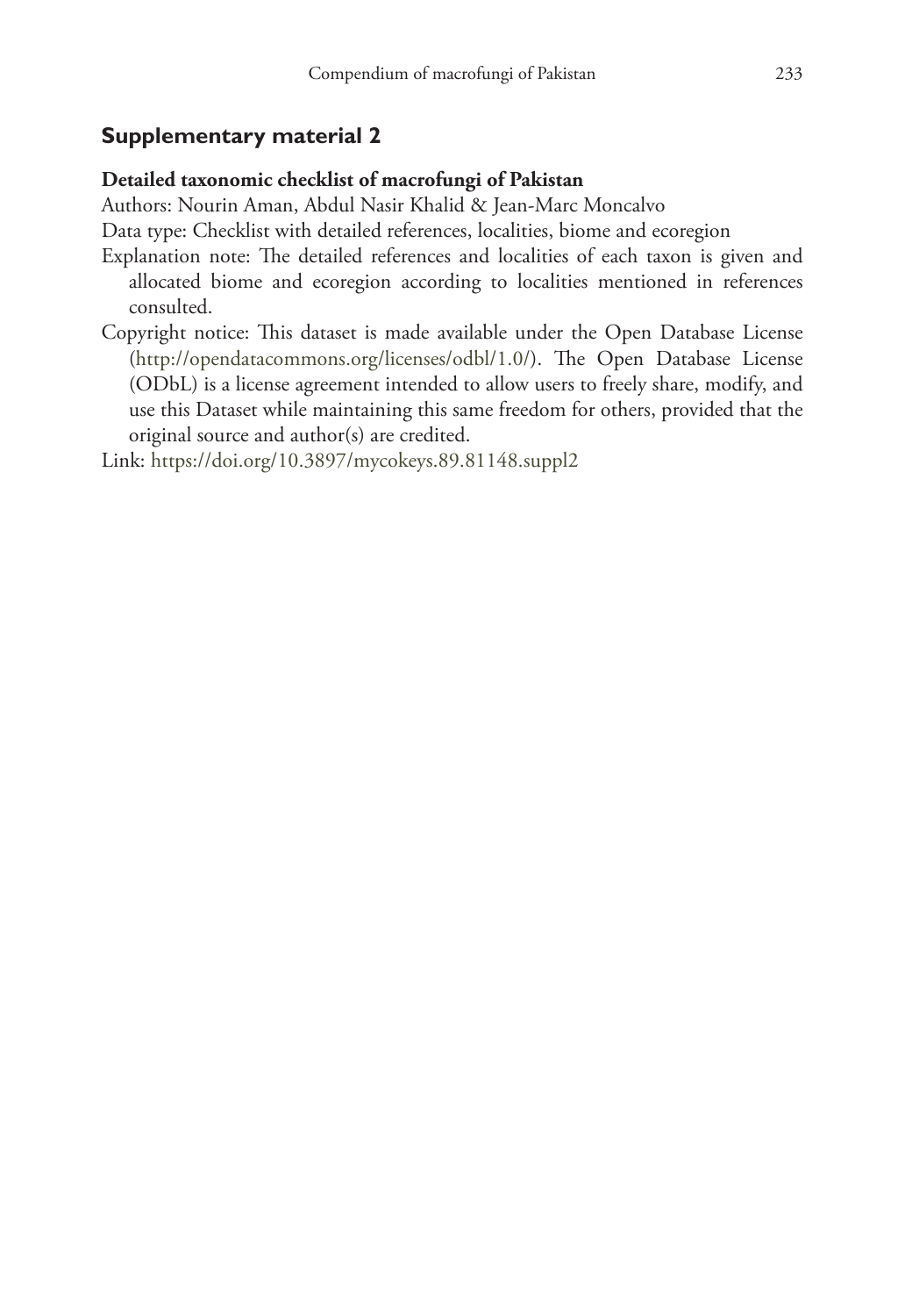## Supplementary material 2

**Detailed taxonomic checklist of macrofungi of Pakistan**

Authors: Nourin Aman, Abdul Nasir Khalid & Jean-Marc Moncalvo

Data type: Checklist with detailed references, localities, biome and ecoregion

Explanation note: The detailed references and localities of each taxon is given and allocated biome and ecoregion according to localities mentioned in references consulted.

Copyright notice: This dataset is made available under the Open Database License (http://opendatacommons.org/licenses/odbl/1.0/). The Open Database License (ODbL) is a license agreement intended to allow users to freely share, modify, and use this Dataset while maintaining this same freedom for others, provided that the original source and author(s) are credited.

Link: https://doi.org/10.3897/mycokeys.89.81148.suppl2